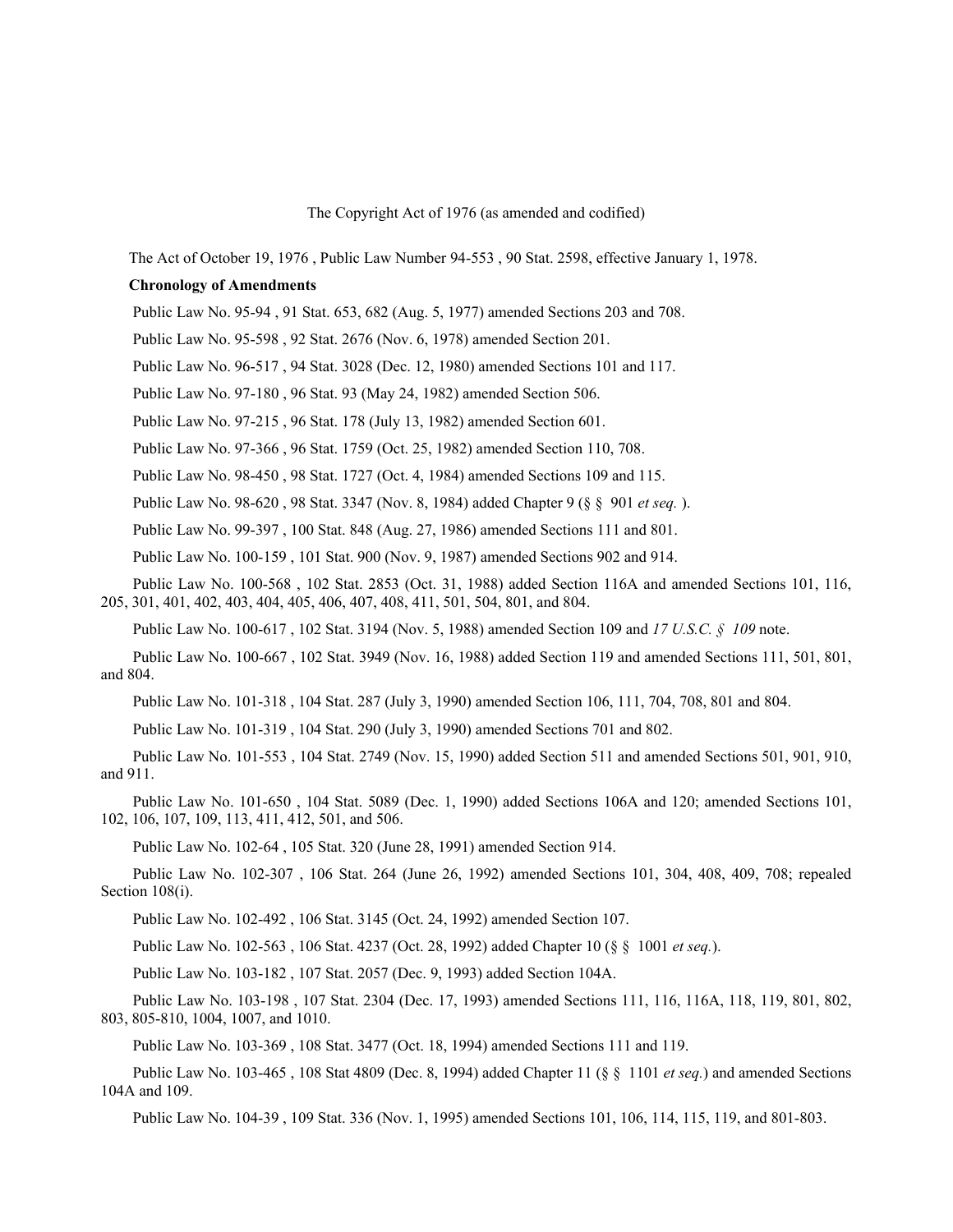# The Copyright Act of 1976 (as amended and codified)

The Act of October 19, 1976 , Public Law Number 94-553 , 90 Stat. 2598, effective January 1, 1978.

**Chronology of Amendments**

Public Law No. 95-94 , 91 Stat. 653, 682 (Aug. 5, 1977) amended Sections 203 and 708.

Public Law No. 95-598 , 92 Stat. 2676 (Nov. 6, 1978) amended Section 201.

Public Law No. 96-517 , 94 Stat. 3028 (Dec. 12, 1980) amended Sections 101 and 117.

Public Law No. 97-180 , 96 Stat. 93 (May 24, 1982) amended Section 506.

Public Law No. 97-215 , 96 Stat. 178 (July 13, 1982) amended Section 601.

Public Law No. 97-366 , 96 Stat. 1759 (Oct. 25, 1982) amended Section 110, 708.

Public Law No. 98-450 , 98 Stat. 1727 (Oct. 4, 1984) amended Sections 109 and 115.

Public Law No. 98-620 , 98 Stat. 3347 (Nov. 8, 1984) added Chapter 9 (§ § 901 *et seq.* ).

Public Law No. 99-397 , 100 Stat. 848 (Aug. 27, 1986) amended Sections 111 and 801.

Public Law No. 100-159 , 101 Stat. 900 (Nov. 9, 1987) amended Sections 902 and 914.

Public Law No. 100-568 , 102 Stat. 2853 (Oct. 31, 1988) added Section 116A and amended Sections 101, 116, 205, 301, 401, 402, 403, 404, 405, 406, 407, 408, 411, 501, 504, 801, and 804.

Public Law No. 100-617 , 102 Stat. 3194 (Nov. 5, 1988) amended Section 109 and *17 U.S.C. § 109* note.

Public Law No. 100-667 , 102 Stat. 3949 (Nov. 16, 1988) added Section 119 and amended Sections 111, 501, 801, and 804.

Public Law No. 101-318 , 104 Stat. 287 (July 3, 1990) amended Section 106, 111, 704, 708, 801 and 804.

Public Law No. 101-319 , 104 Stat. 290 (July 3, 1990) amended Sections 701 and 802.

Public Law No. 101-553 , 104 Stat. 2749 (Nov. 15, 1990) added Section 511 and amended Sections 501, 901, 910, and 911.

Public Law No. 101-650 , 104 Stat. 5089 (Dec. 1, 1990) added Sections 106A and 120; amended Sections 101, 102, 106, 107, 109, 113, 411, 412, 501, and 506.

Public Law No. 102-64 , 105 Stat. 320 (June 28, 1991) amended Section 914.

Public Law No. 102-307 , 106 Stat. 264 (June 26, 1992) amended Sections 101, 304, 408, 409, 708; repealed Section 108(i).

Public Law No. 102-492 , 106 Stat. 3145 (Oct. 24, 1992) amended Section 107.

Public Law No. 102-563 , 106 Stat. 4237 (Oct. 28, 1992) added Chapter 10 (§ § 1001 *et seq.*).

Public Law No. 103-182 , 107 Stat. 2057 (Dec. 9, 1993) added Section 104A.

Public Law No. 103-198 , 107 Stat. 2304 (Dec. 17, 1993) amended Sections 111, 116, 116A, 118, 119, 801, 802, 803, 805-810, 1004, 1007, and 1010.

Public Law No. 103-369 , 108 Stat. 3477 (Oct. 18, 1994) amended Sections 111 and 119.

Public Law No. 103-465 , 108 Stat 4809 (Dec. 8, 1994) added Chapter 11 (§ § 1101 *et seq.*) and amended Sections 104A and 109.

Public Law No. 104-39 , 109 Stat. 336 (Nov. 1, 1995) amended Sections 101, 106, 114, 115, 119, and 801-803.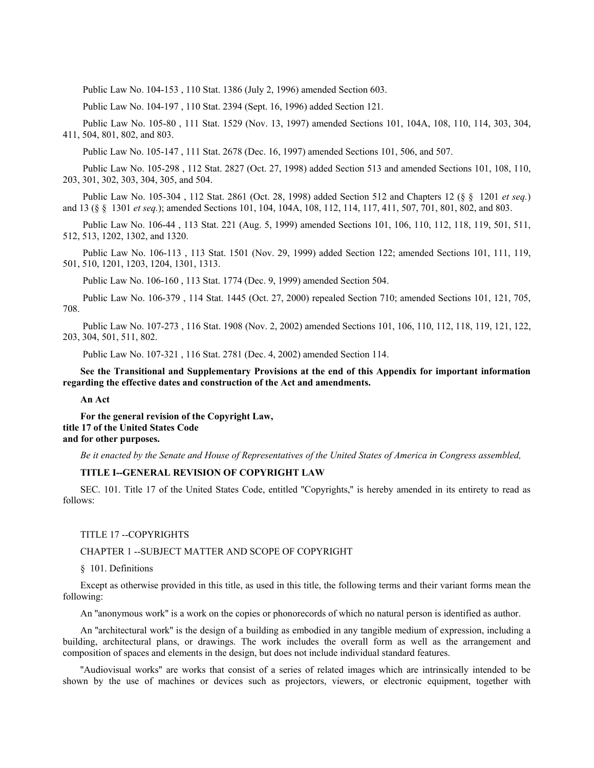Public Law No. 104-153 , 110 Stat. 1386 (July 2, 1996) amended Section 603.

Public Law No. 104-197 , 110 Stat. 2394 (Sept. 16, 1996) added Section 121.

Public Law No. 105-80 , 111 Stat. 1529 (Nov. 13, 1997) amended Sections 101, 104A, 108, 110, 114, 303, 304, 411, 504, 801, 802, and 803.

Public Law No. 105-147 , 111 Stat. 2678 (Dec. 16, 1997) amended Sections 101, 506, and 507.

Public Law No. 105-298 , 112 Stat. 2827 (Oct. 27, 1998) added Section 513 and amended Sections 101, 108, 110, 203, 301, 302, 303, 304, 305, and 504.

Public Law No. 105-304 , 112 Stat. 2861 (Oct. 28, 1998) added Section 512 and Chapters 12 (§ § 1201 *et seq.*) and 13 (§ § 1301 *et seq.*); amended Sections 101, 104, 104A, 108, 112, 114, 117, 411, 507, 701, 801, 802, and 803.

Public Law No. 106-44 , 113 Stat. 221 (Aug. 5, 1999) amended Sections 101, 106, 110, 112, 118, 119, 501, 511, 512, 513, 1202, 1302, and 1320.

Public Law No. 106-113 , 113 Stat. 1501 (Nov. 29, 1999) added Section 122; amended Sections 101, 111, 119, 501, 510, 1201, 1203, 1204, 1301, 1313.

Public Law No. 106-160 , 113 Stat. 1774 (Dec. 9, 1999) amended Section 504.

Public Law No. 106-379 , 114 Stat. 1445 (Oct. 27, 2000) repealed Section 710; amended Sections 101, 121, 705, 708.

Public Law No. 107-273 , 116 Stat. 1908 (Nov. 2, 2002) amended Sections 101, 106, 110, 112, 118, 119, 121, 122, 203, 304, 501, 511, 802.

Public Law No. 107-321 , 116 Stat. 2781 (Dec. 4, 2002) amended Section 114.

**See the Transitional and Supplementary Provisions at the end of this Appendix for important information regarding the effective dates and construction of the Act and amendments.**

**An Act**

**For the general revision of the Copyright Law,**
**title 17 of the United States Code**
**and for other purposes.**

*Be it enacted by the Senate and House of Representatives of the United States of America in Congress assembled,*

**TITLE I--GENERAL REVISION OF COPYRIGHT LAW**

SEC. 101. Title 17 of the United States Code, entitled "Copyrights," is hereby amended in its entirety to read as follows:

TITLE 17 --COPYRIGHTS

CHAPTER 1 --SUBJECT MATTER AND SCOPE OF COPYRIGHT

§ 101. Definitions

Except as otherwise provided in this title, as used in this title, the following terms and their variant forms mean the following:

An "anonymous work" is a work on the copies or phonorecords of which no natural person is identified as author.

An "architectural work" is the design of a building as embodied in any tangible medium of expression, including a building, architectural plans, or drawings. The work includes the overall form as well as the arrangement and composition of spaces and elements in the design, but does not include individual standard features.

"Audiovisual works" are works that consist of a series of related images which are intrinsically intended to be shown by the use of machines or devices such as projectors, viewers, or electronic equipment, together with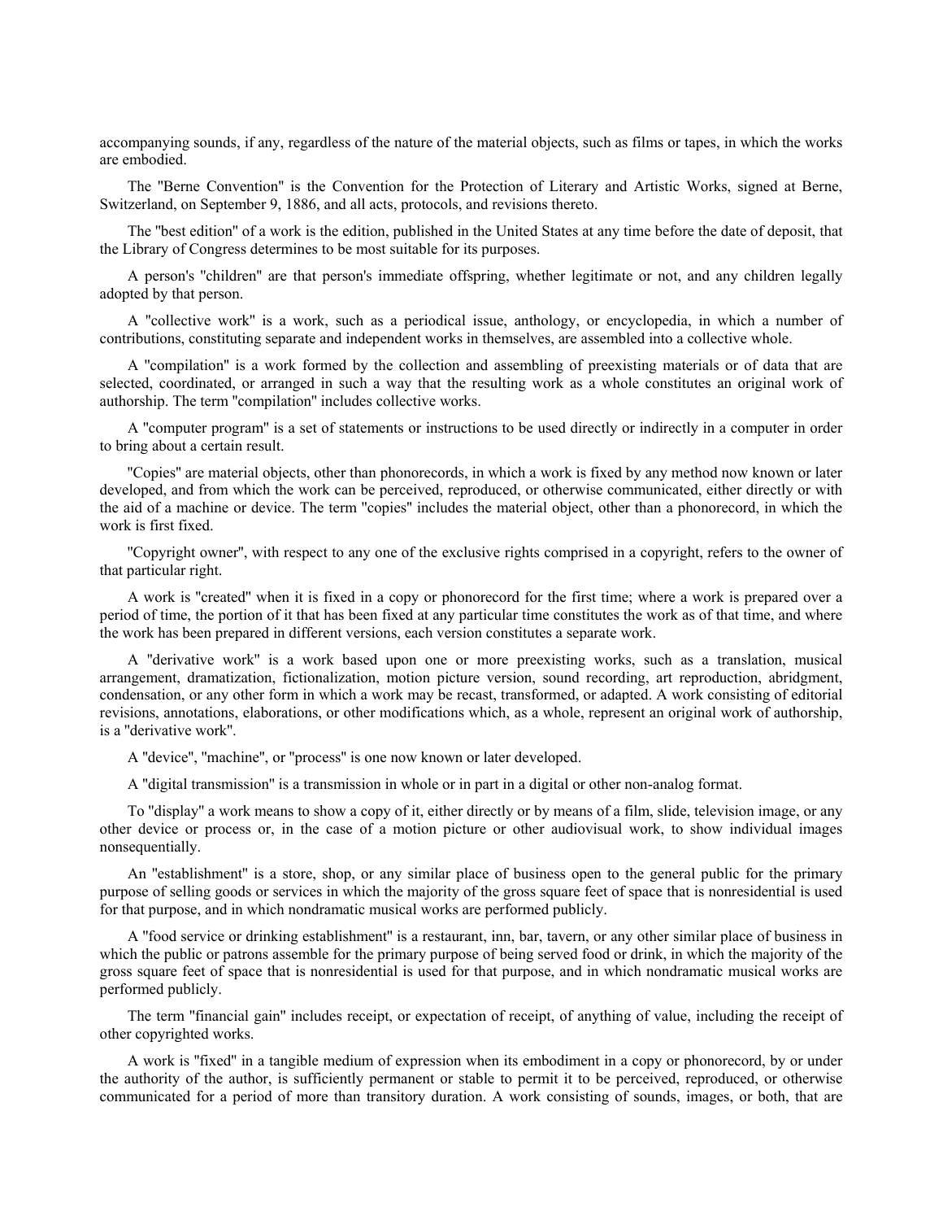accompanying sounds, if any, regardless of the nature of the material objects, such as films or tapes, in which the works are embodied.

The "Berne Convention" is the Convention for the Protection of Literary and Artistic Works, signed at Berne, Switzerland, on September 9, 1886, and all acts, protocols, and revisions thereto.

The "best edition" of a work is the edition, published in the United States at any time before the date of deposit, that the Library of Congress determines to be most suitable for its purposes.

A person's "children" are that person's immediate offspring, whether legitimate or not, and any children legally adopted by that person.

A "collective work" is a work, such as a periodical issue, anthology, or encyclopedia, in which a number of contributions, constituting separate and independent works in themselves, are assembled into a collective whole.

A "compilation" is a work formed by the collection and assembling of preexisting materials or of data that are selected, coordinated, or arranged in such a way that the resulting work as a whole constitutes an original work of authorship. The term "compilation" includes collective works.

A "computer program" is a set of statements or instructions to be used directly or indirectly in a computer in order to bring about a certain result.

"Copies" are material objects, other than phonorecords, in which a work is fixed by any method now known or later developed, and from which the work can be perceived, reproduced, or otherwise communicated, either directly or with the aid of a machine or device. The term "copies" includes the material object, other than a phonorecord, in which the work is first fixed.

"Copyright owner", with respect to any one of the exclusive rights comprised in a copyright, refers to the owner of that particular right.

A work is "created" when it is fixed in a copy or phonorecord for the first time; where a work is prepared over a period of time, the portion of it that has been fixed at any particular time constitutes the work as of that time, and where the work has been prepared in different versions, each version constitutes a separate work.

A "derivative work" is a work based upon one or more preexisting works, such as a translation, musical arrangement, dramatization, fictionalization, motion picture version, sound recording, art reproduction, abridgment, condensation, or any other form in which a work may be recast, transformed, or adapted. A work consisting of editorial revisions, annotations, elaborations, or other modifications which, as a whole, represent an original work of authorship, is a "derivative work".

A "device", "machine", or "process" is one now known or later developed.

A "digital transmission" is a transmission in whole or in part in a digital or other non-analog format.

To "display" a work means to show a copy of it, either directly or by means of a film, slide, television image, or any other device or process or, in the case of a motion picture or other audiovisual work, to show individual images nonsequentially.

An "establishment" is a store, shop, or any similar place of business open to the general public for the primary purpose of selling goods or services in which the majority of the gross square feet of space that is nonresidential is used for that purpose, and in which nondramatic musical works are performed publicly.

A "food service or drinking establishment" is a restaurant, inn, bar, tavern, or any other similar place of business in which the public or patrons assemble for the primary purpose of being served food or drink, in which the majority of the gross square feet of space that is nonresidential is used for that purpose, and in which nondramatic musical works are performed publicly.

The term "financial gain" includes receipt, or expectation of receipt, of anything of value, including the receipt of other copyrighted works.

A work is "fixed" in a tangible medium of expression when its embodiment in a copy or phonorecord, by or under the authority of the author, is sufficiently permanent or stable to permit it to be perceived, reproduced, or otherwise communicated for a period of more than transitory duration. A work consisting of sounds, images, or both, that are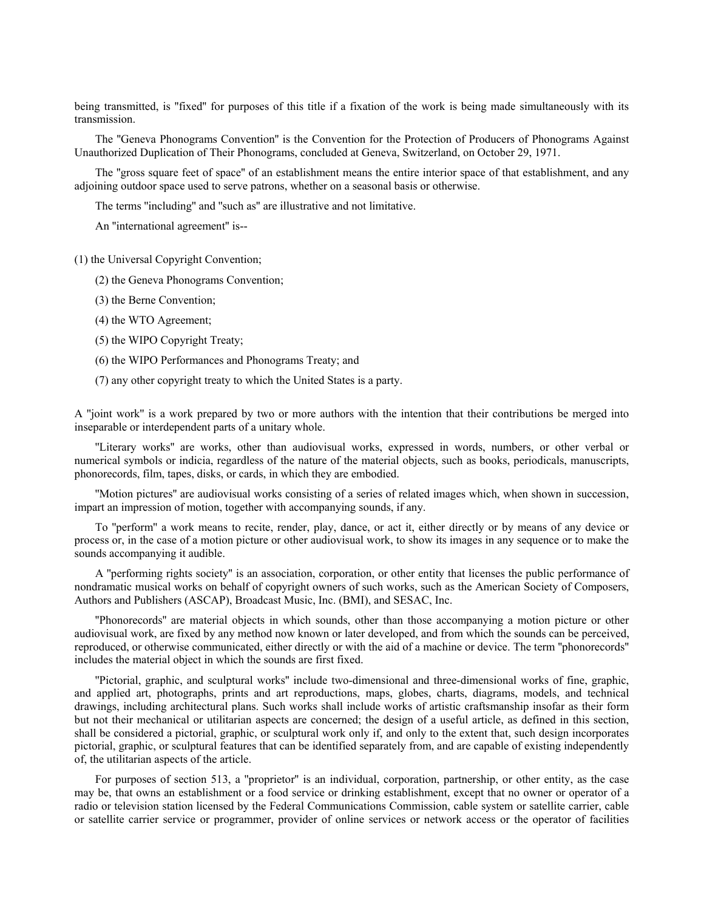being transmitted, is "fixed" for purposes of this title if a fixation of the work is being made simultaneously with its transmission.

The "Geneva Phonograms Convention" is the Convention for the Protection of Producers of Phonograms Against Unauthorized Duplication of Their Phonograms, concluded at Geneva, Switzerland, on October 29, 1971.

The "gross square feet of space" of an establishment means the entire interior space of that establishment, and any adjoining outdoor space used to serve patrons, whether on a seasonal basis or otherwise.

The terms "including" and "such as" are illustrative and not limitative.

An "international agreement" is--

(1) the Universal Copyright Convention;

(2) the Geneva Phonograms Convention;

(3) the Berne Convention;

(4) the WTO Agreement;

(5) the WIPO Copyright Treaty;

(6) the WIPO Performances and Phonograms Treaty; and

(7) any other copyright treaty to which the United States is a party.

A "joint work" is a work prepared by two or more authors with the intention that their contributions be merged into inseparable or interdependent parts of a unitary whole.

"Literary works" are works, other than audiovisual works, expressed in words, numbers, or other verbal or numerical symbols or indicia, regardless of the nature of the material objects, such as books, periodicals, manuscripts, phonorecords, film, tapes, disks, or cards, in which they are embodied.

"Motion pictures" are audiovisual works consisting of a series of related images which, when shown in succession, impart an impression of motion, together with accompanying sounds, if any.

To "perform" a work means to recite, render, play, dance, or act it, either directly or by means of any device or process or, in the case of a motion picture or other audiovisual work, to show its images in any sequence or to make the sounds accompanying it audible.

A "performing rights society" is an association, corporation, or other entity that licenses the public performance of nondramatic musical works on behalf of copyright owners of such works, such as the American Society of Composers, Authors and Publishers (ASCAP), Broadcast Music, Inc. (BMI), and SESAC, Inc.

"Phonorecords" are material objects in which sounds, other than those accompanying a motion picture or other audiovisual work, are fixed by any method now known or later developed, and from which the sounds can be perceived, reproduced, or otherwise communicated, either directly or with the aid of a machine or device. The term "phonorecords" includes the material object in which the sounds are first fixed.

"Pictorial, graphic, and sculptural works" include two-dimensional and three-dimensional works of fine, graphic, and applied art, photographs, prints and art reproductions, maps, globes, charts, diagrams, models, and technical drawings, including architectural plans. Such works shall include works of artistic craftsmanship insofar as their form but not their mechanical or utilitarian aspects are concerned; the design of a useful article, as defined in this section, shall be considered a pictorial, graphic, or sculptural work only if, and only to the extent that, such design incorporates pictorial, graphic, or sculptural features that can be identified separately from, and are capable of existing independently of, the utilitarian aspects of the article.

For purposes of section 513, a "proprietor" is an individual, corporation, partnership, or other entity, as the case may be, that owns an establishment or a food service or drinking establishment, except that no owner or operator of a radio or television station licensed by the Federal Communications Commission, cable system or satellite carrier, cable or satellite carrier service or programmer, provider of online services or network access or the operator of facilities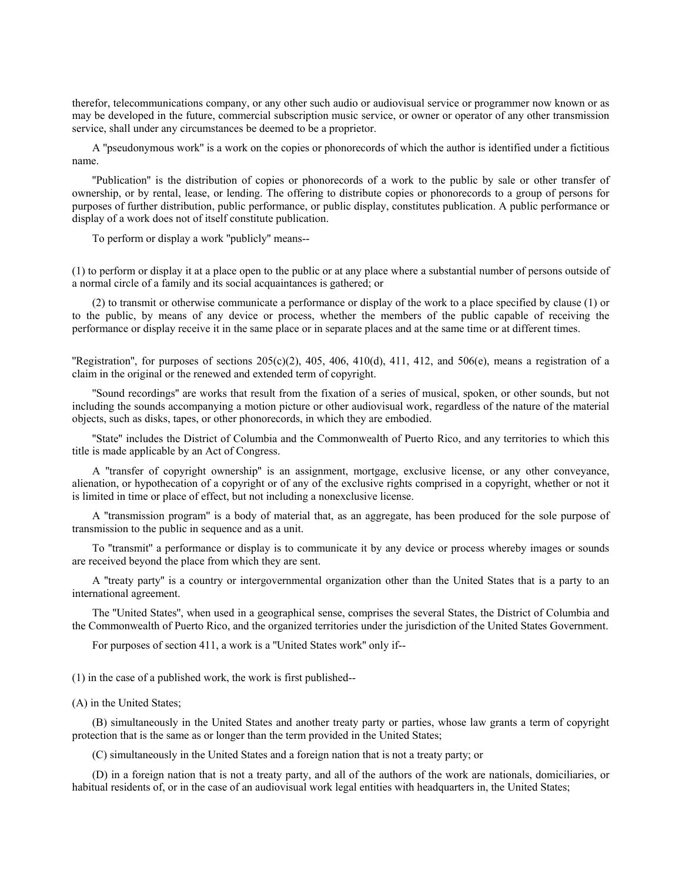therefor, telecommunications company, or any other such audio or audiovisual service or programmer now known or as may be developed in the future, commercial subscription music service, or owner or operator of any other transmission service, shall under any circumstances be deemed to be a proprietor.

A "pseudonymous work" is a work on the copies or phonorecords of which the author is identified under a fictitious name.

"Publication" is the distribution of copies or phonorecords of a work to the public by sale or other transfer of ownership, or by rental, lease, or lending. The offering to distribute copies or phonorecords to a group of persons for purposes of further distribution, public performance, or public display, constitutes publication. A public performance or display of a work does not of itself constitute publication.

To perform or display a work "publicly" means--

(1) to perform or display it at a place open to the public or at any place where a substantial number of persons outside of a normal circle of a family and its social acquaintances is gathered; or

(2) to transmit or otherwise communicate a performance or display of the work to a place specified by clause (1) or to the public, by means of any device or process, whether the members of the public capable of receiving the performance or display receive it in the same place or in separate places and at the same time or at different times.

"Registration", for purposes of sections 205(c)(2), 405, 406, 410(d), 411, 412, and 506(e), means a registration of a claim in the original or the renewed and extended term of copyright.

"Sound recordings" are works that result from the fixation of a series of musical, spoken, or other sounds, but not including the sounds accompanying a motion picture or other audiovisual work, regardless of the nature of the material objects, such as disks, tapes, or other phonorecords, in which they are embodied.

"State" includes the District of Columbia and the Commonwealth of Puerto Rico, and any territories to which this title is made applicable by an Act of Congress.

A "transfer of copyright ownership" is an assignment, mortgage, exclusive license, or any other conveyance, alienation, or hypothecation of a copyright or of any of the exclusive rights comprised in a copyright, whether or not it is limited in time or place of effect, but not including a nonexclusive license.

A "transmission program" is a body of material that, as an aggregate, has been produced for the sole purpose of transmission to the public in sequence and as a unit.

To "transmit" a performance or display is to communicate it by any device or process whereby images or sounds are received beyond the place from which they are sent.

A "treaty party" is a country or intergovernmental organization other than the United States that is a party to an international agreement.

The "United States", when used in a geographical sense, comprises the several States, the District of Columbia and the Commonwealth of Puerto Rico, and the organized territories under the jurisdiction of the United States Government.

For purposes of section 411, a work is a "United States work" only if--

(1) in the case of a published work, the work is first published--

(A) in the United States;

(B) simultaneously in the United States and another treaty party or parties, whose law grants a term of copyright protection that is the same as or longer than the term provided in the United States;

(C) simultaneously in the United States and a foreign nation that is not a treaty party; or

(D) in a foreign nation that is not a treaty party, and all of the authors of the work are nationals, domiciliaries, or habitual residents of, or in the case of an audiovisual work legal entities with headquarters in, the United States;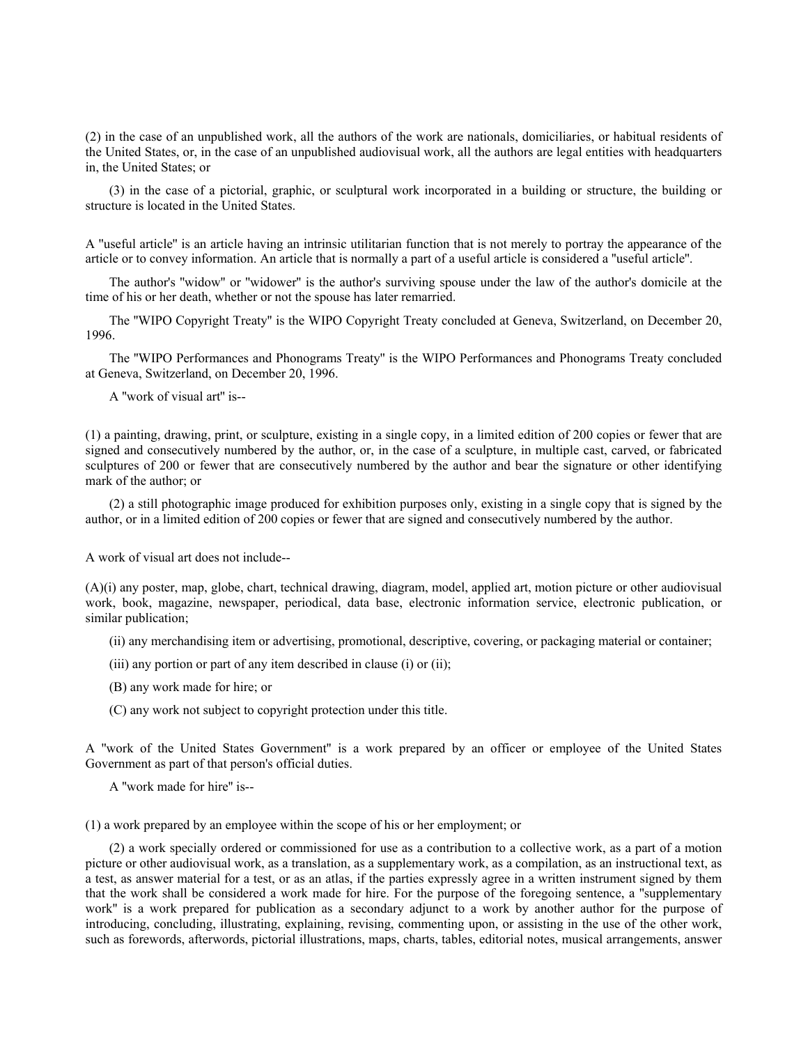(2) in the case of an unpublished work, all the authors of the work are nationals, domiciliaries, or habitual residents of the United States, or, in the case of an unpublished audiovisual work, all the authors are legal entities with headquarters in, the United States; or

(3) in the case of a pictorial, graphic, or sculptural work incorporated in a building or structure, the building or structure is located in the United States.

A "useful article" is an article having an intrinsic utilitarian function that is not merely to portray the appearance of the article or to convey information. An article that is normally a part of a useful article is considered a "useful article".

The author's "widow" or "widower" is the author's surviving spouse under the law of the author's domicile at the time of his or her death, whether or not the spouse has later remarried.

The "WIPO Copyright Treaty" is the WIPO Copyright Treaty concluded at Geneva, Switzerland, on December 20, 1996.

The "WIPO Performances and Phonograms Treaty" is the WIPO Performances and Phonograms Treaty concluded at Geneva, Switzerland, on December 20, 1996.

A "work of visual art" is--

(1) a painting, drawing, print, or sculpture, existing in a single copy, in a limited edition of 200 copies or fewer that are signed and consecutively numbered by the author, or, in the case of a sculpture, in multiple cast, carved, or fabricated sculptures of 200 or fewer that are consecutively numbered by the author and bear the signature or other identifying mark of the author; or

(2) a still photographic image produced for exhibition purposes only, existing in a single copy that is signed by the author, or in a limited edition of 200 copies or fewer that are signed and consecutively numbered by the author.

A work of visual art does not include--

(A)(i) any poster, map, globe, chart, technical drawing, diagram, model, applied art, motion picture or other audiovisual work, book, magazine, newspaper, periodical, data base, electronic information service, electronic publication, or similar publication;

(ii) any merchandising item or advertising, promotional, descriptive, covering, or packaging material or container;

(iii) any portion or part of any item described in clause (i) or (ii);

(B) any work made for hire; or

(C) any work not subject to copyright protection under this title.

A "work of the United States Government" is a work prepared by an officer or employee of the United States Government as part of that person's official duties.

A "work made for hire" is--

(1) a work prepared by an employee within the scope of his or her employment; or

(2) a work specially ordered or commissioned for use as a contribution to a collective work, as a part of a motion picture or other audiovisual work, as a translation, as a supplementary work, as a compilation, as an instructional text, as a test, as answer material for a test, or as an atlas, if the parties expressly agree in a written instrument signed by them that the work shall be considered a work made for hire. For the purpose of the foregoing sentence, a "supplementary work" is a work prepared for publication as a secondary adjunct to a work by another author for the purpose of introducing, concluding, illustrating, explaining, revising, commenting upon, or assisting in the use of the other work, such as forewords, afterwords, pictorial illustrations, maps, charts, tables, editorial notes, musical arrangements, answer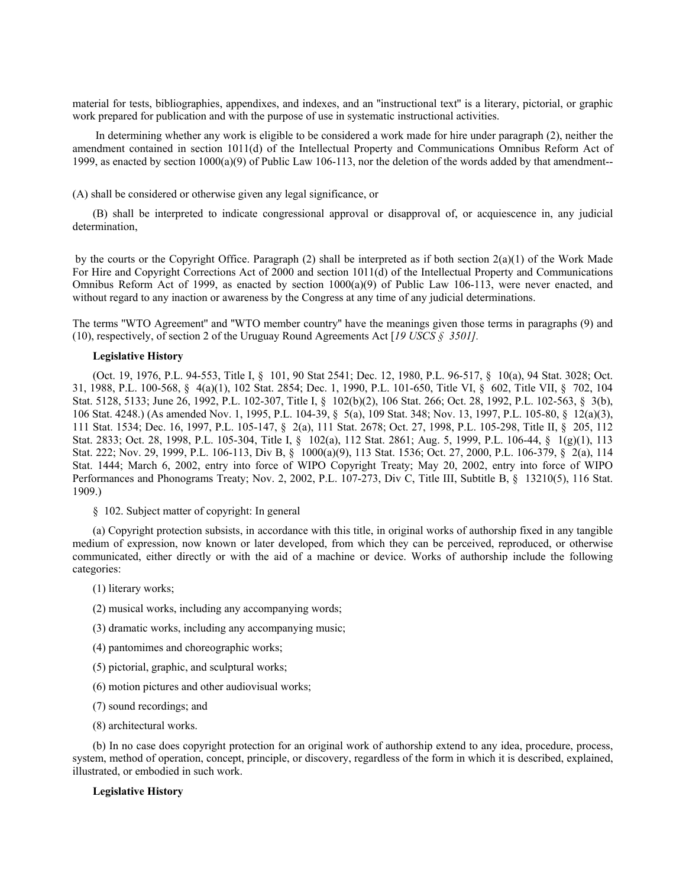material for tests, bibliographies, appendixes, and indexes, and an "instructional text" is a literary, pictorial, or graphic work prepared for publication and with the purpose of use in systematic instructional activities.

In determining whether any work is eligible to be considered a work made for hire under paragraph (2), neither the amendment contained in section 1011(d) of the Intellectual Property and Communications Omnibus Reform Act of 1999, as enacted by section 1000(a)(9) of Public Law 106-113, nor the deletion of the words added by that amendment--

(A) shall be considered or otherwise given any legal significance, or

(B) shall be interpreted to indicate congressional approval or disapproval of, or acquiescence in, any judicial determination,

by the courts or the Copyright Office. Paragraph (2) shall be interpreted as if both section 2(a)(1) of the Work Made For Hire and Copyright Corrections Act of 2000 and section 1011(d) of the Intellectual Property and Communications Omnibus Reform Act of 1999, as enacted by section 1000(a)(9) of Public Law 106-113, were never enacted, and without regard to any inaction or awareness by the Congress at any time of any judicial determinations.

The terms "WTO Agreement" and "WTO member country" have the meanings given those terms in paragraphs (9) and (10), respectively, of section 2 of the Uruguay Round Agreements Act [*19 USCS § 3501].*

**Legislative History**

(Oct. 19, 1976, P.L. 94-553, Title I, § 101, 90 Stat 2541; Dec. 12, 1980, P.L. 96-517, § 10(a), 94 Stat. 3028; Oct. 31, 1988, P.L. 100-568, § 4(a)(1), 102 Stat. 2854; Dec. 1, 1990, P.L. 101-650, Title VI, § 602, Title VII, § 702, 104 Stat. 5128, 5133; June 26, 1992, P.L. 102-307, Title I, § 102(b)(2), 106 Stat. 266; Oct. 28, 1992, P.L. 102-563, § 3(b), 106 Stat. 4248.) (As amended Nov. 1, 1995, P.L. 104-39, § 5(a), 109 Stat. 348; Nov. 13, 1997, P.L. 105-80, § 12(a)(3), 111 Stat. 1534; Dec. 16, 1997, P.L. 105-147, § 2(a), 111 Stat. 2678; Oct. 27, 1998, P.L. 105-298, Title II, § 205, 112 Stat. 2833; Oct. 28, 1998, P.L. 105-304, Title I, § 102(a), 112 Stat. 2861; Aug. 5, 1999, P.L. 106-44, § 1(g)(1), 113 Stat. 222; Nov. 29, 1999, P.L. 106-113, Div B, § 1000(a)(9), 113 Stat. 1536; Oct. 27, 2000, P.L. 106-379, § 2(a), 114 Stat. 1444; March 6, 2002, entry into force of WIPO Copyright Treaty; May 20, 2002, entry into force of WIPO Performances and Phonograms Treaty; Nov. 2, 2002, P.L. 107-273, Div C, Title III, Subtitle B, § 13210(5), 116 Stat. 1909.)

§ 102. Subject matter of copyright: In general

(a) Copyright protection subsists, in accordance with this title, in original works of authorship fixed in any tangible medium of expression, now known or later developed, from which they can be perceived, reproduced, or otherwise communicated, either directly or with the aid of a machine or device. Works of authorship include the following categories:

(1) literary works;

(2) musical works, including any accompanying words;

(3) dramatic works, including any accompanying music;

(4) pantomimes and choreographic works;

(5) pictorial, graphic, and sculptural works;

(6) motion pictures and other audiovisual works;

(7) sound recordings; and

(8) architectural works.

(b) In no case does copyright protection for an original work of authorship extend to any idea, procedure, process, system, method of operation, concept, principle, or discovery, regardless of the form in which it is described, explained, illustrated, or embodied in such work.

**Legislative History**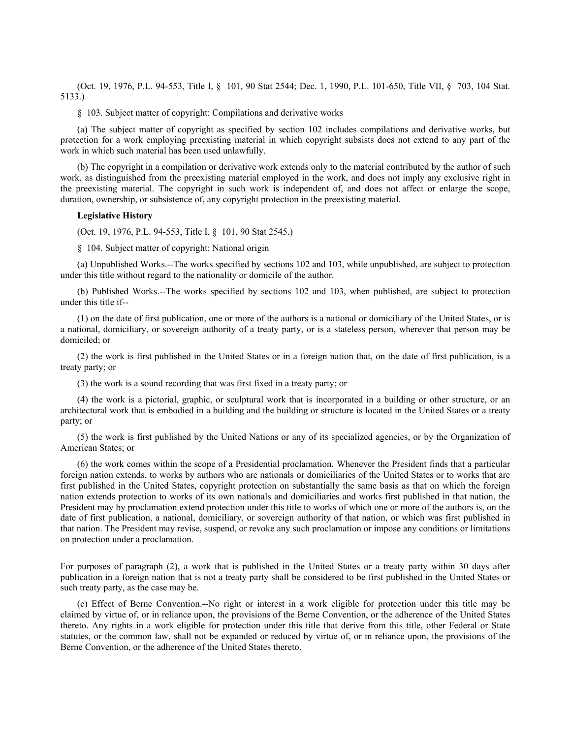(Oct. 19, 1976, P.L. 94-553, Title I, § 101, 90 Stat 2544; Dec. 1, 1990, P.L. 101-650, Title VII, § 703, 104 Stat. 5133.)

§ 103. Subject matter of copyright: Compilations and derivative works

(a) The subject matter of copyright as specified by section 102 includes compilations and derivative works, but protection for a work employing preexisting material in which copyright subsists does not extend to any part of the work in which such material has been used unlawfully.

(b) The copyright in a compilation or derivative work extends only to the material contributed by the author of such work, as distinguished from the preexisting material employed in the work, and does not imply any exclusive right in the preexisting material. The copyright in such work is independent of, and does not affect or enlarge the scope, duration, ownership, or subsistence of, any copyright protection in the preexisting material.

**Legislative History**

(Oct. 19, 1976, P.L. 94-553, Title I, § 101, 90 Stat 2545.)

§ 104. Subject matter of copyright: National origin

(a) Unpublished Works.--The works specified by sections 102 and 103, while unpublished, are subject to protection under this title without regard to the nationality or domicile of the author.

(b) Published Works.--The works specified by sections 102 and 103, when published, are subject to protection under this title if--

(1) on the date of first publication, one or more of the authors is a national or domiciliary of the United States, or is a national, domiciliary, or sovereign authority of a treaty party, or is a stateless person, wherever that person may be domiciled; or

(2) the work is first published in the United States or in a foreign nation that, on the date of first publication, is a treaty party; or

(3) the work is a sound recording that was first fixed in a treaty party; or

(4) the work is a pictorial, graphic, or sculptural work that is incorporated in a building or other structure, or an architectural work that is embodied in a building and the building or structure is located in the United States or a treaty party; or

(5) the work is first published by the United Nations or any of its specialized agencies, or by the Organization of American States; or

(6) the work comes within the scope of a Presidential proclamation. Whenever the President finds that a particular foreign nation extends, to works by authors who are nationals or domiciliaries of the United States or to works that are first published in the United States, copyright protection on substantially the same basis as that on which the foreign nation extends protection to works of its own nationals and domiciliaries and works first published in that nation, the President may by proclamation extend protection under this title to works of which one or more of the authors is, on the date of first publication, a national, domiciliary, or sovereign authority of that nation, or which was first published in that nation. The President may revise, suspend, or revoke any such proclamation or impose any conditions or limitations on protection under a proclamation.

For purposes of paragraph (2), a work that is published in the United States or a treaty party within 30 days after publication in a foreign nation that is not a treaty party shall be considered to be first published in the United States or such treaty party, as the case may be.

(c) Effect of Berne Convention.--No right or interest in a work eligible for protection under this title may be claimed by virtue of, or in reliance upon, the provisions of the Berne Convention, or the adherence of the United States thereto. Any rights in a work eligible for protection under this title that derive from this title, other Federal or State statutes, or the common law, shall not be expanded or reduced by virtue of, or in reliance upon, the provisions of the Berne Convention, or the adherence of the United States thereto.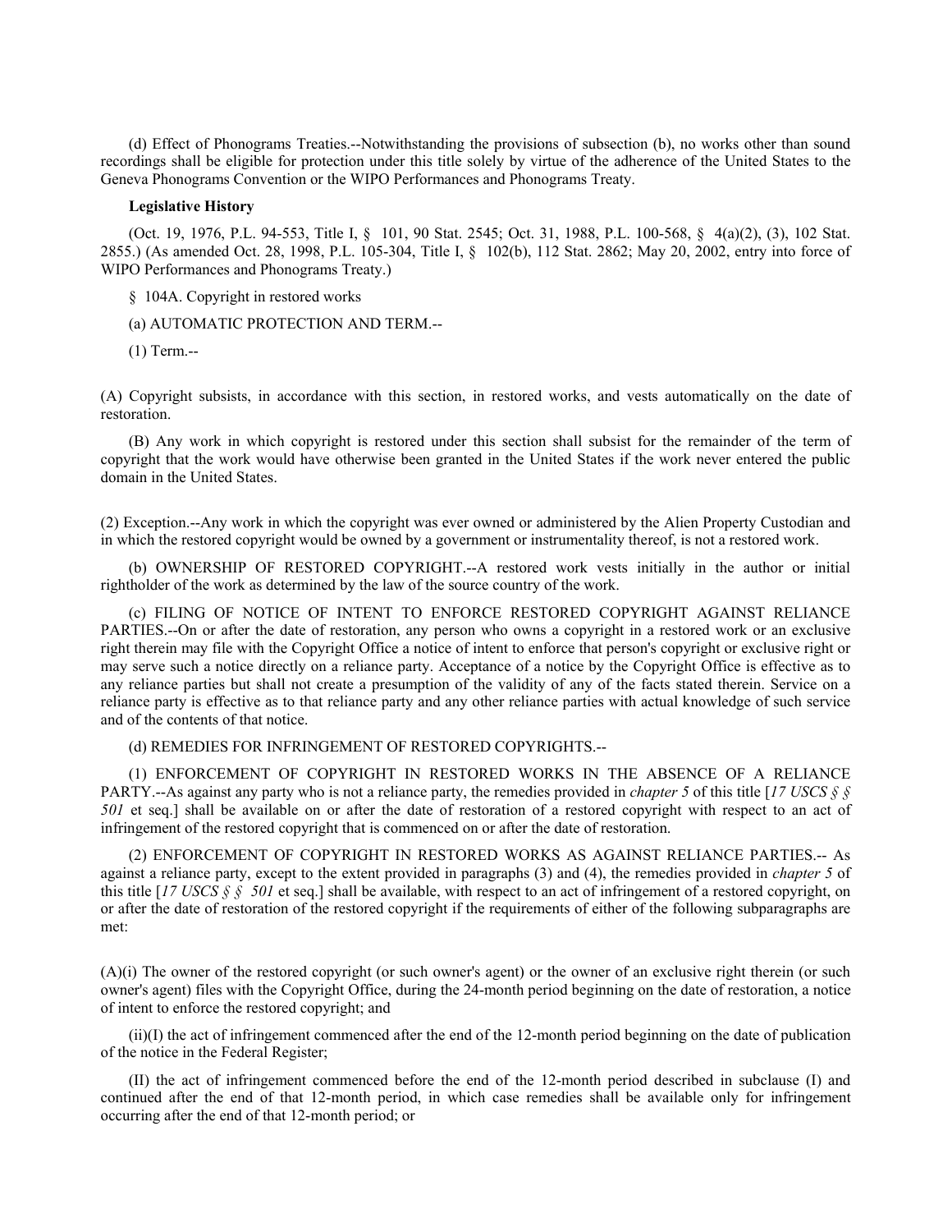(d) Effect of Phonograms Treaties.--Notwithstanding the provisions of subsection (b), no works other than sound recordings shall be eligible for protection under this title solely by virtue of the adherence of the United States to the Geneva Phonograms Convention or the WIPO Performances and Phonograms Treaty.

**Legislative History**

(Oct. 19, 1976, P.L. 94-553, Title I, § 101, 90 Stat. 2545; Oct. 31, 1988, P.L. 100-568, § 4(a)(2), (3), 102 Stat. 2855.) (As amended Oct. 28, 1998, P.L. 105-304, Title I, § 102(b), 112 Stat. 2862; May 20, 2002, entry into force of WIPO Performances and Phonograms Treaty.)

§ 104A. Copyright in restored works

(a) AUTOMATIC PROTECTION AND TERM.--

(1) Term.--

(A) Copyright subsists, in accordance with this section, in restored works, and vests automatically on the date of restoration.

(B) Any work in which copyright is restored under this section shall subsist for the remainder of the term of copyright that the work would have otherwise been granted in the United States if the work never entered the public domain in the United States.

(2) Exception.--Any work in which the copyright was ever owned or administered by the Alien Property Custodian and in which the restored copyright would be owned by a government or instrumentality thereof, is not a restored work.

(b) OWNERSHIP OF RESTORED COPYRIGHT.--A restored work vests initially in the author or initial rightholder of the work as determined by the law of the source country of the work.

(c) FILING OF NOTICE OF INTENT TO ENFORCE RESTORED COPYRIGHT AGAINST RELIANCE PARTIES.--On or after the date of restoration, any person who owns a copyright in a restored work or an exclusive right therein may file with the Copyright Office a notice of intent to enforce that person's copyright or exclusive right or may serve such a notice directly on a reliance party. Acceptance of a notice by the Copyright Office is effective as to any reliance parties but shall not create a presumption of the validity of any of the facts stated therein. Service on a reliance party is effective as to that reliance party and any other reliance parties with actual knowledge of such service and of the contents of that notice.

(d) REMEDIES FOR INFRINGEMENT OF RESTORED COPYRIGHTS.--

(1) ENFORCEMENT OF COPYRIGHT IN RESTORED WORKS IN THE ABSENCE OF A RELIANCE PARTY.--As against any party who is not a reliance party, the remedies provided in *chapter 5* of this title [*17 USCS § § 501* et seq.] shall be available on or after the date of restoration of a restored copyright with respect to an act of infringement of the restored copyright that is commenced on or after the date of restoration.

(2) ENFORCEMENT OF COPYRIGHT IN RESTORED WORKS AS AGAINST RELIANCE PARTIES.-- As against a reliance party, except to the extent provided in paragraphs (3) and (4), the remedies provided in *chapter 5* of this title [*17 USCS § § 501* et seq.] shall be available, with respect to an act of infringement of a restored copyright, on or after the date of restoration of the restored copyright if the requirements of either of the following subparagraphs are met:

(A)(i) The owner of the restored copyright (or such owner's agent) or the owner of an exclusive right therein (or such owner's agent) files with the Copyright Office, during the 24-month period beginning on the date of restoration, a notice of intent to enforce the restored copyright; and

(ii)(I) the act of infringement commenced after the end of the 12-month period beginning on the date of publication of the notice in the Federal Register;

(II) the act of infringement commenced before the end of the 12-month period described in subclause (I) and continued after the end of that 12-month period, in which case remedies shall be available only for infringement occurring after the end of that 12-month period; or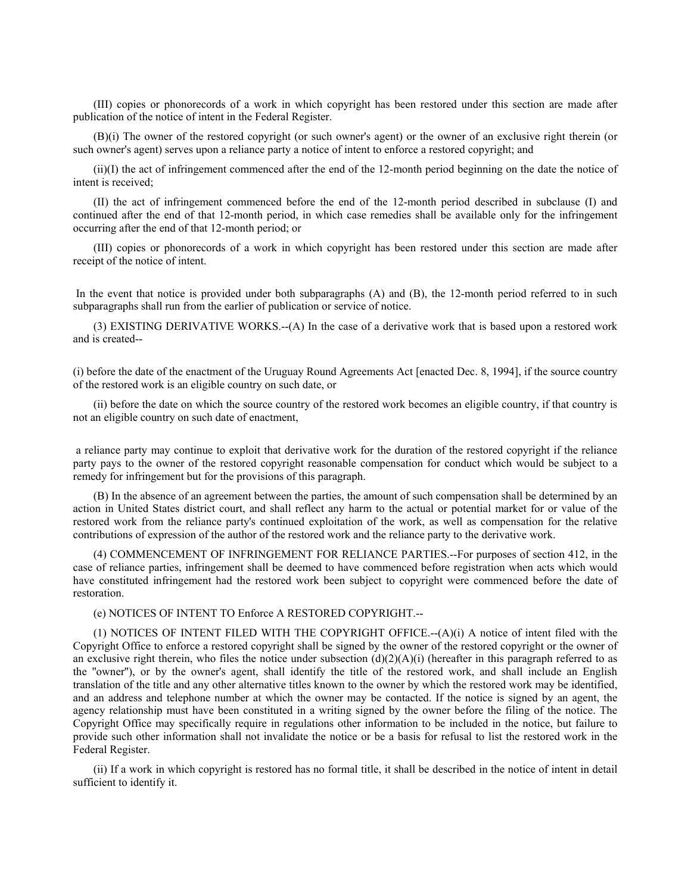(III) copies or phonorecords of a work in which copyright has been restored under this section are made after publication of the notice of intent in the Federal Register.

(B)(i) The owner of the restored copyright (or such owner's agent) or the owner of an exclusive right therein (or such owner's agent) serves upon a reliance party a notice of intent to enforce a restored copyright; and

(ii)(I) the act of infringement commenced after the end of the 12-month period beginning on the date the notice of intent is received;

(II) the act of infringement commenced before the end of the 12-month period described in subclause (I) and continued after the end of that 12-month period, in which case remedies shall be available only for the infringement occurring after the end of that 12-month period; or

(III) copies or phonorecords of a work in which copyright has been restored under this section are made after receipt of the notice of intent.

In the event that notice is provided under both subparagraphs (A) and (B), the 12-month period referred to in such subparagraphs shall run from the earlier of publication or service of notice.

(3) EXISTING DERIVATIVE WORKS.--(A) In the case of a derivative work that is based upon a restored work and is created--

(i) before the date of the enactment of the Uruguay Round Agreements Act [enacted Dec. 8, 1994], if the source country of the restored work is an eligible country on such date, or

(ii) before the date on which the source country of the restored work becomes an eligible country, if that country is not an eligible country on such date of enactment,

a reliance party may continue to exploit that derivative work for the duration of the restored copyright if the reliance party pays to the owner of the restored copyright reasonable compensation for conduct which would be subject to a remedy for infringement but for the provisions of this paragraph.

(B) In the absence of an agreement between the parties, the amount of such compensation shall be determined by an action in United States district court, and shall reflect any harm to the actual or potential market for or value of the restored work from the reliance party's continued exploitation of the work, as well as compensation for the relative contributions of expression of the author of the restored work and the reliance party to the derivative work.

(4) COMMENCEMENT OF INFRINGEMENT FOR RELIANCE PARTIES.--For purposes of section 412, in the case of reliance parties, infringement shall be deemed to have commenced before registration when acts which would have constituted infringement had the restored work been subject to copyright were commenced before the date of restoration.

(e) NOTICES OF INTENT TO Enforce A RESTORED COPYRIGHT.--

(1) NOTICES OF INTENT FILED WITH THE COPYRIGHT OFFICE.--(A)(i) A notice of intent filed with the Copyright Office to enforce a restored copyright shall be signed by the owner of the restored copyright or the owner of an exclusive right therein, who files the notice under subsection (d)(2)(A)(i) (hereafter in this paragraph referred to as the "owner"), or by the owner's agent, shall identify the title of the restored work, and shall include an English translation of the title and any other alternative titles known to the owner by which the restored work may be identified, and an address and telephone number at which the owner may be contacted. If the notice is signed by an agent, the agency relationship must have been constituted in a writing signed by the owner before the filing of the notice. The Copyright Office may specifically require in regulations other information to be included in the notice, but failure to provide such other information shall not invalidate the notice or be a basis for refusal to list the restored work in the Federal Register.

(ii) If a work in which copyright is restored has no formal title, it shall be described in the notice of intent in detail sufficient to identify it.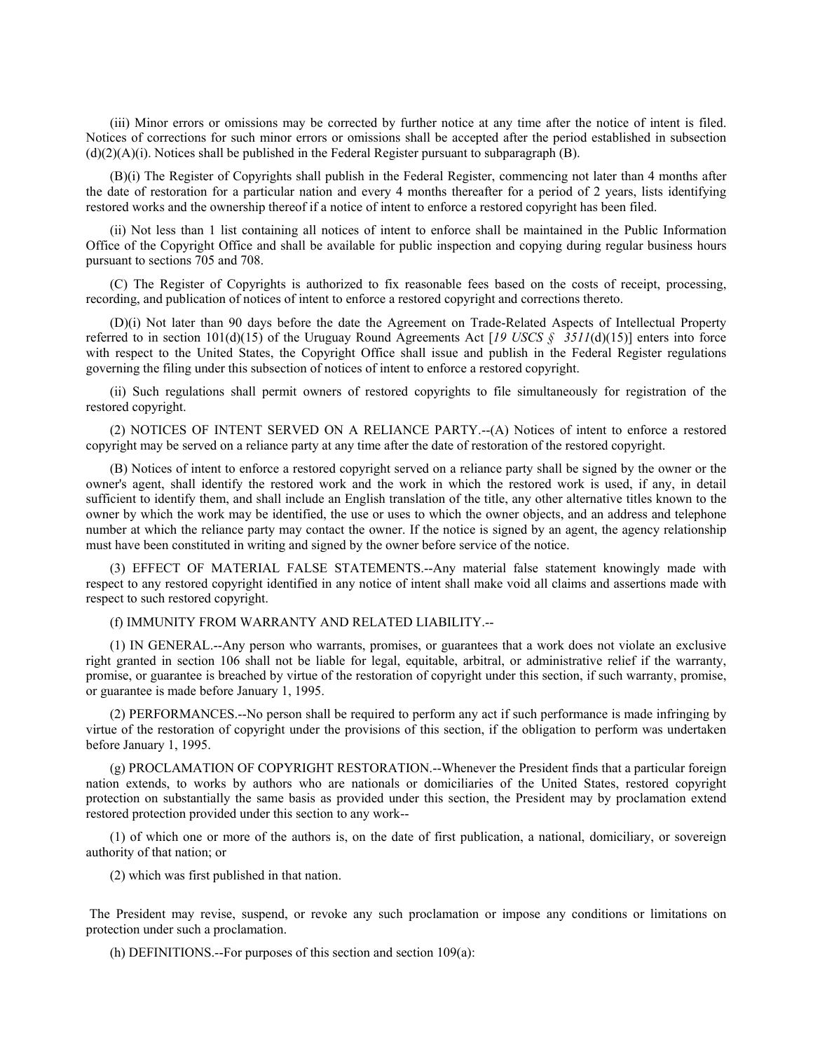(iii) Minor errors or omissions may be corrected by further notice at any time after the notice of intent is filed. Notices of corrections for such minor errors or omissions shall be accepted after the period established in subsection (d)(2)(A)(i). Notices shall be published in the Federal Register pursuant to subparagraph (B).

(B)(i) The Register of Copyrights shall publish in the Federal Register, commencing not later than 4 months after the date of restoration for a particular nation and every 4 months thereafter for a period of 2 years, lists identifying restored works and the ownership thereof if a notice of intent to enforce a restored copyright has been filed.

(ii) Not less than 1 list containing all notices of intent to enforce shall be maintained in the Public Information Office of the Copyright Office and shall be available for public inspection and copying during regular business hours pursuant to sections 705 and 708.

(C) The Register of Copyrights is authorized to fix reasonable fees based on the costs of receipt, processing, recording, and publication of notices of intent to enforce a restored copyright and corrections thereto.

(D)(i) Not later than 90 days before the date the Agreement on Trade-Related Aspects of Intellectual Property referred to in section 101(d)(15) of the Uruguay Round Agreements Act [*19 USCS § 3511*(d)(15)] enters into force with respect to the United States, the Copyright Office shall issue and publish in the Federal Register regulations governing the filing under this subsection of notices of intent to enforce a restored copyright.

(ii) Such regulations shall permit owners of restored copyrights to file simultaneously for registration of the restored copyright.

(2) NOTICES OF INTENT SERVED ON A RELIANCE PARTY.--(A) Notices of intent to enforce a restored copyright may be served on a reliance party at any time after the date of restoration of the restored copyright.

(B) Notices of intent to enforce a restored copyright served on a reliance party shall be signed by the owner or the owner's agent, shall identify the restored work and the work in which the restored work is used, if any, in detail sufficient to identify them, and shall include an English translation of the title, any other alternative titles known to the owner by which the work may be identified, the use or uses to which the owner objects, and an address and telephone number at which the reliance party may contact the owner. If the notice is signed by an agent, the agency relationship must have been constituted in writing and signed by the owner before service of the notice.

(3) EFFECT OF MATERIAL FALSE STATEMENTS.--Any material false statement knowingly made with respect to any restored copyright identified in any notice of intent shall make void all claims and assertions made with respect to such restored copyright.

(f) IMMUNITY FROM WARRANTY AND RELATED LIABILITY.--

(1) IN GENERAL.--Any person who warrants, promises, or guarantees that a work does not violate an exclusive right granted in section 106 shall not be liable for legal, equitable, arbitral, or administrative relief if the warranty, promise, or guarantee is breached by virtue of the restoration of copyright under this section, if such warranty, promise, or guarantee is made before January 1, 1995.

(2) PERFORMANCES.--No person shall be required to perform any act if such performance is made infringing by virtue of the restoration of copyright under the provisions of this section, if the obligation to perform was undertaken before January 1, 1995.

(g) PROCLAMATION OF COPYRIGHT RESTORATION.--Whenever the President finds that a particular foreign nation extends, to works by authors who are nationals or domiciliaries of the United States, restored copyright protection on substantially the same basis as provided under this section, the President may by proclamation extend restored protection provided under this section to any work--

(1) of which one or more of the authors is, on the date of first publication, a national, domiciliary, or sovereign authority of that nation; or

(2) which was first published in that nation.

The President may revise, suspend, or revoke any such proclamation or impose any conditions or limitations on protection under such a proclamation.

(h) DEFINITIONS.--For purposes of this section and section 109(a):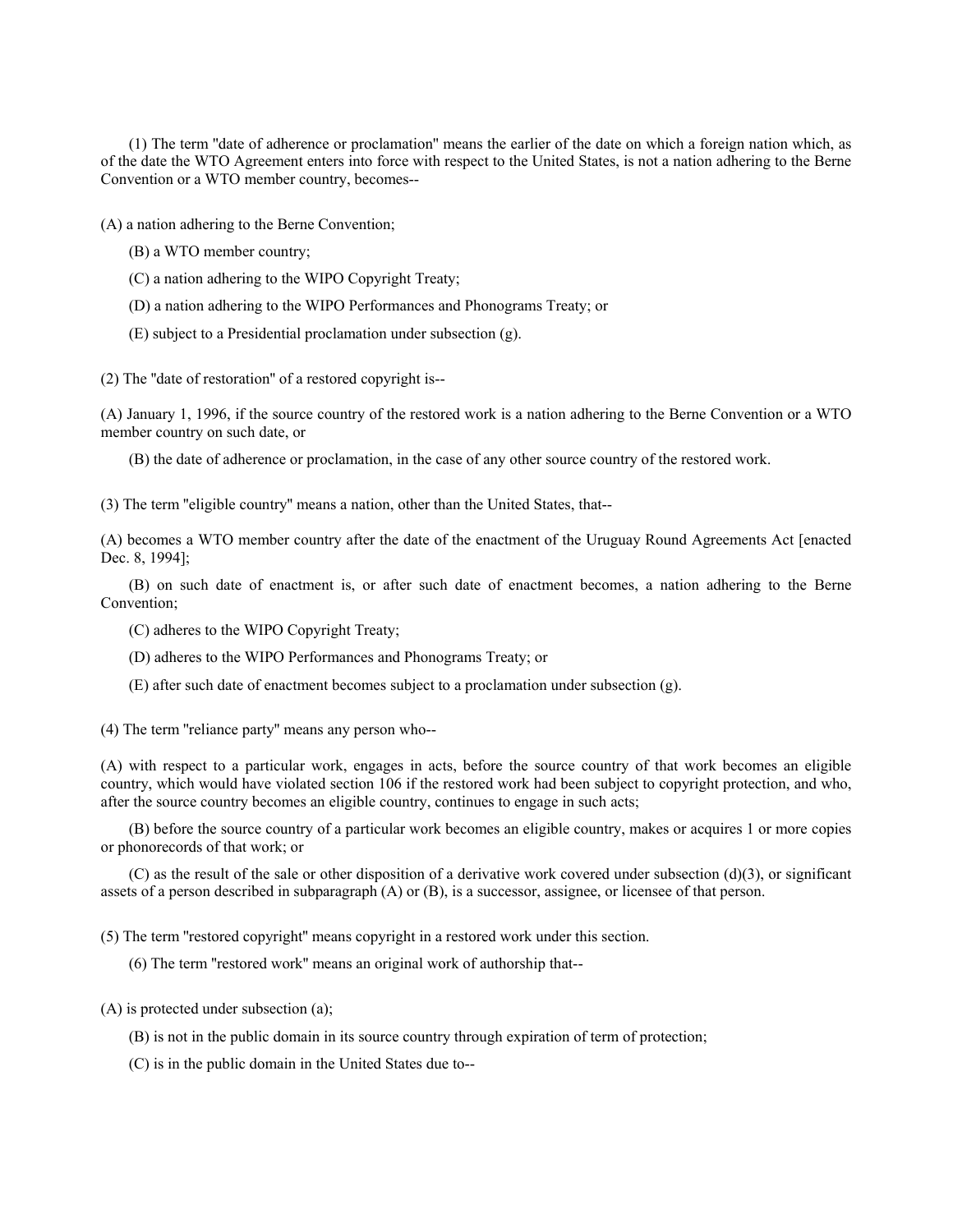(1) The term "date of adherence or proclamation" means the earlier of the date on which a foreign nation which, as of the date the WTO Agreement enters into force with respect to the United States, is not a nation adhering to the Berne Convention or a WTO member country, becomes--

(A) a nation adhering to the Berne Convention;

(B) a WTO member country;

(C) a nation adhering to the WIPO Copyright Treaty;

(D) a nation adhering to the WIPO Performances and Phonograms Treaty; or

(E) subject to a Presidential proclamation under subsection (g).

(2) The "date of restoration" of a restored copyright is--

(A) January 1, 1996, if the source country of the restored work is a nation adhering to the Berne Convention or a WTO member country on such date, or

(B) the date of adherence or proclamation, in the case of any other source country of the restored work.

(3) The term "eligible country" means a nation, other than the United States, that--

(A) becomes a WTO member country after the date of the enactment of the Uruguay Round Agreements Act [enacted Dec. 8, 1994];

(B) on such date of enactment is, or after such date of enactment becomes, a nation adhering to the Berne Convention;

(C) adheres to the WIPO Copyright Treaty;

(D) adheres to the WIPO Performances and Phonograms Treaty; or

(E) after such date of enactment becomes subject to a proclamation under subsection (g).

(4) The term "reliance party" means any person who--

(A) with respect to a particular work, engages in acts, before the source country of that work becomes an eligible country, which would have violated section 106 if the restored work had been subject to copyright protection, and who, after the source country becomes an eligible country, continues to engage in such acts;

(B) before the source country of a particular work becomes an eligible country, makes or acquires 1 or more copies or phonorecords of that work; or

(C) as the result of the sale or other disposition of a derivative work covered under subsection (d)(3), or significant assets of a person described in subparagraph (A) or (B), is a successor, assignee, or licensee of that person.

(5) The term "restored copyright" means copyright in a restored work under this section.

(6) The term "restored work" means an original work of authorship that--

(A) is protected under subsection (a);

(B) is not in the public domain in its source country through expiration of term of protection;

(C) is in the public domain in the United States due to--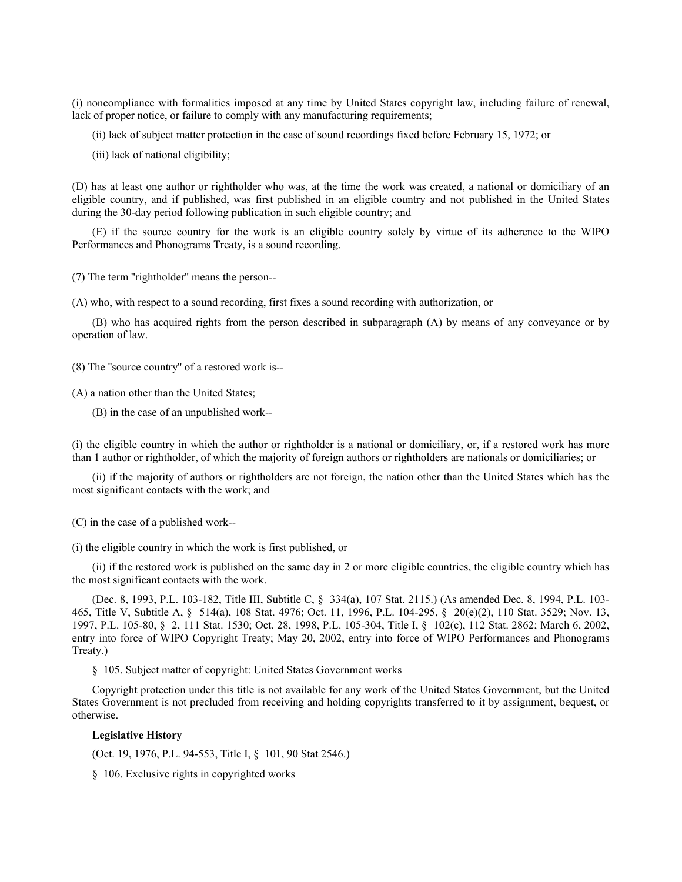(i) noncompliance with formalities imposed at any time by United States copyright law, including failure of renewal, lack of proper notice, or failure to comply with any manufacturing requirements;

(ii) lack of subject matter protection in the case of sound recordings fixed before February 15, 1972; or

(iii) lack of national eligibility;

(D) has at least one author or rightholder who was, at the time the work was created, a national or domiciliary of an eligible country, and if published, was first published in an eligible country and not published in the United States during the 30-day period following publication in such eligible country; and

(E) if the source country for the work is an eligible country solely by virtue of its adherence to the WIPO Performances and Phonograms Treaty, is a sound recording.

(7) The term "rightholder" means the person--

(A) who, with respect to a sound recording, first fixes a sound recording with authorization, or

(B) who has acquired rights from the person described in subparagraph (A) by means of any conveyance or by operation of law.

(8) The "source country" of a restored work is--

(A) a nation other than the United States;

(B) in the case of an unpublished work--

(i) the eligible country in which the author or rightholder is a national or domiciliary, or, if a restored work has more than 1 author or rightholder, of which the majority of foreign authors or rightholders are nationals or domiciliaries; or

(ii) if the majority of authors or rightholders are not foreign, the nation other than the United States which has the most significant contacts with the work; and

(C) in the case of a published work--

(i) the eligible country in which the work is first published, or

(ii) if the restored work is published on the same day in 2 or more eligible countries, the eligible country which has the most significant contacts with the work.

(Dec. 8, 1993, P.L. 103-182, Title III, Subtitle C, § 334(a), 107 Stat. 2115.) (As amended Dec. 8, 1994, P.L. 103-465, Title V, Subtitle A, § 514(a), 108 Stat. 4976; Oct. 11, 1996, P.L. 104-295, § 20(e)(2), 110 Stat. 3529; Nov. 13, 1997, P.L. 105-80, § 2, 111 Stat. 1530; Oct. 28, 1998, P.L. 105-304, Title I, § 102(c), 112 Stat. 2862; March 6, 2002, entry into force of WIPO Copyright Treaty; May 20, 2002, entry into force of WIPO Performances and Phonograms Treaty.)

§ 105. Subject matter of copyright: United States Government works

Copyright protection under this title is not available for any work of the United States Government, but the United States Government is not precluded from receiving and holding copyrights transferred to it by assignment, bequest, or otherwise.

**Legislative History**

(Oct. 19, 1976, P.L. 94-553, Title I, § 101, 90 Stat 2546.)

§ 106. Exclusive rights in copyrighted works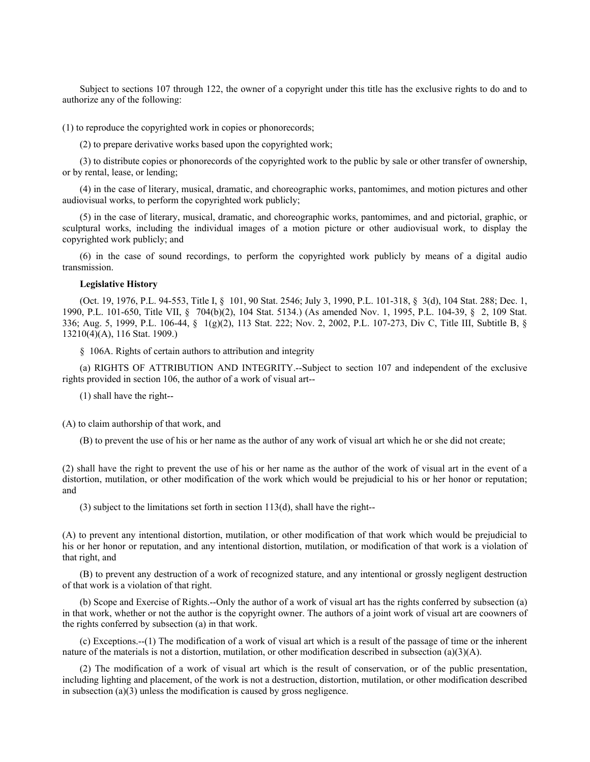Subject to sections 107 through 122, the owner of a copyright under this title has the exclusive rights to do and to authorize any of the following:

(1) to reproduce the copyrighted work in copies or phonorecords;

(2) to prepare derivative works based upon the copyrighted work;

(3) to distribute copies or phonorecords of the copyrighted work to the public by sale or other transfer of ownership, or by rental, lease, or lending;

(4) in the case of literary, musical, dramatic, and choreographic works, pantomimes, and motion pictures and other audiovisual works, to perform the copyrighted work publicly;

(5) in the case of literary, musical, dramatic, and choreographic works, pantomimes, and and pictorial, graphic, or sculptural works, including the individual images of a motion picture or other audiovisual work, to display the copyrighted work publicly; and

(6) in the case of sound recordings, to perform the copyrighted work publicly by means of a digital audio transmission.

**Legislative History**

(Oct. 19, 1976, P.L. 94-553, Title I, § 101, 90 Stat. 2546; July 3, 1990, P.L. 101-318, § 3(d), 104 Stat. 288; Dec. 1, 1990, P.L. 101-650, Title VII, § 704(b)(2), 104 Stat. 5134.) (As amended Nov. 1, 1995, P.L. 104-39, § 2, 109 Stat. 336; Aug. 5, 1999, P.L. 106-44, § 1(g)(2), 113 Stat. 222; Nov. 2, 2002, P.L. 107-273, Div C, Title III, Subtitle B, § 13210(4)(A), 116 Stat. 1909.)

§ 106A. Rights of certain authors to attribution and integrity

(a) RIGHTS OF ATTRIBUTION AND INTEGRITY.--Subject to section 107 and independent of the exclusive rights provided in section 106, the author of a work of visual art--

(1) shall have the right--

(A) to claim authorship of that work, and

(B) to prevent the use of his or her name as the author of any work of visual art which he or she did not create;

(2) shall have the right to prevent the use of his or her name as the author of the work of visual art in the event of a distortion, mutilation, or other modification of the work which would be prejudicial to his or her honor or reputation; and

(3) subject to the limitations set forth in section 113(d), shall have the right--

(A) to prevent any intentional distortion, mutilation, or other modification of that work which would be prejudicial to his or her honor or reputation, and any intentional distortion, mutilation, or modification of that work is a violation of that right, and

(B) to prevent any destruction of a work of recognized stature, and any intentional or grossly negligent destruction of that work is a violation of that right.

(b) Scope and Exercise of Rights.--Only the author of a work of visual art has the rights conferred by subsection (a) in that work, whether or not the author is the copyright owner. The authors of a joint work of visual art are coowners of the rights conferred by subsection (a) in that work.

(c) Exceptions.--(1) The modification of a work of visual art which is a result of the passage of time or the inherent nature of the materials is not a distortion, mutilation, or other modification described in subsection (a)(3)(A).

(2) The modification of a work of visual art which is the result of conservation, or of the public presentation, including lighting and placement, of the work is not a destruction, distortion, mutilation, or other modification described in subsection (a)(3) unless the modification is caused by gross negligence.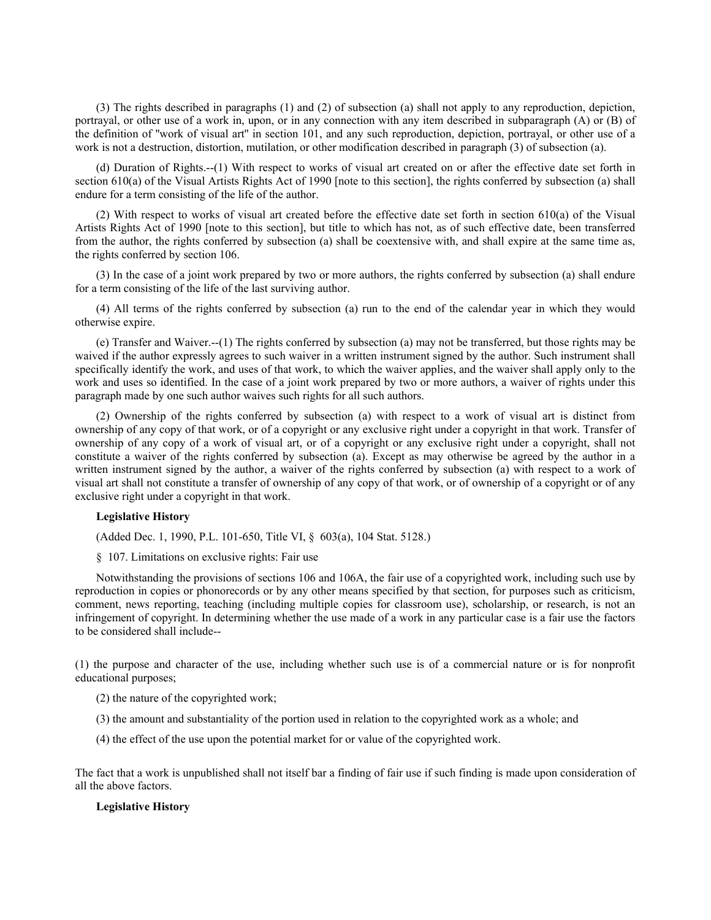(3) The rights described in paragraphs (1) and (2) of subsection (a) shall not apply to any reproduction, depiction, portrayal, or other use of a work in, upon, or in any connection with any item described in subparagraph (A) or (B) of the definition of "work of visual art" in section 101, and any such reproduction, depiction, portrayal, or other use of a work is not a destruction, distortion, mutilation, or other modification described in paragraph (3) of subsection (a).

(d) Duration of Rights.--(1) With respect to works of visual art created on or after the effective date set forth in section 610(a) of the Visual Artists Rights Act of 1990 [note to this section], the rights conferred by subsection (a) shall endure for a term consisting of the life of the author.

(2) With respect to works of visual art created before the effective date set forth in section 610(a) of the Visual Artists Rights Act of 1990 [note to this section], but title to which has not, as of such effective date, been transferred from the author, the rights conferred by subsection (a) shall be coextensive with, and shall expire at the same time as, the rights conferred by section 106.

(3) In the case of a joint work prepared by two or more authors, the rights conferred by subsection (a) shall endure for a term consisting of the life of the last surviving author.

(4) All terms of the rights conferred by subsection (a) run to the end of the calendar year in which they would otherwise expire.

(e) Transfer and Waiver.--(1) The rights conferred by subsection (a) may not be transferred, but those rights may be waived if the author expressly agrees to such waiver in a written instrument signed by the author. Such instrument shall specifically identify the work, and uses of that work, to which the waiver applies, and the waiver shall apply only to the work and uses so identified. In the case of a joint work prepared by two or more authors, a waiver of rights under this paragraph made by one such author waives such rights for all such authors.

(2) Ownership of the rights conferred by subsection (a) with respect to a work of visual art is distinct from ownership of any copy of that work, or of a copyright or any exclusive right under a copyright in that work. Transfer of ownership of any copy of a work of visual art, or of a copyright or any exclusive right under a copyright, shall not constitute a waiver of the rights conferred by subsection (a). Except as may otherwise be agreed by the author in a written instrument signed by the author, a waiver of the rights conferred by subsection (a) with respect to a work of visual art shall not constitute a transfer of ownership of any copy of that work, or of ownership of a copyright or of any exclusive right under a copyright in that work.

**Legislative History**

(Added Dec. 1, 1990, P.L. 101-650, Title VI, § 603(a), 104 Stat. 5128.)

§ 107. Limitations on exclusive rights: Fair use

Notwithstanding the provisions of sections 106 and 106A, the fair use of a copyrighted work, including such use by reproduction in copies or phonorecords or by any other means specified by that section, for purposes such as criticism, comment, news reporting, teaching (including multiple copies for classroom use), scholarship, or research, is not an infringement of copyright. In determining whether the use made of a work in any particular case is a fair use the factors to be considered shall include--

(1) the purpose and character of the use, including whether such use is of a commercial nature or is for nonprofit educational purposes;

(2) the nature of the copyrighted work;

(3) the amount and substantiality of the portion used in relation to the copyrighted work as a whole; and

(4) the effect of the use upon the potential market for or value of the copyrighted work.

The fact that a work is unpublished shall not itself bar a finding of fair use if such finding is made upon consideration of all the above factors.

**Legislative History**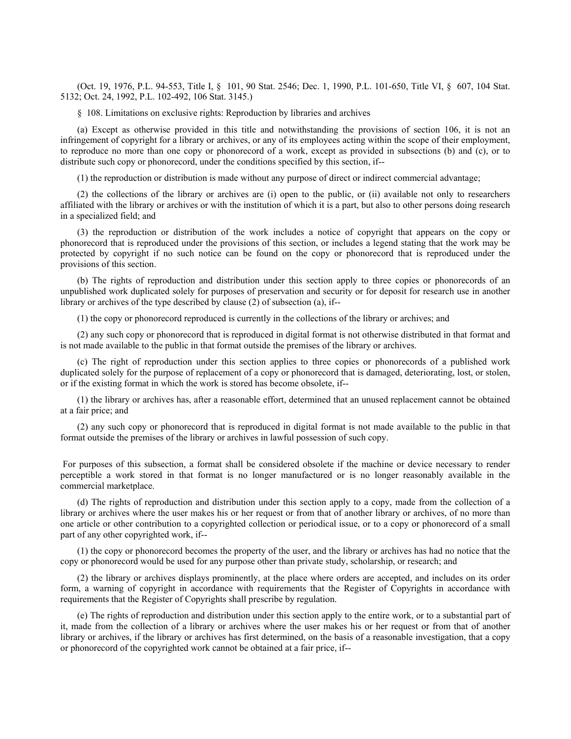(Oct. 19, 1976, P.L. 94-553, Title I, § 101, 90 Stat. 2546; Dec. 1, 1990, P.L. 101-650, Title VI, § 607, 104 Stat. 5132; Oct. 24, 1992, P.L. 102-492, 106 Stat. 3145.)

§ 108. Limitations on exclusive rights: Reproduction by libraries and archives

(a) Except as otherwise provided in this title and notwithstanding the provisions of section 106, it is not an infringement of copyright for a library or archives, or any of its employees acting within the scope of their employment, to reproduce no more than one copy or phonorecord of a work, except as provided in subsections (b) and (c), or to distribute such copy or phonorecord, under the conditions specified by this section, if--

(1) the reproduction or distribution is made without any purpose of direct or indirect commercial advantage;

(2) the collections of the library or archives are (i) open to the public, or (ii) available not only to researchers affiliated with the library or archives or with the institution of which it is a part, but also to other persons doing research in a specialized field; and

(3) the reproduction or distribution of the work includes a notice of copyright that appears on the copy or phonorecord that is reproduced under the provisions of this section, or includes a legend stating that the work may be protected by copyright if no such notice can be found on the copy or phonorecord that is reproduced under the provisions of this section.

(b) The rights of reproduction and distribution under this section apply to three copies or phonorecords of an unpublished work duplicated solely for purposes of preservation and security or for deposit for research use in another library or archives of the type described by clause (2) of subsection (a), if--

(1) the copy or phonorecord reproduced is currently in the collections of the library or archives; and

(2) any such copy or phonorecord that is reproduced in digital format is not otherwise distributed in that format and is not made available to the public in that format outside the premises of the library or archives.

(c) The right of reproduction under this section applies to three copies or phonorecords of a published work duplicated solely for the purpose of replacement of a copy or phonorecord that is damaged, deteriorating, lost, or stolen, or if the existing format in which the work is stored has become obsolete, if--

(1) the library or archives has, after a reasonable effort, determined that an unused replacement cannot be obtained at a fair price; and

(2) any such copy or phonorecord that is reproduced in digital format is not made available to the public in that format outside the premises of the library or archives in lawful possession of such copy.

For purposes of this subsection, a format shall be considered obsolete if the machine or device necessary to render perceptible a work stored in that format is no longer manufactured or is no longer reasonably available in the commercial marketplace.

(d) The rights of reproduction and distribution under this section apply to a copy, made from the collection of a library or archives where the user makes his or her request or from that of another library or archives, of no more than one article or other contribution to a copyrighted collection or periodical issue, or to a copy or phonorecord of a small part of any other copyrighted work, if--

(1) the copy or phonorecord becomes the property of the user, and the library or archives has had no notice that the copy or phonorecord would be used for any purpose other than private study, scholarship, or research; and

(2) the library or archives displays prominently, at the place where orders are accepted, and includes on its order form, a warning of copyright in accordance with requirements that the Register of Copyrights in accordance with requirements that the Register of Copyrights shall prescribe by regulation.

(e) The rights of reproduction and distribution under this section apply to the entire work, or to a substantial part of it, made from the collection of a library or archives where the user makes his or her request or from that of another library or archives, if the library or archives has first determined, on the basis of a reasonable investigation, that a copy or phonorecord of the copyrighted work cannot be obtained at a fair price, if--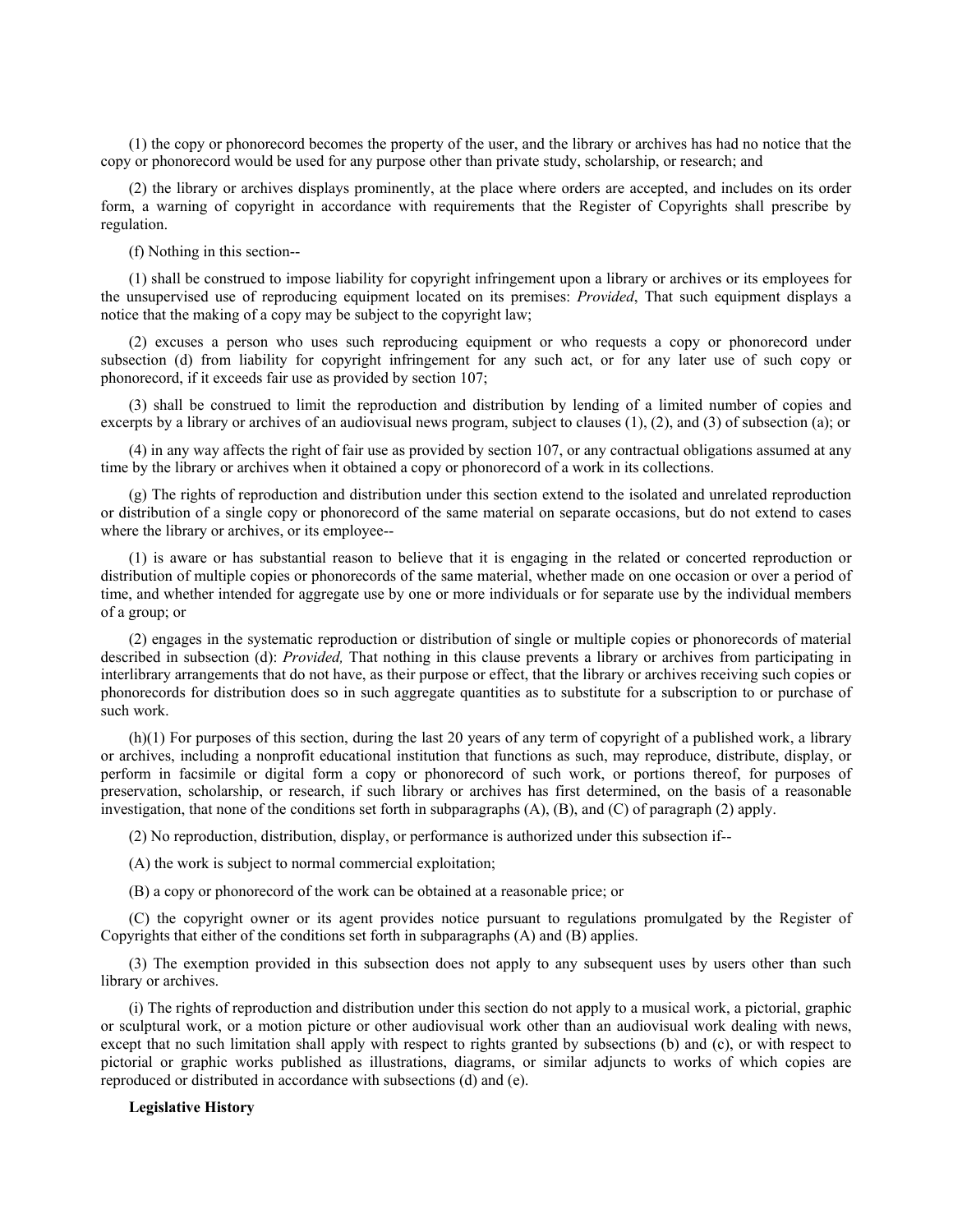(1) the copy or phonorecord becomes the property of the user, and the library or archives has had no notice that the copy or phonorecord would be used for any purpose other than private study, scholarship, or research; and

(2) the library or archives displays prominently, at the place where orders are accepted, and includes on its order form, a warning of copyright in accordance with requirements that the Register of Copyrights shall prescribe by regulation.

(f) Nothing in this section--

(1) shall be construed to impose liability for copyright infringement upon a library or archives or its employees for the unsupervised use of reproducing equipment located on its premises: *Provided*, That such equipment displays a notice that the making of a copy may be subject to the copyright law;

(2) excuses a person who uses such reproducing equipment or who requests a copy or phonorecord under subsection (d) from liability for copyright infringement for any such act, or for any later use of such copy or phonorecord, if it exceeds fair use as provided by section 107;

(3) shall be construed to limit the reproduction and distribution by lending of a limited number of copies and excerpts by a library or archives of an audiovisual news program, subject to clauses (1), (2), and (3) of subsection (a); or

(4) in any way affects the right of fair use as provided by section 107, or any contractual obligations assumed at any time by the library or archives when it obtained a copy or phonorecord of a work in its collections.

(g) The rights of reproduction and distribution under this section extend to the isolated and unrelated reproduction or distribution of a single copy or phonorecord of the same material on separate occasions, but do not extend to cases where the library or archives, or its employee--

(1) is aware or has substantial reason to believe that it is engaging in the related or concerted reproduction or distribution of multiple copies or phonorecords of the same material, whether made on one occasion or over a period of time, and whether intended for aggregate use by one or more individuals or for separate use by the individual members of a group; or

(2) engages in the systematic reproduction or distribution of single or multiple copies or phonorecords of material described in subsection (d): *Provided,* That nothing in this clause prevents a library or archives from participating in interlibrary arrangements that do not have, as their purpose or effect, that the library or archives receiving such copies or phonorecords for distribution does so in such aggregate quantities as to substitute for a subscription to or purchase of such work.

(h)(1) For purposes of this section, during the last 20 years of any term of copyright of a published work, a library or archives, including a nonprofit educational institution that functions as such, may reproduce, distribute, display, or perform in facsimile or digital form a copy or phonorecord of such work, or portions thereof, for purposes of preservation, scholarship, or research, if such library or archives has first determined, on the basis of a reasonable investigation, that none of the conditions set forth in subparagraphs (A), (B), and (C) of paragraph (2) apply.

(2) No reproduction, distribution, display, or performance is authorized under this subsection if--

(A) the work is subject to normal commercial exploitation;

(B) a copy or phonorecord of the work can be obtained at a reasonable price; or

(C) the copyright owner or its agent provides notice pursuant to regulations promulgated by the Register of Copyrights that either of the conditions set forth in subparagraphs (A) and (B) applies.

(3) The exemption provided in this subsection does not apply to any subsequent uses by users other than such library or archives.

(i) The rights of reproduction and distribution under this section do not apply to a musical work, a pictorial, graphic or sculptural work, or a motion picture or other audiovisual work other than an audiovisual work dealing with news, except that no such limitation shall apply with respect to rights granted by subsections (b) and (c), or with respect to pictorial or graphic works published as illustrations, diagrams, or similar adjuncts to works of which copies are reproduced or distributed in accordance with subsections (d) and (e).

**Legislative History**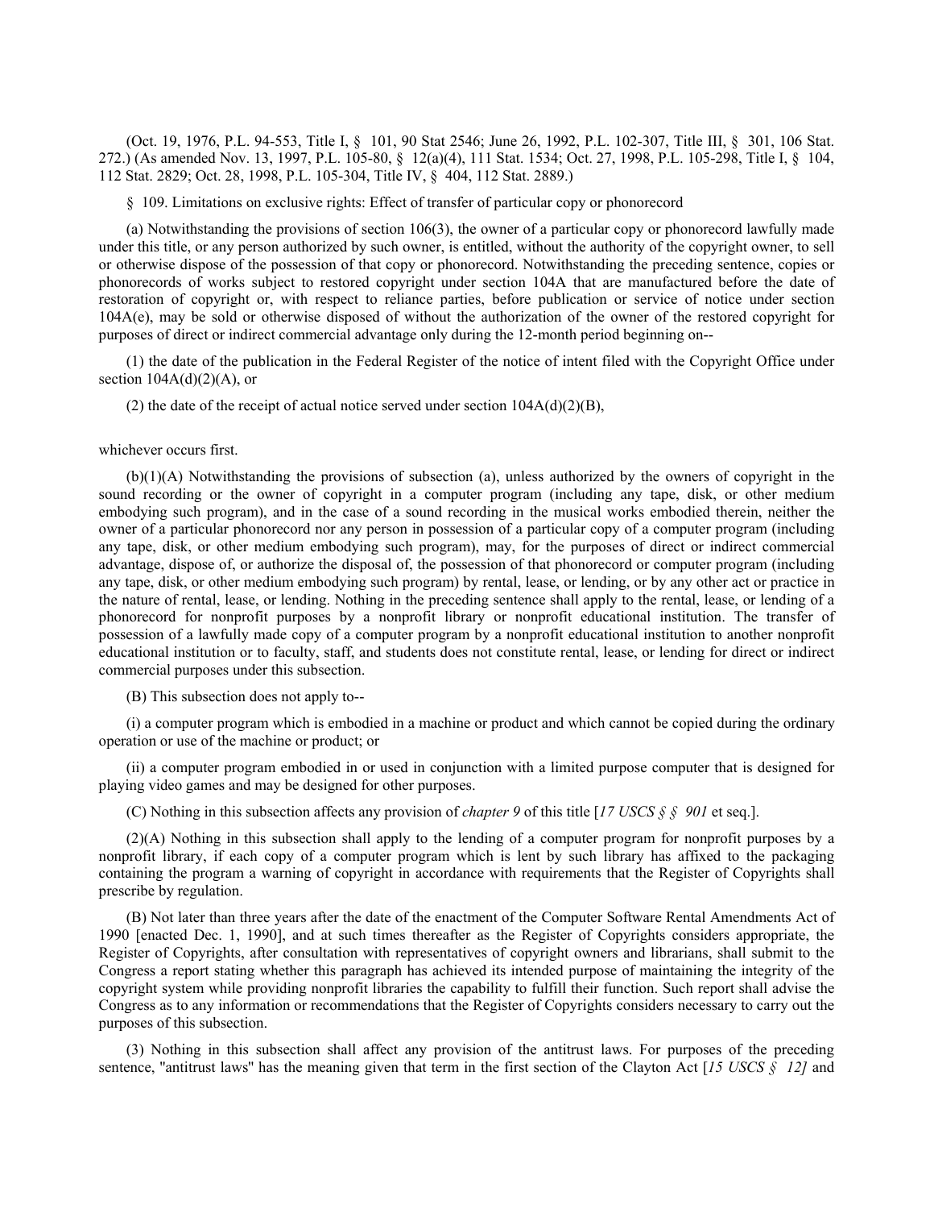(Oct. 19, 1976, P.L. 94-553, Title I, § 101, 90 Stat 2546; June 26, 1992, P.L. 102-307, Title III, § 301, 106 Stat. 272.) (As amended Nov. 13, 1997, P.L. 105-80, § 12(a)(4), 111 Stat. 1534; Oct. 27, 1998, P.L. 105-298, Title I, § 104, 112 Stat. 2829; Oct. 28, 1998, P.L. 105-304, Title IV, § 404, 112 Stat. 2889.)

§ 109. Limitations on exclusive rights: Effect of transfer of particular copy or phonorecord

(a) Notwithstanding the provisions of section 106(3), the owner of a particular copy or phonorecord lawfully made under this title, or any person authorized by such owner, is entitled, without the authority of the copyright owner, to sell or otherwise dispose of the possession of that copy or phonorecord. Notwithstanding the preceding sentence, copies or phonorecords of works subject to restored copyright under section 104A that are manufactured before the date of restoration of copyright or, with respect to reliance parties, before publication or service of notice under section 104A(e), may be sold or otherwise disposed of without the authorization of the owner of the restored copyright for purposes of direct or indirect commercial advantage only during the 12-month period beginning on--

(1) the date of the publication in the Federal Register of the notice of intent filed with the Copyright Office under section 104A(d)(2)(A), or

(2) the date of the receipt of actual notice served under section 104A(d)(2)(B),

whichever occurs first.

(b)(1)(A) Notwithstanding the provisions of subsection (a), unless authorized by the owners of copyright in the sound recording or the owner of copyright in a computer program (including any tape, disk, or other medium embodying such program), and in the case of a sound recording in the musical works embodied therein, neither the owner of a particular phonorecord nor any person in possession of a particular copy of a computer program (including any tape, disk, or other medium embodying such program), may, for the purposes of direct or indirect commercial advantage, dispose of, or authorize the disposal of, the possession of that phonorecord or computer program (including any tape, disk, or other medium embodying such program) by rental, lease, or lending, or by any other act or practice in the nature of rental, lease, or lending. Nothing in the preceding sentence shall apply to the rental, lease, or lending of a phonorecord for nonprofit purposes by a nonprofit library or nonprofit educational institution. The transfer of possession of a lawfully made copy of a computer program by a nonprofit educational institution to another nonprofit educational institution or to faculty, staff, and students does not constitute rental, lease, or lending for direct or indirect commercial purposes under this subsection.

(B) This subsection does not apply to--

(i) a computer program which is embodied in a machine or product and which cannot be copied during the ordinary operation or use of the machine or product; or

(ii) a computer program embodied in or used in conjunction with a limited purpose computer that is designed for playing video games and may be designed for other purposes.

(C) Nothing in this subsection affects any provision of *chapter 9* of this title [*17 USCS § § 901* et seq.].

(2)(A) Nothing in this subsection shall apply to the lending of a computer program for nonprofit purposes by a nonprofit library, if each copy of a computer program which is lent by such library has affixed to the packaging containing the program a warning of copyright in accordance with requirements that the Register of Copyrights shall prescribe by regulation.

(B) Not later than three years after the date of the enactment of the Computer Software Rental Amendments Act of 1990 [enacted Dec. 1, 1990], and at such times thereafter as the Register of Copyrights considers appropriate, the Register of Copyrights, after consultation with representatives of copyright owners and librarians, shall submit to the Congress a report stating whether this paragraph has achieved its intended purpose of maintaining the integrity of the copyright system while providing nonprofit libraries the capability to fulfill their function. Such report shall advise the Congress as to any information or recommendations that the Register of Copyrights considers necessary to carry out the purposes of this subsection.

(3) Nothing in this subsection shall affect any provision of the antitrust laws. For purposes of the preceding sentence, "antitrust laws" has the meaning given that term in the first section of the Clayton Act [*15 USCS § 12]* and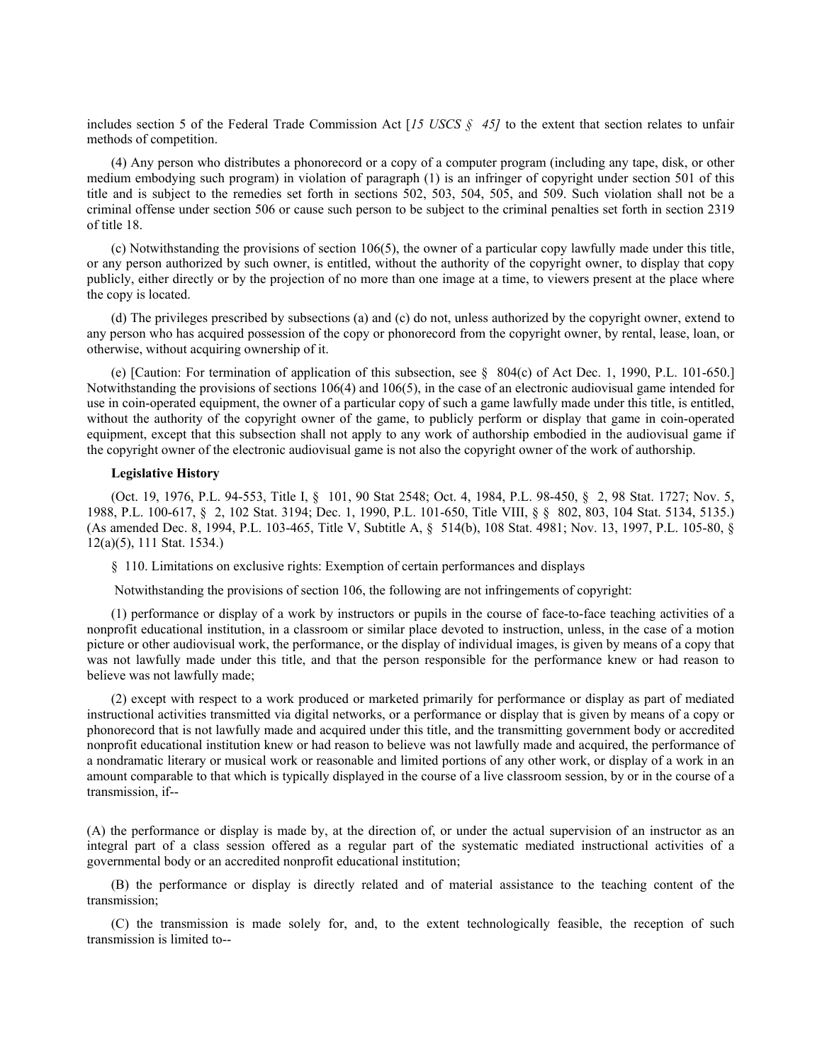includes section 5 of the Federal Trade Commission Act [*15 USCS § 45*] to the extent that section relates to unfair methods of competition.

(4) Any person who distributes a phonorecord or a copy of a computer program (including any tape, disk, or other medium embodying such program) in violation of paragraph (1) is an infringer of copyright under section 501 of this title and is subject to the remedies set forth in sections 502, 503, 504, 505, and 509. Such violation shall not be a criminal offense under section 506 or cause such person to be subject to the criminal penalties set forth in section 2319 of title 18.

(c) Notwithstanding the provisions of section 106(5), the owner of a particular copy lawfully made under this title, or any person authorized by such owner, is entitled, without the authority of the copyright owner, to display that copy publicly, either directly or by the projection of no more than one image at a time, to viewers present at the place where the copy is located.

(d) The privileges prescribed by subsections (a) and (c) do not, unless authorized by the copyright owner, extend to any person who has acquired possession of the copy or phonorecord from the copyright owner, by rental, lease, loan, or otherwise, without acquiring ownership of it.

(e) [Caution: For termination of application of this subsection, see § 804(c) of Act Dec. 1, 1990, P.L. 101-650.] Notwithstanding the provisions of sections 106(4) and 106(5), in the case of an electronic audiovisual game intended for use in coin-operated equipment, the owner of a particular copy of such a game lawfully made under this title, is entitled, without the authority of the copyright owner of the game, to publicly perform or display that game in coin-operated equipment, except that this subsection shall not apply to any work of authorship embodied in the audiovisual game if the copyright owner of the electronic audiovisual game is not also the copyright owner of the work of authorship.

**Legislative History**

(Oct. 19, 1976, P.L. 94-553, Title I, § 101, 90 Stat 2548; Oct. 4, 1984, P.L. 98-450, § 2, 98 Stat. 1727; Nov. 5, 1988, P.L. 100-617, § 2, 102 Stat. 3194; Dec. 1, 1990, P.L. 101-650, Title VIII, § § 802, 803, 104 Stat. 5134, 5135.) (As amended Dec. 8, 1994, P.L. 103-465, Title V, Subtitle A, § 514(b), 108 Stat. 4981; Nov. 13, 1997, P.L. 105-80, § 12(a)(5), 111 Stat. 1534.)

§ 110. Limitations on exclusive rights: Exemption of certain performances and displays

Notwithstanding the provisions of section 106, the following are not infringements of copyright:

(1) performance or display of a work by instructors or pupils in the course of face-to-face teaching activities of a nonprofit educational institution, in a classroom or similar place devoted to instruction, unless, in the case of a motion picture or other audiovisual work, the performance, or the display of individual images, is given by means of a copy that was not lawfully made under this title, and that the person responsible for the performance knew or had reason to believe was not lawfully made;

(2) except with respect to a work produced or marketed primarily for performance or display as part of mediated instructional activities transmitted via digital networks, or a performance or display that is given by means of a copy or phonorecord that is not lawfully made and acquired under this title, and the transmitting government body or accredited nonprofit educational institution knew or had reason to believe was not lawfully made and acquired, the performance of a nondramatic literary or musical work or reasonable and limited portions of any other work, or display of a work in an amount comparable to that which is typically displayed in the course of a live classroom session, by or in the course of a transmission, if--

(A) the performance or display is made by, at the direction of, or under the actual supervision of an instructor as an integral part of a class session offered as a regular part of the systematic mediated instructional activities of a governmental body or an accredited nonprofit educational institution;

(B) the performance or display is directly related and of material assistance to the teaching content of the transmission;

(C) the transmission is made solely for, and, to the extent technologically feasible, the reception of such transmission is limited to--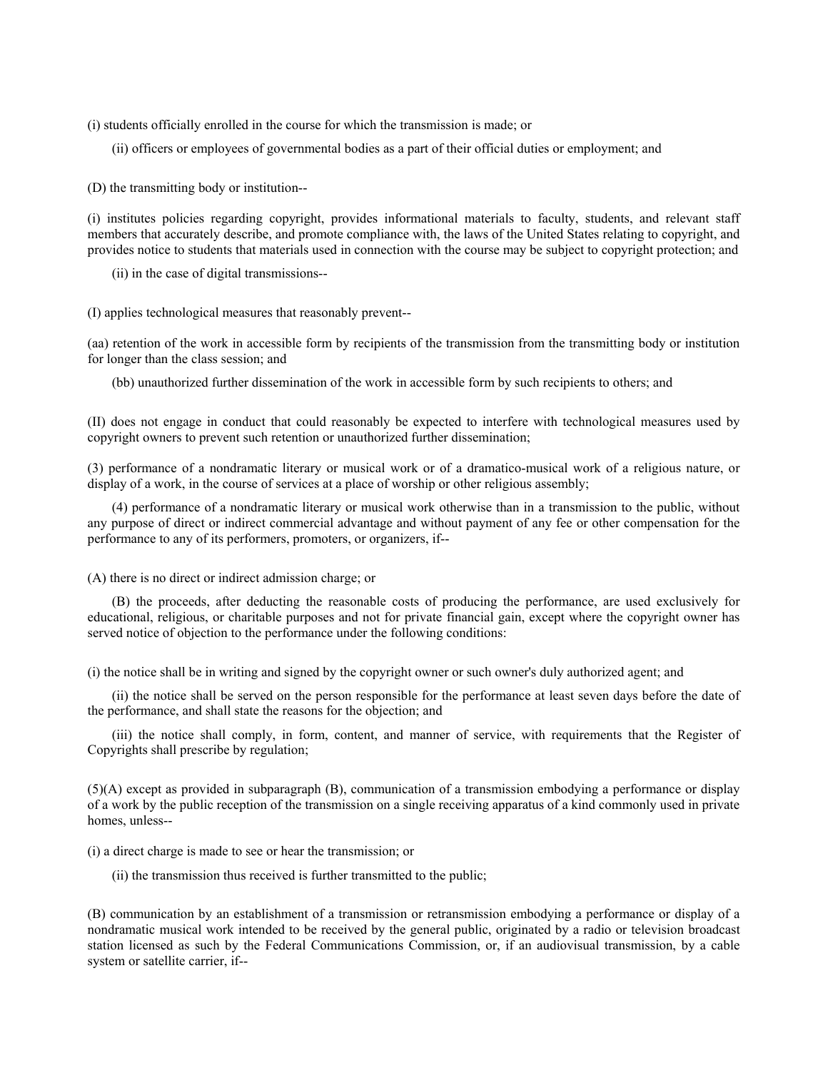(i) students officially enrolled in the course for which the transmission is made; or

(ii) officers or employees of governmental bodies as a part of their official duties or employment; and

(D) the transmitting body or institution--

(i) institutes policies regarding copyright, provides informational materials to faculty, students, and relevant staff members that accurately describe, and promote compliance with, the laws of the United States relating to copyright, and provides notice to students that materials used in connection with the course may be subject to copyright protection; and

(ii) in the case of digital transmissions--

(I) applies technological measures that reasonably prevent--

(aa) retention of the work in accessible form by recipients of the transmission from the transmitting body or institution for longer than the class session; and

(bb) unauthorized further dissemination of the work in accessible form by such recipients to others; and

(II) does not engage in conduct that could reasonably be expected to interfere with technological measures used by copyright owners to prevent such retention or unauthorized further dissemination;

(3) performance of a nondramatic literary or musical work or of a dramatico-musical work of a religious nature, or display of a work, in the course of services at a place of worship or other religious assembly;

(4) performance of a nondramatic literary or musical work otherwise than in a transmission to the public, without any purpose of direct or indirect commercial advantage and without payment of any fee or other compensation for the performance to any of its performers, promoters, or organizers, if--

(A) there is no direct or indirect admission charge; or

(B) the proceeds, after deducting the reasonable costs of producing the performance, are used exclusively for educational, religious, or charitable purposes and not for private financial gain, except where the copyright owner has served notice of objection to the performance under the following conditions:

(i) the notice shall be in writing and signed by the copyright owner or such owner's duly authorized agent; and

(ii) the notice shall be served on the person responsible for the performance at least seven days before the date of the performance, and shall state the reasons for the objection; and

(iii) the notice shall comply, in form, content, and manner of service, with requirements that the Register of Copyrights shall prescribe by regulation;

(5)(A) except as provided in subparagraph (B), communication of a transmission embodying a performance or display of a work by the public reception of the transmission on a single receiving apparatus of a kind commonly used in private homes, unless--

(i) a direct charge is made to see or hear the transmission; or

(ii) the transmission thus received is further transmitted to the public;

(B) communication by an establishment of a transmission or retransmission embodying a performance or display of a nondramatic musical work intended to be received by the general public, originated by a radio or television broadcast station licensed as such by the Federal Communications Commission, or, if an audiovisual transmission, by a cable system or satellite carrier, if--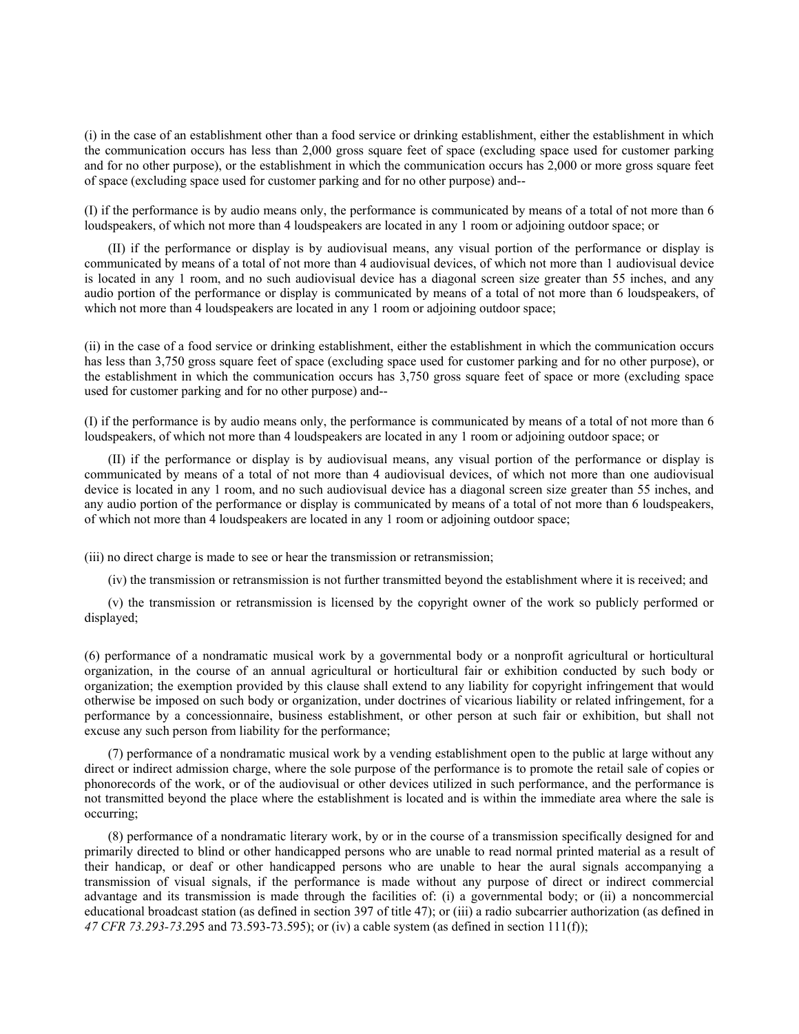(i) in the case of an establishment other than a food service or drinking establishment, either the establishment in which the communication occurs has less than 2,000 gross square feet of space (excluding space used for customer parking and for no other purpose), or the establishment in which the communication occurs has 2,000 or more gross square feet of space (excluding space used for customer parking and for no other purpose) and--

(I) if the performance is by audio means only, the performance is communicated by means of a total of not more than 6 loudspeakers, of which not more than 4 loudspeakers are located in any 1 room or adjoining outdoor space; or

(II) if the performance or display is by audiovisual means, any visual portion of the performance or display is communicated by means of a total of not more than 4 audiovisual devices, of which not more than 1 audiovisual device is located in any 1 room, and no such audiovisual device has a diagonal screen size greater than 55 inches, and any audio portion of the performance or display is communicated by means of a total of not more than 6 loudspeakers, of which not more than 4 loudspeakers are located in any 1 room or adjoining outdoor space;

(ii) in the case of a food service or drinking establishment, either the establishment in which the communication occurs has less than 3,750 gross square feet of space (excluding space used for customer parking and for no other purpose), or the establishment in which the communication occurs has 3,750 gross square feet of space or more (excluding space used for customer parking and for no other purpose) and--

(I) if the performance is by audio means only, the performance is communicated by means of a total of not more than 6 loudspeakers, of which not more than 4 loudspeakers are located in any 1 room or adjoining outdoor space; or

(II) if the performance or display is by audiovisual means, any visual portion of the performance or display is communicated by means of a total of not more than 4 audiovisual devices, of which not more than one audiovisual device is located in any 1 room, and no such audiovisual device has a diagonal screen size greater than 55 inches, and any audio portion of the performance or display is communicated by means of a total of not more than 6 loudspeakers, of which not more than 4 loudspeakers are located in any 1 room or adjoining outdoor space;

(iii) no direct charge is made to see or hear the transmission or retransmission;

(iv) the transmission or retransmission is not further transmitted beyond the establishment where it is received; and

(v) the transmission or retransmission is licensed by the copyright owner of the work so publicly performed or displayed;

(6) performance of a nondramatic musical work by a governmental body or a nonprofit agricultural or horticultural organization, in the course of an annual agricultural or horticultural fair or exhibition conducted by such body or organization; the exemption provided by this clause shall extend to any liability for copyright infringement that would otherwise be imposed on such body or organization, under doctrines of vicarious liability or related infringement, for a performance by a concessionnaire, business establishment, or other person at such fair or exhibition, but shall not excuse any such person from liability for the performance;

(7) performance of a nondramatic musical work by a vending establishment open to the public at large without any direct or indirect admission charge, where the sole purpose of the performance is to promote the retail sale of copies or phonorecords of the work, or of the audiovisual or other devices utilized in such performance, and the performance is not transmitted beyond the place where the establishment is located and is within the immediate area where the sale is occurring;

(8) performance of a nondramatic literary work, by or in the course of a transmission specifically designed for and primarily directed to blind or other handicapped persons who are unable to read normal printed material as a result of their handicap, or deaf or other handicapped persons who are unable to hear the aural signals accompanying a transmission of visual signals, if the performance is made without any purpose of direct or indirect commercial advantage and its transmission is made through the facilities of: (i) a governmental body; or (ii) a noncommercial educational broadcast station (as defined in section 397 of title 47); or (iii) a radio subcarrier authorization (as defined in *47 CFR 73.293-73*.295 and 73.593-73.595); or (iv) a cable system (as defined in section 111(f));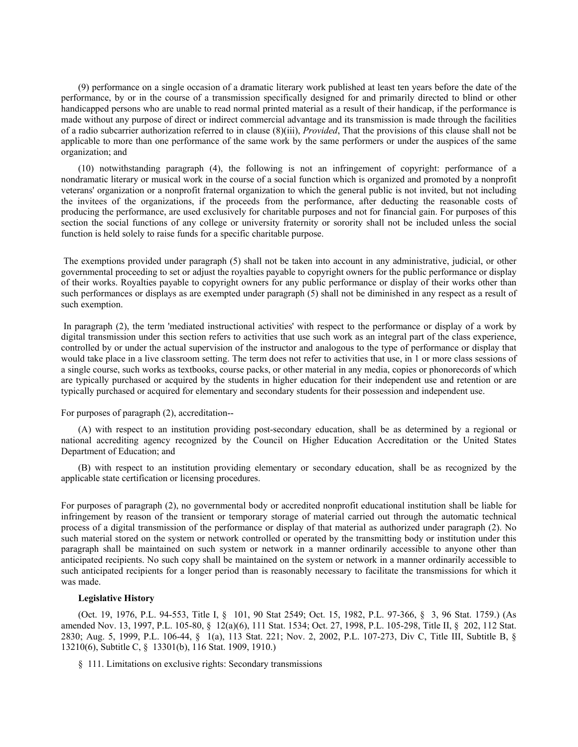(9) performance on a single occasion of a dramatic literary work published at least ten years before the date of the performance, by or in the course of a transmission specifically designed for and primarily directed to blind or other handicapped persons who are unable to read normal printed material as a result of their handicap, if the performance is made without any purpose of direct or indirect commercial advantage and its transmission is made through the facilities of a radio subcarrier authorization referred to in clause (8)(iii), *Provided*, That the provisions of this clause shall not be applicable to more than one performance of the same work by the same performers or under the auspices of the same organization; and

(10) notwithstanding paragraph (4), the following is not an infringement of copyright: performance of a nondramatic literary or musical work in the course of a social function which is organized and promoted by a nonprofit veterans' organization or a nonprofit fraternal organization to which the general public is not invited, but not including the invitees of the organizations, if the proceeds from the performance, after deducting the reasonable costs of producing the performance, are used exclusively for charitable purposes and not for financial gain. For purposes of this section the social functions of any college or university fraternity or sorority shall not be included unless the social function is held solely to raise funds for a specific charitable purpose.

The exemptions provided under paragraph (5) shall not be taken into account in any administrative, judicial, or other governmental proceeding to set or adjust the royalties payable to copyright owners for the public performance or display of their works. Royalties payable to copyright owners for any public performance or display of their works other than such performances or displays as are exempted under paragraph (5) shall not be diminished in any respect as a result of such exemption.

In paragraph (2), the term 'mediated instructional activities' with respect to the performance or display of a work by digital transmission under this section refers to activities that use such work as an integral part of the class experience, controlled by or under the actual supervision of the instructor and analogous to the type of performance or display that would take place in a live classroom setting. The term does not refer to activities that use, in 1 or more class sessions of a single course, such works as textbooks, course packs, or other material in any media, copies or phonorecords of which are typically purchased or acquired by the students in higher education for their independent use and retention or are typically purchased or acquired for elementary and secondary students for their possession and independent use.

For purposes of paragraph (2), accreditation--

(A) with respect to an institution providing post-secondary education, shall be as determined by a regional or national accrediting agency recognized by the Council on Higher Education Accreditation or the United States Department of Education; and

(B) with respect to an institution providing elementary or secondary education, shall be as recognized by the applicable state certification or licensing procedures.

For purposes of paragraph (2), no governmental body or accredited nonprofit educational institution shall be liable for infringement by reason of the transient or temporary storage of material carried out through the automatic technical process of a digital transmission of the performance or display of that material as authorized under paragraph (2). No such material stored on the system or network controlled or operated by the transmitting body or institution under this paragraph shall be maintained on such system or network in a manner ordinarily accessible to anyone other than anticipated recipients. No such copy shall be maintained on the system or network in a manner ordinarily accessible to such anticipated recipients for a longer period than is reasonably necessary to facilitate the transmissions for which it was made.

**Legislative History**

(Oct. 19, 1976, P.L. 94-553, Title I, § 101, 90 Stat 2549; Oct. 15, 1982, P.L. 97-366, § 3, 96 Stat. 1759.) (As amended Nov. 13, 1997, P.L. 105-80, § 12(a)(6), 111 Stat. 1534; Oct. 27, 1998, P.L. 105-298, Title II, § 202, 112 Stat. 2830; Aug. 5, 1999, P.L. 106-44, § 1(a), 113 Stat. 221; Nov. 2, 2002, P.L. 107-273, Div C, Title III, Subtitle B, § 13210(6), Subtitle C, § 13301(b), 116 Stat. 1909, 1910.)

§ 111. Limitations on exclusive rights: Secondary transmissions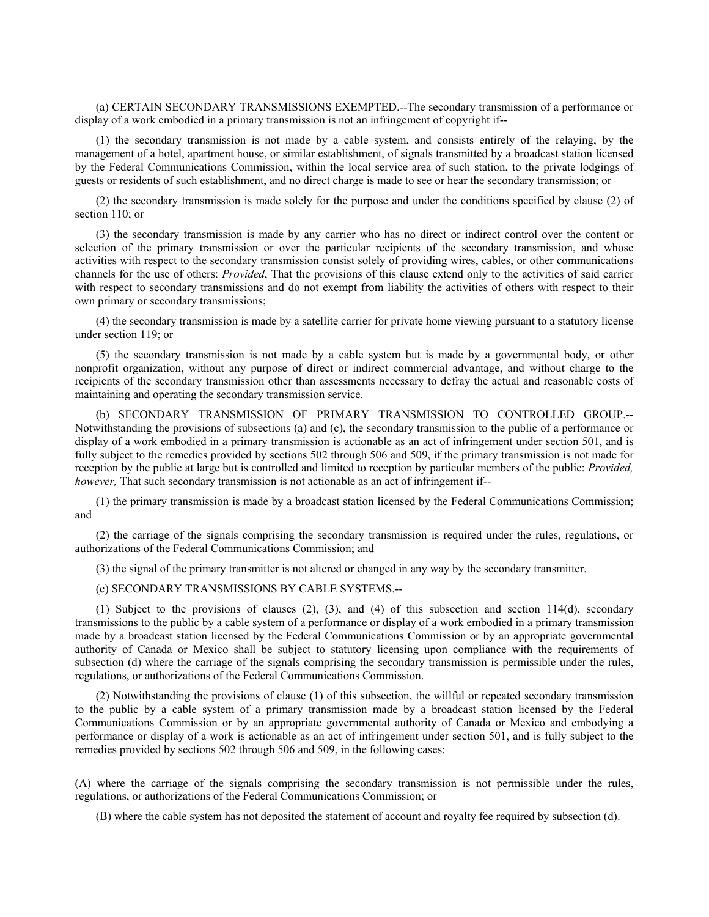(a) CERTAIN SECONDARY TRANSMISSIONS EXEMPTED.--The secondary transmission of a performance or display of a work embodied in a primary transmission is not an infringement of copyright if--

(1) the secondary transmission is not made by a cable system, and consists entirely of the relaying, by the management of a hotel, apartment house, or similar establishment, of signals transmitted by a broadcast station licensed by the Federal Communications Commission, within the local service area of such station, to the private lodgings of guests or residents of such establishment, and no direct charge is made to see or hear the secondary transmission; or

(2) the secondary transmission is made solely for the purpose and under the conditions specified by clause (2) of section 110; or

(3) the secondary transmission is made by any carrier who has no direct or indirect control over the content or selection of the primary transmission or over the particular recipients of the secondary transmission, and whose activities with respect to the secondary transmission consist solely of providing wires, cables, or other communications channels for the use of others: *Provided*, That the provisions of this clause extend only to the activities of said carrier with respect to secondary transmissions and do not exempt from liability the activities of others with respect to their own primary or secondary transmissions;

(4) the secondary transmission is made by a satellite carrier for private home viewing pursuant to a statutory license under section 119; or

(5) the secondary transmission is not made by a cable system but is made by a governmental body, or other nonprofit organization, without any purpose of direct or indirect commercial advantage, and without charge to the recipients of the secondary transmission other than assessments necessary to defray the actual and reasonable costs of maintaining and operating the secondary transmission service.

(b) SECONDARY TRANSMISSION OF PRIMARY TRANSMISSION TO CONTROLLED GROUP.--Notwithstanding the provisions of subsections (a) and (c), the secondary transmission to the public of a performance or display of a work embodied in a primary transmission is actionable as an act of infringement under section 501, and is fully subject to the remedies provided by sections 502 through 506 and 509, if the primary transmission is not made for reception by the public at large but is controlled and limited to reception by particular members of the public: *Provided, however,* That such secondary transmission is not actionable as an act of infringement if--

(1) the primary transmission is made by a broadcast station licensed by the Federal Communications Commission; and

(2) the carriage of the signals comprising the secondary transmission is required under the rules, regulations, or authorizations of the Federal Communications Commission; and

(3) the signal of the primary transmitter is not altered or changed in any way by the secondary transmitter.

(c) SECONDARY TRANSMISSIONS BY CABLE SYSTEMS.--

(1) Subject to the provisions of clauses (2), (3), and (4) of this subsection and section 114(d), secondary transmissions to the public by a cable system of a performance or display of a work embodied in a primary transmission made by a broadcast station licensed by the Federal Communications Commission or by an appropriate governmental authority of Canada or Mexico shall be subject to statutory licensing upon compliance with the requirements of subsection (d) where the carriage of the signals comprising the secondary transmission is permissible under the rules, regulations, or authorizations of the Federal Communications Commission.

(2) Notwithstanding the provisions of clause (1) of this subsection, the willful or repeated secondary transmission to the public by a cable system of a primary transmission made by a broadcast station licensed by the Federal Communications Commission or by an appropriate governmental authority of Canada or Mexico and embodying a performance or display of a work is actionable as an act of infringement under section 501, and is fully subject to the remedies provided by sections 502 through 506 and 509, in the following cases:

(A) where the carriage of the signals comprising the secondary transmission is not permissible under the rules, regulations, or authorizations of the Federal Communications Commission; or

(B) where the cable system has not deposited the statement of account and royalty fee required by subsection (d).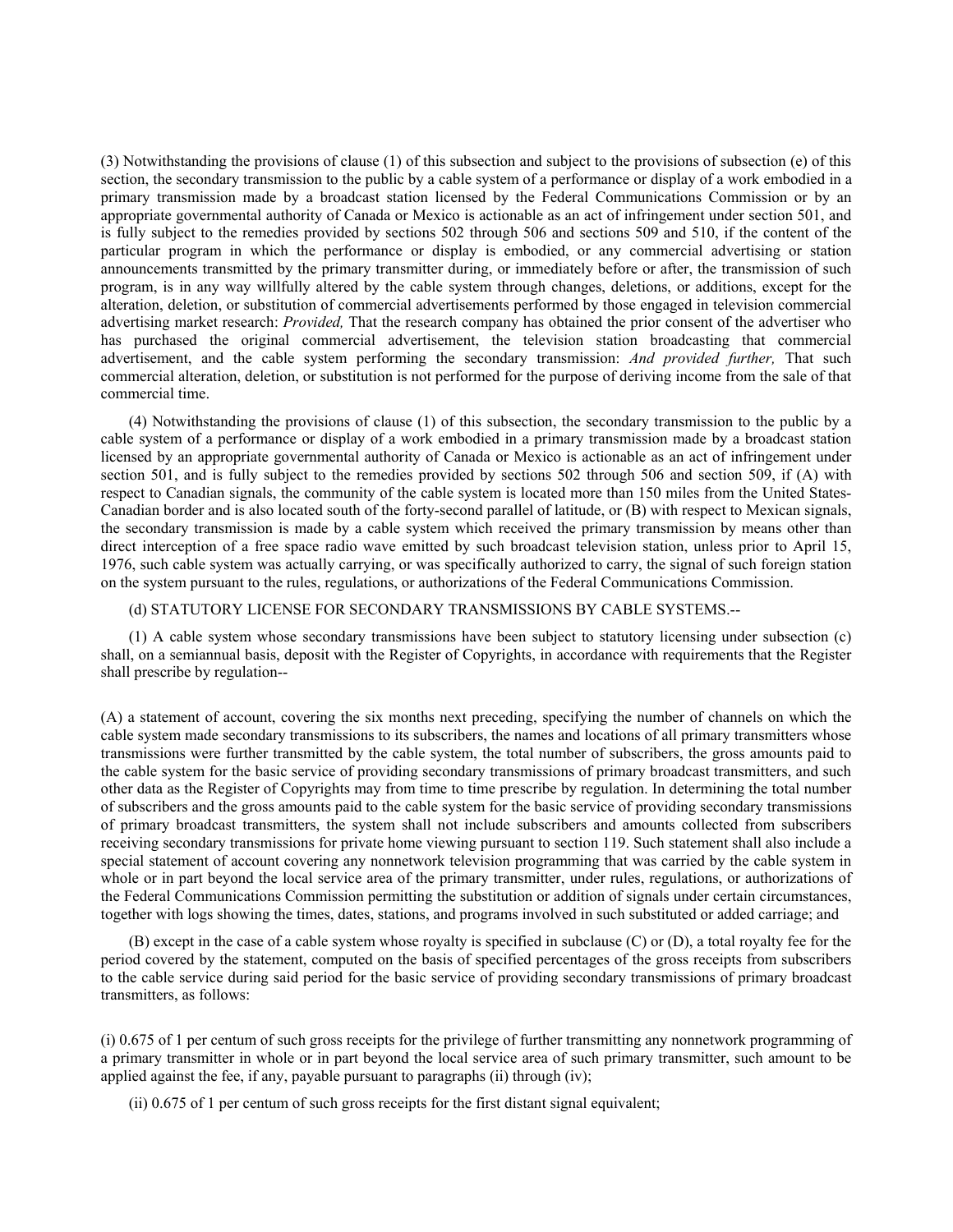(3) Notwithstanding the provisions of clause (1) of this subsection and subject to the provisions of subsection (e) of this section, the secondary transmission to the public by a cable system of a performance or display of a work embodied in a primary transmission made by a broadcast station licensed by the Federal Communications Commission or by an appropriate governmental authority of Canada or Mexico is actionable as an act of infringement under section 501, and is fully subject to the remedies provided by sections 502 through 506 and sections 509 and 510, if the content of the particular program in which the performance or display is embodied, or any commercial advertising or station announcements transmitted by the primary transmitter during, or immediately before or after, the transmission of such program, is in any way willfully altered by the cable system through changes, deletions, or additions, except for the alteration, deletion, or substitution of commercial advertisements performed by those engaged in television commercial advertising market research: *Provided,* That the research company has obtained the prior consent of the advertiser who has purchased the original commercial advertisement, the television station broadcasting that commercial advertisement, and the cable system performing the secondary transmission: *And provided further,* That such commercial alteration, deletion, or substitution is not performed for the purpose of deriving income from the sale of that commercial time.

(4) Notwithstanding the provisions of clause (1) of this subsection, the secondary transmission to the public by a cable system of a performance or display of a work embodied in a primary transmission made by a broadcast station licensed by an appropriate governmental authority of Canada or Mexico is actionable as an act of infringement under section 501, and is fully subject to the remedies provided by sections 502 through 506 and section 509, if (A) with respect to Canadian signals, the community of the cable system is located more than 150 miles from the United States-Canadian border and is also located south of the forty-second parallel of latitude, or (B) with respect to Mexican signals, the secondary transmission is made by a cable system which received the primary transmission by means other than direct interception of a free space radio wave emitted by such broadcast television station, unless prior to April 15, 1976, such cable system was actually carrying, or was specifically authorized to carry, the signal of such foreign station on the system pursuant to the rules, regulations, or authorizations of the Federal Communications Commission.

(d) STATUTORY LICENSE FOR SECONDARY TRANSMISSIONS BY CABLE SYSTEMS.--

(1) A cable system whose secondary transmissions have been subject to statutory licensing under subsection (c) shall, on a semiannual basis, deposit with the Register of Copyrights, in accordance with requirements that the Register shall prescribe by regulation--

(A) a statement of account, covering the six months next preceding, specifying the number of channels on which the cable system made secondary transmissions to its subscribers, the names and locations of all primary transmitters whose transmissions were further transmitted by the cable system, the total number of subscribers, the gross amounts paid to the cable system for the basic service of providing secondary transmissions of primary broadcast transmitters, and such other data as the Register of Copyrights may from time to time prescribe by regulation. In determining the total number of subscribers and the gross amounts paid to the cable system for the basic service of providing secondary transmissions of primary broadcast transmitters, the system shall not include subscribers and amounts collected from subscribers receiving secondary transmissions for private home viewing pursuant to section 119. Such statement shall also include a special statement of account covering any nonnetwork television programming that was carried by the cable system in whole or in part beyond the local service area of the primary transmitter, under rules, regulations, or authorizations of the Federal Communications Commission permitting the substitution or addition of signals under certain circumstances, together with logs showing the times, dates, stations, and programs involved in such substituted or added carriage; and

(B) except in the case of a cable system whose royalty is specified in subclause (C) or (D), a total royalty fee for the period covered by the statement, computed on the basis of specified percentages of the gross receipts from subscribers to the cable service during said period for the basic service of providing secondary transmissions of primary broadcast transmitters, as follows:

(i) 0.675 of 1 per centum of such gross receipts for the privilege of further transmitting any nonnetwork programming of a primary transmitter in whole or in part beyond the local service area of such primary transmitter, such amount to be applied against the fee, if any, payable pursuant to paragraphs (ii) through (iv);

(ii) 0.675 of 1 per centum of such gross receipts for the first distant signal equivalent;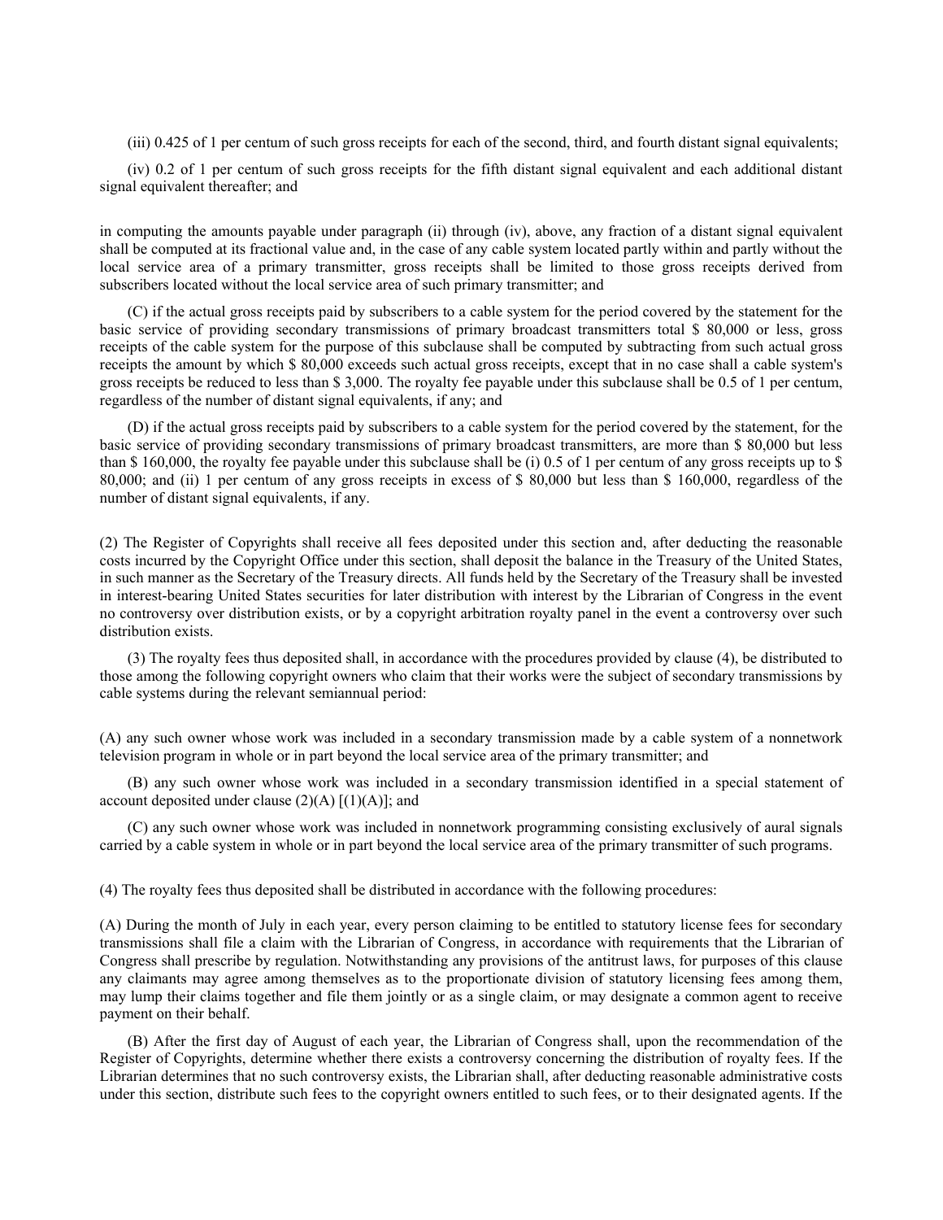(iii) 0.425 of 1 per centum of such gross receipts for each of the second, third, and fourth distant signal equivalents;

(iv) 0.2 of 1 per centum of such gross receipts for the fifth distant signal equivalent and each additional distant signal equivalent thereafter; and

in computing the amounts payable under paragraph (ii) through (iv), above, any fraction of a distant signal equivalent shall be computed at its fractional value and, in the case of any cable system located partly within and partly without the local service area of a primary transmitter, gross receipts shall be limited to those gross receipts derived from subscribers located without the local service area of such primary transmitter; and

(C) if the actual gross receipts paid by subscribers to a cable system for the period covered by the statement for the basic service of providing secondary transmissions of primary broadcast transmitters total $ 80,000 or less, gross receipts of the cable system for the purpose of this subclause shall be computed by subtracting from such actual gross receipts the amount by which $ 80,000 exceeds such actual gross receipts, except that in no case shall a cable system's gross receipts be reduced to less than $ 3,000. The royalty fee payable under this subclause shall be 0.5 of 1 per centum, regardless of the number of distant signal equivalents, if any; and

(D) if the actual gross receipts paid by subscribers to a cable system for the period covered by the statement, for the basic service of providing secondary transmissions of primary broadcast transmitters, are more than $ 80,000 but less than $ 160,000, the royalty fee payable under this subclause shall be (i) 0.5 of 1 per centum of any gross receipts up to $ 80,000; and (ii) 1 per centum of any gross receipts in excess of $ 80,000 but less than $ 160,000, regardless of the number of distant signal equivalents, if any.

(2) The Register of Copyrights shall receive all fees deposited under this section and, after deducting the reasonable costs incurred by the Copyright Office under this section, shall deposit the balance in the Treasury of the United States, in such manner as the Secretary of the Treasury directs. All funds held by the Secretary of the Treasury shall be invested in interest-bearing United States securities for later distribution with interest by the Librarian of Congress in the event no controversy over distribution exists, or by a copyright arbitration royalty panel in the event a controversy over such distribution exists.

(3) The royalty fees thus deposited shall, in accordance with the procedures provided by clause (4), be distributed to those among the following copyright owners who claim that their works were the subject of secondary transmissions by cable systems during the relevant semiannual period:

(A) any such owner whose work was included in a secondary transmission made by a cable system of a nonnetwork television program in whole or in part beyond the local service area of the primary transmitter; and

(B) any such owner whose work was included in a secondary transmission identified in a special statement of account deposited under clause (2)(A) [(1)(A)]; and

(C) any such owner whose work was included in nonnetwork programming consisting exclusively of aural signals carried by a cable system in whole or in part beyond the local service area of the primary transmitter of such programs.

(4) The royalty fees thus deposited shall be distributed in accordance with the following procedures:

(A) During the month of July in each year, every person claiming to be entitled to statutory license fees for secondary transmissions shall file a claim with the Librarian of Congress, in accordance with requirements that the Librarian of Congress shall prescribe by regulation. Notwithstanding any provisions of the antitrust laws, for purposes of this clause any claimants may agree among themselves as to the proportionate division of statutory licensing fees among them, may lump their claims together and file them jointly or as a single claim, or may designate a common agent to receive payment on their behalf.

(B) After the first day of August of each year, the Librarian of Congress shall, upon the recommendation of the Register of Copyrights, determine whether there exists a controversy concerning the distribution of royalty fees. If the Librarian determines that no such controversy exists, the Librarian shall, after deducting reasonable administrative costs under this section, distribute such fees to the copyright owners entitled to such fees, or to their designated agents. If the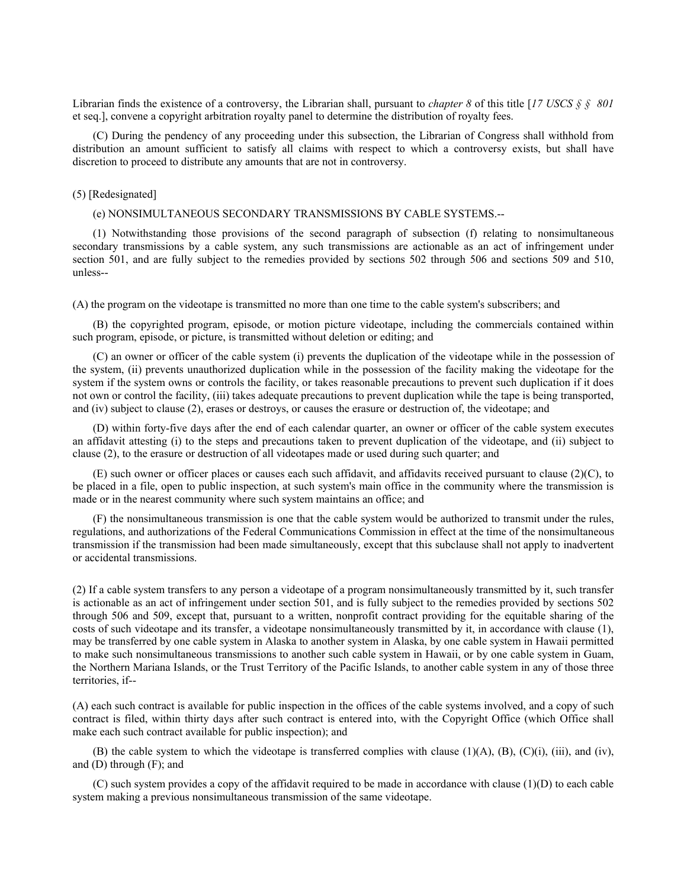Librarian finds the existence of a controversy, the Librarian shall, pursuant to *chapter 8* of this title [*17 USCS § § 801* et seq.], convene a copyright arbitration royalty panel to determine the distribution of royalty fees.

(C) During the pendency of any proceeding under this subsection, the Librarian of Congress shall withhold from distribution an amount sufficient to satisfy all claims with respect to which a controversy exists, but shall have discretion to proceed to distribute any amounts that are not in controversy.

(5) [Redesignated]

(e) NONSIMULTANEOUS SECONDARY TRANSMISSIONS BY CABLE SYSTEMS.--

(1) Notwithstanding those provisions of the second paragraph of subsection (f) relating to nonsimultaneous secondary transmissions by a cable system, any such transmissions are actionable as an act of infringement under section 501, and are fully subject to the remedies provided by sections 502 through 506 and sections 509 and 510, unless--

(A) the program on the videotape is transmitted no more than one time to the cable system's subscribers; and

(B) the copyrighted program, episode, or motion picture videotape, including the commercials contained within such program, episode, or picture, is transmitted without deletion or editing; and

(C) an owner or officer of the cable system (i) prevents the duplication of the videotape while in the possession of the system, (ii) prevents unauthorized duplication while in the possession of the facility making the videotape for the system if the system owns or controls the facility, or takes reasonable precautions to prevent such duplication if it does not own or control the facility, (iii) takes adequate precautions to prevent duplication while the tape is being transported, and (iv) subject to clause (2), erases or destroys, or causes the erasure or destruction of, the videotape; and

(D) within forty-five days after the end of each calendar quarter, an owner or officer of the cable system executes an affidavit attesting (i) to the steps and precautions taken to prevent duplication of the videotape, and (ii) subject to clause (2), to the erasure or destruction of all videotapes made or used during such quarter; and

(E) such owner or officer places or causes each such affidavit, and affidavits received pursuant to clause (2)(C), to be placed in a file, open to public inspection, at such system's main office in the community where the transmission is made or in the nearest community where such system maintains an office; and

(F) the nonsimultaneous transmission is one that the cable system would be authorized to transmit under the rules, regulations, and authorizations of the Federal Communications Commission in effect at the time of the nonsimultaneous transmission if the transmission had been made simultaneously, except that this subclause shall not apply to inadvertent or accidental transmissions.

(2) If a cable system transfers to any person a videotape of a program nonsimultaneously transmitted by it, such transfer is actionable as an act of infringement under section 501, and is fully subject to the remedies provided by sections 502 through 506 and 509, except that, pursuant to a written, nonprofit contract providing for the equitable sharing of the costs of such videotape and its transfer, a videotape nonsimultaneously transmitted by it, in accordance with clause (1), may be transferred by one cable system in Alaska to another system in Alaska, by one cable system in Hawaii permitted to make such nonsimultaneous transmissions to another such cable system in Hawaii, or by one cable system in Guam, the Northern Mariana Islands, or the Trust Territory of the Pacific Islands, to another cable system in any of those three territories, if--

(A) each such contract is available for public inspection in the offices of the cable systems involved, and a copy of such contract is filed, within thirty days after such contract is entered into, with the Copyright Office (which Office shall make each such contract available for public inspection); and

(B) the cable system to which the videotape is transferred complies with clause (1)(A), (B), (C)(i), (iii), and (iv), and (D) through (F); and

(C) such system provides a copy of the affidavit required to be made in accordance with clause (1)(D) to each cable system making a previous nonsimultaneous transmission of the same videotape.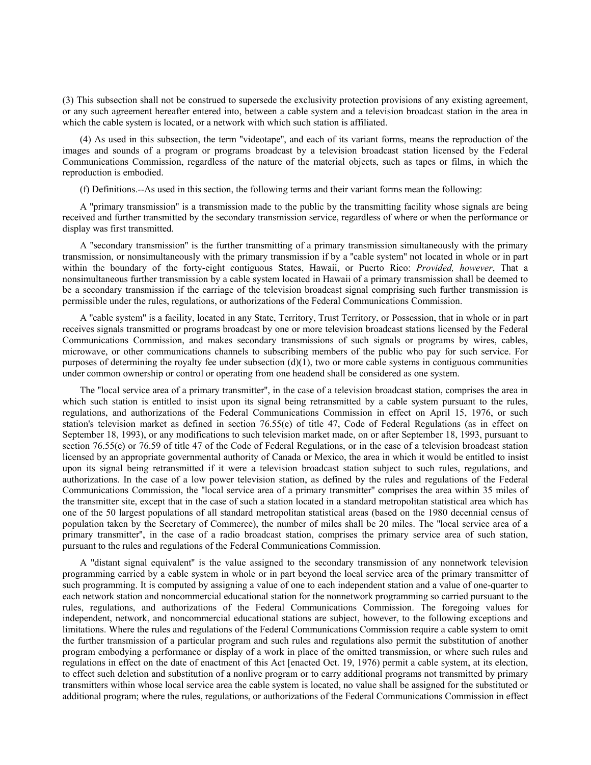(3) This subsection shall not be construed to supersede the exclusivity protection provisions of any existing agreement, or any such agreement hereafter entered into, between a cable system and a television broadcast station in the area in which the cable system is located, or a network with which such station is affiliated.

(4) As used in this subsection, the term "videotape", and each of its variant forms, means the reproduction of the images and sounds of a program or programs broadcast by a television broadcast station licensed by the Federal Communications Commission, regardless of the nature of the material objects, such as tapes or films, in which the reproduction is embodied.

(f) Definitions.--As used in this section, the following terms and their variant forms mean the following:

A "primary transmission" is a transmission made to the public by the transmitting facility whose signals are being received and further transmitted by the secondary transmission service, regardless of where or when the performance or display was first transmitted.

A "secondary transmission" is the further transmitting of a primary transmission simultaneously with the primary transmission, or nonsimultaneously with the primary transmission if by a "cable system" not located in whole or in part within the boundary of the forty-eight contiguous States, Hawaii, or Puerto Rico: *Provided, however*, That a nonsimultaneous further transmission by a cable system located in Hawaii of a primary transmission shall be deemed to be a secondary transmission if the carriage of the television broadcast signal comprising such further transmission is permissible under the rules, regulations, or authorizations of the Federal Communications Commission.

A "cable system" is a facility, located in any State, Territory, Trust Territory, or Possession, that in whole or in part receives signals transmitted or programs broadcast by one or more television broadcast stations licensed by the Federal Communications Commission, and makes secondary transmissions of such signals or programs by wires, cables, microwave, or other communications channels to subscribing members of the public who pay for such service. For purposes of determining the royalty fee under subsection (d)(1), two or more cable systems in contiguous communities under common ownership or control or operating from one headend shall be considered as one system.

The "local service area of a primary transmitter", in the case of a television broadcast station, comprises the area in which such station is entitled to insist upon its signal being retransmitted by a cable system pursuant to the rules, regulations, and authorizations of the Federal Communications Commission in effect on April 15, 1976, or such station's television market as defined in section 76.55(e) of title 47, Code of Federal Regulations (as in effect on September 18, 1993), or any modifications to such television market made, on or after September 18, 1993, pursuant to section 76.55(e) or 76.59 of title 47 of the Code of Federal Regulations, or in the case of a television broadcast station licensed by an appropriate governmental authority of Canada or Mexico, the area in which it would be entitled to insist upon its signal being retransmitted if it were a television broadcast station subject to such rules, regulations, and authorizations. In the case of a low power television station, as defined by the rules and regulations of the Federal Communications Commission, the "local service area of a primary transmitter" comprises the area within 35 miles of the transmitter site, except that in the case of such a station located in a standard metropolitan statistical area which has one of the 50 largest populations of all standard metropolitan statistical areas (based on the 1980 decennial census of population taken by the Secretary of Commerce), the number of miles shall be 20 miles. The "local service area of a primary transmitter", in the case of a radio broadcast station, comprises the primary service area of such station, pursuant to the rules and regulations of the Federal Communications Commission.

A "distant signal equivalent" is the value assigned to the secondary transmission of any nonnetwork television programming carried by a cable system in whole or in part beyond the local service area of the primary transmitter of such programming. It is computed by assigning a value of one to each independent station and a value of one-quarter to each network station and noncommercial educational station for the nonnetwork programming so carried pursuant to the rules, regulations, and authorizations of the Federal Communications Commission. The foregoing values for independent, network, and noncommercial educational stations are subject, however, to the following exceptions and limitations. Where the rules and regulations of the Federal Communications Commission require a cable system to omit the further transmission of a particular program and such rules and regulations also permit the substitution of another program embodying a performance or display of a work in place of the omitted transmission, or where such rules and regulations in effect on the date of enactment of this Act [enacted Oct. 19, 1976) permit a cable system, at its election, to effect such deletion and substitution of a nonlive program or to carry additional programs not transmitted by primary transmitters within whose local service area the cable system is located, no value shall be assigned for the substituted or additional program; where the rules, regulations, or authorizations of the Federal Communications Commission in effect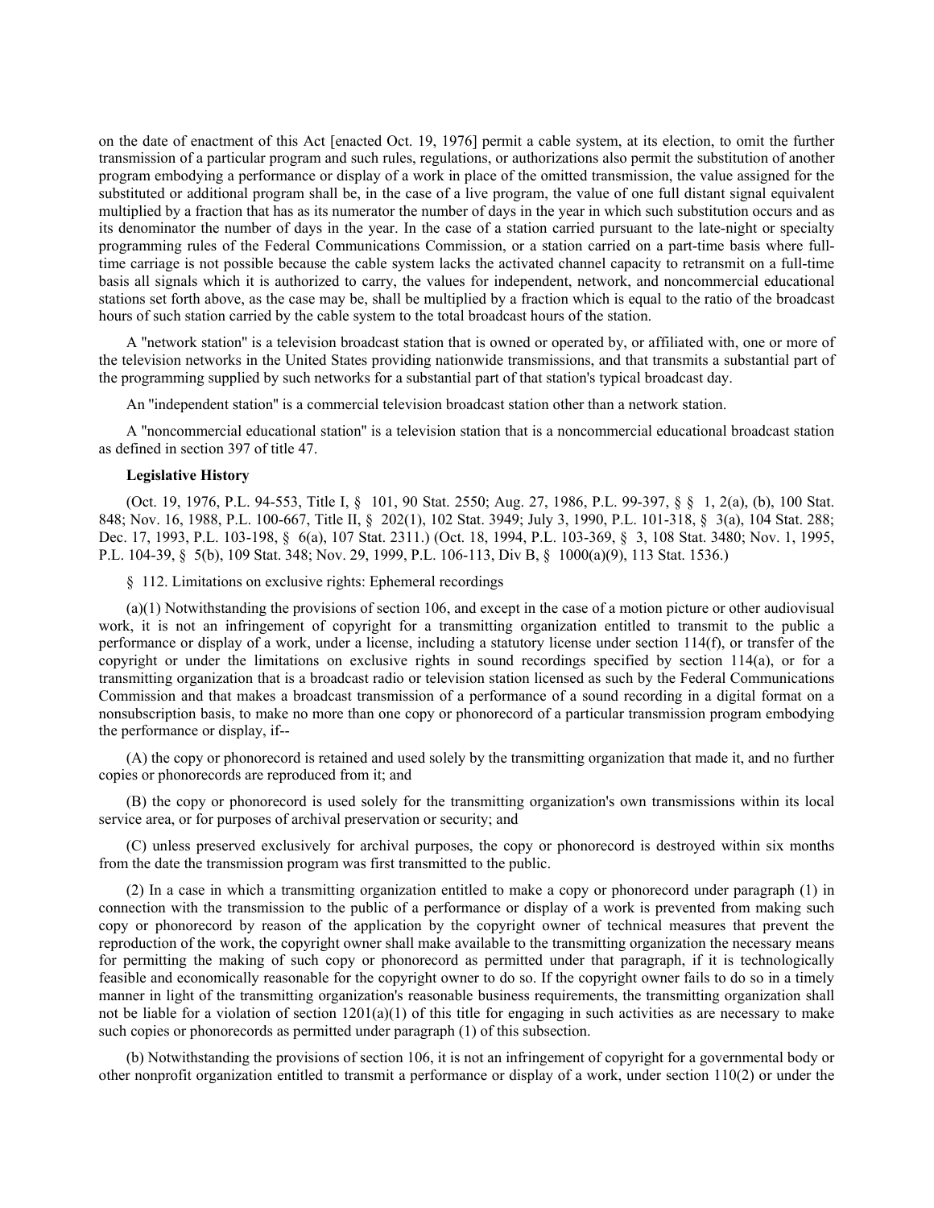on the date of enactment of this Act [enacted Oct. 19, 1976] permit a cable system, at its election, to omit the further transmission of a particular program and such rules, regulations, or authorizations also permit the substitution of another program embodying a performance or display of a work in place of the omitted transmission, the value assigned for the substituted or additional program shall be, in the case of a live program, the value of one full distant signal equivalent multiplied by a fraction that has as its numerator the number of days in the year in which such substitution occurs and as its denominator the number of days in the year. In the case of a station carried pursuant to the late-night or specialty programming rules of the Federal Communications Commission, or a station carried on a part-time basis where full-time carriage is not possible because the cable system lacks the activated channel capacity to retransmit on a full-time basis all signals which it is authorized to carry, the values for independent, network, and noncommercial educational stations set forth above, as the case may be, shall be multiplied by a fraction which is equal to the ratio of the broadcast hours of such station carried by the cable system to the total broadcast hours of the station.

A "network station" is a television broadcast station that is owned or operated by, or affiliated with, one or more of the television networks in the United States providing nationwide transmissions, and that transmits a substantial part of the programming supplied by such networks for a substantial part of that station's typical broadcast day.

An "independent station" is a commercial television broadcast station other than a network station.

A "noncommercial educational station" is a television station that is a noncommercial educational broadcast station as defined in section 397 of title 47.

**Legislative History**

(Oct. 19, 1976, P.L. 94-553, Title I, § 101, 90 Stat. 2550; Aug. 27, 1986, P.L. 99-397, § § 1, 2(a), (b), 100 Stat. 848; Nov. 16, 1988, P.L. 100-667, Title II, § 202(1), 102 Stat. 3949; July 3, 1990, P.L. 101-318, § 3(a), 104 Stat. 288; Dec. 17, 1993, P.L. 103-198, § 6(a), 107 Stat. 2311.) (Oct. 18, 1994, P.L. 103-369, § 3, 108 Stat. 3480; Nov. 1, 1995, P.L. 104-39, § 5(b), 109 Stat. 348; Nov. 29, 1999, P.L. 106-113, Div B, § 1000(a)(9), 113 Stat. 1536.)

§ 112. Limitations on exclusive rights: Ephemeral recordings

(a)(1) Notwithstanding the provisions of section 106, and except in the case of a motion picture or other audiovisual work, it is not an infringement of copyright for a transmitting organization entitled to transmit to the public a performance or display of a work, under a license, including a statutory license under section 114(f), or transfer of the copyright or under the limitations on exclusive rights in sound recordings specified by section 114(a), or for a transmitting organization that is a broadcast radio or television station licensed as such by the Federal Communications Commission and that makes a broadcast transmission of a performance of a sound recording in a digital format on a nonsubscription basis, to make no more than one copy or phonorecord of a particular transmission program embodying the performance or display, if--

(A) the copy or phonorecord is retained and used solely by the transmitting organization that made it, and no further copies or phonorecords are reproduced from it; and

(B) the copy or phonorecord is used solely for the transmitting organization's own transmissions within its local service area, or for purposes of archival preservation or security; and

(C) unless preserved exclusively for archival purposes, the copy or phonorecord is destroyed within six months from the date the transmission program was first transmitted to the public.

(2) In a case in which a transmitting organization entitled to make a copy or phonorecord under paragraph (1) in connection with the transmission to the public of a performance or display of a work is prevented from making such copy or phonorecord by reason of the application by the copyright owner of technical measures that prevent the reproduction of the work, the copyright owner shall make available to the transmitting organization the necessary means for permitting the making of such copy or phonorecord as permitted under that paragraph, if it is technologically feasible and economically reasonable for the copyright owner to do so. If the copyright owner fails to do so in a timely manner in light of the transmitting organization's reasonable business requirements, the transmitting organization shall not be liable for a violation of section 1201(a)(1) of this title for engaging in such activities as are necessary to make such copies or phonorecords as permitted under paragraph (1) of this subsection.

(b) Notwithstanding the provisions of section 106, it is not an infringement of copyright for a governmental body or other nonprofit organization entitled to transmit a performance or display of a work, under section 110(2) or under the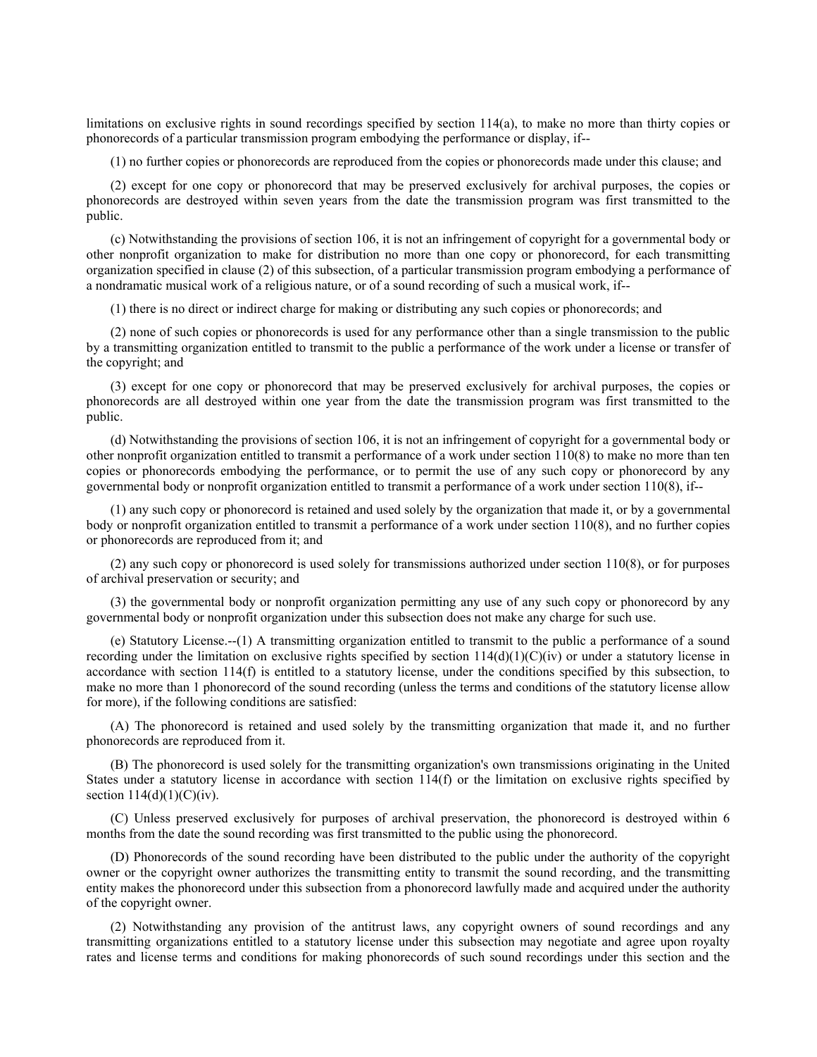limitations on exclusive rights in sound recordings specified by section 114(a), to make no more than thirty copies or phonorecords of a particular transmission program embodying the performance or display, if--

(1) no further copies or phonorecords are reproduced from the copies or phonorecords made under this clause; and

(2) except for one copy or phonorecord that may be preserved exclusively for archival purposes, the copies or phonorecords are destroyed within seven years from the date the transmission program was first transmitted to the public.

(c) Notwithstanding the provisions of section 106, it is not an infringement of copyright for a governmental body or other nonprofit organization to make for distribution no more than one copy or phonorecord, for each transmitting organization specified in clause (2) of this subsection, of a particular transmission program embodying a performance of a nondramatic musical work of a religious nature, or of a sound recording of such a musical work, if--

(1) there is no direct or indirect charge for making or distributing any such copies or phonorecords; and

(2) none of such copies or phonorecords is used for any performance other than a single transmission to the public by a transmitting organization entitled to transmit to the public a performance of the work under a license or transfer of the copyright; and

(3) except for one copy or phonorecord that may be preserved exclusively for archival purposes, the copies or phonorecords are all destroyed within one year from the date the transmission program was first transmitted to the public.

(d) Notwithstanding the provisions of section 106, it is not an infringement of copyright for a governmental body or other nonprofit organization entitled to transmit a performance of a work under section 110(8) to make no more than ten copies or phonorecords embodying the performance, or to permit the use of any such copy or phonorecord by any governmental body or nonprofit organization entitled to transmit a performance of a work under section 110(8), if--

(1) any such copy or phonorecord is retained and used solely by the organization that made it, or by a governmental body or nonprofit organization entitled to transmit a performance of a work under section 110(8), and no further copies or phonorecords are reproduced from it; and

(2) any such copy or phonorecord is used solely for transmissions authorized under section 110(8), or for purposes of archival preservation or security; and

(3) the governmental body or nonprofit organization permitting any use of any such copy or phonorecord by any governmental body or nonprofit organization under this subsection does not make any charge for such use.

(e) Statutory License.--(1) A transmitting organization entitled to transmit to the public a performance of a sound recording under the limitation on exclusive rights specified by section 114(d)(1)(C)(iv) or under a statutory license in accordance with section 114(f) is entitled to a statutory license, under the conditions specified by this subsection, to make no more than 1 phonorecord of the sound recording (unless the terms and conditions of the statutory license allow for more), if the following conditions are satisfied:

(A) The phonorecord is retained and used solely by the transmitting organization that made it, and no further phonorecords are reproduced from it.

(B) The phonorecord is used solely for the transmitting organization's own transmissions originating in the United States under a statutory license in accordance with section 114(f) or the limitation on exclusive rights specified by section 114(d)(1)(C)(iv).

(C) Unless preserved exclusively for purposes of archival preservation, the phonorecord is destroyed within 6 months from the date the sound recording was first transmitted to the public using the phonorecord.

(D) Phonorecords of the sound recording have been distributed to the public under the authority of the copyright owner or the copyright owner authorizes the transmitting entity to transmit the sound recording, and the transmitting entity makes the phonorecord under this subsection from a phonorecord lawfully made and acquired under the authority of the copyright owner.

(2) Notwithstanding any provision of the antitrust laws, any copyright owners of sound recordings and any transmitting organizations entitled to a statutory license under this subsection may negotiate and agree upon royalty rates and license terms and conditions for making phonorecords of such sound recordings under this section and the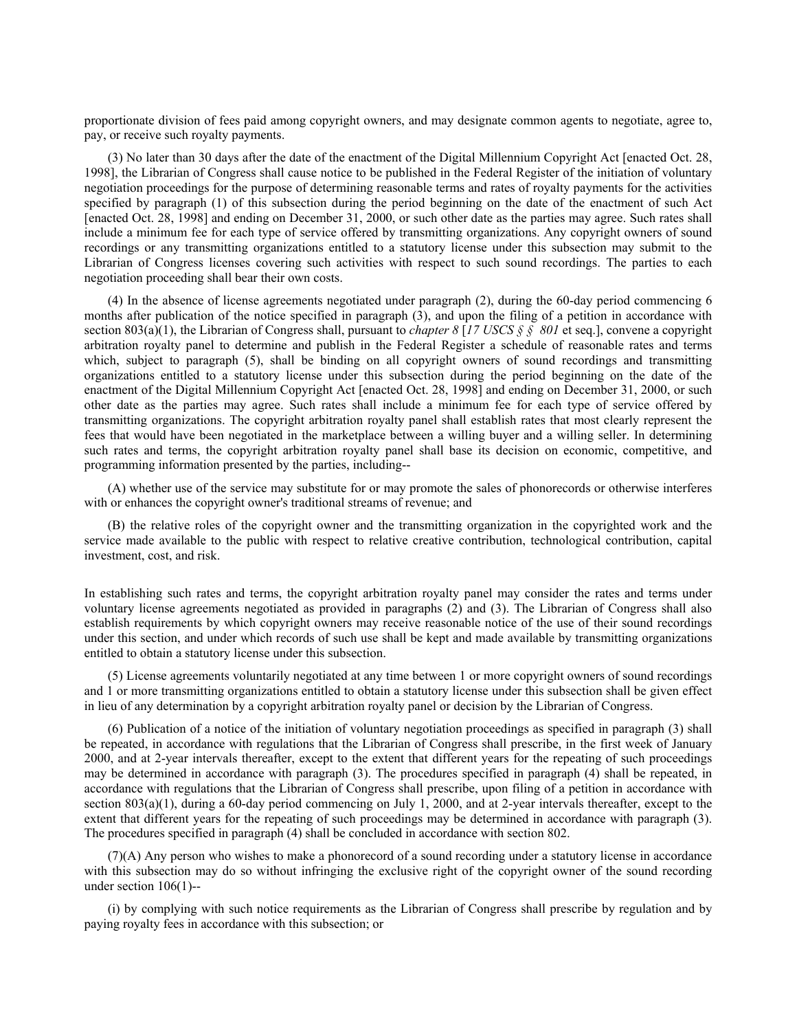proportionate division of fees paid among copyright owners, and may designate common agents to negotiate, agree to, pay, or receive such royalty payments.

(3) No later than 30 days after the date of the enactment of the Digital Millennium Copyright Act [enacted Oct. 28, 1998], the Librarian of Congress shall cause notice to be published in the Federal Register of the initiation of voluntary negotiation proceedings for the purpose of determining reasonable terms and rates of royalty payments for the activities specified by paragraph (1) of this subsection during the period beginning on the date of the enactment of such Act [enacted Oct. 28, 1998] and ending on December 31, 2000, or such other date as the parties may agree. Such rates shall include a minimum fee for each type of service offered by transmitting organizations. Any copyright owners of sound recordings or any transmitting organizations entitled to a statutory license under this subsection may submit to the Librarian of Congress licenses covering such activities with respect to such sound recordings. The parties to each negotiation proceeding shall bear their own costs.

(4) In the absence of license agreements negotiated under paragraph (2), during the 60-day period commencing 6 months after publication of the notice specified in paragraph (3), and upon the filing of a petition in accordance with section 803(a)(1), the Librarian of Congress shall, pursuant to *chapter 8* [*17 USCS § § 801* et seq.], convene a copyright arbitration royalty panel to determine and publish in the Federal Register a schedule of reasonable rates and terms which, subject to paragraph (5), shall be binding on all copyright owners of sound recordings and transmitting organizations entitled to a statutory license under this subsection during the period beginning on the date of the enactment of the Digital Millennium Copyright Act [enacted Oct. 28, 1998] and ending on December 31, 2000, or such other date as the parties may agree. Such rates shall include a minimum fee for each type of service offered by transmitting organizations. The copyright arbitration royalty panel shall establish rates that most clearly represent the fees that would have been negotiated in the marketplace between a willing buyer and a willing seller. In determining such rates and terms, the copyright arbitration royalty panel shall base its decision on economic, competitive, and programming information presented by the parties, including--

(A) whether use of the service may substitute for or may promote the sales of phonorecords or otherwise interferes with or enhances the copyright owner's traditional streams of revenue; and

(B) the relative roles of the copyright owner and the transmitting organization in the copyrighted work and the service made available to the public with respect to relative creative contribution, technological contribution, capital investment, cost, and risk.

In establishing such rates and terms, the copyright arbitration royalty panel may consider the rates and terms under voluntary license agreements negotiated as provided in paragraphs (2) and (3). The Librarian of Congress shall also establish requirements by which copyright owners may receive reasonable notice of the use of their sound recordings under this section, and under which records of such use shall be kept and made available by transmitting organizations entitled to obtain a statutory license under this subsection.

(5) License agreements voluntarily negotiated at any time between 1 or more copyright owners of sound recordings and 1 or more transmitting organizations entitled to obtain a statutory license under this subsection shall be given effect in lieu of any determination by a copyright arbitration royalty panel or decision by the Librarian of Congress.

(6) Publication of a notice of the initiation of voluntary negotiation proceedings as specified in paragraph (3) shall be repeated, in accordance with regulations that the Librarian of Congress shall prescribe, in the first week of January 2000, and at 2-year intervals thereafter, except to the extent that different years for the repeating of such proceedings may be determined in accordance with paragraph (3). The procedures specified in paragraph (4) shall be repeated, in accordance with regulations that the Librarian of Congress shall prescribe, upon filing of a petition in accordance with section 803(a)(1), during a 60-day period commencing on July 1, 2000, and at 2-year intervals thereafter, except to the extent that different years for the repeating of such proceedings may be determined in accordance with paragraph (3). The procedures specified in paragraph (4) shall be concluded in accordance with section 802.

(7)(A) Any person who wishes to make a phonorecord of a sound recording under a statutory license in accordance with this subsection may do so without infringing the exclusive right of the copyright owner of the sound recording under section 106(1)--

(i) by complying with such notice requirements as the Librarian of Congress shall prescribe by regulation and by paying royalty fees in accordance with this subsection; or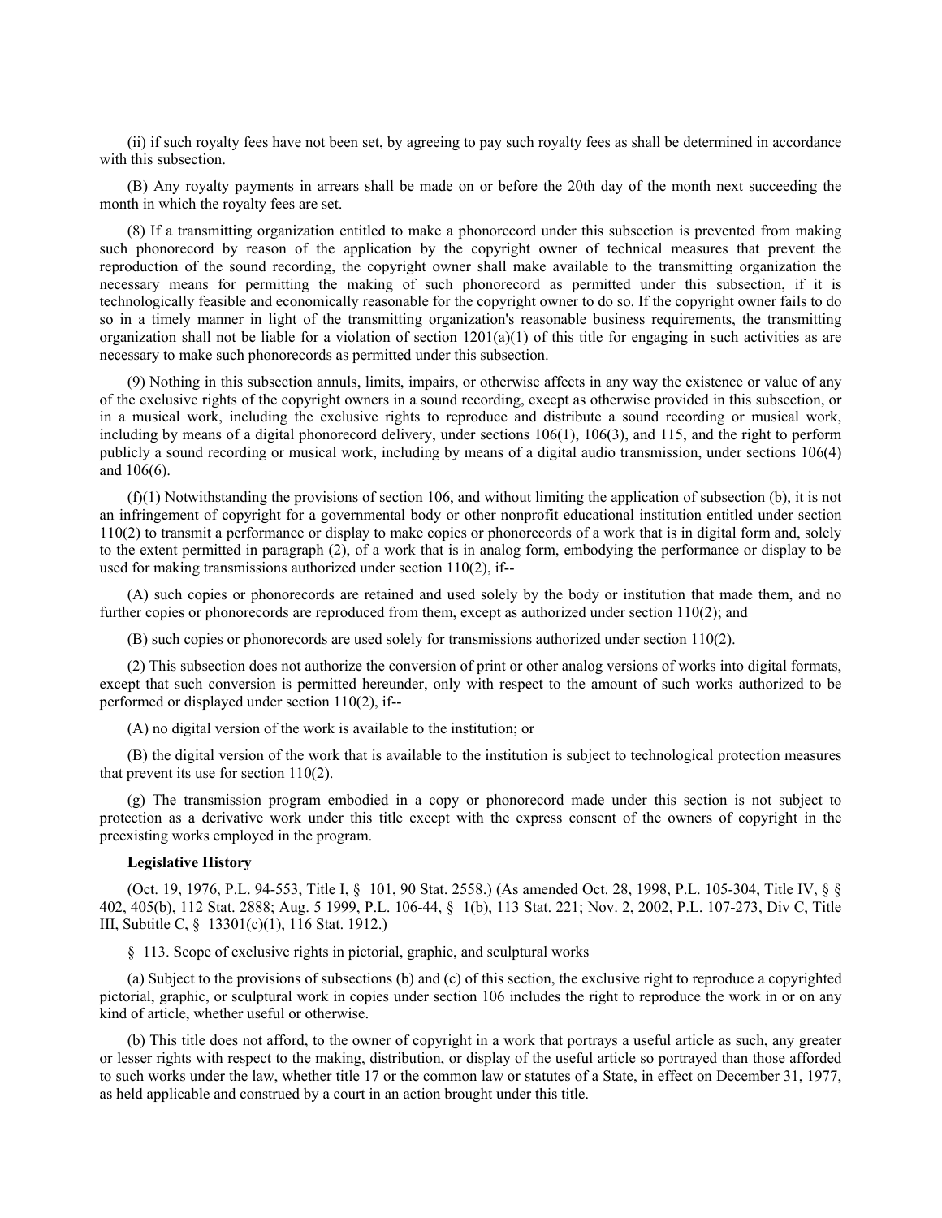(ii) if such royalty fees have not been set, by agreeing to pay such royalty fees as shall be determined in accordance with this subsection.

(B) Any royalty payments in arrears shall be made on or before the 20th day of the month next succeeding the month in which the royalty fees are set.

(8) If a transmitting organization entitled to make a phonorecord under this subsection is prevented from making such phonorecord by reason of the application by the copyright owner of technical measures that prevent the reproduction of the sound recording, the copyright owner shall make available to the transmitting organization the necessary means for permitting the making of such phonorecord as permitted under this subsection, if it is technologically feasible and economically reasonable for the copyright owner to do so. If the copyright owner fails to do so in a timely manner in light of the transmitting organization's reasonable business requirements, the transmitting organization shall not be liable for a violation of section 1201(a)(1) of this title for engaging in such activities as are necessary to make such phonorecords as permitted under this subsection.

(9) Nothing in this subsection annuls, limits, impairs, or otherwise affects in any way the existence or value of any of the exclusive rights of the copyright owners in a sound recording, except as otherwise provided in this subsection, or in a musical work, including the exclusive rights to reproduce and distribute a sound recording or musical work, including by means of a digital phonorecord delivery, under sections 106(1), 106(3), and 115, and the right to perform publicly a sound recording or musical work, including by means of a digital audio transmission, under sections 106(4) and 106(6).

(f)(1) Notwithstanding the provisions of section 106, and without limiting the application of subsection (b), it is not an infringement of copyright for a governmental body or other nonprofit educational institution entitled under section 110(2) to transmit a performance or display to make copies or phonorecords of a work that is in digital form and, solely to the extent permitted in paragraph (2), of a work that is in analog form, embodying the performance or display to be used for making transmissions authorized under section 110(2), if--

(A) such copies or phonorecords are retained and used solely by the body or institution that made them, and no further copies or phonorecords are reproduced from them, except as authorized under section 110(2); and

(B) such copies or phonorecords are used solely for transmissions authorized under section 110(2).

(2) This subsection does not authorize the conversion of print or other analog versions of works into digital formats, except that such conversion is permitted hereunder, only with respect to the amount of such works authorized to be performed or displayed under section 110(2), if--

(A) no digital version of the work is available to the institution; or

(B) the digital version of the work that is available to the institution is subject to technological protection measures that prevent its use for section 110(2).

(g) The transmission program embodied in a copy or phonorecord made under this section is not subject to protection as a derivative work under this title except with the express consent of the owners of copyright in the preexisting works employed in the program.

**Legislative History**

(Oct. 19, 1976, P.L. 94-553, Title I, § 101, 90 Stat. 2558.) (As amended Oct. 28, 1998, P.L. 105-304, Title IV, § § 402, 405(b), 112 Stat. 2888; Aug. 5 1999, P.L. 106-44, § 1(b), 113 Stat. 221; Nov. 2, 2002, P.L. 107-273, Div C, Title III, Subtitle C, § 13301(c)(1), 116 Stat. 1912.)

§ 113. Scope of exclusive rights in pictorial, graphic, and sculptural works

(a) Subject to the provisions of subsections (b) and (c) of this section, the exclusive right to reproduce a copyrighted pictorial, graphic, or sculptural work in copies under section 106 includes the right to reproduce the work in or on any kind of article, whether useful or otherwise.

(b) This title does not afford, to the owner of copyright in a work that portrays a useful article as such, any greater or lesser rights with respect to the making, distribution, or display of the useful article so portrayed than those afforded to such works under the law, whether title 17 or the common law or statutes of a State, in effect on December 31, 1977, as held applicable and construed by a court in an action brought under this title.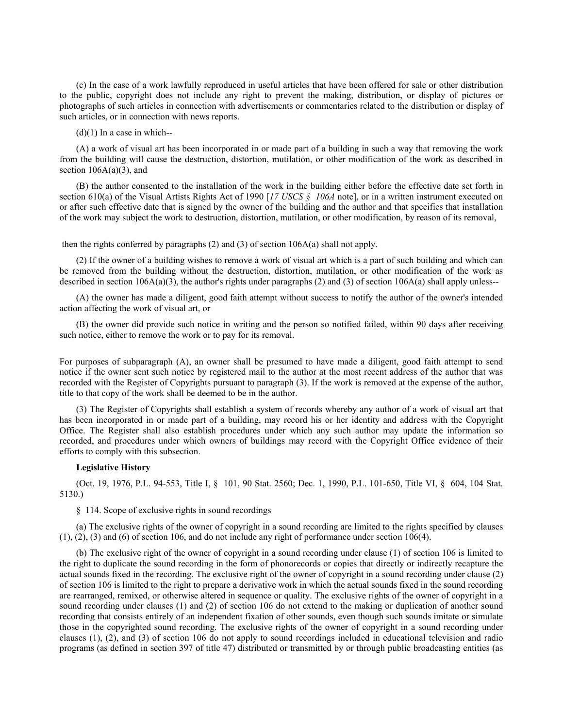(c) In the case of a work lawfully reproduced in useful articles that have been offered for sale or other distribution to the public, copyright does not include any right to prevent the making, distribution, or display of pictures or photographs of such articles in connection with advertisements or commentaries related to the distribution or display of such articles, or in connection with news reports.

(d)(1) In a case in which--

(A) a work of visual art has been incorporated in or made part of a building in such a way that removing the work from the building will cause the destruction, distortion, mutilation, or other modification of the work as described in section 106A(a)(3), and

(B) the author consented to the installation of the work in the building either before the effective date set forth in section 610(a) of the Visual Artists Rights Act of 1990 [*17 USCS § 106A* note], or in a written instrument executed on or after such effective date that is signed by the owner of the building and the author and that specifies that installation of the work may subject the work to destruction, distortion, mutilation, or other modification, by reason of its removal,

then the rights conferred by paragraphs (2) and (3) of section 106A(a) shall not apply.

(2) If the owner of a building wishes to remove a work of visual art which is a part of such building and which can be removed from the building without the destruction, distortion, mutilation, or other modification of the work as described in section 106A(a)(3), the author's rights under paragraphs (2) and (3) of section 106A(a) shall apply unless--

(A) the owner has made a diligent, good faith attempt without success to notify the author of the owner's intended action affecting the work of visual art, or

(B) the owner did provide such notice in writing and the person so notified failed, within 90 days after receiving such notice, either to remove the work or to pay for its removal.

For purposes of subparagraph (A), an owner shall be presumed to have made a diligent, good faith attempt to send notice if the owner sent such notice by registered mail to the author at the most recent address of the author that was recorded with the Register of Copyrights pursuant to paragraph (3). If the work is removed at the expense of the author, title to that copy of the work shall be deemed to be in the author.

(3) The Register of Copyrights shall establish a system of records whereby any author of a work of visual art that has been incorporated in or made part of a building, may record his or her identity and address with the Copyright Office. The Register shall also establish procedures under which any such author may update the information so recorded, and procedures under which owners of buildings may record with the Copyright Office evidence of their efforts to comply with this subsection.

**Legislative History**

(Oct. 19, 1976, P.L. 94-553, Title I, § 101, 90 Stat. 2560; Dec. 1, 1990, P.L. 101-650, Title VI, § 604, 104 Stat. 5130.)

§ 114. Scope of exclusive rights in sound recordings

(a) The exclusive rights of the owner of copyright in a sound recording are limited to the rights specified by clauses (1), (2), (3) and (6) of section 106, and do not include any right of performance under section 106(4).

(b) The exclusive right of the owner of copyright in a sound recording under clause (1) of section 106 is limited to the right to duplicate the sound recording in the form of phonorecords or copies that directly or indirectly recapture the actual sounds fixed in the recording. The exclusive right of the owner of copyright in a sound recording under clause (2) of section 106 is limited to the right to prepare a derivative work in which the actual sounds fixed in the sound recording are rearranged, remixed, or otherwise altered in sequence or quality. The exclusive rights of the owner of copyright in a sound recording under clauses (1) and (2) of section 106 do not extend to the making or duplication of another sound recording that consists entirely of an independent fixation of other sounds, even though such sounds imitate or simulate those in the copyrighted sound recording. The exclusive rights of the owner of copyright in a sound recording under clauses (1), (2), and (3) of section 106 do not apply to sound recordings included in educational television and radio programs (as defined in section 397 of title 47) distributed or transmitted by or through public broadcasting entities (as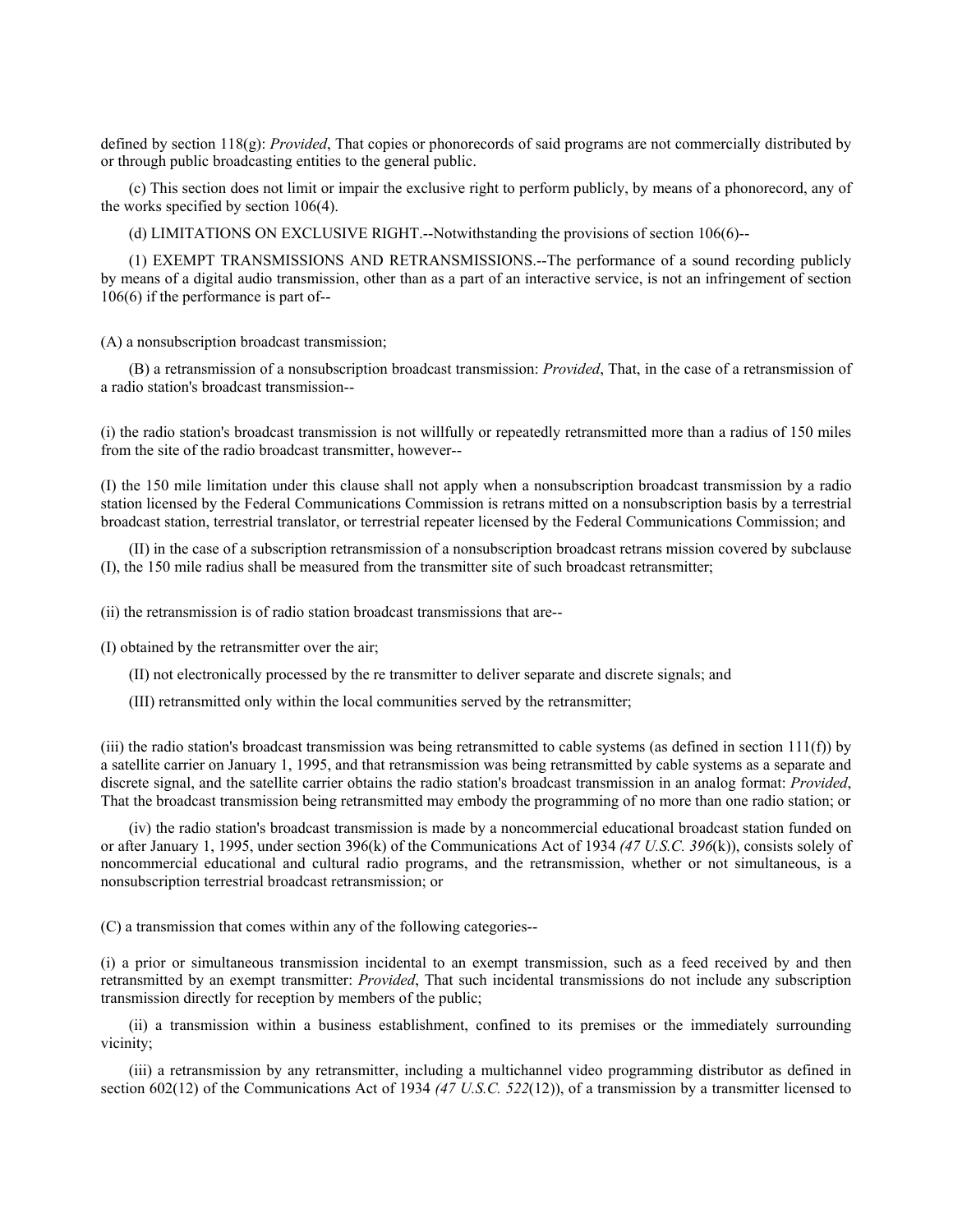defined by section 118(g): *Provided*, That copies or phonorecords of said programs are not commercially distributed by or through public broadcasting entities to the general public.

(c) This section does not limit or impair the exclusive right to perform publicly, by means of a phonorecord, any of the works specified by section 106(4).

(d) LIMITATIONS ON EXCLUSIVE RIGHT.--Notwithstanding the provisions of section 106(6)--

(1) EXEMPT TRANSMISSIONS AND RETRANSMISSIONS.--The performance of a sound recording publicly by means of a digital audio transmission, other than as a part of an interactive service, is not an infringement of section 106(6) if the performance is part of--

(A) a nonsubscription broadcast transmission;

(B) a retransmission of a nonsubscription broadcast transmission: *Provided*, That, in the case of a retransmission of a radio station's broadcast transmission--

(i) the radio station's broadcast transmission is not willfully or repeatedly retransmitted more than a radius of 150 miles from the site of the radio broadcast transmitter, however--

(I) the 150 mile limitation under this clause shall not apply when a nonsubscription broadcast transmission by a radio station licensed by the Federal Communications Commission is retrans mitted on a nonsubscription basis by a terrestrial broadcast station, terrestrial translator, or terrestrial repeater licensed by the Federal Communications Commission; and

(II) in the case of a subscription retransmission of a nonsubscription broadcast retrans mission covered by subclause (I), the 150 mile radius shall be measured from the transmitter site of such broadcast retransmitter;

(ii) the retransmission is of radio station broadcast transmissions that are--

(I) obtained by the retransmitter over the air;

(II) not electronically processed by the re transmitter to deliver separate and discrete signals; and

(III) retransmitted only within the local communities served by the retransmitter;

(iii) the radio station's broadcast transmission was being retransmitted to cable systems (as defined in section 111(f)) by a satellite carrier on January 1, 1995, and that retransmission was being retransmitted by cable systems as a separate and discrete signal, and the satellite carrier obtains the radio station's broadcast transmission in an analog format: *Provided*, That the broadcast transmission being retransmitted may embody the programming of no more than one radio station; or

(iv) the radio station's broadcast transmission is made by a noncommercial educational broadcast station funded on or after January 1, 1995, under section 396(k) of the Communications Act of 1934 *(47 U.S.C. 396*(k)), consists solely of noncommercial educational and cultural radio programs, and the retransmission, whether or not simultaneous, is a nonsubscription terrestrial broadcast retransmission; or

(C) a transmission that comes within any of the following categories--

(i) a prior or simultaneous transmission incidental to an exempt transmission, such as a feed received by and then retransmitted by an exempt transmitter: *Provided*, That such incidental transmissions do not include any subscription transmission directly for reception by members of the public;

(ii) a transmission within a business establishment, confined to its premises or the immediately surrounding vicinity;

(iii) a retransmission by any retransmitter, including a multichannel video programming distributor as defined in section 602(12) of the Communications Act of 1934 *(47 U.S.C. 522*(12)), of a transmission by a transmitter licensed to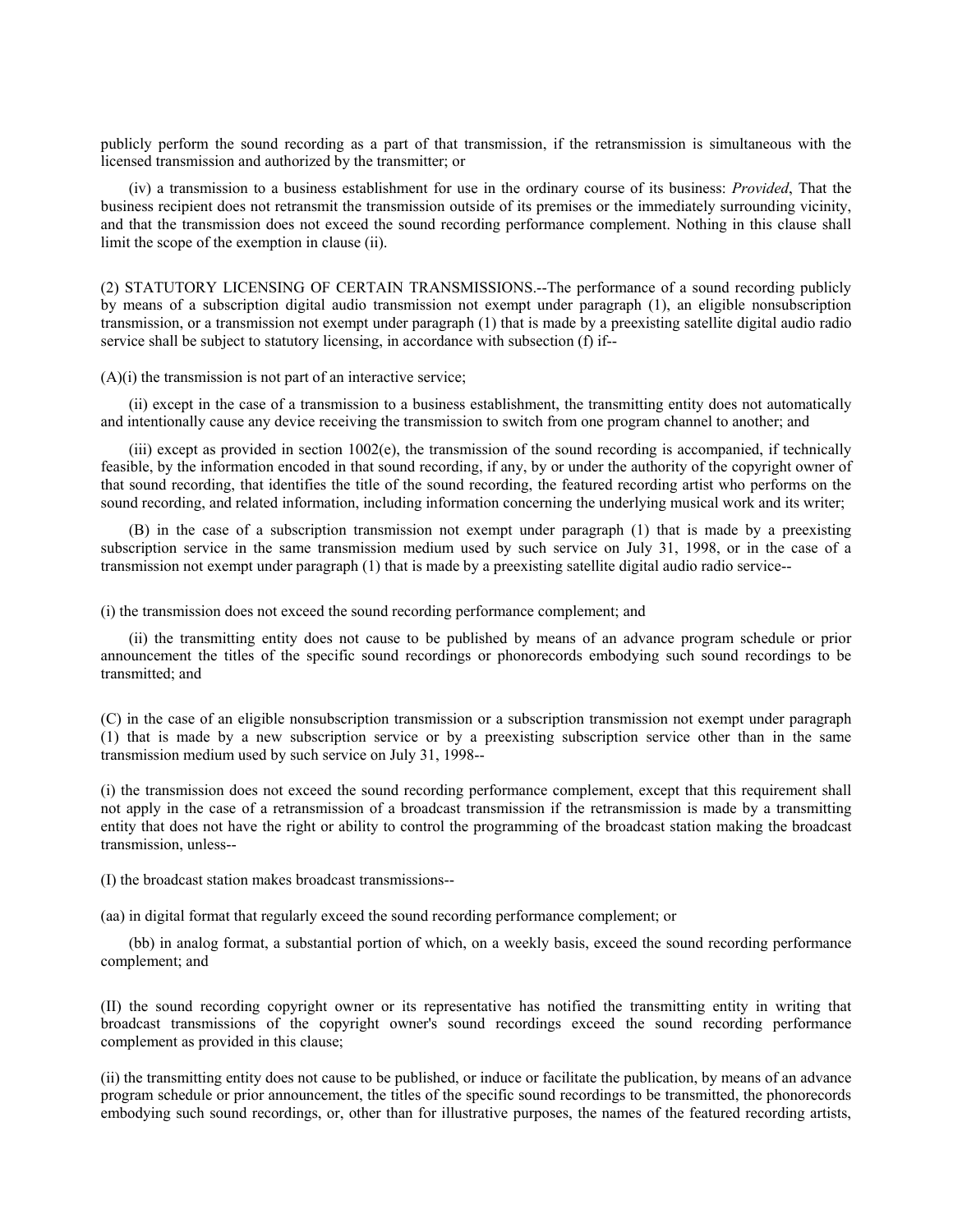publicly perform the sound recording as a part of that transmission, if the retransmission is simultaneous with the licensed transmission and authorized by the transmitter; or

(iv) a transmission to a business establishment for use in the ordinary course of its business: *Provided*, That the business recipient does not retransmit the transmission outside of its premises or the immediately surrounding vicinity, and that the transmission does not exceed the sound recording performance complement. Nothing in this clause shall limit the scope of the exemption in clause (ii).

(2) STATUTORY LICENSING OF CERTAIN TRANSMISSIONS.--The performance of a sound recording publicly by means of a subscription digital audio transmission not exempt under paragraph (1), an eligible nonsubscription transmission, or a transmission not exempt under paragraph (1) that is made by a preexisting satellite digital audio radio service shall be subject to statutory licensing, in accordance with subsection (f) if--

(A)(i) the transmission is not part of an interactive service;

(ii) except in the case of a transmission to a business establishment, the transmitting entity does not automatically and intentionally cause any device receiving the transmission to switch from one program channel to another; and

(iii) except as provided in section 1002(e), the transmission of the sound recording is accompanied, if technically feasible, by the information encoded in that sound recording, if any, by or under the authority of the copyright owner of that sound recording, that identifies the title of the sound recording, the featured recording artist who performs on the sound recording, and related information, including information concerning the underlying musical work and its writer;

(B) in the case of a subscription transmission not exempt under paragraph (1) that is made by a preexisting subscription service in the same transmission medium used by such service on July 31, 1998, or in the case of a transmission not exempt under paragraph (1) that is made by a preexisting satellite digital audio radio service--

(i) the transmission does not exceed the sound recording performance complement; and

(ii) the transmitting entity does not cause to be published by means of an advance program schedule or prior announcement the titles of the specific sound recordings or phonorecords embodying such sound recordings to be transmitted; and

(C) in the case of an eligible nonsubscription transmission or a subscription transmission not exempt under paragraph (1) that is made by a new subscription service or by a preexisting subscription service other than in the same transmission medium used by such service on July 31, 1998--

(i) the transmission does not exceed the sound recording performance complement, except that this requirement shall not apply in the case of a retransmission of a broadcast transmission if the retransmission is made by a transmitting entity that does not have the right or ability to control the programming of the broadcast station making the broadcast transmission, unless--

(I) the broadcast station makes broadcast transmissions--

(aa) in digital format that regularly exceed the sound recording performance complement; or

(bb) in analog format, a substantial portion of which, on a weekly basis, exceed the sound recording performance complement; and

(II) the sound recording copyright owner or its representative has notified the transmitting entity in writing that broadcast transmissions of the copyright owner's sound recordings exceed the sound recording performance complement as provided in this clause;

(ii) the transmitting entity does not cause to be published, or induce or facilitate the publication, by means of an advance program schedule or prior announcement, the titles of the specific sound recordings to be transmitted, the phonorecords embodying such sound recordings, or, other than for illustrative purposes, the names of the featured recording artists,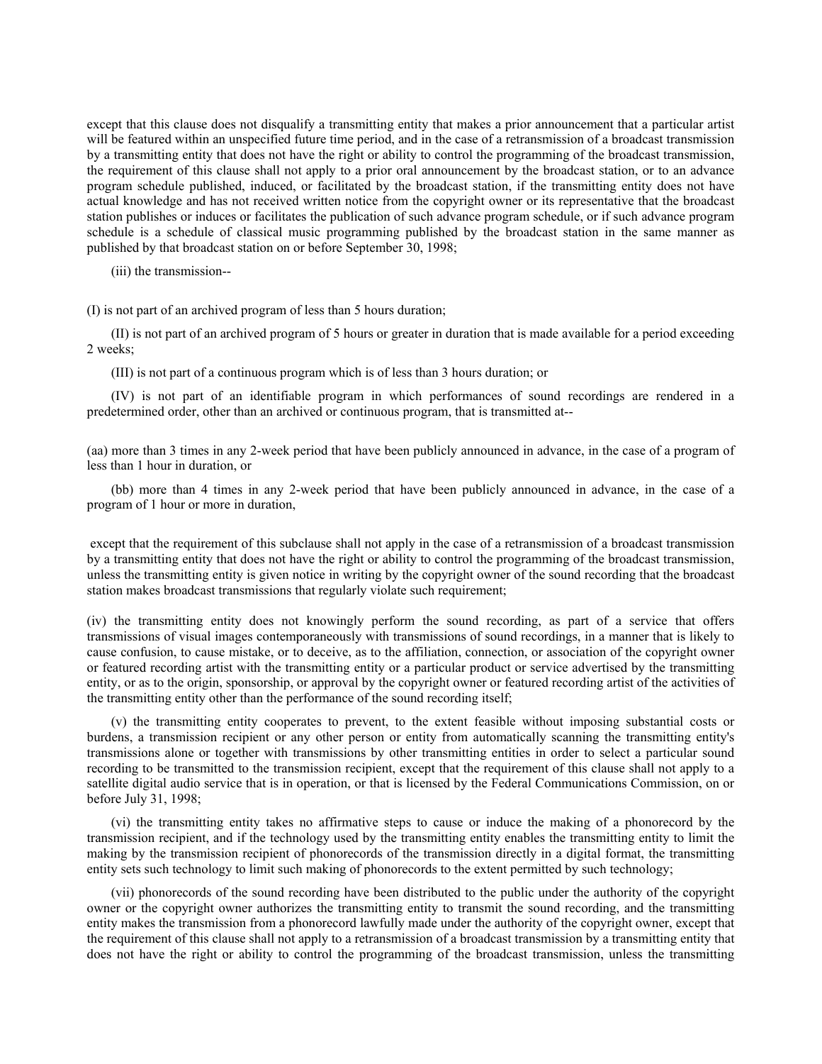except that this clause does not disqualify a transmitting entity that makes a prior announcement that a particular artist will be featured within an unspecified future time period, and in the case of a retransmission of a broadcast transmission by a transmitting entity that does not have the right or ability to control the programming of the broadcast transmission, the requirement of this clause shall not apply to a prior oral announcement by the broadcast station, or to an advance program schedule published, induced, or facilitated by the broadcast station, if the transmitting entity does not have actual knowledge and has not received written notice from the copyright owner or its representative that the broadcast station publishes or induces or facilitates the publication of such advance program schedule, or if such advance program schedule is a schedule of classical music programming published by the broadcast station in the same manner as published by that broadcast station on or before September 30, 1998;

(iii) the transmission--

(I) is not part of an archived program of less than 5 hours duration;

(II) is not part of an archived program of 5 hours or greater in duration that is made available for a period exceeding 2 weeks;

(III) is not part of a continuous program which is of less than 3 hours duration; or

(IV) is not part of an identifiable program in which performances of sound recordings are rendered in a predetermined order, other than an archived or continuous program, that is transmitted at--

(aa) more than 3 times in any 2-week period that have been publicly announced in advance, in the case of a program of less than 1 hour in duration, or

(bb) more than 4 times in any 2-week period that have been publicly announced in advance, in the case of a program of 1 hour or more in duration,

except that the requirement of this subclause shall not apply in the case of a retransmission of a broadcast transmission by a transmitting entity that does not have the right or ability to control the programming of the broadcast transmission, unless the transmitting entity is given notice in writing by the copyright owner of the sound recording that the broadcast station makes broadcast transmissions that regularly violate such requirement;

(iv) the transmitting entity does not knowingly perform the sound recording, as part of a service that offers transmissions of visual images contemporaneously with transmissions of sound recordings, in a manner that is likely to cause confusion, to cause mistake, or to deceive, as to the affiliation, connection, or association of the copyright owner or featured recording artist with the transmitting entity or a particular product or service advertised by the transmitting entity, or as to the origin, sponsorship, or approval by the copyright owner or featured recording artist of the activities of the transmitting entity other than the performance of the sound recording itself;

(v) the transmitting entity cooperates to prevent, to the extent feasible without imposing substantial costs or burdens, a transmission recipient or any other person or entity from automatically scanning the transmitting entity's transmissions alone or together with transmissions by other transmitting entities in order to select a particular sound recording to be transmitted to the transmission recipient, except that the requirement of this clause shall not apply to a satellite digital audio service that is in operation, or that is licensed by the Federal Communications Commission, on or before July 31, 1998;

(vi) the transmitting entity takes no affirmative steps to cause or induce the making of a phonorecord by the transmission recipient, and if the technology used by the transmitting entity enables the transmitting entity to limit the making by the transmission recipient of phonorecords of the transmission directly in a digital format, the transmitting entity sets such technology to limit such making of phonorecords to the extent permitted by such technology;

(vii) phonorecords of the sound recording have been distributed to the public under the authority of the copyright owner or the copyright owner authorizes the transmitting entity to transmit the sound recording, and the transmitting entity makes the transmission from a phonorecord lawfully made under the authority of the copyright owner, except that the requirement of this clause shall not apply to a retransmission of a broadcast transmission by a transmitting entity that does not have the right or ability to control the programming of the broadcast transmission, unless the transmitting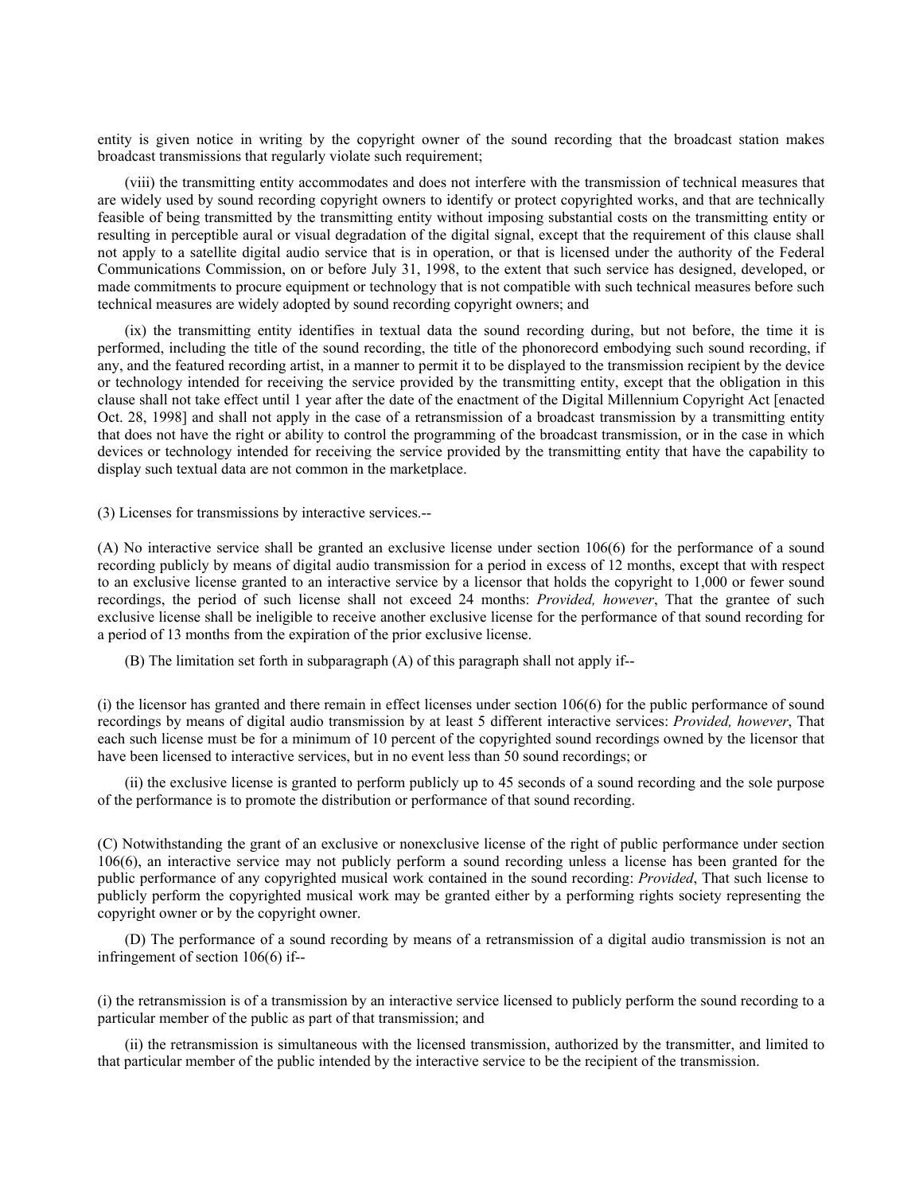entity is given notice in writing by the copyright owner of the sound recording that the broadcast station makes broadcast transmissions that regularly violate such requirement;

(viii) the transmitting entity accommodates and does not interfere with the transmission of technical measures that are widely used by sound recording copyright owners to identify or protect copyrighted works, and that are technically feasible of being transmitted by the transmitting entity without imposing substantial costs on the transmitting entity or resulting in perceptible aural or visual degradation of the digital signal, except that the requirement of this clause shall not apply to a satellite digital audio service that is in operation, or that is licensed under the authority of the Federal Communications Commission, on or before July 31, 1998, to the extent that such service has designed, developed, or made commitments to procure equipment or technology that is not compatible with such technical measures before such technical measures are widely adopted by sound recording copyright owners; and

(ix) the transmitting entity identifies in textual data the sound recording during, but not before, the time it is performed, including the title of the sound recording, the title of the phonorecord embodying such sound recording, if any, and the featured recording artist, in a manner to permit it to be displayed to the transmission recipient by the device or technology intended for receiving the service provided by the transmitting entity, except that the obligation in this clause shall not take effect until 1 year after the date of the enactment of the Digital Millennium Copyright Act [enacted Oct. 28, 1998] and shall not apply in the case of a retransmission of a broadcast transmission by a transmitting entity that does not have the right or ability to control the programming of the broadcast transmission, or in the case in which devices or technology intended for receiving the service provided by the transmitting entity that have the capability to display such textual data are not common in the marketplace.

(3) Licenses for transmissions by interactive services.--

(A) No interactive service shall be granted an exclusive license under section 106(6) for the performance of a sound recording publicly by means of digital audio transmission for a period in excess of 12 months, except that with respect to an exclusive license granted to an interactive service by a licensor that holds the copyright to 1,000 or fewer sound recordings, the period of such license shall not exceed 24 months: *Provided, however*, That the grantee of such exclusive license shall be ineligible to receive another exclusive license for the performance of that sound recording for a period of 13 months from the expiration of the prior exclusive license.

(B) The limitation set forth in subparagraph (A) of this paragraph shall not apply if--

(i) the licensor has granted and there remain in effect licenses under section 106(6) for the public performance of sound recordings by means of digital audio transmission by at least 5 different interactive services: *Provided, however*, That each such license must be for a minimum of 10 percent of the copyrighted sound recordings owned by the licensor that have been licensed to interactive services, but in no event less than 50 sound recordings; or

(ii) the exclusive license is granted to perform publicly up to 45 seconds of a sound recording and the sole purpose of the performance is to promote the distribution or performance of that sound recording.

(C) Notwithstanding the grant of an exclusive or nonexclusive license of the right of public performance under section 106(6), an interactive service may not publicly perform a sound recording unless a license has been granted for the public performance of any copyrighted musical work contained in the sound recording: *Provided*, That such license to publicly perform the copyrighted musical work may be granted either by a performing rights society representing the copyright owner or by the copyright owner.

(D) The performance of a sound recording by means of a retransmission of a digital audio transmission is not an infringement of section 106(6) if--

(i) the retransmission is of a transmission by an interactive service licensed to publicly perform the sound recording to a particular member of the public as part of that transmission; and

(ii) the retransmission is simultaneous with the licensed transmission, authorized by the transmitter, and limited to that particular member of the public intended by the interactive service to be the recipient of the transmission.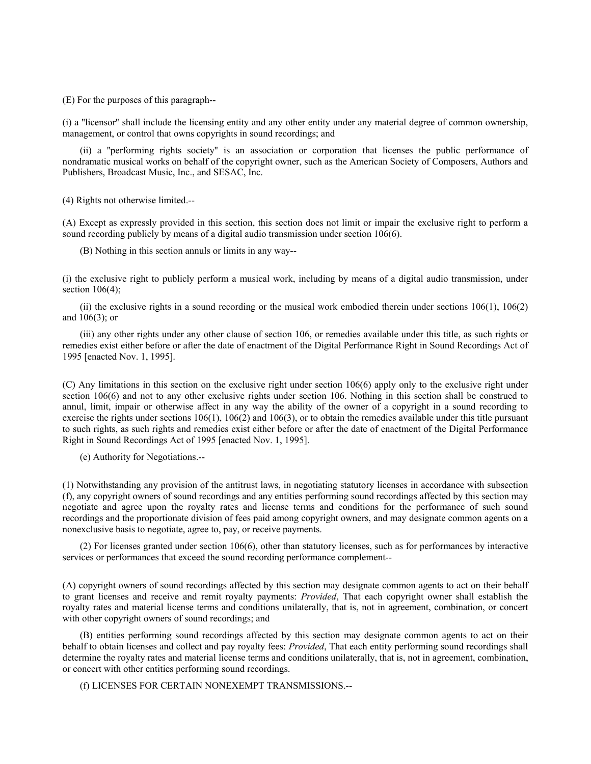(E) For the purposes of this paragraph--

(i) a "licensor" shall include the licensing entity and any other entity under any material degree of common ownership, management, or control that owns copyrights in sound recordings; and

(ii) a "performing rights society" is an association or corporation that licenses the public performance of nondramatic musical works on behalf of the copyright owner, such as the American Society of Composers, Authors and Publishers, Broadcast Music, Inc., and SESAC, Inc.

(4) Rights not otherwise limited.--

(A) Except as expressly provided in this section, this section does not limit or impair the exclusive right to perform a sound recording publicly by means of a digital audio transmission under section 106(6).

(B) Nothing in this section annuls or limits in any way--

(i) the exclusive right to publicly perform a musical work, including by means of a digital audio transmission, under section 106(4);

(ii) the exclusive rights in a sound recording or the musical work embodied therein under sections 106(1), 106(2) and 106(3); or

(iii) any other rights under any other clause of section 106, or remedies available under this title, as such rights or remedies exist either before or after the date of enactment of the Digital Performance Right in Sound Recordings Act of 1995 [enacted Nov. 1, 1995].

(C) Any limitations in this section on the exclusive right under section 106(6) apply only to the exclusive right under section 106(6) and not to any other exclusive rights under section 106. Nothing in this section shall be construed to annul, limit, impair or otherwise affect in any way the ability of the owner of a copyright in a sound recording to exercise the rights under sections 106(1), 106(2) and 106(3), or to obtain the remedies available under this title pursuant to such rights, as such rights and remedies exist either before or after the date of enactment of the Digital Performance Right in Sound Recordings Act of 1995 [enacted Nov. 1, 1995].

(e) Authority for Negotiations.--

(1) Notwithstanding any provision of the antitrust laws, in negotiating statutory licenses in accordance with subsection (f), any copyright owners of sound recordings and any entities performing sound recordings affected by this section may negotiate and agree upon the royalty rates and license terms and conditions for the performance of such sound recordings and the proportionate division of fees paid among copyright owners, and may designate common agents on a nonexclusive basis to negotiate, agree to, pay, or receive payments.

(2) For licenses granted under section 106(6), other than statutory licenses, such as for performances by interactive services or performances that exceed the sound recording performance complement--

(A) copyright owners of sound recordings affected by this section may designate common agents to act on their behalf to grant licenses and receive and remit royalty payments: *Provided*, That each copyright owner shall establish the royalty rates and material license terms and conditions unilaterally, that is, not in agreement, combination, or concert with other copyright owners of sound recordings; and

(B) entities performing sound recordings affected by this section may designate common agents to act on their behalf to obtain licenses and collect and pay royalty fees: *Provided*, That each entity performing sound recordings shall determine the royalty rates and material license terms and conditions unilaterally, that is, not in agreement, combination, or concert with other entities performing sound recordings.

(f) LICENSES FOR CERTAIN NONEXEMPT TRANSMISSIONS.--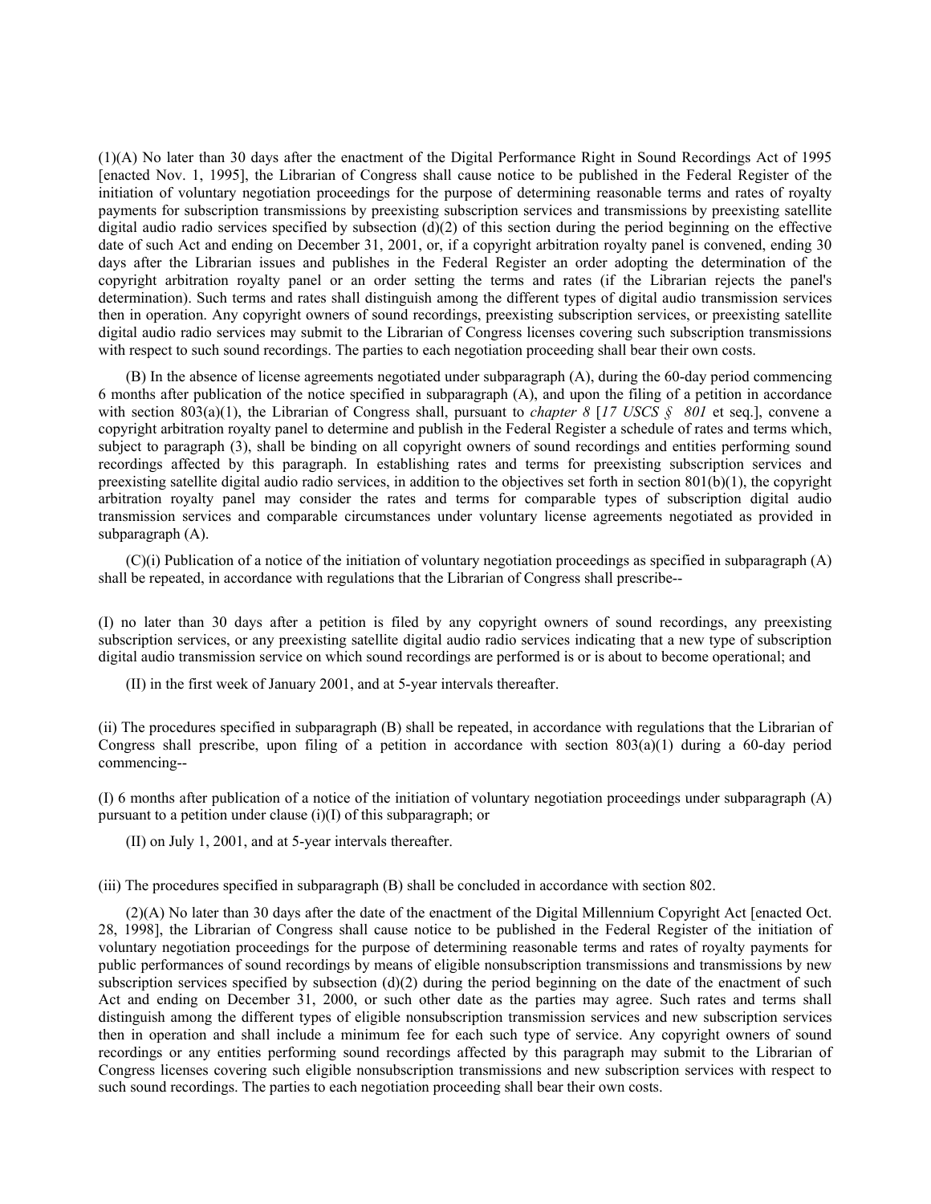(1)(A) No later than 30 days after the enactment of the Digital Performance Right in Sound Recordings Act of 1995 [enacted Nov. 1, 1995], the Librarian of Congress shall cause notice to be published in the Federal Register of the initiation of voluntary negotiation proceedings for the purpose of determining reasonable terms and rates of royalty payments for subscription transmissions by preexisting subscription services and transmissions by preexisting satellite digital audio radio services specified by subsection (d)(2) of this section during the period beginning on the effective date of such Act and ending on December 31, 2001, or, if a copyright arbitration royalty panel is convened, ending 30 days after the Librarian issues and publishes in the Federal Register an order adopting the determination of the copyright arbitration royalty panel or an order setting the terms and rates (if the Librarian rejects the panel's determination). Such terms and rates shall distinguish among the different types of digital audio transmission services then in operation. Any copyright owners of sound recordings, preexisting subscription services, or preexisting satellite digital audio radio services may submit to the Librarian of Congress licenses covering such subscription transmissions with respect to such sound recordings. The parties to each negotiation proceeding shall bear their own costs.

(B) In the absence of license agreements negotiated under subparagraph (A), during the 60-day period commencing 6 months after publication of the notice specified in subparagraph (A), and upon the filing of a petition in accordance with section 803(a)(1), the Librarian of Congress shall, pursuant to *chapter 8* [*17 USCS § 801* et seq.], convene a copyright arbitration royalty panel to determine and publish in the Federal Register a schedule of rates and terms which, subject to paragraph (3), shall be binding on all copyright owners of sound recordings and entities performing sound recordings affected by this paragraph. In establishing rates and terms for preexisting subscription services and preexisting satellite digital audio radio services, in addition to the objectives set forth in section 801(b)(1), the copyright arbitration royalty panel may consider the rates and terms for comparable types of subscription digital audio transmission services and comparable circumstances under voluntary license agreements negotiated as provided in subparagraph (A).

(C)(i) Publication of a notice of the initiation of voluntary negotiation proceedings as specified in subparagraph (A) shall be repeated, in accordance with regulations that the Librarian of Congress shall prescribe--

(I) no later than 30 days after a petition is filed by any copyright owners of sound recordings, any preexisting subscription services, or any preexisting satellite digital audio radio services indicating that a new type of subscription digital audio transmission service on which sound recordings are performed is or is about to become operational; and

(II) in the first week of January 2001, and at 5-year intervals thereafter.

(ii) The procedures specified in subparagraph (B) shall be repeated, in accordance with regulations that the Librarian of Congress shall prescribe, upon filing of a petition in accordance with section 803(a)(1) during a 60-day period commencing--

(I) 6 months after publication of a notice of the initiation of voluntary negotiation proceedings under subparagraph (A) pursuant to a petition under clause (i)(I) of this subparagraph; or

(II) on July 1, 2001, and at 5-year intervals thereafter.

(iii) The procedures specified in subparagraph (B) shall be concluded in accordance with section 802.

(2)(A) No later than 30 days after the date of the enactment of the Digital Millennium Copyright Act [enacted Oct. 28, 1998], the Librarian of Congress shall cause notice to be published in the Federal Register of the initiation of voluntary negotiation proceedings for the purpose of determining reasonable terms and rates of royalty payments for public performances of sound recordings by means of eligible nonsubscription transmissions and transmissions by new subscription services specified by subsection (d)(2) during the period beginning on the date of the enactment of such Act and ending on December 31, 2000, or such other date as the parties may agree. Such rates and terms shall distinguish among the different types of eligible nonsubscription transmission services and new subscription services then in operation and shall include a minimum fee for each such type of service. Any copyright owners of sound recordings or any entities performing sound recordings affected by this paragraph may submit to the Librarian of Congress licenses covering such eligible nonsubscription transmissions and new subscription services with respect to such sound recordings. The parties to each negotiation proceeding shall bear their own costs.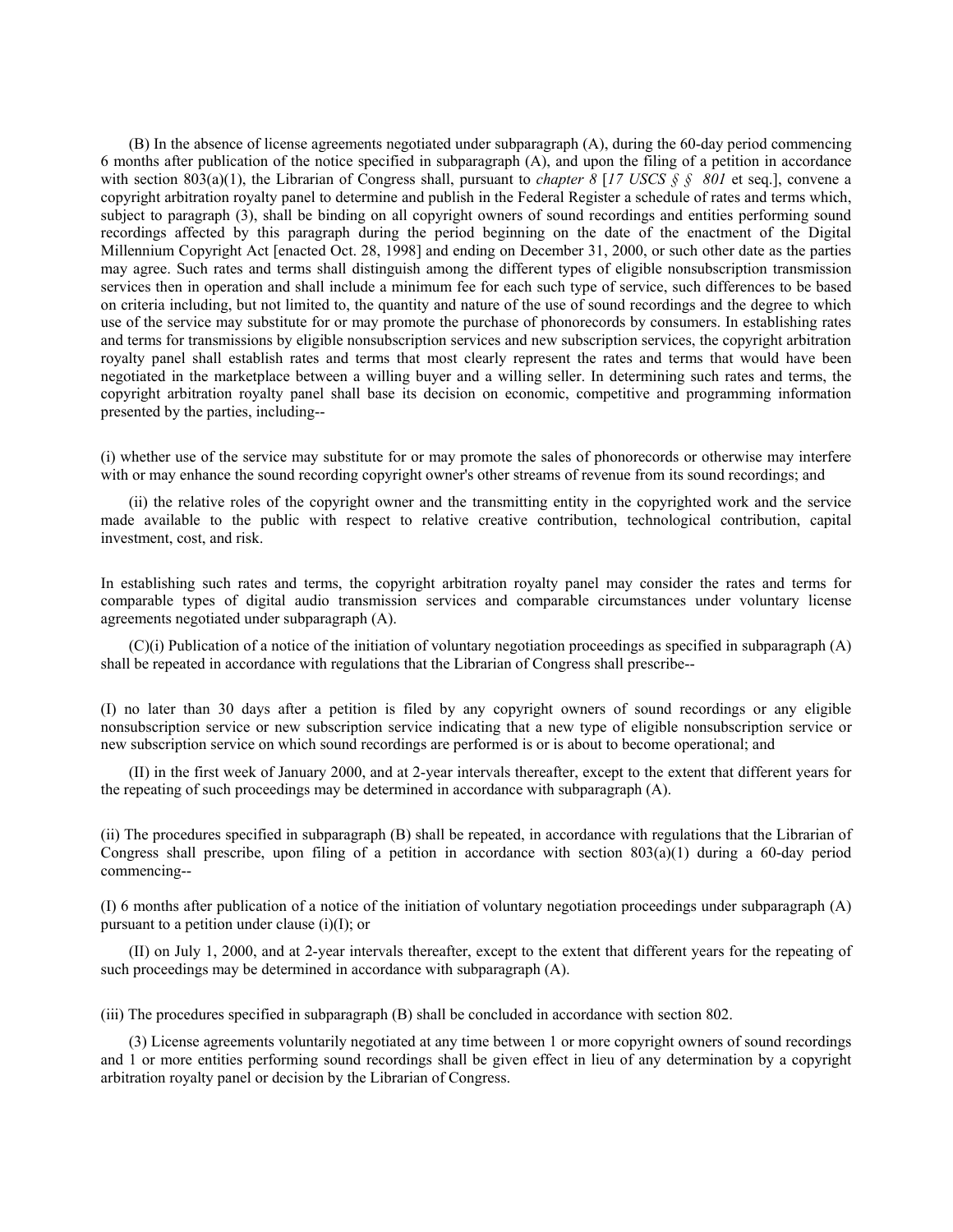(B) In the absence of license agreements negotiated under subparagraph (A), during the 60-day period commencing 6 months after publication of the notice specified in subparagraph (A), and upon the filing of a petition in accordance with section 803(a)(1), the Librarian of Congress shall, pursuant to *chapter 8* [*17 USCS § § 801* et seq.], convene a copyright arbitration royalty panel to determine and publish in the Federal Register a schedule of rates and terms which, subject to paragraph (3), shall be binding on all copyright owners of sound recordings and entities performing sound recordings affected by this paragraph during the period beginning on the date of the enactment of the Digital Millennium Copyright Act [enacted Oct. 28, 1998] and ending on December 31, 2000, or such other date as the parties may agree. Such rates and terms shall distinguish among the different types of eligible nonsubscription transmission services then in operation and shall include a minimum fee for each such type of service, such differences to be based on criteria including, but not limited to, the quantity and nature of the use of sound recordings and the degree to which use of the service may substitute for or may promote the purchase of phonorecords by consumers. In establishing rates and terms for transmissions by eligible nonsubscription services and new subscription services, the copyright arbitration royalty panel shall establish rates and terms that most clearly represent the rates and terms that would have been negotiated in the marketplace between a willing buyer and a willing seller. In determining such rates and terms, the copyright arbitration royalty panel shall base its decision on economic, competitive and programming information presented by the parties, including--

(i) whether use of the service may substitute for or may promote the sales of phonorecords or otherwise may interfere with or may enhance the sound recording copyright owner's other streams of revenue from its sound recordings; and

(ii) the relative roles of the copyright owner and the transmitting entity in the copyrighted work and the service made available to the public with respect to relative creative contribution, technological contribution, capital investment, cost, and risk.

In establishing such rates and terms, the copyright arbitration royalty panel may consider the rates and terms for comparable types of digital audio transmission services and comparable circumstances under voluntary license agreements negotiated under subparagraph (A).

(C)(i) Publication of a notice of the initiation of voluntary negotiation proceedings as specified in subparagraph (A) shall be repeated in accordance with regulations that the Librarian of Congress shall prescribe--

(I) no later than 30 days after a petition is filed by any copyright owners of sound recordings or any eligible nonsubscription service or new subscription service indicating that a new type of eligible nonsubscription service or new subscription service on which sound recordings are performed is or is about to become operational; and

(II) in the first week of January 2000, and at 2-year intervals thereafter, except to the extent that different years for the repeating of such proceedings may be determined in accordance with subparagraph (A).

(ii) The procedures specified in subparagraph (B) shall be repeated, in accordance with regulations that the Librarian of Congress shall prescribe, upon filing of a petition in accordance with section 803(a)(1) during a 60-day period commencing--

(I) 6 months after publication of a notice of the initiation of voluntary negotiation proceedings under subparagraph (A) pursuant to a petition under clause (i)(I); or

(II) on July 1, 2000, and at 2-year intervals thereafter, except to the extent that different years for the repeating of such proceedings may be determined in accordance with subparagraph (A).

(iii) The procedures specified in subparagraph (B) shall be concluded in accordance with section 802.

(3) License agreements voluntarily negotiated at any time between 1 or more copyright owners of sound recordings and 1 or more entities performing sound recordings shall be given effect in lieu of any determination by a copyright arbitration royalty panel or decision by the Librarian of Congress.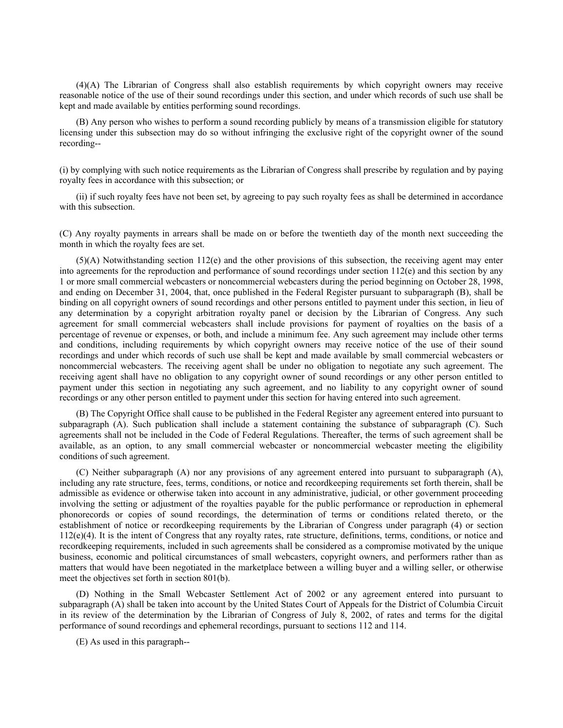(4)(A) The Librarian of Congress shall also establish requirements by which copyright owners may receive reasonable notice of the use of their sound recordings under this section, and under which records of such use shall be kept and made available by entities performing sound recordings.

(B) Any person who wishes to perform a sound recording publicly by means of a transmission eligible for statutory licensing under this subsection may do so without infringing the exclusive right of the copyright owner of the sound recording--

(i) by complying with such notice requirements as the Librarian of Congress shall prescribe by regulation and by paying royalty fees in accordance with this subsection; or

(ii) if such royalty fees have not been set, by agreeing to pay such royalty fees as shall be determined in accordance with this subsection.

(C) Any royalty payments in arrears shall be made on or before the twentieth day of the month next succeeding the month in which the royalty fees are set.

(5)(A) Notwithstanding section 112(e) and the other provisions of this subsection, the receiving agent may enter into agreements for the reproduction and performance of sound recordings under section 112(e) and this section by any 1 or more small commercial webcasters or noncommercial webcasters during the period beginning on October 28, 1998, and ending on December 31, 2004, that, once published in the Federal Register pursuant to subparagraph (B), shall be binding on all copyright owners of sound recordings and other persons entitled to payment under this section, in lieu of any determination by a copyright arbitration royalty panel or decision by the Librarian of Congress. Any such agreement for small commercial webcasters shall include provisions for payment of royalties on the basis of a percentage of revenue or expenses, or both, and include a minimum fee. Any such agreement may include other terms and conditions, including requirements by which copyright owners may receive notice of the use of their sound recordings and under which records of such use shall be kept and made available by small commercial webcasters or noncommercial webcasters. The receiving agent shall be under no obligation to negotiate any such agreement. The receiving agent shall have no obligation to any copyright owner of sound recordings or any other person entitled to payment under this section in negotiating any such agreement, and no liability to any copyright owner of sound recordings or any other person entitled to payment under this section for having entered into such agreement.

(B) The Copyright Office shall cause to be published in the Federal Register any agreement entered into pursuant to subparagraph (A). Such publication shall include a statement containing the substance of subparagraph (C). Such agreements shall not be included in the Code of Federal Regulations. Thereafter, the terms of such agreement shall be available, as an option, to any small commercial webcaster or noncommercial webcaster meeting the eligibility conditions of such agreement.

(C) Neither subparagraph (A) nor any provisions of any agreement entered into pursuant to subparagraph (A), including any rate structure, fees, terms, conditions, or notice and recordkeeping requirements set forth therein, shall be admissible as evidence or otherwise taken into account in any administrative, judicial, or other government proceeding involving the setting or adjustment of the royalties payable for the public performance or reproduction in ephemeral phonorecords or copies of sound recordings, the determination of terms or conditions related thereto, or the establishment of notice or recordkeeping requirements by the Librarian of Congress under paragraph (4) or section 112(e)(4). It is the intent of Congress that any royalty rates, rate structure, definitions, terms, conditions, or notice and recordkeeping requirements, included in such agreements shall be considered as a compromise motivated by the unique business, economic and political circumstances of small webcasters, copyright owners, and performers rather than as matters that would have been negotiated in the marketplace between a willing buyer and a willing seller, or otherwise meet the objectives set forth in section 801(b).

(D) Nothing in the Small Webcaster Settlement Act of 2002 or any agreement entered into pursuant to subparagraph (A) shall be taken into account by the United States Court of Appeals for the District of Columbia Circuit in its review of the determination by the Librarian of Congress of July 8, 2002, of rates and terms for the digital performance of sound recordings and ephemeral recordings, pursuant to sections 112 and 114.

(E) As used in this paragraph--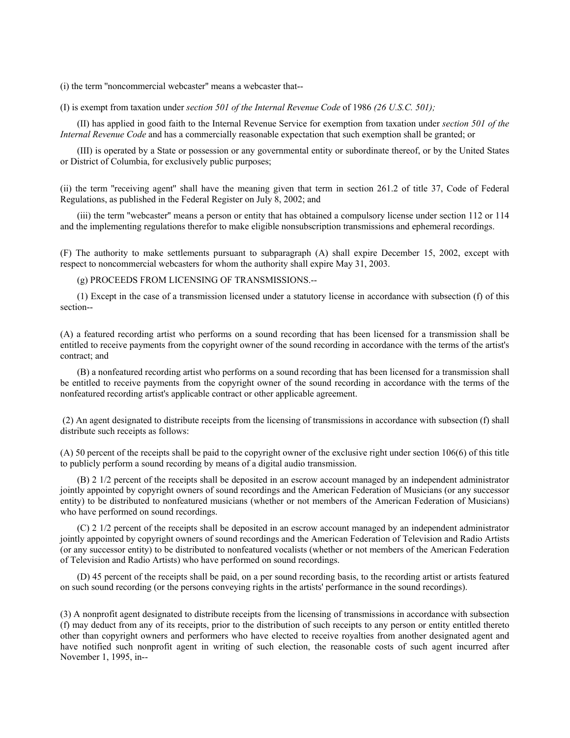(i) the term "noncommercial webcaster" means a webcaster that--

(I) is exempt from taxation under *section 501 of the Internal Revenue Code* of 1986 *(26 U.S.C. 501);*

(II) has applied in good faith to the Internal Revenue Service for exemption from taxation under *section 501 of the Internal Revenue Code* and has a commercially reasonable expectation that such exemption shall be granted; or

(III) is operated by a State or possession or any governmental entity or subordinate thereof, or by the United States or District of Columbia, for exclusively public purposes;

(ii) the term "receiving agent" shall have the meaning given that term in section 261.2 of title 37, Code of Federal Regulations, as published in the Federal Register on July 8, 2002; and

(iii) the term "webcaster" means a person or entity that has obtained a compulsory license under section 112 or 114 and the implementing regulations therefor to make eligible nonsubscription transmissions and ephemeral recordings.

(F) The authority to make settlements pursuant to subparagraph (A) shall expire December 15, 2002, except with respect to noncommercial webcasters for whom the authority shall expire May 31, 2003.

(g) PROCEEDS FROM LICENSING OF TRANSMISSIONS.--

(1) Except in the case of a transmission licensed under a statutory license in accordance with subsection (f) of this section--

(A) a featured recording artist who performs on a sound recording that has been licensed for a transmission shall be entitled to receive payments from the copyright owner of the sound recording in accordance with the terms of the artist's contract; and

(B) a nonfeatured recording artist who performs on a sound recording that has been licensed for a transmission shall be entitled to receive payments from the copyright owner of the sound recording in accordance with the terms of the nonfeatured recording artist's applicable contract or other applicable agreement.

(2) An agent designated to distribute receipts from the licensing of transmissions in accordance with subsection (f) shall distribute such receipts as follows:

(A) 50 percent of the receipts shall be paid to the copyright owner of the exclusive right under section 106(6) of this title to publicly perform a sound recording by means of a digital audio transmission.

(B) 2 1/2 percent of the receipts shall be deposited in an escrow account managed by an independent administrator jointly appointed by copyright owners of sound recordings and the American Federation of Musicians (or any successor entity) to be distributed to nonfeatured musicians (whether or not members of the American Federation of Musicians) who have performed on sound recordings.

(C) 2 1/2 percent of the receipts shall be deposited in an escrow account managed by an independent administrator jointly appointed by copyright owners of sound recordings and the American Federation of Television and Radio Artists (or any successor entity) to be distributed to nonfeatured vocalists (whether or not members of the American Federation of Television and Radio Artists) who have performed on sound recordings.

(D) 45 percent of the receipts shall be paid, on a per sound recording basis, to the recording artist or artists featured on such sound recording (or the persons conveying rights in the artists' performance in the sound recordings).

(3) A nonprofit agent designated to distribute receipts from the licensing of transmissions in accordance with subsection (f) may deduct from any of its receipts, prior to the distribution of such receipts to any person or entity entitled thereto other than copyright owners and performers who have elected to receive royalties from another designated agent and have notified such nonprofit agent in writing of such election, the reasonable costs of such agent incurred after November 1, 1995, in--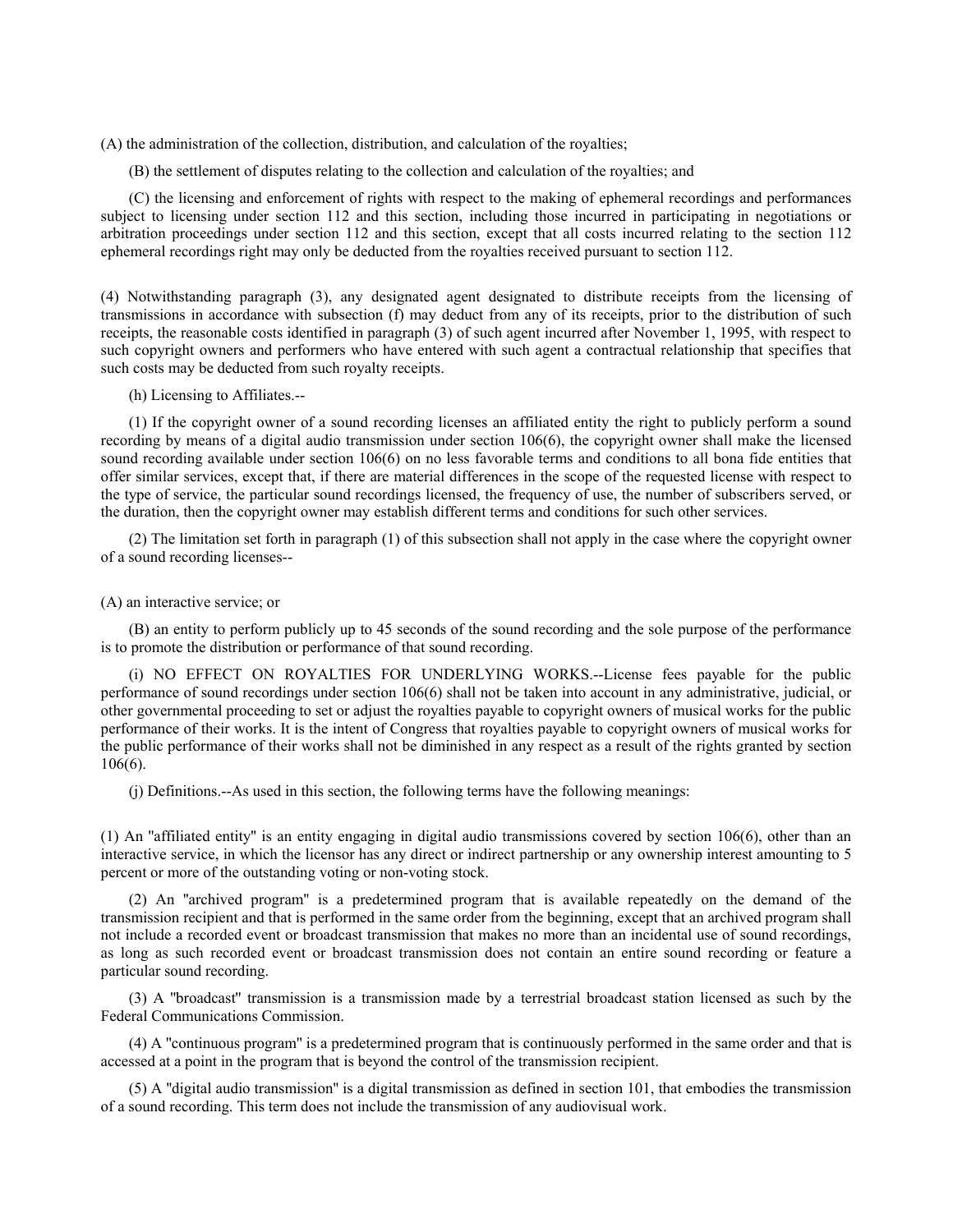(A) the administration of the collection, distribution, and calculation of the royalties;

(B) the settlement of disputes relating to the collection and calculation of the royalties; and

(C) the licensing and enforcement of rights with respect to the making of ephemeral recordings and performances subject to licensing under section 112 and this section, including those incurred in participating in negotiations or arbitration proceedings under section 112 and this section, except that all costs incurred relating to the section 112 ephemeral recordings right may only be deducted from the royalties received pursuant to section 112.

(4) Notwithstanding paragraph (3), any designated agent designated to distribute receipts from the licensing of transmissions in accordance with subsection (f) may deduct from any of its receipts, prior to the distribution of such receipts, the reasonable costs identified in paragraph (3) of such agent incurred after November 1, 1995, with respect to such copyright owners and performers who have entered with such agent a contractual relationship that specifies that such costs may be deducted from such royalty receipts.

(h) Licensing to Affiliates.--

(1) If the copyright owner of a sound recording licenses an affiliated entity the right to publicly perform a sound recording by means of a digital audio transmission under section 106(6), the copyright owner shall make the licensed sound recording available under section 106(6) on no less favorable terms and conditions to all bona fide entities that offer similar services, except that, if there are material differences in the scope of the requested license with respect to the type of service, the particular sound recordings licensed, the frequency of use, the number of subscribers served, or the duration, then the copyright owner may establish different terms and conditions for such other services.

(2) The limitation set forth in paragraph (1) of this subsection shall not apply in the case where the copyright owner of a sound recording licenses--

(A) an interactive service; or

(B) an entity to perform publicly up to 45 seconds of the sound recording and the sole purpose of the performance is to promote the distribution or performance of that sound recording.

(i) NO EFFECT ON ROYALTIES FOR UNDERLYING WORKS.--License fees payable for the public performance of sound recordings under section 106(6) shall not be taken into account in any administrative, judicial, or other governmental proceeding to set or adjust the royalties payable to copyright owners of musical works for the public performance of their works. It is the intent of Congress that royalties payable to copyright owners of musical works for the public performance of their works shall not be diminished in any respect as a result of the rights granted by section 106(6).

(j) Definitions.--As used in this section, the following terms have the following meanings:

(1) An "affiliated entity" is an entity engaging in digital audio transmissions covered by section 106(6), other than an interactive service, in which the licensor has any direct or indirect partnership or any ownership interest amounting to 5 percent or more of the outstanding voting or non-voting stock.

(2) An "archived program" is a predetermined program that is available repeatedly on the demand of the transmission recipient and that is performed in the same order from the beginning, except that an archived program shall not include a recorded event or broadcast transmission that makes no more than an incidental use of sound recordings, as long as such recorded event or broadcast transmission does not contain an entire sound recording or feature a particular sound recording.

(3) A "broadcast" transmission is a transmission made by a terrestrial broadcast station licensed as such by the Federal Communications Commission.

(4) A "continuous program" is a predetermined program that is continuously performed in the same order and that is accessed at a point in the program that is beyond the control of the transmission recipient.

(5) A "digital audio transmission" is a digital transmission as defined in section 101, that embodies the transmission of a sound recording. This term does not include the transmission of any audiovisual work.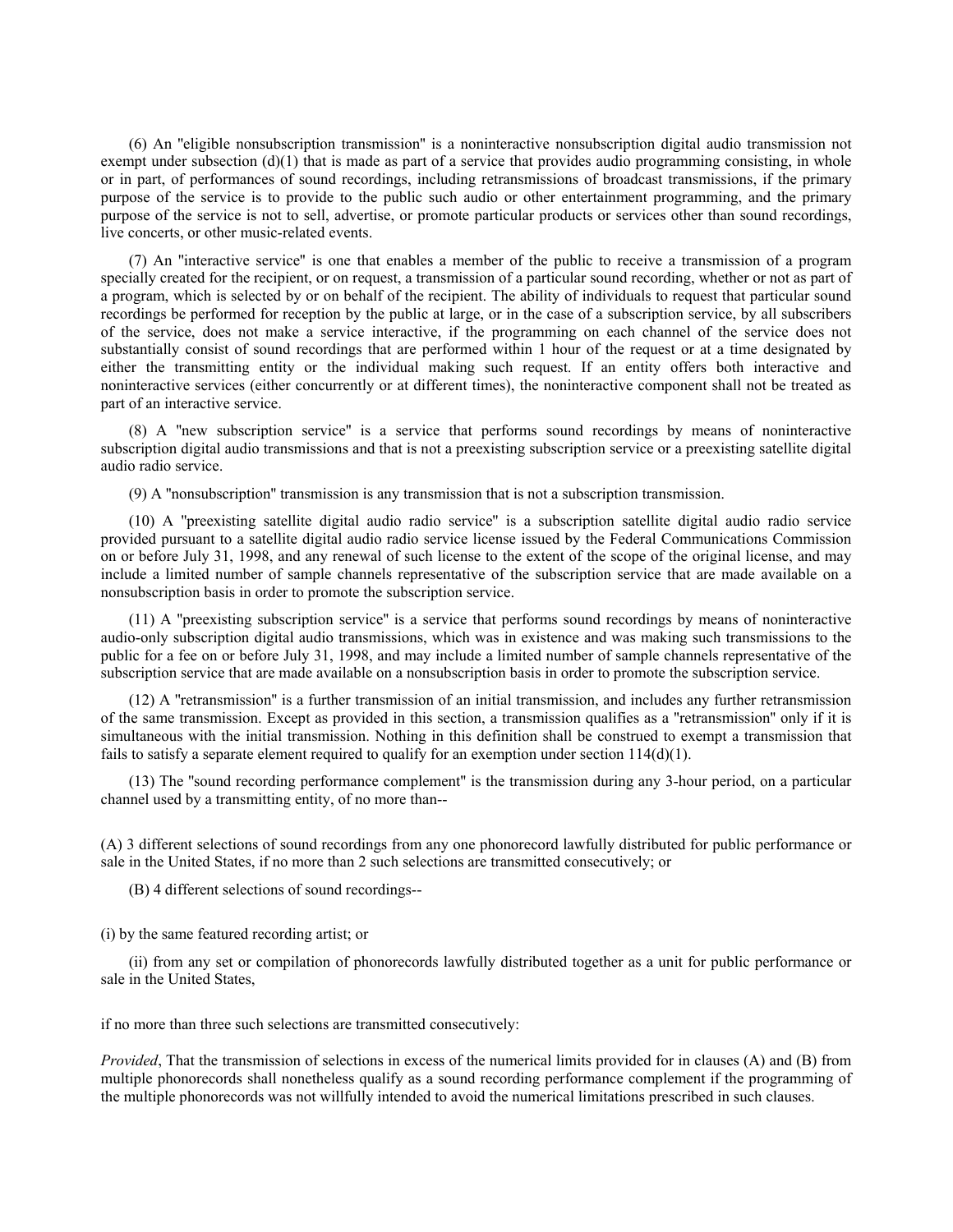(6) An "eligible nonsubscription transmission" is a noninteractive nonsubscription digital audio transmission not exempt under subsection (d)(1) that is made as part of a service that provides audio programming consisting, in whole or in part, of performances of sound recordings, including retransmissions of broadcast transmissions, if the primary purpose of the service is to provide to the public such audio or other entertainment programming, and the primary purpose of the service is not to sell, advertise, or promote particular products or services other than sound recordings, live concerts, or other music-related events.

(7) An "interactive service" is one that enables a member of the public to receive a transmission of a program specially created for the recipient, or on request, a transmission of a particular sound recording, whether or not as part of a program, which is selected by or on behalf of the recipient. The ability of individuals to request that particular sound recordings be performed for reception by the public at large, or in the case of a subscription service, by all subscribers of the service, does not make a service interactive, if the programming on each channel of the service does not substantially consist of sound recordings that are performed within 1 hour of the request or at a time designated by either the transmitting entity or the individual making such request. If an entity offers both interactive and noninteractive services (either concurrently or at different times), the noninteractive component shall not be treated as part of an interactive service.

(8) A "new subscription service" is a service that performs sound recordings by means of noninteractive subscription digital audio transmissions and that is not a preexisting subscription service or a preexisting satellite digital audio radio service.

(9) A "nonsubscription" transmission is any transmission that is not a subscription transmission.

(10) A "preexisting satellite digital audio radio service" is a subscription satellite digital audio radio service provided pursuant to a satellite digital audio radio service license issued by the Federal Communications Commission on or before July 31, 1998, and any renewal of such license to the extent of the scope of the original license, and may include a limited number of sample channels representative of the subscription service that are made available on a nonsubscription basis in order to promote the subscription service.

(11) A "preexisting subscription service" is a service that performs sound recordings by means of noninteractive audio-only subscription digital audio transmissions, which was in existence and was making such transmissions to the public for a fee on or before July 31, 1998, and may include a limited number of sample channels representative of the subscription service that are made available on a nonsubscription basis in order to promote the subscription service.

(12) A "retransmission" is a further transmission of an initial transmission, and includes any further retransmission of the same transmission. Except as provided in this section, a transmission qualifies as a "retransmission" only if it is simultaneous with the initial transmission. Nothing in this definition shall be construed to exempt a transmission that fails to satisfy a separate element required to qualify for an exemption under section 114(d)(1).

(13) The "sound recording performance complement" is the transmission during any 3-hour period, on a particular channel used by a transmitting entity, of no more than--

(A) 3 different selections of sound recordings from any one phonorecord lawfully distributed for public performance or sale in the United States, if no more than 2 such selections are transmitted consecutively; or

(B) 4 different selections of sound recordings--

(i) by the same featured recording artist; or

(ii) from any set or compilation of phonorecords lawfully distributed together as a unit for public performance or sale in the United States,

if no more than three such selections are transmitted consecutively:

*Provided*, That the transmission of selections in excess of the numerical limits provided for in clauses (A) and (B) from multiple phonorecords shall nonetheless qualify as a sound recording performance complement if the programming of the multiple phonorecords was not willfully intended to avoid the numerical limitations prescribed in such clauses.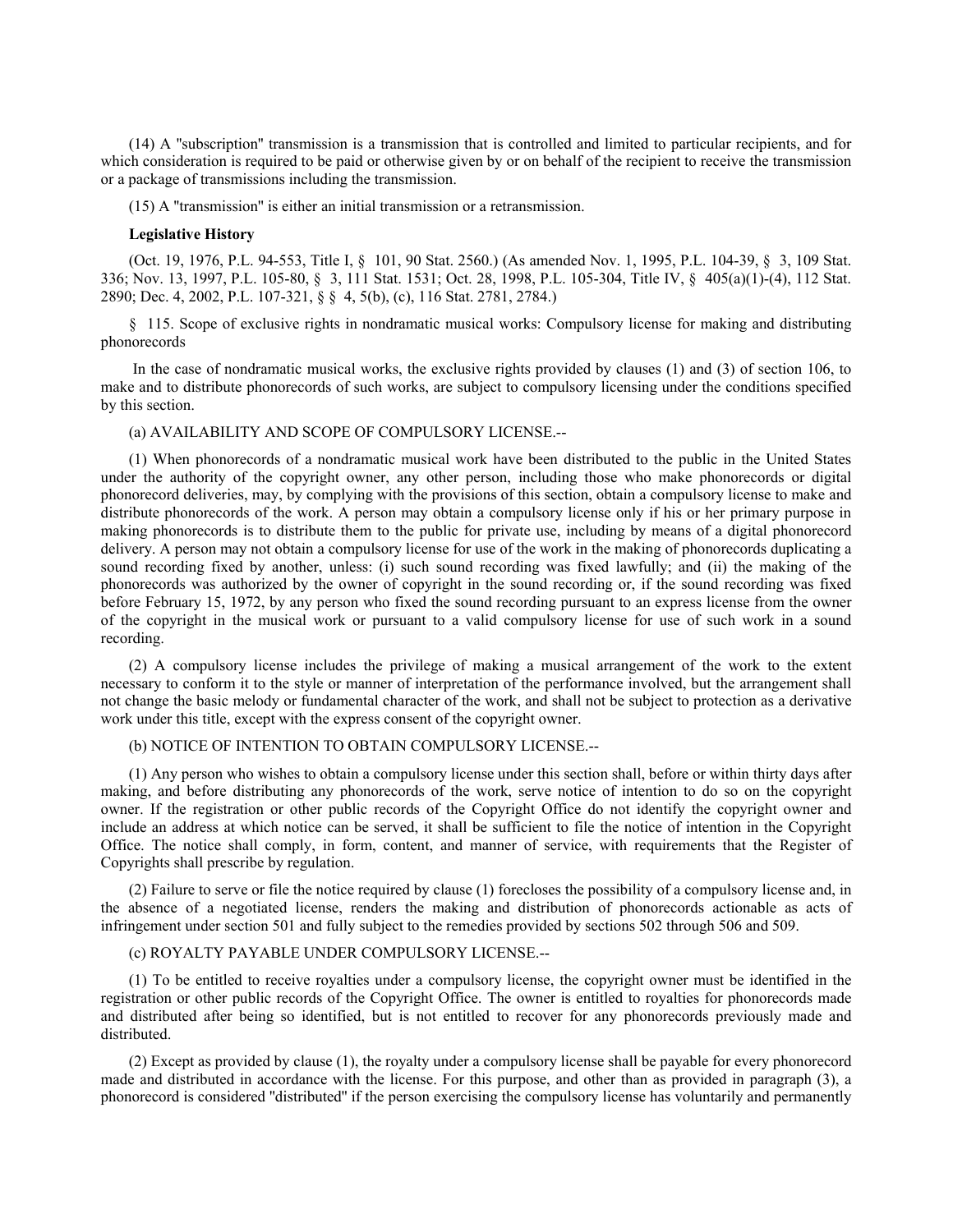(14) A "subscription" transmission is a transmission that is controlled and limited to particular recipients, and for which consideration is required to be paid or otherwise given by or on behalf of the recipient to receive the transmission or a package of transmissions including the transmission.

(15) A "transmission" is either an initial transmission or a retransmission.

**Legislative History**

(Oct. 19, 1976, P.L. 94-553, Title I, § 101, 90 Stat. 2560.) (As amended Nov. 1, 1995, P.L. 104-39, § 3, 109 Stat. 336; Nov. 13, 1997, P.L. 105-80, § 3, 111 Stat. 1531; Oct. 28, 1998, P.L. 105-304, Title IV, § 405(a)(1)-(4), 112 Stat. 2890; Dec. 4, 2002, P.L. 107-321, § § 4, 5(b), (c), 116 Stat. 2781, 2784.)

§ 115. Scope of exclusive rights in nondramatic musical works: Compulsory license for making and distributing phonorecords

In the case of nondramatic musical works, the exclusive rights provided by clauses (1) and (3) of section 106, to make and to distribute phonorecords of such works, are subject to compulsory licensing under the conditions specified by this section.

(a) AVAILABILITY AND SCOPE OF COMPULSORY LICENSE.--

(1) When phonorecords of a nondramatic musical work have been distributed to the public in the United States under the authority of the copyright owner, any other person, including those who make phonorecords or digital phonorecord deliveries, may, by complying with the provisions of this section, obtain a compulsory license to make and distribute phonorecords of the work. A person may obtain a compulsory license only if his or her primary purpose in making phonorecords is to distribute them to the public for private use, including by means of a digital phonorecord delivery. A person may not obtain a compulsory license for use of the work in the making of phonorecords duplicating a sound recording fixed by another, unless: (i) such sound recording was fixed lawfully; and (ii) the making of the phonorecords was authorized by the owner of copyright in the sound recording or, if the sound recording was fixed before February 15, 1972, by any person who fixed the sound recording pursuant to an express license from the owner of the copyright in the musical work or pursuant to a valid compulsory license for use of such work in a sound recording.

(2) A compulsory license includes the privilege of making a musical arrangement of the work to the extent necessary to conform it to the style or manner of interpretation of the performance involved, but the arrangement shall not change the basic melody or fundamental character of the work, and shall not be subject to protection as a derivative work under this title, except with the express consent of the copyright owner.

(b) NOTICE OF INTENTION TO OBTAIN COMPULSORY LICENSE.--

(1) Any person who wishes to obtain a compulsory license under this section shall, before or within thirty days after making, and before distributing any phonorecords of the work, serve notice of intention to do so on the copyright owner. If the registration or other public records of the Copyright Office do not identify the copyright owner and include an address at which notice can be served, it shall be sufficient to file the notice of intention in the Copyright Office. The notice shall comply, in form, content, and manner of service, with requirements that the Register of Copyrights shall prescribe by regulation.

(2) Failure to serve or file the notice required by clause (1) forecloses the possibility of a compulsory license and, in the absence of a negotiated license, renders the making and distribution of phonorecords actionable as acts of infringement under section 501 and fully subject to the remedies provided by sections 502 through 506 and 509.

(c) ROYALTY PAYABLE UNDER COMPULSORY LICENSE.--

(1) To be entitled to receive royalties under a compulsory license, the copyright owner must be identified in the registration or other public records of the Copyright Office. The owner is entitled to royalties for phonorecords made and distributed after being so identified, but is not entitled to recover for any phonorecords previously made and distributed.

(2) Except as provided by clause (1), the royalty under a compulsory license shall be payable for every phonorecord made and distributed in accordance with the license. For this purpose, and other than as provided in paragraph (3), a phonorecord is considered "distributed" if the person exercising the compulsory license has voluntarily and permanently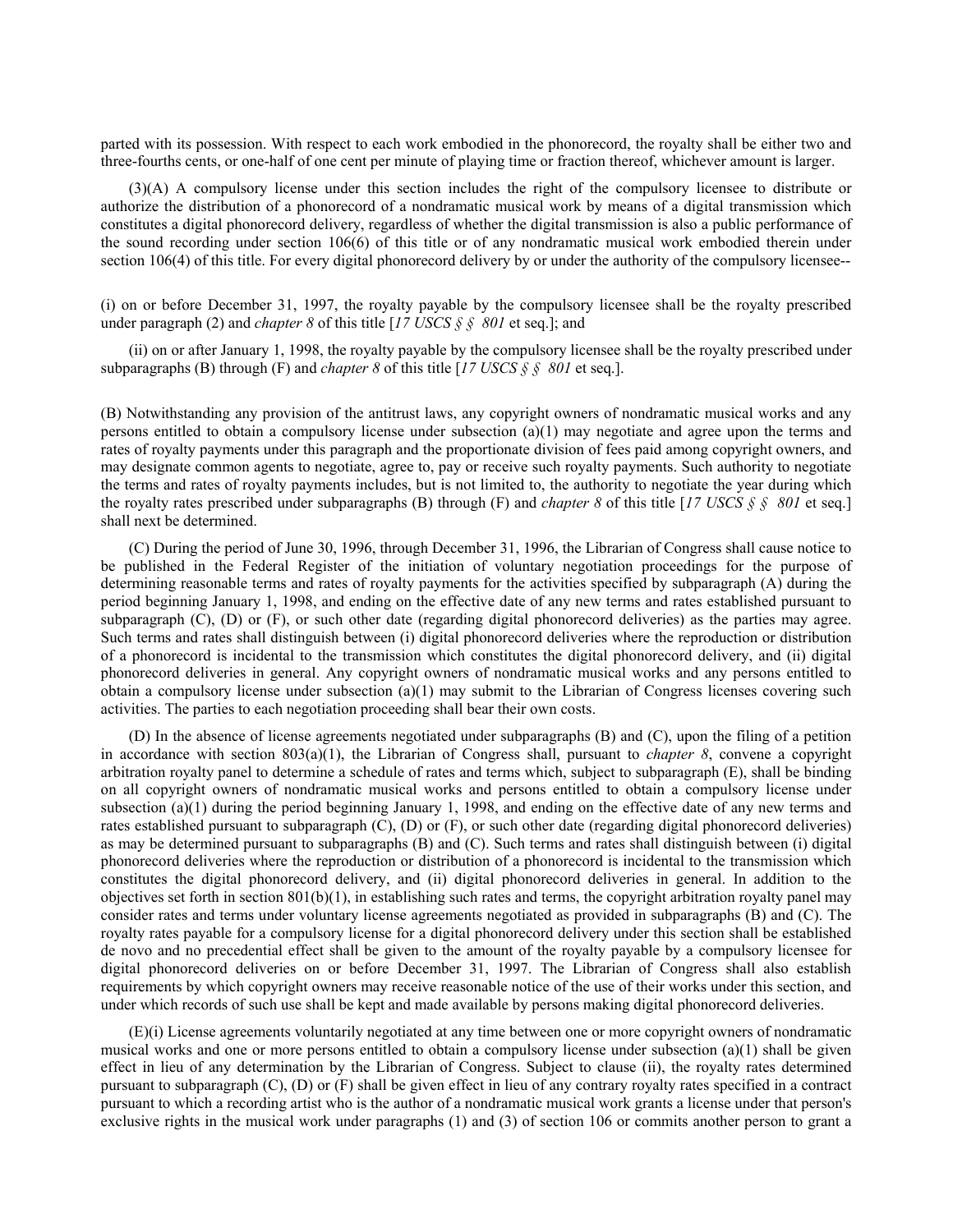parted with its possession. With respect to each work embodied in the phonorecord, the royalty shall be either two and three-fourths cents, or one-half of one cent per minute of playing time or fraction thereof, whichever amount is larger.

(3)(A) A compulsory license under this section includes the right of the compulsory licensee to distribute or authorize the distribution of a phonorecord of a nondramatic musical work by means of a digital transmission which constitutes a digital phonorecord delivery, regardless of whether the digital transmission is also a public performance of the sound recording under section 106(6) of this title or of any nondramatic musical work embodied therein under section 106(4) of this title. For every digital phonorecord delivery by or under the authority of the compulsory licensee--

(i) on or before December 31, 1997, the royalty payable by the compulsory licensee shall be the royalty prescribed under paragraph (2) and *chapter 8* of this title [*17 USCS § § 801* et seq.]; and

(ii) on or after January 1, 1998, the royalty payable by the compulsory licensee shall be the royalty prescribed under subparagraphs (B) through (F) and *chapter 8* of this title [*17 USCS § § 801* et seq.].

(B) Notwithstanding any provision of the antitrust laws, any copyright owners of nondramatic musical works and any persons entitled to obtain a compulsory license under subsection (a)(1) may negotiate and agree upon the terms and rates of royalty payments under this paragraph and the proportionate division of fees paid among copyright owners, and may designate common agents to negotiate, agree to, pay or receive such royalty payments. Such authority to negotiate the terms and rates of royalty payments includes, but is not limited to, the authority to negotiate the year during which the royalty rates prescribed under subparagraphs (B) through (F) and *chapter 8* of this title [*17 USCS § § 801* et seq.] shall next be determined.

(C) During the period of June 30, 1996, through December 31, 1996, the Librarian of Congress shall cause notice to be published in the Federal Register of the initiation of voluntary negotiation proceedings for the purpose of determining reasonable terms and rates of royalty payments for the activities specified by subparagraph (A) during the period beginning January 1, 1998, and ending on the effective date of any new terms and rates established pursuant to subparagraph (C), (D) or (F), or such other date (regarding digital phonorecord deliveries) as the parties may agree. Such terms and rates shall distinguish between (i) digital phonorecord deliveries where the reproduction or distribution of a phonorecord is incidental to the transmission which constitutes the digital phonorecord delivery, and (ii) digital phonorecord deliveries in general. Any copyright owners of nondramatic musical works and any persons entitled to obtain a compulsory license under subsection (a)(1) may submit to the Librarian of Congress licenses covering such activities. The parties to each negotiation proceeding shall bear their own costs.

(D) In the absence of license agreements negotiated under subparagraphs (B) and (C), upon the filing of a petition in accordance with section 803(a)(1), the Librarian of Congress shall, pursuant to *chapter 8*, convene a copyright arbitration royalty panel to determine a schedule of rates and terms which, subject to subparagraph (E), shall be binding on all copyright owners of nondramatic musical works and persons entitled to obtain a compulsory license under subsection (a)(1) during the period beginning January 1, 1998, and ending on the effective date of any new terms and rates established pursuant to subparagraph (C), (D) or (F), or such other date (regarding digital phonorecord deliveries) as may be determined pursuant to subparagraphs (B) and (C). Such terms and rates shall distinguish between (i) digital phonorecord deliveries where the reproduction or distribution of a phonorecord is incidental to the transmission which constitutes the digital phonorecord delivery, and (ii) digital phonorecord deliveries in general. In addition to the objectives set forth in section 801(b)(1), in establishing such rates and terms, the copyright arbitration royalty panel may consider rates and terms under voluntary license agreements negotiated as provided in subparagraphs (B) and (C). The royalty rates payable for a compulsory license for a digital phonorecord delivery under this section shall be established de novo and no precedential effect shall be given to the amount of the royalty payable by a compulsory licensee for digital phonorecord deliveries on or before December 31, 1997. The Librarian of Congress shall also establish requirements by which copyright owners may receive reasonable notice of the use of their works under this section, and under which records of such use shall be kept and made available by persons making digital phonorecord deliveries.

(E)(i) License agreements voluntarily negotiated at any time between one or more copyright owners of nondramatic musical works and one or more persons entitled to obtain a compulsory license under subsection (a)(1) shall be given effect in lieu of any determination by the Librarian of Congress. Subject to clause (ii), the royalty rates determined pursuant to subparagraph (C), (D) or (F) shall be given effect in lieu of any contrary royalty rates specified in a contract pursuant to which a recording artist who is the author of a nondramatic musical work grants a license under that person's exclusive rights in the musical work under paragraphs (1) and (3) of section 106 or commits another person to grant a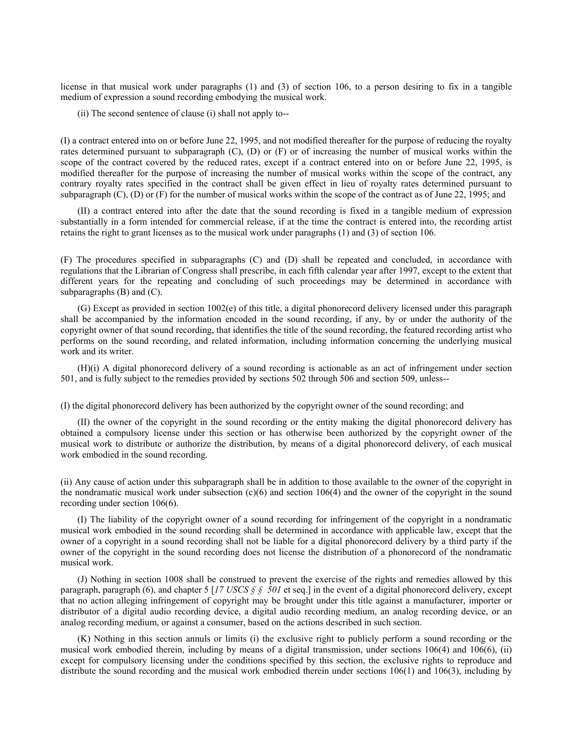license in that musical work under paragraphs (1) and (3) of section 106, to a person desiring to fix in a tangible medium of expression a sound recording embodying the musical work.

(ii) The second sentence of clause (i) shall not apply to--

(I) a contract entered into on or before June 22, 1995, and not modified thereafter for the purpose of reducing the royalty rates determined pursuant to subparagraph (C), (D) or (F) or of increasing the number of musical works within the scope of the contract covered by the reduced rates, except if a contract entered into on or before June 22, 1995, is modified thereafter for the purpose of increasing the number of musical works within the scope of the contract, any contrary royalty rates specified in the contract shall be given effect in lieu of royalty rates determined pursuant to subparagraph (C), (D) or (F) for the number of musical works within the scope of the contract as of June 22, 1995; and

(II) a contract entered into after the date that the sound recording is fixed in a tangible medium of expression substantially in a form intended for commercial release, if at the time the contract is entered into, the recording artist retains the right to grant licenses as to the musical work under paragraphs (1) and (3) of section 106.

(F) The procedures specified in subparagraphs (C) and (D) shall be repeated and concluded, in accordance with regulations that the Librarian of Congress shall prescribe, in each fifth calendar year after 1997, except to the extent that different years for the repeating and concluding of such proceedings may be determined in accordance with subparagraphs (B) and (C).

(G) Except as provided in section 1002(e) of this title, a digital phonorecord delivery licensed under this paragraph shall be accompanied by the information encoded in the sound recording, if any, by or under the authority of the copyright owner of that sound recording, that identifies the title of the sound recording, the featured recording artist who performs on the sound recording, and related information, including information concerning the underlying musical work and its writer.

(H)(i) A digital phonorecord delivery of a sound recording is actionable as an act of infringement under section 501, and is fully subject to the remedies provided by sections 502 through 506 and section 509, unless--

(I) the digital phonorecord delivery has been authorized by the copyright owner of the sound recording; and

(II) the owner of the copyright in the sound recording or the entity making the digital phonorecord delivery has obtained a compulsory license under this section or has otherwise been authorized by the copyright owner of the musical work to distribute or authorize the distribution, by means of a digital phonorecord delivery, of each musical work embodied in the sound recording.

(ii) Any cause of action under this subparagraph shall be in addition to those available to the owner of the copyright in the nondramatic musical work under subsection (c)(6) and section 106(4) and the owner of the copyright in the sound recording under section 106(6).

(I) The liability of the copyright owner of a sound recording for infringement of the copyright in a nondramatic musical work embodied in the sound recording shall be determined in accordance with applicable law, except that the owner of a copyright in a sound recording shall not be liable for a digital phonorecord delivery by a third party if the owner of the copyright in the sound recording does not license the distribution of a phonorecord of the nondramatic musical work.

(J) Nothing in section 1008 shall be construed to prevent the exercise of the rights and remedies allowed by this paragraph, paragraph (6), and chapter 5 [*17 USCS § § 501* et seq.] in the event of a digital phonorecord delivery, except that no action alleging infringement of copyright may be brought under this title against a manufacturer, importer or distributor of a digital audio recording device, a digital audio recording medium, an analog recording device, or an analog recording medium, or against a consumer, based on the actions described in such section.

(K) Nothing in this section annuls or limits (i) the exclusive right to publicly perform a sound recording or the musical work embodied therein, including by means of a digital transmission, under sections 106(4) and 106(6), (ii) except for compulsory licensing under the conditions specified by this section, the exclusive rights to reproduce and distribute the sound recording and the musical work embodied therein under sections 106(1) and 106(3), including by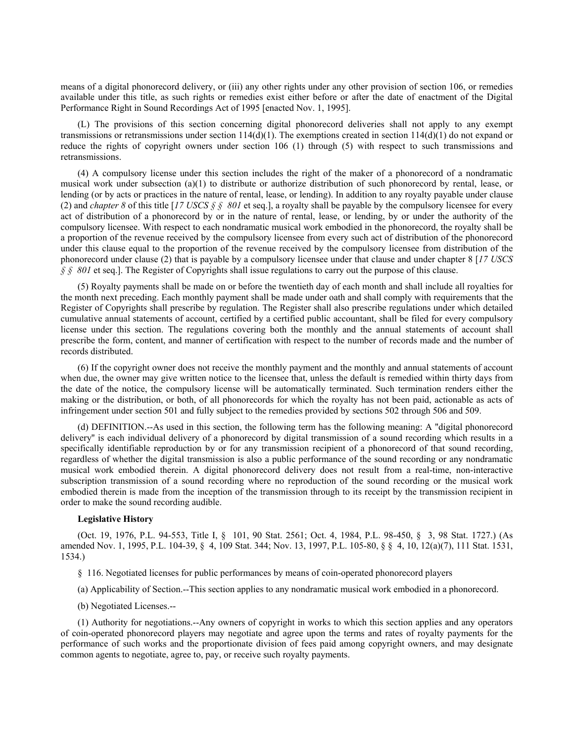means of a digital phonorecord delivery, or (iii) any other rights under any other provision of section 106, or remedies available under this title, as such rights or remedies exist either before or after the date of enactment of the Digital Performance Right in Sound Recordings Act of 1995 [enacted Nov. 1, 1995].

(L) The provisions of this section concerning digital phonorecord deliveries shall not apply to any exempt transmissions or retransmissions under section 114(d)(1). The exemptions created in section 114(d)(1) do not expand or reduce the rights of copyright owners under section 106 (1) through (5) with respect to such transmissions and retransmissions.

(4) A compulsory license under this section includes the right of the maker of a phonorecord of a nondramatic musical work under subsection (a)(1) to distribute or authorize distribution of such phonorecord by rental, lease, or lending (or by acts or practices in the nature of rental, lease, or lending). In addition to any royalty payable under clause (2) and *chapter 8* of this title [*17 USCS § § 801* et seq.], a royalty shall be payable by the compulsory licensee for every act of distribution of a phonorecord by or in the nature of rental, lease, or lending, by or under the authority of the compulsory licensee. With respect to each nondramatic musical work embodied in the phonorecord, the royalty shall be a proportion of the revenue received by the compulsory licensee from every such act of distribution of the phonorecord under this clause equal to the proportion of the revenue received by the compulsory licensee from distribution of the phonorecord under clause (2) that is payable by a compulsory licensee under that clause and under chapter 8 [*17 USCS § § 801* et seq.]. The Register of Copyrights shall issue regulations to carry out the purpose of this clause.

(5) Royalty payments shall be made on or before the twentieth day of each month and shall include all royalties for the month next preceding. Each monthly payment shall be made under oath and shall comply with requirements that the Register of Copyrights shall prescribe by regulation. The Register shall also prescribe regulations under which detailed cumulative annual statements of account, certified by a certified public accountant, shall be filed for every compulsory license under this section. The regulations covering both the monthly and the annual statements of account shall prescribe the form, content, and manner of certification with respect to the number of records made and the number of records distributed.

(6) If the copyright owner does not receive the monthly payment and the monthly and annual statements of account when due, the owner may give written notice to the licensee that, unless the default is remedied within thirty days from the date of the notice, the compulsory license will be automatically terminated. Such termination renders either the making or the distribution, or both, of all phonorecords for which the royalty has not been paid, actionable as acts of infringement under section 501 and fully subject to the remedies provided by sections 502 through 506 and 509.

(d) DEFINITION.--As used in this section, the following term has the following meaning: A "digital phonorecord delivery" is each individual delivery of a phonorecord by digital transmission of a sound recording which results in a specifically identifiable reproduction by or for any transmission recipient of a phonorecord of that sound recording, regardless of whether the digital transmission is also a public performance of the sound recording or any nondramatic musical work embodied therein. A digital phonorecord delivery does not result from a real-time, non-interactive subscription transmission of a sound recording where no reproduction of the sound recording or the musical work embodied therein is made from the inception of the transmission through to its receipt by the transmission recipient in order to make the sound recording audible.

**Legislative History**

(Oct. 19, 1976, P.L. 94-553, Title I, § 101, 90 Stat. 2561; Oct. 4, 1984, P.L. 98-450, § 3, 98 Stat. 1727.) (As amended Nov. 1, 1995, P.L. 104-39, § 4, 109 Stat. 344; Nov. 13, 1997, P.L. 105-80, § § 4, 10, 12(a)(7), 111 Stat. 1531, 1534.)

§ 116. Negotiated licenses for public performances by means of coin-operated phonorecord players

(a) Applicability of Section.--This section applies to any nondramatic musical work embodied in a phonorecord.

(b) Negotiated Licenses.--

(1) Authority for negotiations.--Any owners of copyright in works to which this section applies and any operators of coin-operated phonorecord players may negotiate and agree upon the terms and rates of royalty payments for the performance of such works and the proportionate division of fees paid among copyright owners, and may designate common agents to negotiate, agree to, pay, or receive such royalty payments.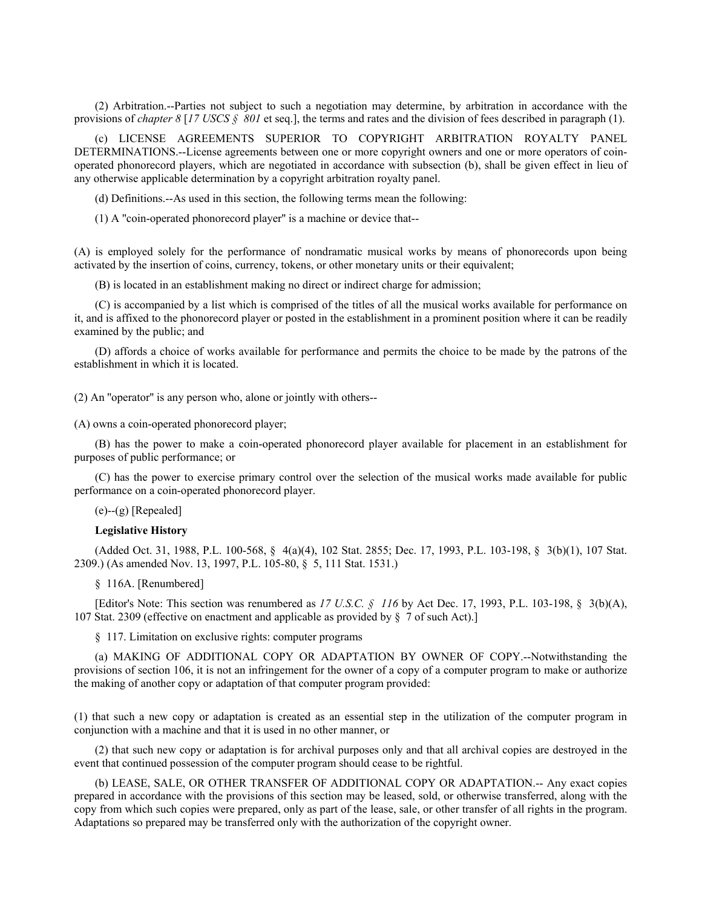(2) Arbitration.--Parties not subject to such a negotiation may determine, by arbitration in accordance with the provisions of *chapter 8* [*17 USCS § 801* et seq.], the terms and rates and the division of fees described in paragraph (1).

(c) LICENSE AGREEMENTS SUPERIOR TO COPYRIGHT ARBITRATION ROYALTY PANEL DETERMINATIONS.--License agreements between one or more copyright owners and one or more operators of coin-operated phonorecord players, which are negotiated in accordance with subsection (b), shall be given effect in lieu of any otherwise applicable determination by a copyright arbitration royalty panel.

(d) Definitions.--As used in this section, the following terms mean the following:

(1) A "coin-operated phonorecord player" is a machine or device that--

(A) is employed solely for the performance of nondramatic musical works by means of phonorecords upon being activated by the insertion of coins, currency, tokens, or other monetary units or their equivalent;

(B) is located in an establishment making no direct or indirect charge for admission;

(C) is accompanied by a list which is comprised of the titles of all the musical works available for performance on it, and is affixed to the phonorecord player or posted in the establishment in a prominent position where it can be readily examined by the public; and

(D) affords a choice of works available for performance and permits the choice to be made by the patrons of the establishment in which it is located.

(2) An "operator" is any person who, alone or jointly with others--

(A) owns a coin-operated phonorecord player;

(B) has the power to make a coin-operated phonorecord player available for placement in an establishment for purposes of public performance; or

(C) has the power to exercise primary control over the selection of the musical works made available for public performance on a coin-operated phonorecord player.

(e)--(g) [Repealed]

**Legislative History**

(Added Oct. 31, 1988, P.L. 100-568, § 4(a)(4), 102 Stat. 2855; Dec. 17, 1993, P.L. 103-198, § 3(b)(1), 107 Stat. 2309.) (As amended Nov. 13, 1997, P.L. 105-80, § 5, 111 Stat. 1531.)

§ 116A. [Renumbered]

[Editor's Note: This section was renumbered as *17 U.S.C. § 116* by Act Dec. 17, 1993, P.L. 103-198, § 3(b)(A), 107 Stat. 2309 (effective on enactment and applicable as provided by § 7 of such Act).]

§ 117. Limitation on exclusive rights: computer programs

(a) MAKING OF ADDITIONAL COPY OR ADAPTATION BY OWNER OF COPY.--Notwithstanding the provisions of section 106, it is not an infringement for the owner of a copy of a computer program to make or authorize the making of another copy or adaptation of that computer program provided:

(1) that such a new copy or adaptation is created as an essential step in the utilization of the computer program in conjunction with a machine and that it is used in no other manner, or

(2) that such new copy or adaptation is for archival purposes only and that all archival copies are destroyed in the event that continued possession of the computer program should cease to be rightful.

(b) LEASE, SALE, OR OTHER TRANSFER OF ADDITIONAL COPY OR ADAPTATION.-- Any exact copies prepared in accordance with the provisions of this section may be leased, sold, or otherwise transferred, along with the copy from which such copies were prepared, only as part of the lease, sale, or other transfer of all rights in the program. Adaptations so prepared may be transferred only with the authorization of the copyright owner.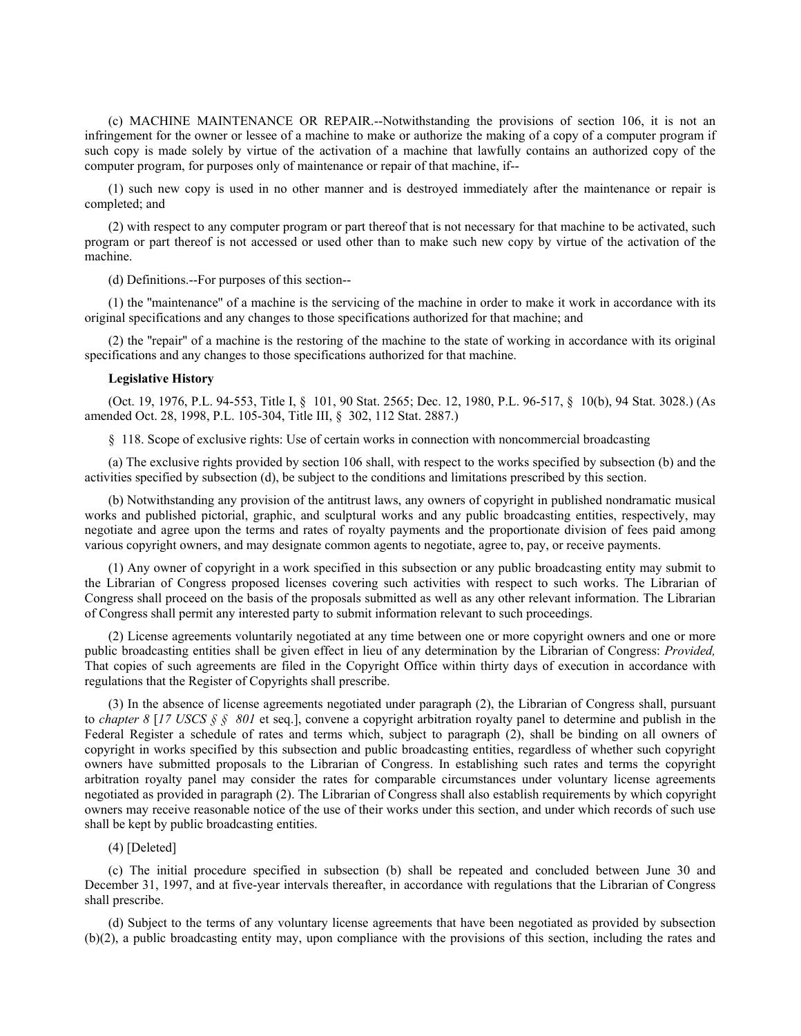(c) MACHINE MAINTENANCE OR REPAIR.--Notwithstanding the provisions of section 106, it is not an infringement for the owner or lessee of a machine to make or authorize the making of a copy of a computer program if such copy is made solely by virtue of the activation of a machine that lawfully contains an authorized copy of the computer program, for purposes only of maintenance or repair of that machine, if--

(1) such new copy is used in no other manner and is destroyed immediately after the maintenance or repair is completed; and

(2) with respect to any computer program or part thereof that is not necessary for that machine to be activated, such program or part thereof is not accessed or used other than to make such new copy by virtue of the activation of the machine.

(d) Definitions.--For purposes of this section--

(1) the "maintenance" of a machine is the servicing of the machine in order to make it work in accordance with its original specifications and any changes to those specifications authorized for that machine; and

(2) the "repair" of a machine is the restoring of the machine to the state of working in accordance with its original specifications and any changes to those specifications authorized for that machine.

**Legislative History**

(Oct. 19, 1976, P.L. 94-553, Title I, § 101, 90 Stat. 2565; Dec. 12, 1980, P.L. 96-517, § 10(b), 94 Stat. 3028.) (As amended Oct. 28, 1998, P.L. 105-304, Title III, § 302, 112 Stat. 2887.)

§ 118. Scope of exclusive rights: Use of certain works in connection with noncommercial broadcasting

(a) The exclusive rights provided by section 106 shall, with respect to the works specified by subsection (b) and the activities specified by subsection (d), be subject to the conditions and limitations prescribed by this section.

(b) Notwithstanding any provision of the antitrust laws, any owners of copyright in published nondramatic musical works and published pictorial, graphic, and sculptural works and any public broadcasting entities, respectively, may negotiate and agree upon the terms and rates of royalty payments and the proportionate division of fees paid among various copyright owners, and may designate common agents to negotiate, agree to, pay, or receive payments.

(1) Any owner of copyright in a work specified in this subsection or any public broadcasting entity may submit to the Librarian of Congress proposed licenses covering such activities with respect to such works. The Librarian of Congress shall proceed on the basis of the proposals submitted as well as any other relevant information. The Librarian of Congress shall permit any interested party to submit information relevant to such proceedings.

(2) License agreements voluntarily negotiated at any time between one or more copyright owners and one or more public broadcasting entities shall be given effect in lieu of any determination by the Librarian of Congress: *Provided,* That copies of such agreements are filed in the Copyright Office within thirty days of execution in accordance with regulations that the Register of Copyrights shall prescribe.

(3) In the absence of license agreements negotiated under paragraph (2), the Librarian of Congress shall, pursuant to *chapter 8* [*17 USCS § § 801* et seq.], convene a copyright arbitration royalty panel to determine and publish in the Federal Register a schedule of rates and terms which, subject to paragraph (2), shall be binding on all owners of copyright in works specified by this subsection and public broadcasting entities, regardless of whether such copyright owners have submitted proposals to the Librarian of Congress. In establishing such rates and terms the copyright arbitration royalty panel may consider the rates for comparable circumstances under voluntary license agreements negotiated as provided in paragraph (2). The Librarian of Congress shall also establish requirements by which copyright owners may receive reasonable notice of the use of their works under this section, and under which records of such use shall be kept by public broadcasting entities.

(4) [Deleted]

(c) The initial procedure specified in subsection (b) shall be repeated and concluded between June 30 and December 31, 1997, and at five-year intervals thereafter, in accordance with regulations that the Librarian of Congress shall prescribe.

(d) Subject to the terms of any voluntary license agreements that have been negotiated as provided by subsection (b)(2), a public broadcasting entity may, upon compliance with the provisions of this section, including the rates and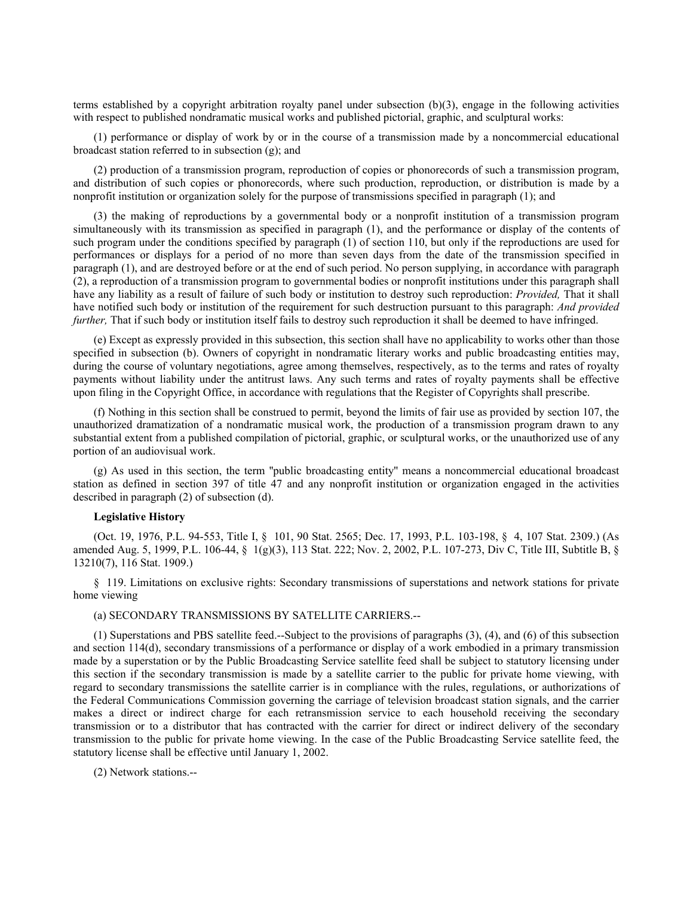terms established by a copyright arbitration royalty panel under subsection (b)(3), engage in the following activities with respect to published nondramatic musical works and published pictorial, graphic, and sculptural works:

(1) performance or display of work by or in the course of a transmission made by a noncommercial educational broadcast station referred to in subsection (g); and

(2) production of a transmission program, reproduction of copies or phonorecords of such a transmission program, and distribution of such copies or phonorecords, where such production, reproduction, or distribution is made by a nonprofit institution or organization solely for the purpose of transmissions specified in paragraph (1); and

(3) the making of reproductions by a governmental body or a nonprofit institution of a transmission program simultaneously with its transmission as specified in paragraph (1), and the performance or display of the contents of such program under the conditions specified by paragraph (1) of section 110, but only if the reproductions are used for performances or displays for a period of no more than seven days from the date of the transmission specified in paragraph (1), and are destroyed before or at the end of such period. No person supplying, in accordance with paragraph (2), a reproduction of a transmission program to governmental bodies or nonprofit institutions under this paragraph shall have any liability as a result of failure of such body or institution to destroy such reproduction: *Provided,* That it shall have notified such body or institution of the requirement for such destruction pursuant to this paragraph: *And provided further,* That if such body or institution itself fails to destroy such reproduction it shall be deemed to have infringed.

(e) Except as expressly provided in this subsection, this section shall have no applicability to works other than those specified in subsection (b). Owners of copyright in nondramatic literary works and public broadcasting entities may, during the course of voluntary negotiations, agree among themselves, respectively, as to the terms and rates of royalty payments without liability under the antitrust laws. Any such terms and rates of royalty payments shall be effective upon filing in the Copyright Office, in accordance with regulations that the Register of Copyrights shall prescribe.

(f) Nothing in this section shall be construed to permit, beyond the limits of fair use as provided by section 107, the unauthorized dramatization of a nondramatic musical work, the production of a transmission program drawn to any substantial extent from a published compilation of pictorial, graphic, or sculptural works, or the unauthorized use of any portion of an audiovisual work.

(g) As used in this section, the term "public broadcasting entity" means a noncommercial educational broadcast station as defined in section 397 of title 47 and any nonprofit institution or organization engaged in the activities described in paragraph (2) of subsection (d).

**Legislative History**

(Oct. 19, 1976, P.L. 94-553, Title I, § 101, 90 Stat. 2565; Dec. 17, 1993, P.L. 103-198, § 4, 107 Stat. 2309.) (As amended Aug. 5, 1999, P.L. 106-44, § 1(g)(3), 113 Stat. 222; Nov. 2, 2002, P.L. 107-273, Div C, Title III, Subtitle B, § 13210(7), 116 Stat. 1909.)

§ 119. Limitations on exclusive rights: Secondary transmissions of superstations and network stations for private home viewing

(a) SECONDARY TRANSMISSIONS BY SATELLITE CARRIERS.--

(1) Superstations and PBS satellite feed.--Subject to the provisions of paragraphs (3), (4), and (6) of this subsection and section 114(d), secondary transmissions of a performance or display of a work embodied in a primary transmission made by a superstation or by the Public Broadcasting Service satellite feed shall be subject to statutory licensing under this section if the secondary transmission is made by a satellite carrier to the public for private home viewing, with regard to secondary transmissions the satellite carrier is in compliance with the rules, regulations, or authorizations of the Federal Communications Commission governing the carriage of television broadcast station signals, and the carrier makes a direct or indirect charge for each retransmission service to each household receiving the secondary transmission or to a distributor that has contracted with the carrier for direct or indirect delivery of the secondary transmission to the public for private home viewing. In the case of the Public Broadcasting Service satellite feed, the statutory license shall be effective until January 1, 2002.

(2) Network stations.--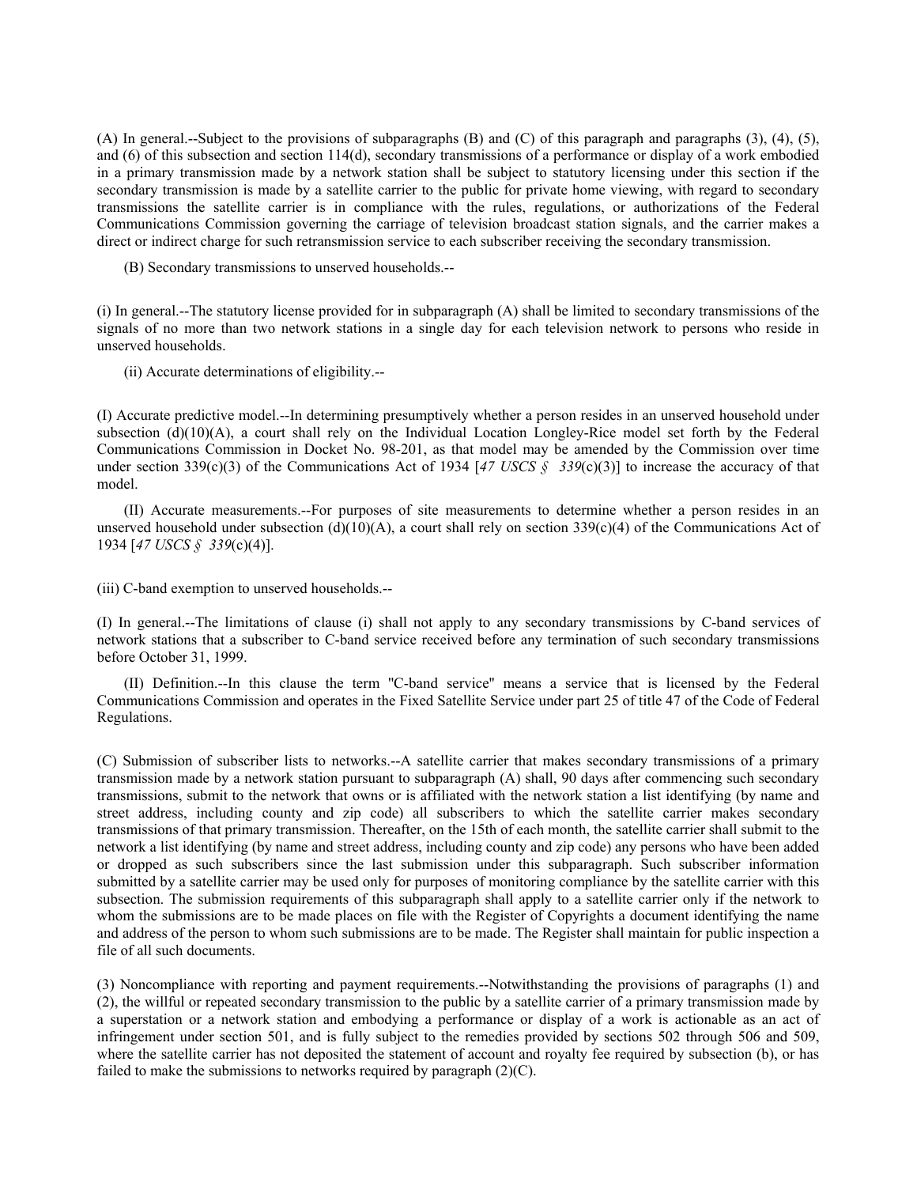(A) In general.--Subject to the provisions of subparagraphs (B) and (C) of this paragraph and paragraphs (3), (4), (5), and (6) of this subsection and section 114(d), secondary transmissions of a performance or display of a work embodied in a primary transmission made by a network station shall be subject to statutory licensing under this section if the secondary transmission is made by a satellite carrier to the public for private home viewing, with regard to secondary transmissions the satellite carrier is in compliance with the rules, regulations, or authorizations of the Federal Communications Commission governing the carriage of television broadcast station signals, and the carrier makes a direct or indirect charge for such retransmission service to each subscriber receiving the secondary transmission.

(B) Secondary transmissions to unserved households.--

(i) In general.--The statutory license provided for in subparagraph (A) shall be limited to secondary transmissions of the signals of no more than two network stations in a single day for each television network to persons who reside in unserved households.

(ii) Accurate determinations of eligibility.--

(I) Accurate predictive model.--In determining presumptively whether a person resides in an unserved household under subsection (d)(10)(A), a court shall rely on the Individual Location Longley-Rice model set forth by the Federal Communications Commission in Docket No. 98-201, as that model may be amended by the Commission over time under section 339(c)(3) of the Communications Act of 1934 [*47 USCS § 339*(c)(3)] to increase the accuracy of that model.

(II) Accurate measurements.--For purposes of site measurements to determine whether a person resides in an unserved household under subsection (d)(10)(A), a court shall rely on section 339(c)(4) of the Communications Act of 1934 [*47 USCS § 339*(c)(4)].

(iii) C-band exemption to unserved households.--

(I) In general.--The limitations of clause (i) shall not apply to any secondary transmissions by C-band services of network stations that a subscriber to C-band service received before any termination of such secondary transmissions before October 31, 1999.

(II) Definition.--In this clause the term "C-band service" means a service that is licensed by the Federal Communications Commission and operates in the Fixed Satellite Service under part 25 of title 47 of the Code of Federal Regulations.

(C) Submission of subscriber lists to networks.--A satellite carrier that makes secondary transmissions of a primary transmission made by a network station pursuant to subparagraph (A) shall, 90 days after commencing such secondary transmissions, submit to the network that owns or is affiliated with the network station a list identifying (by name and street address, including county and zip code) all subscribers to which the satellite carrier makes secondary transmissions of that primary transmission. Thereafter, on the 15th of each month, the satellite carrier shall submit to the network a list identifying (by name and street address, including county and zip code) any persons who have been added or dropped as such subscribers since the last submission under this subparagraph. Such subscriber information submitted by a satellite carrier may be used only for purposes of monitoring compliance by the satellite carrier with this subsection. The submission requirements of this subparagraph shall apply to a satellite carrier only if the network to whom the submissions are to be made places on file with the Register of Copyrights a document identifying the name and address of the person to whom such submissions are to be made. The Register shall maintain for public inspection a file of all such documents.

(3) Noncompliance with reporting and payment requirements.--Notwithstanding the provisions of paragraphs (1) and (2), the willful or repeated secondary transmission to the public by a satellite carrier of a primary transmission made by a superstation or a network station and embodying a performance or display of a work is actionable as an act of infringement under section 501, and is fully subject to the remedies provided by sections 502 through 506 and 509, where the satellite carrier has not deposited the statement of account and royalty fee required by subsection (b), or has failed to make the submissions to networks required by paragraph (2)(C).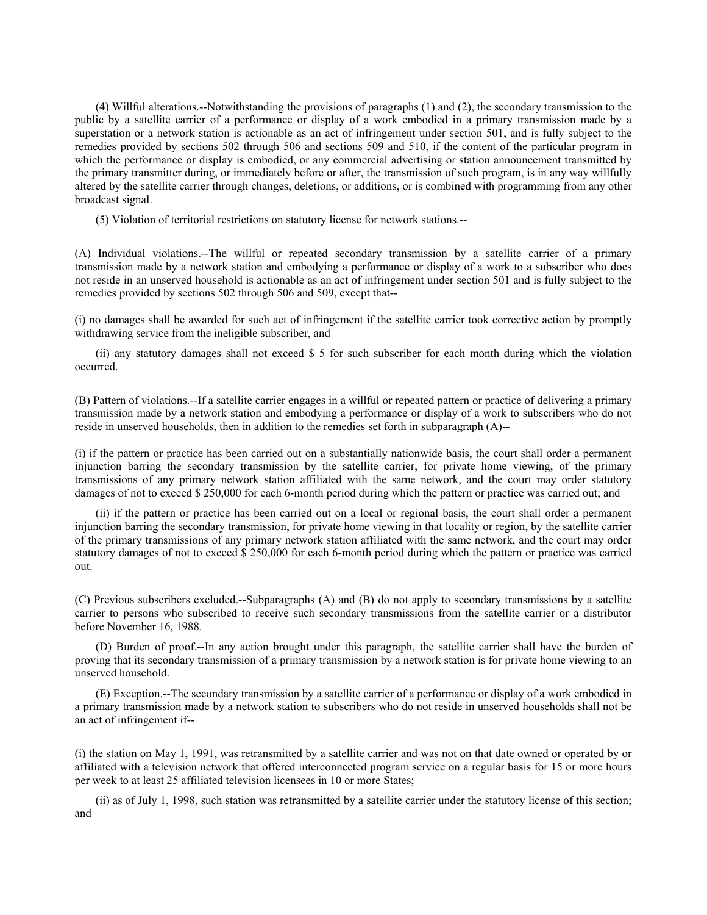(4) Willful alterations.--Notwithstanding the provisions of paragraphs (1) and (2), the secondary transmission to the public by a satellite carrier of a performance or display of a work embodied in a primary transmission made by a superstation or a network station is actionable as an act of infringement under section 501, and is fully subject to the remedies provided by sections 502 through 506 and sections 509 and 510, if the content of the particular program in which the performance or display is embodied, or any commercial advertising or station announcement transmitted by the primary transmitter during, or immediately before or after, the transmission of such program, is in any way willfully altered by the satellite carrier through changes, deletions, or additions, or is combined with programming from any other broadcast signal.

(5) Violation of territorial restrictions on statutory license for network stations.--

(A) Individual violations.--The willful or repeated secondary transmission by a satellite carrier of a primary transmission made by a network station and embodying a performance or display of a work to a subscriber who does not reside in an unserved household is actionable as an act of infringement under section 501 and is fully subject to the remedies provided by sections 502 through 506 and 509, except that--

(i) no damages shall be awarded for such act of infringement if the satellite carrier took corrective action by promptly withdrawing service from the ineligible subscriber, and

(ii) any statutory damages shall not exceed $ 5 for such subscriber for each month during which the violation occurred.

(B) Pattern of violations.--If a satellite carrier engages in a willful or repeated pattern or practice of delivering a primary transmission made by a network station and embodying a performance or display of a work to subscribers who do not reside in unserved households, then in addition to the remedies set forth in subparagraph (A)--

(i) if the pattern or practice has been carried out on a substantially nationwide basis, the court shall order a permanent injunction barring the secondary transmission by the satellite carrier, for private home viewing, of the primary transmissions of any primary network station affiliated with the same network, and the court may order statutory damages of not to exceed $ 250,000 for each 6-month period during which the pattern or practice was carried out; and

(ii) if the pattern or practice has been carried out on a local or regional basis, the court shall order a permanent injunction barring the secondary transmission, for private home viewing in that locality or region, by the satellite carrier of the primary transmissions of any primary network station affiliated with the same network, and the court may order statutory damages of not to exceed $ 250,000 for each 6-month period during which the pattern or practice was carried out.

(C) Previous subscribers excluded.--Subparagraphs (A) and (B) do not apply to secondary transmissions by a satellite carrier to persons who subscribed to receive such secondary transmissions from the satellite carrier or a distributor before November 16, 1988.

(D) Burden of proof.--In any action brought under this paragraph, the satellite carrier shall have the burden of proving that its secondary transmission of a primary transmission by a network station is for private home viewing to an unserved household.

(E) Exception.--The secondary transmission by a satellite carrier of a performance or display of a work embodied in a primary transmission made by a network station to subscribers who do not reside in unserved households shall not be an act of infringement if--

(i) the station on May 1, 1991, was retransmitted by a satellite carrier and was not on that date owned or operated by or affiliated with a television network that offered interconnected program service on a regular basis for 15 or more hours per week to at least 25 affiliated television licensees in 10 or more States;

(ii) as of July 1, 1998, such station was retransmitted by a satellite carrier under the statutory license of this section; and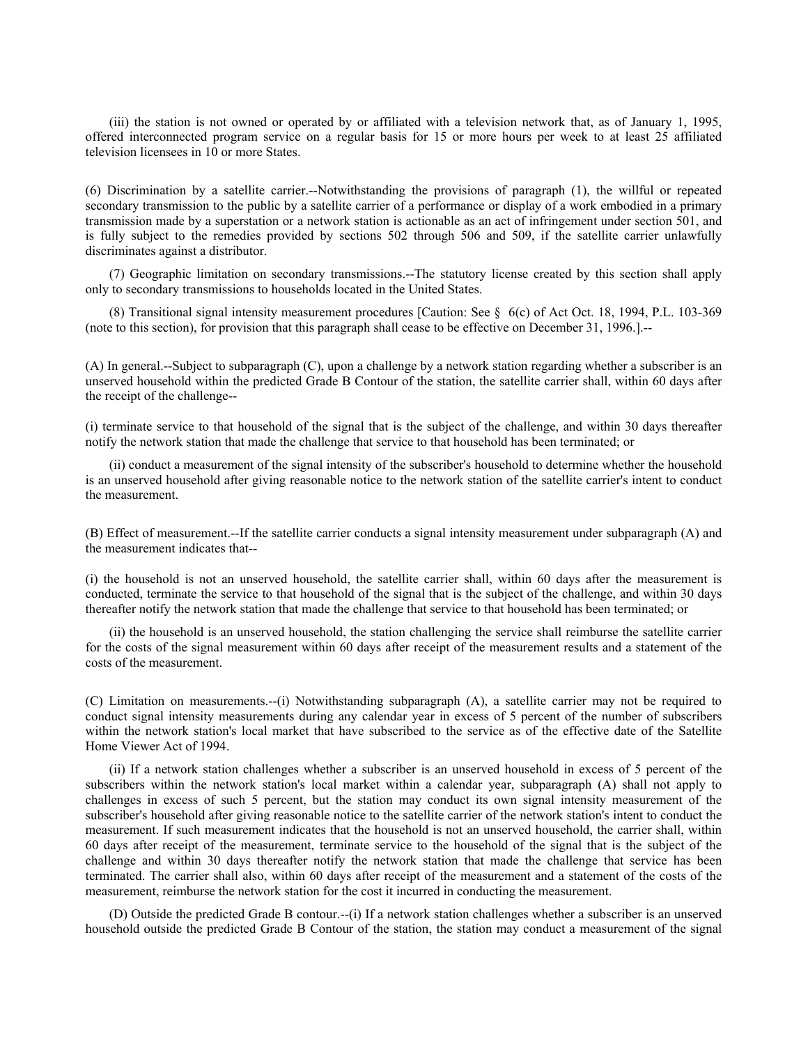(iii) the station is not owned or operated by or affiliated with a television network that, as of January 1, 1995, offered interconnected program service on a regular basis for 15 or more hours per week to at least 25 affiliated television licensees in 10 or more States.

(6) Discrimination by a satellite carrier.--Notwithstanding the provisions of paragraph (1), the willful or repeated secondary transmission to the public by a satellite carrier of a performance or display of a work embodied in a primary transmission made by a superstation or a network station is actionable as an act of infringement under section 501, and is fully subject to the remedies provided by sections 502 through 506 and 509, if the satellite carrier unlawfully discriminates against a distributor.

(7) Geographic limitation on secondary transmissions.--The statutory license created by this section shall apply only to secondary transmissions to households located in the United States.

(8) Transitional signal intensity measurement procedures [Caution: See § 6(c) of Act Oct. 18, 1994, P.L. 103-369 (note to this section), for provision that this paragraph shall cease to be effective on December 31, 1996.].--

(A) In general.--Subject to subparagraph (C), upon a challenge by a network station regarding whether a subscriber is an unserved household within the predicted Grade B Contour of the station, the satellite carrier shall, within 60 days after the receipt of the challenge--

(i) terminate service to that household of the signal that is the subject of the challenge, and within 30 days thereafter notify the network station that made the challenge that service to that household has been terminated; or

(ii) conduct a measurement of the signal intensity of the subscriber's household to determine whether the household is an unserved household after giving reasonable notice to the network station of the satellite carrier's intent to conduct the measurement.

(B) Effect of measurement.--If the satellite carrier conducts a signal intensity measurement under subparagraph (A) and the measurement indicates that--

(i) the household is not an unserved household, the satellite carrier shall, within 60 days after the measurement is conducted, terminate the service to that household of the signal that is the subject of the challenge, and within 30 days thereafter notify the network station that made the challenge that service to that household has been terminated; or

(ii) the household is an unserved household, the station challenging the service shall reimburse the satellite carrier for the costs of the signal measurement within 60 days after receipt of the measurement results and a statement of the costs of the measurement.

(C) Limitation on measurements.--(i) Notwithstanding subparagraph (A), a satellite carrier may not be required to conduct signal intensity measurements during any calendar year in excess of 5 percent of the number of subscribers within the network station's local market that have subscribed to the service as of the effective date of the Satellite Home Viewer Act of 1994.

(ii) If a network station challenges whether a subscriber is an unserved household in excess of 5 percent of the subscribers within the network station's local market within a calendar year, subparagraph (A) shall not apply to challenges in excess of such 5 percent, but the station may conduct its own signal intensity measurement of the subscriber's household after giving reasonable notice to the satellite carrier of the network station's intent to conduct the measurement. If such measurement indicates that the household is not an unserved household, the carrier shall, within 60 days after receipt of the measurement, terminate service to the household of the signal that is the subject of the challenge and within 30 days thereafter notify the network station that made the challenge that service has been terminated. The carrier shall also, within 60 days after receipt of the measurement and a statement of the costs of the measurement, reimburse the network station for the cost it incurred in conducting the measurement.

(D) Outside the predicted Grade B contour.--(i) If a network station challenges whether a subscriber is an unserved household outside the predicted Grade B Contour of the station, the station may conduct a measurement of the signal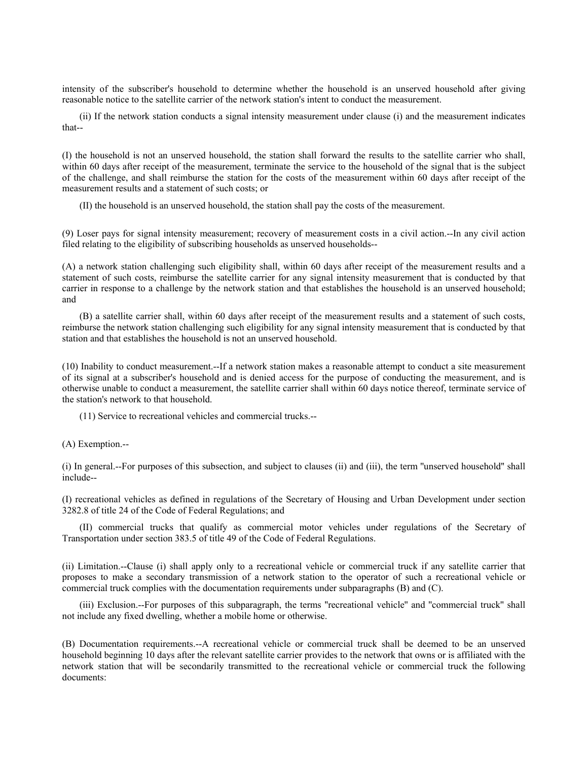intensity of the subscriber's household to determine whether the household is an unserved household after giving reasonable notice to the satellite carrier of the network station's intent to conduct the measurement.

(ii) If the network station conducts a signal intensity measurement under clause (i) and the measurement indicates that--

(I) the household is not an unserved household, the station shall forward the results to the satellite carrier who shall, within 60 days after receipt of the measurement, terminate the service to the household of the signal that is the subject of the challenge, and shall reimburse the station for the costs of the measurement within 60 days after receipt of the measurement results and a statement of such costs; or

(II) the household is an unserved household, the station shall pay the costs of the measurement.

(9) Loser pays for signal intensity measurement; recovery of measurement costs in a civil action.--In any civil action filed relating to the eligibility of subscribing households as unserved households--

(A) a network station challenging such eligibility shall, within 60 days after receipt of the measurement results and a statement of such costs, reimburse the satellite carrier for any signal intensity measurement that is conducted by that carrier in response to a challenge by the network station and that establishes the household is an unserved household; and

(B) a satellite carrier shall, within 60 days after receipt of the measurement results and a statement of such costs, reimburse the network station challenging such eligibility for any signal intensity measurement that is conducted by that station and that establishes the household is not an unserved household.

(10) Inability to conduct measurement.--If a network station makes a reasonable attempt to conduct a site measurement of its signal at a subscriber's household and is denied access for the purpose of conducting the measurement, and is otherwise unable to conduct a measurement, the satellite carrier shall within 60 days notice thereof, terminate service of the station's network to that household.

(11) Service to recreational vehicles and commercial trucks.--

(A) Exemption.--

(i) In general.--For purposes of this subsection, and subject to clauses (ii) and (iii), the term "unserved household" shall include--

(I) recreational vehicles as defined in regulations of the Secretary of Housing and Urban Development under section 3282.8 of title 24 of the Code of Federal Regulations; and

(II) commercial trucks that qualify as commercial motor vehicles under regulations of the Secretary of Transportation under section 383.5 of title 49 of the Code of Federal Regulations.

(ii) Limitation.--Clause (i) shall apply only to a recreational vehicle or commercial truck if any satellite carrier that proposes to make a secondary transmission of a network station to the operator of such a recreational vehicle or commercial truck complies with the documentation requirements under subparagraphs (B) and (C).

(iii) Exclusion.--For purposes of this subparagraph, the terms "recreational vehicle" and "commercial truck" shall not include any fixed dwelling, whether a mobile home or otherwise.

(B) Documentation requirements.--A recreational vehicle or commercial truck shall be deemed to be an unserved household beginning 10 days after the relevant satellite carrier provides to the network that owns or is affiliated with the network station that will be secondarily transmitted to the recreational vehicle or commercial truck the following documents: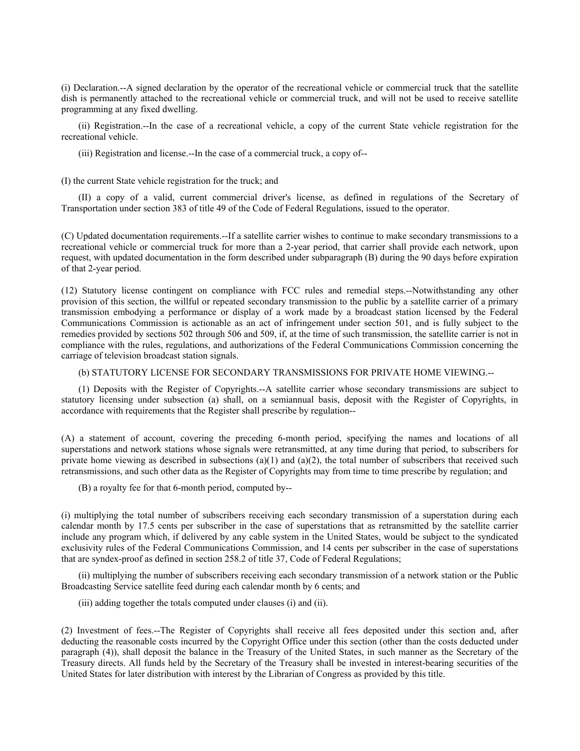(i) Declaration.--A signed declaration by the operator of the recreational vehicle or commercial truck that the satellite dish is permanently attached to the recreational vehicle or commercial truck, and will not be used to receive satellite programming at any fixed dwelling.

(ii) Registration.--In the case of a recreational vehicle, a copy of the current State vehicle registration for the recreational vehicle.

(iii) Registration and license.--In the case of a commercial truck, a copy of--

(I) the current State vehicle registration for the truck; and

(II) a copy of a valid, current commercial driver's license, as defined in regulations of the Secretary of Transportation under section 383 of title 49 of the Code of Federal Regulations, issued to the operator.

(C) Updated documentation requirements.--If a satellite carrier wishes to continue to make secondary transmissions to a recreational vehicle or commercial truck for more than a 2-year period, that carrier shall provide each network, upon request, with updated documentation in the form described under subparagraph (B) during the 90 days before expiration of that 2-year period.

(12) Statutory license contingent on compliance with FCC rules and remedial steps.--Notwithstanding any other provision of this section, the willful or repeated secondary transmission to the public by a satellite carrier of a primary transmission embodying a performance or display of a work made by a broadcast station licensed by the Federal Communications Commission is actionable as an act of infringement under section 501, and is fully subject to the remedies provided by sections 502 through 506 and 509, if, at the time of such transmission, the satellite carrier is not in compliance with the rules, regulations, and authorizations of the Federal Communications Commission concerning the carriage of television broadcast station signals.

(b) STATUTORY LICENSE FOR SECONDARY TRANSMISSIONS FOR PRIVATE HOME VIEWING.--

(1) Deposits with the Register of Copyrights.--A satellite carrier whose secondary transmissions are subject to statutory licensing under subsection (a) shall, on a semiannual basis, deposit with the Register of Copyrights, in accordance with requirements that the Register shall prescribe by regulation--

(A) a statement of account, covering the preceding 6-month period, specifying the names and locations of all superstations and network stations whose signals were retransmitted, at any time during that period, to subscribers for private home viewing as described in subsections (a)(1) and (a)(2), the total number of subscribers that received such retransmissions, and such other data as the Register of Copyrights may from time to time prescribe by regulation; and

(B) a royalty fee for that 6-month period, computed by--

(i) multiplying the total number of subscribers receiving each secondary transmission of a superstation during each calendar month by 17.5 cents per subscriber in the case of superstations that as retransmitted by the satellite carrier include any program which, if delivered by any cable system in the United States, would be subject to the syndicated exclusivity rules of the Federal Communications Commission, and 14 cents per subscriber in the case of superstations that are syndex-proof as defined in section 258.2 of title 37, Code of Federal Regulations;

(ii) multiplying the number of subscribers receiving each secondary transmission of a network station or the Public Broadcasting Service satellite feed during each calendar month by 6 cents; and

(iii) adding together the totals computed under clauses (i) and (ii).

(2) Investment of fees.--The Register of Copyrights shall receive all fees deposited under this section and, after deducting the reasonable costs incurred by the Copyright Office under this section (other than the costs deducted under paragraph (4)), shall deposit the balance in the Treasury of the United States, in such manner as the Secretary of the Treasury directs. All funds held by the Secretary of the Treasury shall be invested in interest-bearing securities of the United States for later distribution with interest by the Librarian of Congress as provided by this title.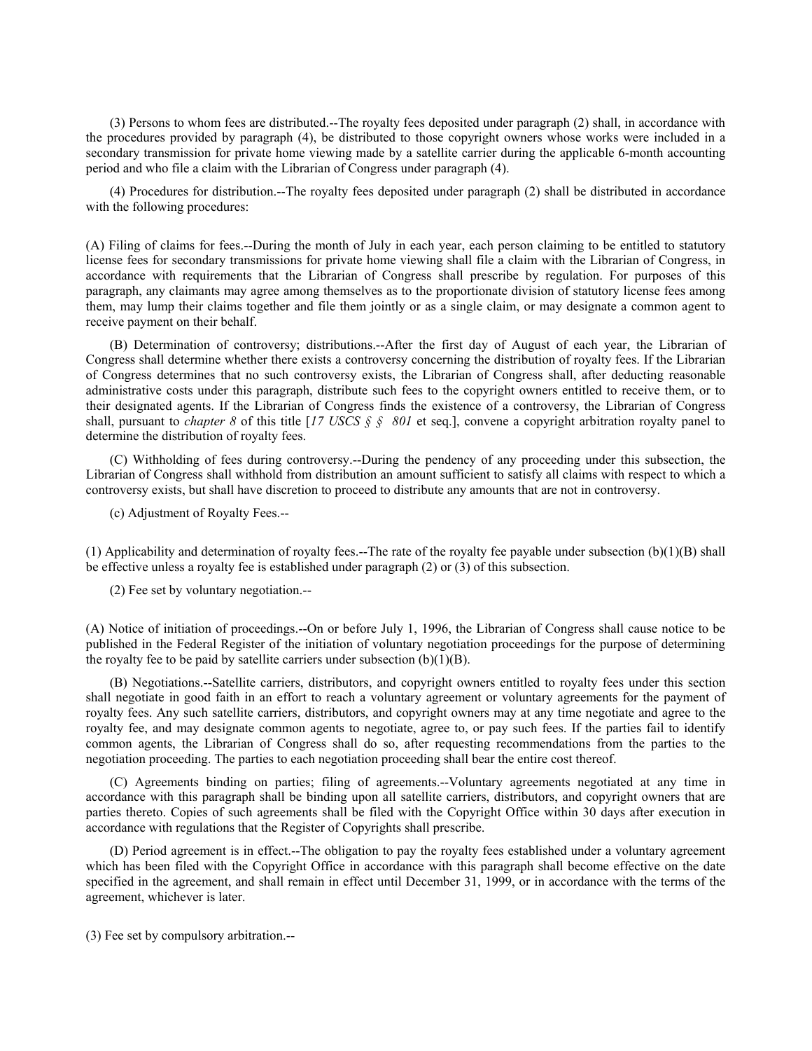(3) Persons to whom fees are distributed.--The royalty fees deposited under paragraph (2) shall, in accordance with the procedures provided by paragraph (4), be distributed to those copyright owners whose works were included in a secondary transmission for private home viewing made by a satellite carrier during the applicable 6-month accounting period and who file a claim with the Librarian of Congress under paragraph (4).

(4) Procedures for distribution.--The royalty fees deposited under paragraph (2) shall be distributed in accordance with the following procedures:

(A) Filing of claims for fees.--During the month of July in each year, each person claiming to be entitled to statutory license fees for secondary transmissions for private home viewing shall file a claim with the Librarian of Congress, in accordance with requirements that the Librarian of Congress shall prescribe by regulation. For purposes of this paragraph, any claimants may agree among themselves as to the proportionate division of statutory license fees among them, may lump their claims together and file them jointly or as a single claim, or may designate a common agent to receive payment on their behalf.

(B) Determination of controversy; distributions.--After the first day of August of each year, the Librarian of Congress shall determine whether there exists a controversy concerning the distribution of royalty fees. If the Librarian of Congress determines that no such controversy exists, the Librarian of Congress shall, after deducting reasonable administrative costs under this paragraph, distribute such fees to the copyright owners entitled to receive them, or to their designated agents. If the Librarian of Congress finds the existence of a controversy, the Librarian of Congress shall, pursuant to *chapter 8* of this title [*17 USCS § § 801* et seq.], convene a copyright arbitration royalty panel to determine the distribution of royalty fees.

(C) Withholding of fees during controversy.--During the pendency of any proceeding under this subsection, the Librarian of Congress shall withhold from distribution an amount sufficient to satisfy all claims with respect to which a controversy exists, but shall have discretion to proceed to distribute any amounts that are not in controversy.

(c) Adjustment of Royalty Fees.--

(1) Applicability and determination of royalty fees.--The rate of the royalty fee payable under subsection (b)(1)(B) shall be effective unless a royalty fee is established under paragraph (2) or (3) of this subsection.

(2) Fee set by voluntary negotiation.--

(A) Notice of initiation of proceedings.--On or before July 1, 1996, the Librarian of Congress shall cause notice to be published in the Federal Register of the initiation of voluntary negotiation proceedings for the purpose of determining the royalty fee to be paid by satellite carriers under subsection (b)(1)(B).

(B) Negotiations.--Satellite carriers, distributors, and copyright owners entitled to royalty fees under this section shall negotiate in good faith in an effort to reach a voluntary agreement or voluntary agreements for the payment of royalty fees. Any such satellite carriers, distributors, and copyright owners may at any time negotiate and agree to the royalty fee, and may designate common agents to negotiate, agree to, or pay such fees. If the parties fail to identify common agents, the Librarian of Congress shall do so, after requesting recommendations from the parties to the negotiation proceeding. The parties to each negotiation proceeding shall bear the entire cost thereof.

(C) Agreements binding on parties; filing of agreements.--Voluntary agreements negotiated at any time in accordance with this paragraph shall be binding upon all satellite carriers, distributors, and copyright owners that are parties thereto. Copies of such agreements shall be filed with the Copyright Office within 30 days after execution in accordance with regulations that the Register of Copyrights shall prescribe.

(D) Period agreement is in effect.--The obligation to pay the royalty fees established under a voluntary agreement which has been filed with the Copyright Office in accordance with this paragraph shall become effective on the date specified in the agreement, and shall remain in effect until December 31, 1999, or in accordance with the terms of the agreement, whichever is later.

(3) Fee set by compulsory arbitration.--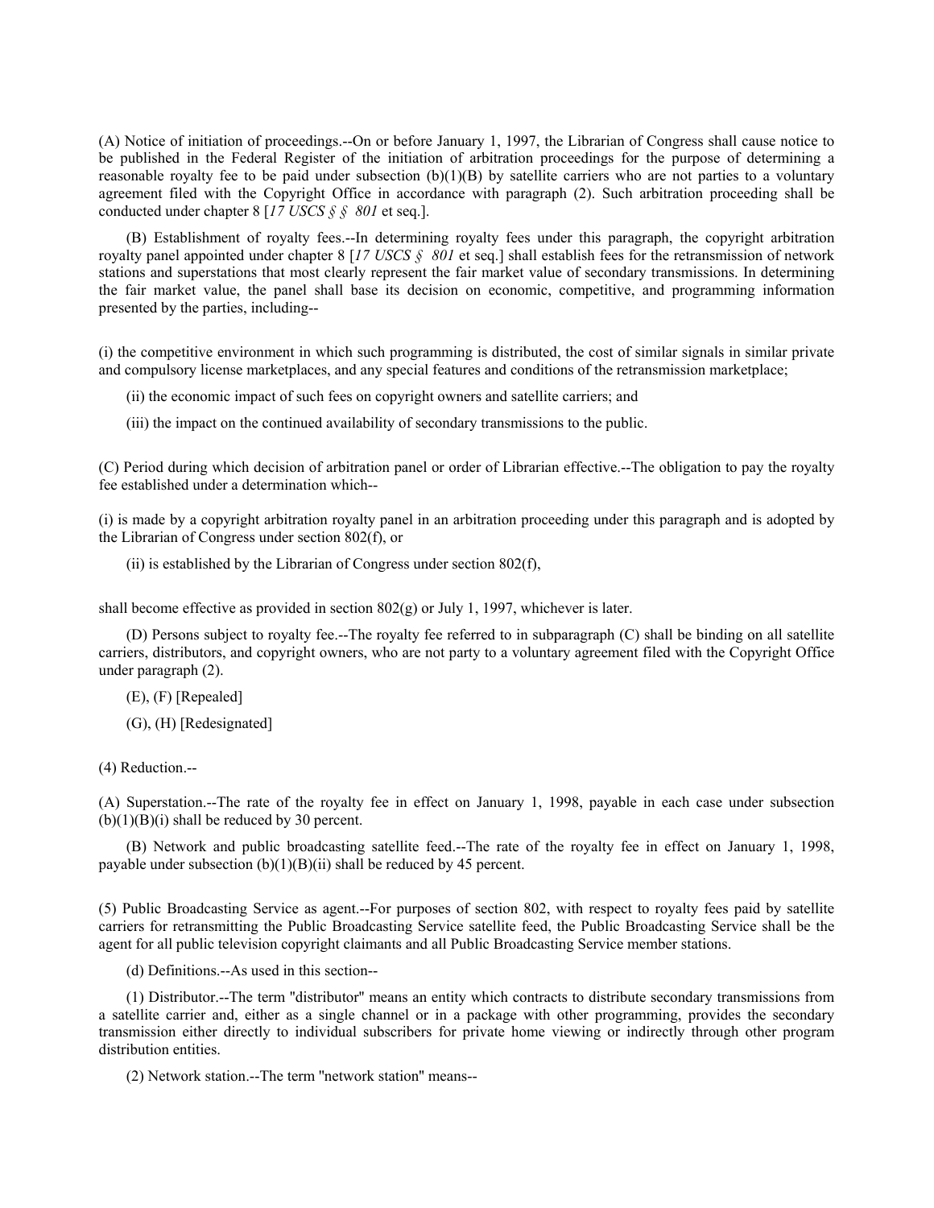(A) Notice of initiation of proceedings.--On or before January 1, 1997, the Librarian of Congress shall cause notice to be published in the Federal Register of the initiation of arbitration proceedings for the purpose of determining a reasonable royalty fee to be paid under subsection (b)(1)(B) by satellite carriers who are not parties to a voluntary agreement filed with the Copyright Office in accordance with paragraph (2). Such arbitration proceeding shall be conducted under chapter 8 [*17 USCS § § 801* et seq.].

(B) Establishment of royalty fees.--In determining royalty fees under this paragraph, the copyright arbitration royalty panel appointed under chapter 8 [*17 USCS § 801* et seq.] shall establish fees for the retransmission of network stations and superstations that most clearly represent the fair market value of secondary transmissions. In determining the fair market value, the panel shall base its decision on economic, competitive, and programming information presented by the parties, including--

(i) the competitive environment in which such programming is distributed, the cost of similar signals in similar private and compulsory license marketplaces, and any special features and conditions of the retransmission marketplace;

(ii) the economic impact of such fees on copyright owners and satellite carriers; and

(iii) the impact on the continued availability of secondary transmissions to the public.

(C) Period during which decision of arbitration panel or order of Librarian effective.--The obligation to pay the royalty fee established under a determination which--

(i) is made by a copyright arbitration royalty panel in an arbitration proceeding under this paragraph and is adopted by the Librarian of Congress under section 802(f), or

(ii) is established by the Librarian of Congress under section 802(f),

shall become effective as provided in section 802(g) or July 1, 1997, whichever is later.

(D) Persons subject to royalty fee.--The royalty fee referred to in subparagraph (C) shall be binding on all satellite carriers, distributors, and copyright owners, who are not party to a voluntary agreement filed with the Copyright Office under paragraph (2).

(E), (F) [Repealed]

(G), (H) [Redesignated]

(4) Reduction.--

(A) Superstation.--The rate of the royalty fee in effect on January 1, 1998, payable in each case under subsection (b)(1)(B)(i) shall be reduced by 30 percent.

(B) Network and public broadcasting satellite feed.--The rate of the royalty fee in effect on January 1, 1998, payable under subsection (b)(1)(B)(ii) shall be reduced by 45 percent.

(5) Public Broadcasting Service as agent.--For purposes of section 802, with respect to royalty fees paid by satellite carriers for retransmitting the Public Broadcasting Service satellite feed, the Public Broadcasting Service shall be the agent for all public television copyright claimants and all Public Broadcasting Service member stations.

(d) Definitions.--As used in this section--

(1) Distributor.--The term "distributor" means an entity which contracts to distribute secondary transmissions from a satellite carrier and, either as a single channel or in a package with other programming, provides the secondary transmission either directly to individual subscribers for private home viewing or indirectly through other program distribution entities.

(2) Network station.--The term "network station" means--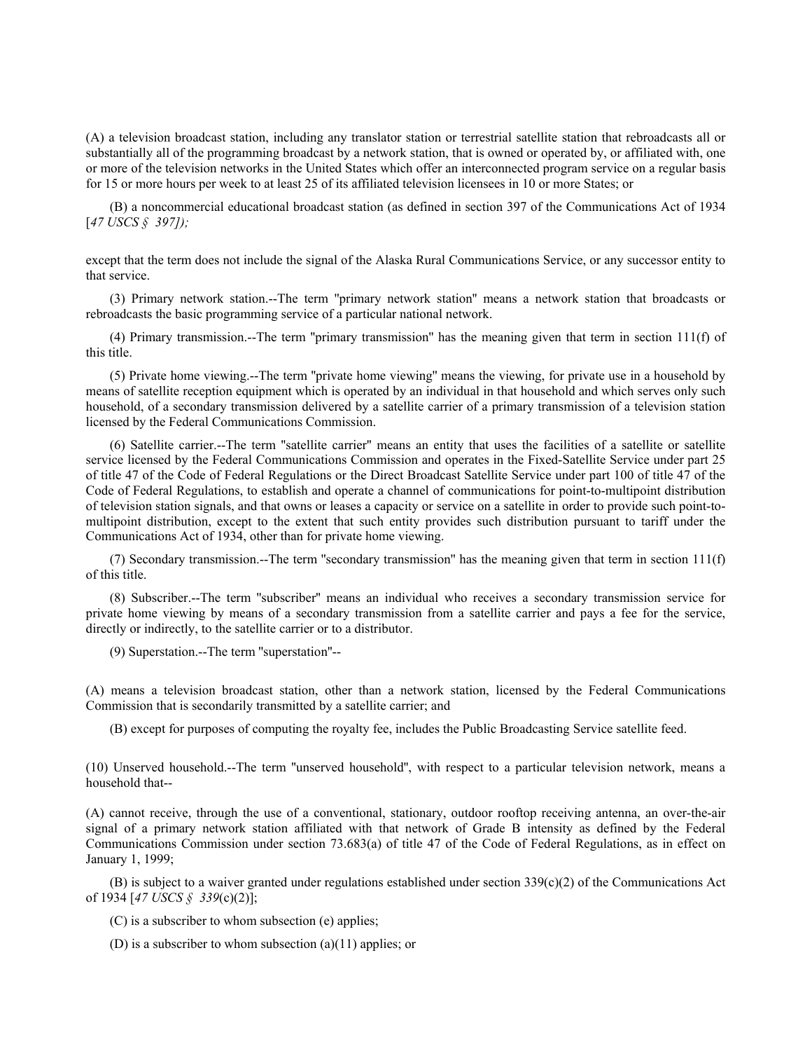(A) a television broadcast station, including any translator station or terrestrial satellite station that rebroadcasts all or substantially all of the programming broadcast by a network station, that is owned or operated by, or affiliated with, one or more of the television networks in the United States which offer an interconnected program service on a regular basis for 15 or more hours per week to at least 25 of its affiliated television licensees in 10 or more States; or

(B) a noncommercial educational broadcast station (as defined in section 397 of the Communications Act of 1934 [*47 USCS § 397]);*

except that the term does not include the signal of the Alaska Rural Communications Service, or any successor entity to that service.

(3) Primary network station.--The term "primary network station" means a network station that broadcasts or rebroadcasts the basic programming service of a particular national network.

(4) Primary transmission.--The term "primary transmission" has the meaning given that term in section 111(f) of this title.

(5) Private home viewing.--The term "private home viewing" means the viewing, for private use in a household by means of satellite reception equipment which is operated by an individual in that household and which serves only such household, of a secondary transmission delivered by a satellite carrier of a primary transmission of a television station licensed by the Federal Communications Commission.

(6) Satellite carrier.--The term "satellite carrier" means an entity that uses the facilities of a satellite or satellite service licensed by the Federal Communications Commission and operates in the Fixed-Satellite Service under part 25 of title 47 of the Code of Federal Regulations or the Direct Broadcast Satellite Service under part 100 of title 47 of the Code of Federal Regulations, to establish and operate a channel of communications for point-to-multipoint distribution of television station signals, and that owns or leases a capacity or service on a satellite in order to provide such point-to-multipoint distribution, except to the extent that such entity provides such distribution pursuant to tariff under the Communications Act of 1934, other than for private home viewing.

(7) Secondary transmission.--The term "secondary transmission" has the meaning given that term in section 111(f) of this title.

(8) Subscriber.--The term "subscriber" means an individual who receives a secondary transmission service for private home viewing by means of a secondary transmission from a satellite carrier and pays a fee for the service, directly or indirectly, to the satellite carrier or to a distributor.

(9) Superstation.--The term "superstation"--

(A) means a television broadcast station, other than a network station, licensed by the Federal Communications Commission that is secondarily transmitted by a satellite carrier; and

(B) except for purposes of computing the royalty fee, includes the Public Broadcasting Service satellite feed.

(10) Unserved household.--The term "unserved household", with respect to a particular television network, means a household that--

(A) cannot receive, through the use of a conventional, stationary, outdoor rooftop receiving antenna, an over-the-air signal of a primary network station affiliated with that network of Grade B intensity as defined by the Federal Communications Commission under section 73.683(a) of title 47 of the Code of Federal Regulations, as in effect on January 1, 1999;

(B) is subject to a waiver granted under regulations established under section 339(c)(2) of the Communications Act of 1934 [*47 USCS § 339*(c)(2)];

(C) is a subscriber to whom subsection (e) applies;

(D) is a subscriber to whom subsection (a)(11) applies; or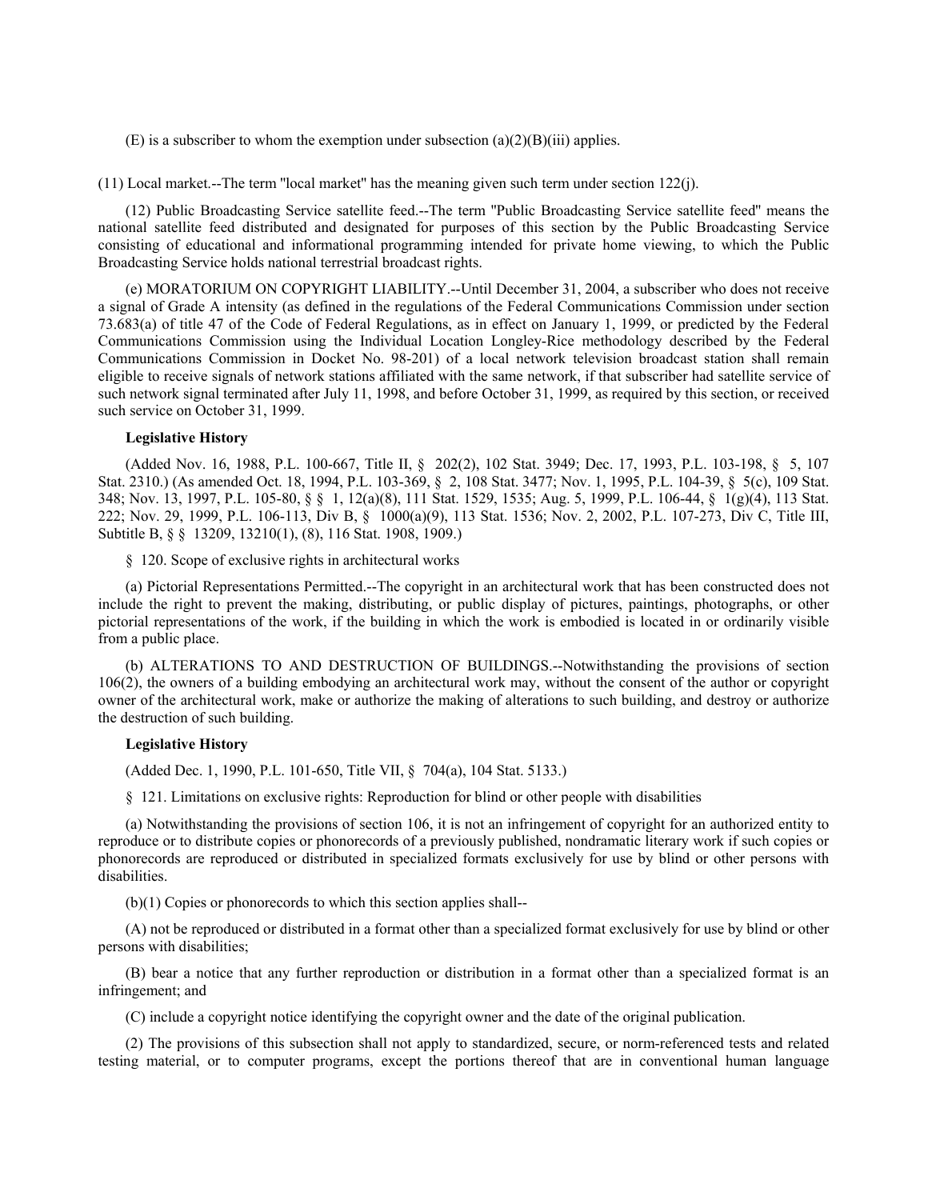(E) is a subscriber to whom the exemption under subsection (a)(2)(B)(iii) applies.

(11) Local market.--The term "local market" has the meaning given such term under section 122(j).

(12) Public Broadcasting Service satellite feed.--The term "Public Broadcasting Service satellite feed" means the national satellite feed distributed and designated for purposes of this section by the Public Broadcasting Service consisting of educational and informational programming intended for private home viewing, to which the Public Broadcasting Service holds national terrestrial broadcast rights.

(e) MORATORIUM ON COPYRIGHT LIABILITY.--Until December 31, 2004, a subscriber who does not receive a signal of Grade A intensity (as defined in the regulations of the Federal Communications Commission under section 73.683(a) of title 47 of the Code of Federal Regulations, as in effect on January 1, 1999, or predicted by the Federal Communications Commission using the Individual Location Longley-Rice methodology described by the Federal Communications Commission in Docket No. 98-201) of a local network television broadcast station shall remain eligible to receive signals of network stations affiliated with the same network, if that subscriber had satellite service of such network signal terminated after July 11, 1998, and before October 31, 1999, as required by this section, or received such service on October 31, 1999.

**Legislative History**

(Added Nov. 16, 1988, P.L. 100-667, Title II, § 202(2), 102 Stat. 3949; Dec. 17, 1993, P.L. 103-198, § 5, 107 Stat. 2310.) (As amended Oct. 18, 1994, P.L. 103-369, § 2, 108 Stat. 3477; Nov. 1, 1995, P.L. 104-39, § 5(c), 109 Stat. 348; Nov. 13, 1997, P.L. 105-80, § § 1, 12(a)(8), 111 Stat. 1529, 1535; Aug. 5, 1999, P.L. 106-44, § 1(g)(4), 113 Stat. 222; Nov. 29, 1999, P.L. 106-113, Div B, § 1000(a)(9), 113 Stat. 1536; Nov. 2, 2002, P.L. 107-273, Div C, Title III, Subtitle B, § § 13209, 13210(1), (8), 116 Stat. 1908, 1909.)

§ 120. Scope of exclusive rights in architectural works

(a) Pictorial Representations Permitted.--The copyright in an architectural work that has been constructed does not include the right to prevent the making, distributing, or public display of pictures, paintings, photographs, or other pictorial representations of the work, if the building in which the work is embodied is located in or ordinarily visible from a public place.

(b) ALTERATIONS TO AND DESTRUCTION OF BUILDINGS.--Notwithstanding the provisions of section 106(2), the owners of a building embodying an architectural work may, without the consent of the author or copyright owner of the architectural work, make or authorize the making of alterations to such building, and destroy or authorize the destruction of such building.

**Legislative History**

(Added Dec. 1, 1990, P.L. 101-650, Title VII, § 704(a), 104 Stat. 5133.)

§ 121. Limitations on exclusive rights: Reproduction for blind or other people with disabilities

(a) Notwithstanding the provisions of section 106, it is not an infringement of copyright for an authorized entity to reproduce or to distribute copies or phonorecords of a previously published, nondramatic literary work if such copies or phonorecords are reproduced or distributed in specialized formats exclusively for use by blind or other persons with disabilities.

(b)(1) Copies or phonorecords to which this section applies shall--

(A) not be reproduced or distributed in a format other than a specialized format exclusively for use by blind or other persons with disabilities;

(B) bear a notice that any further reproduction or distribution in a format other than a specialized format is an infringement; and

(C) include a copyright notice identifying the copyright owner and the date of the original publication.

(2) The provisions of this subsection shall not apply to standardized, secure, or norm-referenced tests and related testing material, or to computer programs, except the portions thereof that are in conventional human language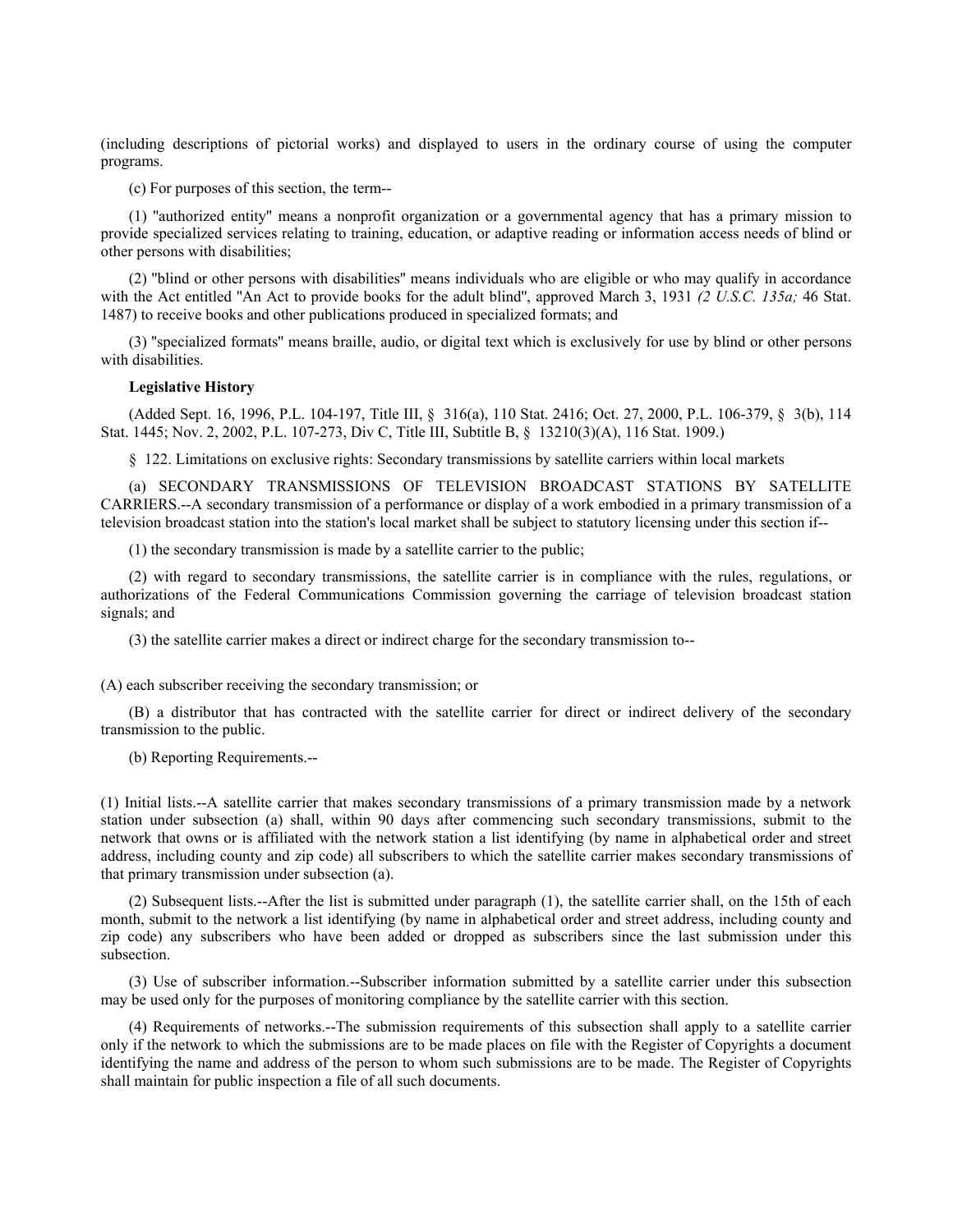(including descriptions of pictorial works) and displayed to users in the ordinary course of using the computer programs.

(c) For purposes of this section, the term--

(1) "authorized entity" means a nonprofit organization or a governmental agency that has a primary mission to provide specialized services relating to training, education, or adaptive reading or information access needs of blind or other persons with disabilities;

(2) "blind or other persons with disabilities" means individuals who are eligible or who may qualify in accordance with the Act entitled "An Act to provide books for the adult blind", approved March 3, 1931 *(2 U.S.C. 135a;* 46 Stat. 1487) to receive books and other publications produced in specialized formats; and

(3) "specialized formats" means braille, audio, or digital text which is exclusively for use by blind or other persons with disabilities.

**Legislative History**

(Added Sept. 16, 1996, P.L. 104-197, Title III, § 316(a), 110 Stat. 2416; Oct. 27, 2000, P.L. 106-379, § 3(b), 114 Stat. 1445; Nov. 2, 2002, P.L. 107-273, Div C, Title III, Subtitle B, § 13210(3)(A), 116 Stat. 1909.)

§ 122. Limitations on exclusive rights: Secondary transmissions by satellite carriers within local markets

(a) SECONDARY TRANSMISSIONS OF TELEVISION BROADCAST STATIONS BY SATELLITE CARRIERS.--A secondary transmission of a performance or display of a work embodied in a primary transmission of a television broadcast station into the station's local market shall be subject to statutory licensing under this section if--

(1) the secondary transmission is made by a satellite carrier to the public;

(2) with regard to secondary transmissions, the satellite carrier is in compliance with the rules, regulations, or authorizations of the Federal Communications Commission governing the carriage of television broadcast station signals; and

(3) the satellite carrier makes a direct or indirect charge for the secondary transmission to--

(A) each subscriber receiving the secondary transmission; or

(B) a distributor that has contracted with the satellite carrier for direct or indirect delivery of the secondary transmission to the public.

(b) Reporting Requirements.--

(1) Initial lists.--A satellite carrier that makes secondary transmissions of a primary transmission made by a network station under subsection (a) shall, within 90 days after commencing such secondary transmissions, submit to the network that owns or is affiliated with the network station a list identifying (by name in alphabetical order and street address, including county and zip code) all subscribers to which the satellite carrier makes secondary transmissions of that primary transmission under subsection (a).

(2) Subsequent lists.--After the list is submitted under paragraph (1), the satellite carrier shall, on the 15th of each month, submit to the network a list identifying (by name in alphabetical order and street address, including county and zip code) any subscribers who have been added or dropped as subscribers since the last submission under this subsection.

(3) Use of subscriber information.--Subscriber information submitted by a satellite carrier under this subsection may be used only for the purposes of monitoring compliance by the satellite carrier with this section.

(4) Requirements of networks.--The submission requirements of this subsection shall apply to a satellite carrier only if the network to which the submissions are to be made places on file with the Register of Copyrights a document identifying the name and address of the person to whom such submissions are to be made. The Register of Copyrights shall maintain for public inspection a file of all such documents.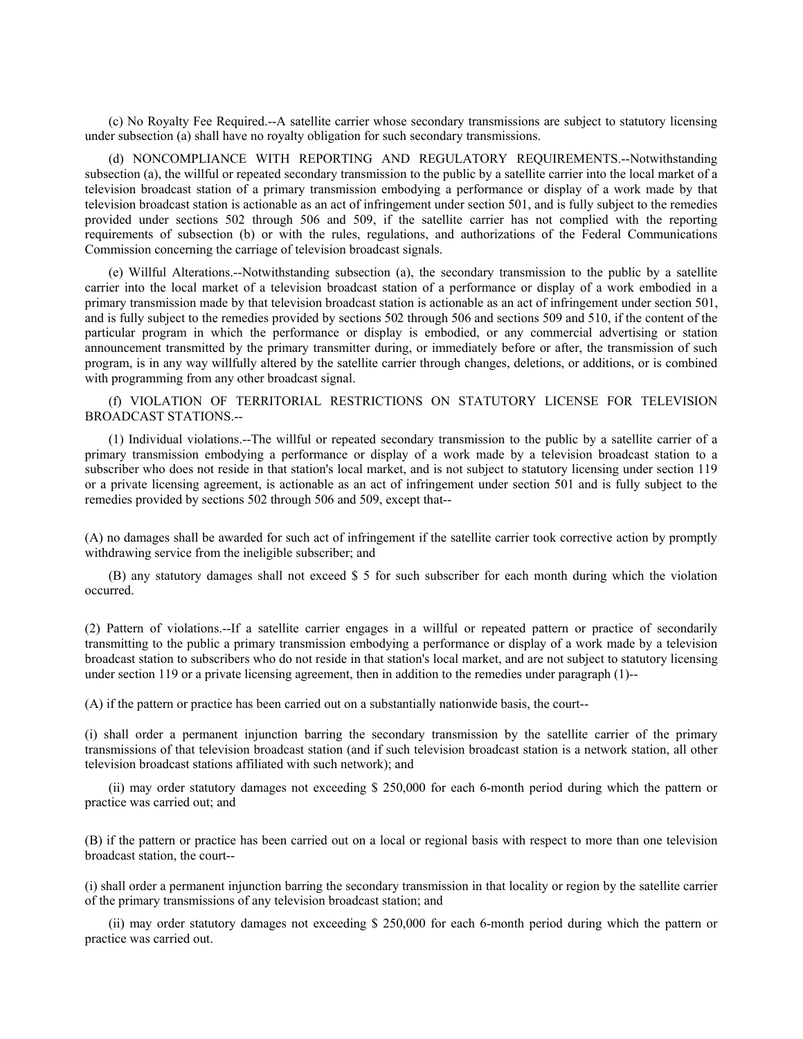(c) No Royalty Fee Required.--A satellite carrier whose secondary transmissions are subject to statutory licensing under subsection (a) shall have no royalty obligation for such secondary transmissions.

(d) NONCOMPLIANCE WITH REPORTING AND REGULATORY REQUIREMENTS.--Notwithstanding subsection (a), the willful or repeated secondary transmission to the public by a satellite carrier into the local market of a television broadcast station of a primary transmission embodying a performance or display of a work made by that television broadcast station is actionable as an act of infringement under section 501, and is fully subject to the remedies provided under sections 502 through 506 and 509, if the satellite carrier has not complied with the reporting requirements of subsection (b) or with the rules, regulations, and authorizations of the Federal Communications Commission concerning the carriage of television broadcast signals.

(e) Willful Alterations.--Notwithstanding subsection (a), the secondary transmission to the public by a satellite carrier into the local market of a television broadcast station of a performance or display of a work embodied in a primary transmission made by that television broadcast station is actionable as an act of infringement under section 501, and is fully subject to the remedies provided by sections 502 through 506 and sections 509 and 510, if the content of the particular program in which the performance or display is embodied, or any commercial advertising or station announcement transmitted by the primary transmitter during, or immediately before or after, the transmission of such program, is in any way willfully altered by the satellite carrier through changes, deletions, or additions, or is combined with programming from any other broadcast signal.

(f) VIOLATION OF TERRITORIAL RESTRICTIONS ON STATUTORY LICENSE FOR TELEVISION BROADCAST STATIONS.--

(1) Individual violations.--The willful or repeated secondary transmission to the public by a satellite carrier of a primary transmission embodying a performance or display of a work made by a television broadcast station to a subscriber who does not reside in that station's local market, and is not subject to statutory licensing under section 119 or a private licensing agreement, is actionable as an act of infringement under section 501 and is fully subject to the remedies provided by sections 502 through 506 and 509, except that--

(A) no damages shall be awarded for such act of infringement if the satellite carrier took corrective action by promptly withdrawing service from the ineligible subscriber; and

(B) any statutory damages shall not exceed $ 5 for such subscriber for each month during which the violation occurred.

(2) Pattern of violations.--If a satellite carrier engages in a willful or repeated pattern or practice of secondarily transmitting to the public a primary transmission embodying a performance or display of a work made by a television broadcast station to subscribers who do not reside in that station's local market, and are not subject to statutory licensing under section 119 or a private licensing agreement, then in addition to the remedies under paragraph (1)--

(A) if the pattern or practice has been carried out on a substantially nationwide basis, the court--

(i) shall order a permanent injunction barring the secondary transmission by the satellite carrier of the primary transmissions of that television broadcast station (and if such television broadcast station is a network station, all other television broadcast stations affiliated with such network); and

(ii) may order statutory damages not exceeding $ 250,000 for each 6-month period during which the pattern or practice was carried out; and

(B) if the pattern or practice has been carried out on a local or regional basis with respect to more than one television broadcast station, the court--

(i) shall order a permanent injunction barring the secondary transmission in that locality or region by the satellite carrier of the primary transmissions of any television broadcast station; and

(ii) may order statutory damages not exceeding $ 250,000 for each 6-month period during which the pattern or practice was carried out.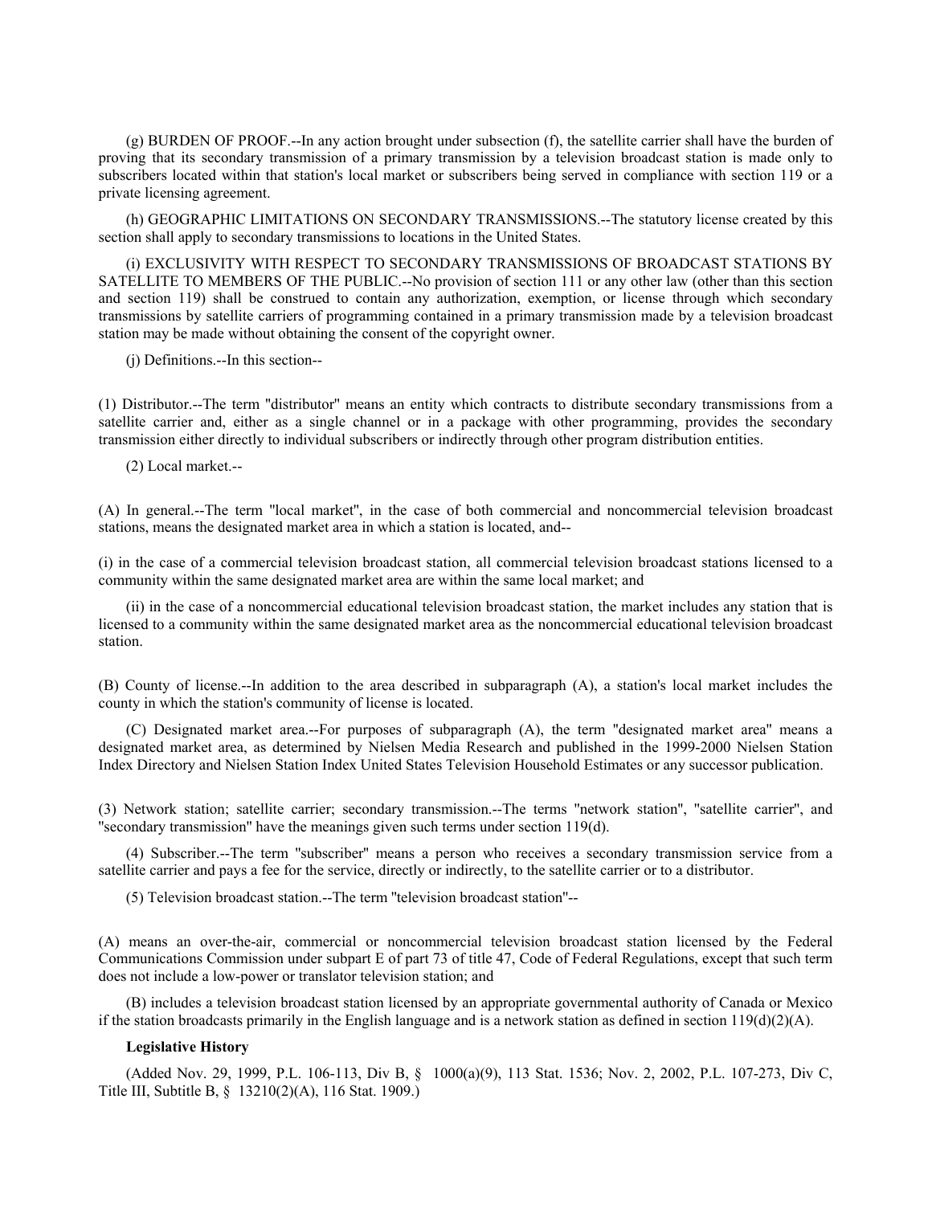(g) BURDEN OF PROOF.--In any action brought under subsection (f), the satellite carrier shall have the burden of proving that its secondary transmission of a primary transmission by a television broadcast station is made only to subscribers located within that station's local market or subscribers being served in compliance with section 119 or a private licensing agreement.

(h) GEOGRAPHIC LIMITATIONS ON SECONDARY TRANSMISSIONS.--The statutory license created by this section shall apply to secondary transmissions to locations in the United States.

(i) EXCLUSIVITY WITH RESPECT TO SECONDARY TRANSMISSIONS OF BROADCAST STATIONS BY SATELLITE TO MEMBERS OF THE PUBLIC.--No provision of section 111 or any other law (other than this section and section 119) shall be construed to contain any authorization, exemption, or license through which secondary transmissions by satellite carriers of programming contained in a primary transmission made by a television broadcast station may be made without obtaining the consent of the copyright owner.

(j) Definitions.--In this section--

(1) Distributor.--The term "distributor" means an entity which contracts to distribute secondary transmissions from a satellite carrier and, either as a single channel or in a package with other programming, provides the secondary transmission either directly to individual subscribers or indirectly through other program distribution entities.

(2) Local market.--

(A) In general.--The term "local market", in the case of both commercial and noncommercial television broadcast stations, means the designated market area in which a station is located, and--

(i) in the case of a commercial television broadcast station, all commercial television broadcast stations licensed to a community within the same designated market area are within the same local market; and

(ii) in the case of a noncommercial educational television broadcast station, the market includes any station that is licensed to a community within the same designated market area as the noncommercial educational television broadcast station.

(B) County of license.--In addition to the area described in subparagraph (A), a station's local market includes the county in which the station's community of license is located.

(C) Designated market area.--For purposes of subparagraph (A), the term "designated market area" means a designated market area, as determined by Nielsen Media Research and published in the 1999-2000 Nielsen Station Index Directory and Nielsen Station Index United States Television Household Estimates or any successor publication.

(3) Network station; satellite carrier; secondary transmission.--The terms "network station", "satellite carrier", and "secondary transmission" have the meanings given such terms under section 119(d).

(4) Subscriber.--The term "subscriber" means a person who receives a secondary transmission service from a satellite carrier and pays a fee for the service, directly or indirectly, to the satellite carrier or to a distributor.

(5) Television broadcast station.--The term "television broadcast station"--

(A) means an over-the-air, commercial or noncommercial television broadcast station licensed by the Federal Communications Commission under subpart E of part 73 of title 47, Code of Federal Regulations, except that such term does not include a low-power or translator television station; and

(B) includes a television broadcast station licensed by an appropriate governmental authority of Canada or Mexico if the station broadcasts primarily in the English language and is a network station as defined in section 119(d)(2)(A).

**Legislative History**

(Added Nov. 29, 1999, P.L. 106-113, Div B, § 1000(a)(9), 113 Stat. 1536; Nov. 2, 2002, P.L. 107-273, Div C, Title III, Subtitle B, § 13210(2)(A), 116 Stat. 1909.)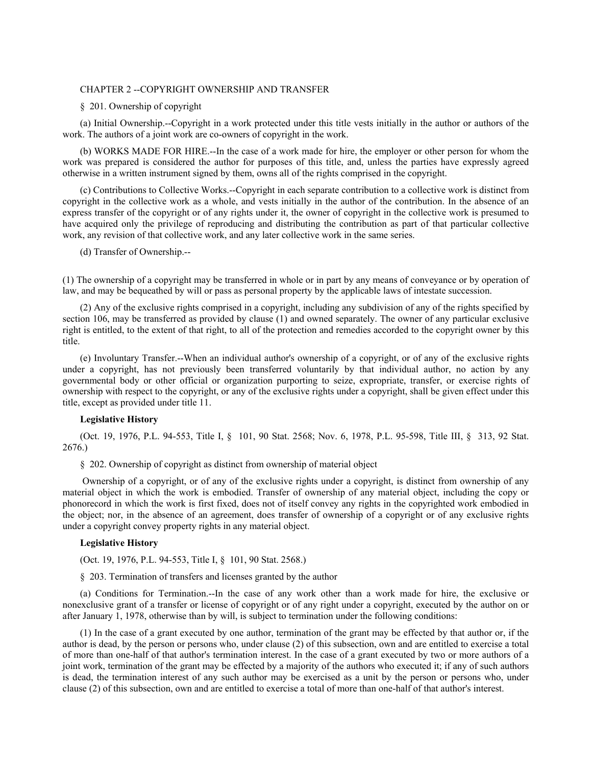## CHAPTER 2 --COPYRIGHT OWNERSHIP AND TRANSFER

### § 201. Ownership of copyright

(a) Initial Ownership.--Copyright in a work protected under this title vests initially in the author or authors of the work. The authors of a joint work are co-owners of copyright in the work.

(b) WORKS MADE FOR HIRE.--In the case of a work made for hire, the employer or other person for whom the work was prepared is considered the author for purposes of this title, and, unless the parties have expressly agreed otherwise in a written instrument signed by them, owns all of the rights comprised in the copyright.

(c) Contributions to Collective Works.--Copyright in each separate contribution to a collective work is distinct from copyright in the collective work as a whole, and vests initially in the author of the contribution. In the absence of an express transfer of the copyright or of any rights under it, the owner of copyright in the collective work is presumed to have acquired only the privilege of reproducing and distributing the contribution as part of that particular collective work, any revision of that collective work, and any later collective work in the same series.

(d) Transfer of Ownership.--

(1) The ownership of a copyright may be transferred in whole or in part by any means of conveyance or by operation of law, and may be bequeathed by will or pass as personal property by the applicable laws of intestate succession.

(2) Any of the exclusive rights comprised in a copyright, including any subdivision of any of the rights specified by section 106, may be transferred as provided by clause (1) and owned separately. The owner of any particular exclusive right is entitled, to the extent of that right, to all of the protection and remedies accorded to the copyright owner by this title.

(e) Involuntary Transfer.--When an individual author's ownership of a copyright, or of any of the exclusive rights under a copyright, has not previously been transferred voluntarily by that individual author, no action by any governmental body or other official or organization purporting to seize, expropriate, transfer, or exercise rights of ownership with respect to the copyright, or any of the exclusive rights under a copyright, shall be given effect under this title, except as provided under title 11.

**Legislative History**

(Oct. 19, 1976, P.L. 94-553, Title I, § 101, 90 Stat. 2568; Nov. 6, 1978, P.L. 95-598, Title III, § 313, 92 Stat. 2676.)

### § 202. Ownership of copyright as distinct from ownership of material object

Ownership of a copyright, or of any of the exclusive rights under a copyright, is distinct from ownership of any material object in which the work is embodied. Transfer of ownership of any material object, including the copy or phonorecord in which the work is first fixed, does not of itself convey any rights in the copyrighted work embodied in the object; nor, in the absence of an agreement, does transfer of ownership of a copyright or of any exclusive rights under a copyright convey property rights in any material object.

**Legislative History**

(Oct. 19, 1976, P.L. 94-553, Title I, § 101, 90 Stat. 2568.)

### § 203. Termination of transfers and licenses granted by the author

(a) Conditions for Termination.--In the case of any work other than a work made for hire, the exclusive or nonexclusive grant of a transfer or license of copyright or of any right under a copyright, executed by the author on or after January 1, 1978, otherwise than by will, is subject to termination under the following conditions:

(1) In the case of a grant executed by one author, termination of the grant may be effected by that author or, if the author is dead, by the person or persons who, under clause (2) of this subsection, own and are entitled to exercise a total of more than one-half of that author's termination interest. In the case of a grant executed by two or more authors of a joint work, termination of the grant may be effected by a majority of the authors who executed it; if any of such authors is dead, the termination interest of any such author may be exercised as a unit by the person or persons who, under clause (2) of this subsection, own and are entitled to exercise a total of more than one-half of that author's interest.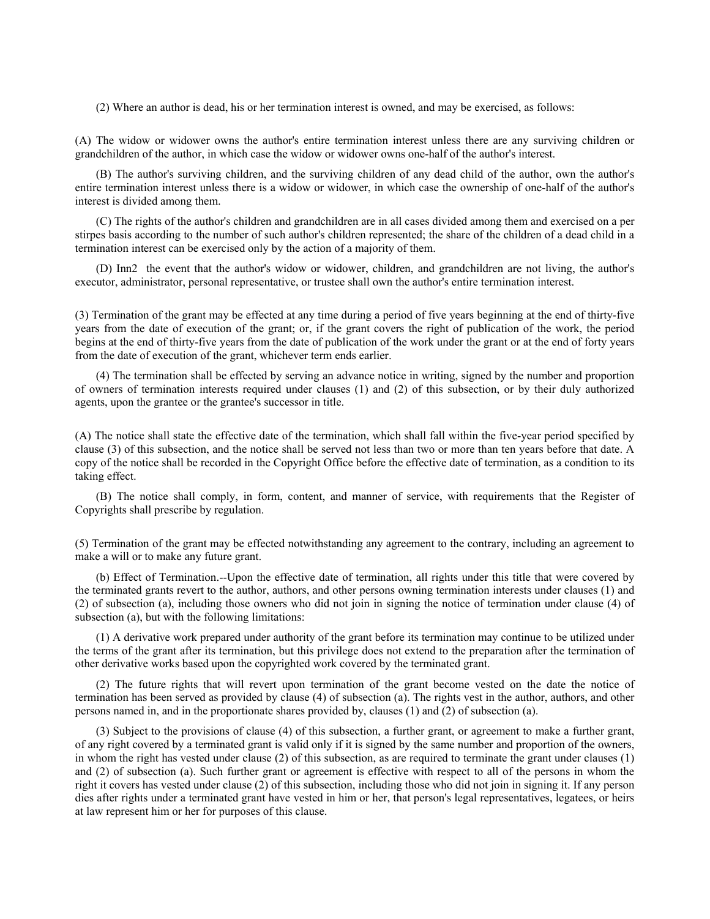(2) Where an author is dead, his or her termination interest is owned, and may be exercised, as follows:

(A) The widow or widower owns the author's entire termination interest unless there are any surviving children or grandchildren of the author, in which case the widow or widower owns one-half of the author's interest.

(B) The author's surviving children, and the surviving children of any dead child of the author, own the author's entire termination interest unless there is a widow or widower, in which case the ownership of one-half of the author's interest is divided among them.

(C) The rights of the author's children and grandchildren are in all cases divided among them and exercised on a per stirpes basis according to the number of such author's children represented; the share of the children of a dead child in a termination interest can be exercised only by the action of a majority of them.

(D) Inn2 the event that the author's widow or widower, children, and grandchildren are not living, the author's executor, administrator, personal representative, or trustee shall own the author's entire termination interest.

(3) Termination of the grant may be effected at any time during a period of five years beginning at the end of thirty-five years from the date of execution of the grant; or, if the grant covers the right of publication of the work, the period begins at the end of thirty-five years from the date of publication of the work under the grant or at the end of forty years from the date of execution of the grant, whichever term ends earlier.

(4) The termination shall be effected by serving an advance notice in writing, signed by the number and proportion of owners of termination interests required under clauses (1) and (2) of this subsection, or by their duly authorized agents, upon the grantee or the grantee's successor in title.

(A) The notice shall state the effective date of the termination, which shall fall within the five-year period specified by clause (3) of this subsection, and the notice shall be served not less than two or more than ten years before that date. A copy of the notice shall be recorded in the Copyright Office before the effective date of termination, as a condition to its taking effect.

(B) The notice shall comply, in form, content, and manner of service, with requirements that the Register of Copyrights shall prescribe by regulation.

(5) Termination of the grant may be effected notwithstanding any agreement to the contrary, including an agreement to make a will or to make any future grant.

(b) Effect of Termination.--Upon the effective date of termination, all rights under this title that were covered by the terminated grants revert to the author, authors, and other persons owning termination interests under clauses (1) and (2) of subsection (a), including those owners who did not join in signing the notice of termination under clause (4) of subsection (a), but with the following limitations:

(1) A derivative work prepared under authority of the grant before its termination may continue to be utilized under the terms of the grant after its termination, but this privilege does not extend to the preparation after the termination of other derivative works based upon the copyrighted work covered by the terminated grant.

(2) The future rights that will revert upon termination of the grant become vested on the date the notice of termination has been served as provided by clause (4) of subsection (a). The rights vest in the author, authors, and other persons named in, and in the proportionate shares provided by, clauses (1) and (2) of subsection (a).

(3) Subject to the provisions of clause (4) of this subsection, a further grant, or agreement to make a further grant, of any right covered by a terminated grant is valid only if it is signed by the same number and proportion of the owners, in whom the right has vested under clause (2) of this subsection, as are required to terminate the grant under clauses (1) and (2) of subsection (a). Such further grant or agreement is effective with respect to all of the persons in whom the right it covers has vested under clause (2) of this subsection, including those who did not join in signing it. If any person dies after rights under a terminated grant have vested in him or her, that person's legal representatives, legatees, or heirs at law represent him or her for purposes of this clause.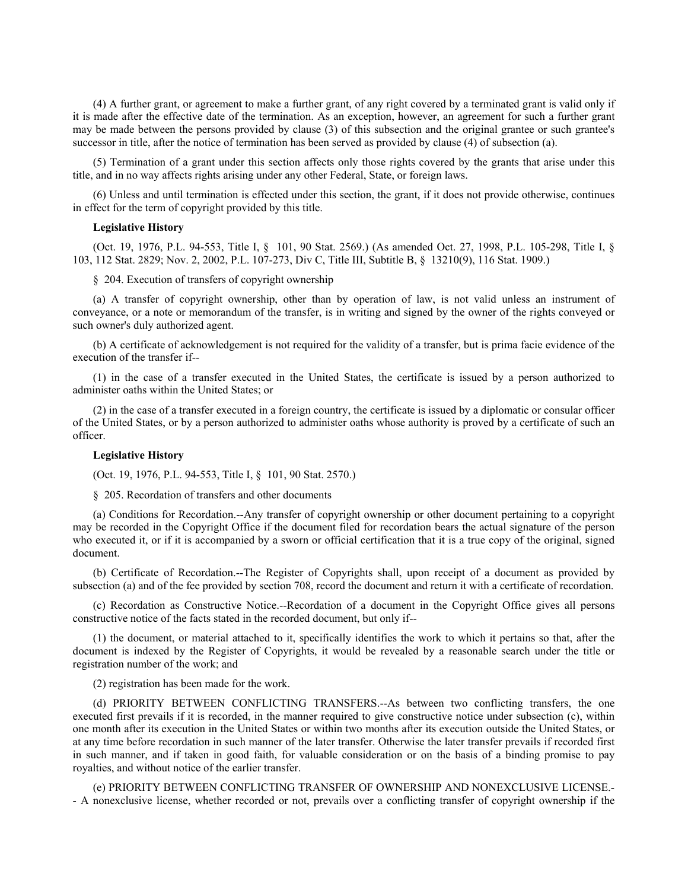(4) A further grant, or agreement to make a further grant, of any right covered by a terminated grant is valid only if it is made after the effective date of the termination. As an exception, however, an agreement for such a further grant may be made between the persons provided by clause (3) of this subsection and the original grantee or such grantee's successor in title, after the notice of termination has been served as provided by clause (4) of subsection (a).

(5) Termination of a grant under this section affects only those rights covered by the grants that arise under this title, and in no way affects rights arising under any other Federal, State, or foreign laws.

(6) Unless and until termination is effected under this section, the grant, if it does not provide otherwise, continues in effect for the term of copyright provided by this title.

**Legislative History**

(Oct. 19, 1976, P.L. 94-553, Title I, § 101, 90 Stat. 2569.) (As amended Oct. 27, 1998, P.L. 105-298, Title I, § 103, 112 Stat. 2829; Nov. 2, 2002, P.L. 107-273, Div C, Title III, Subtitle B, § 13210(9), 116 Stat. 1909.)

§ 204. Execution of transfers of copyright ownership

(a) A transfer of copyright ownership, other than by operation of law, is not valid unless an instrument of conveyance, or a note or memorandum of the transfer, is in writing and signed by the owner of the rights conveyed or such owner's duly authorized agent.

(b) A certificate of acknowledgement is not required for the validity of a transfer, but is prima facie evidence of the execution of the transfer if--

(1) in the case of a transfer executed in the United States, the certificate is issued by a person authorized to administer oaths within the United States; or

(2) in the case of a transfer executed in a foreign country, the certificate is issued by a diplomatic or consular officer of the United States, or by a person authorized to administer oaths whose authority is proved by a certificate of such an officer.

**Legislative History**

(Oct. 19, 1976, P.L. 94-553, Title I, § 101, 90 Stat. 2570.)

§ 205. Recordation of transfers and other documents

(a) Conditions for Recordation.--Any transfer of copyright ownership or other document pertaining to a copyright may be recorded in the Copyright Office if the document filed for recordation bears the actual signature of the person who executed it, or if it is accompanied by a sworn or official certification that it is a true copy of the original, signed document.

(b) Certificate of Recordation.--The Register of Copyrights shall, upon receipt of a document as provided by subsection (a) and of the fee provided by section 708, record the document and return it with a certificate of recordation.

(c) Recordation as Constructive Notice.--Recordation of a document in the Copyright Office gives all persons constructive notice of the facts stated in the recorded document, but only if--

(1) the document, or material attached to it, specifically identifies the work to which it pertains so that, after the document is indexed by the Register of Copyrights, it would be revealed by a reasonable search under the title or registration number of the work; and

(2) registration has been made for the work.

(d) PRIORITY BETWEEN CONFLICTING TRANSFERS.--As between two conflicting transfers, the one executed first prevails if it is recorded, in the manner required to give constructive notice under subsection (c), within one month after its execution in the United States or within two months after its execution outside the United States, or at any time before recordation in such manner of the later transfer. Otherwise the later transfer prevails if recorded first in such manner, and if taken in good faith, for valuable consideration or on the basis of a binding promise to pay royalties, and without notice of the earlier transfer.

(e) PRIORITY BETWEEN CONFLICTING TRANSFER OF OWNERSHIP AND NONEXCLUSIVE LICENSE.-- A nonexclusive license, whether recorded or not, prevails over a conflicting transfer of copyright ownership if the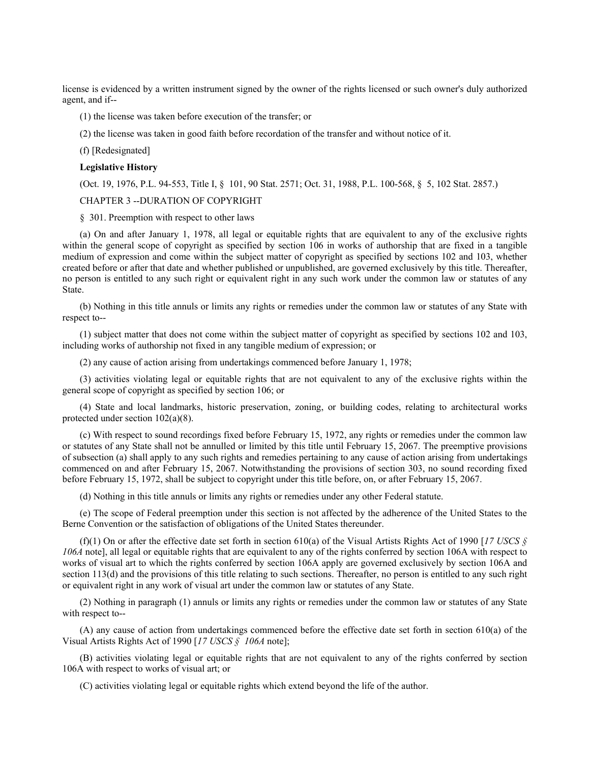license is evidenced by a written instrument signed by the owner of the rights licensed or such owner's duly authorized agent, and if--

(1) the license was taken before execution of the transfer; or

(2) the license was taken in good faith before recordation of the transfer and without notice of it.

(f) [Redesignated]

**Legislative History**

(Oct. 19, 1976, P.L. 94-553, Title I, § 101, 90 Stat. 2571; Oct. 31, 1988, P.L. 100-568, § 5, 102 Stat. 2857.)

CHAPTER 3 --DURATION OF COPYRIGHT

§ 301. Preemption with respect to other laws

(a) On and after January 1, 1978, all legal or equitable rights that are equivalent to any of the exclusive rights within the general scope of copyright as specified by section 106 in works of authorship that are fixed in a tangible medium of expression and come within the subject matter of copyright as specified by sections 102 and 103, whether created before or after that date and whether published or unpublished, are governed exclusively by this title. Thereafter, no person is entitled to any such right or equivalent right in any such work under the common law or statutes of any State.

(b) Nothing in this title annuls or limits any rights or remedies under the common law or statutes of any State with respect to--

(1) subject matter that does not come within the subject matter of copyright as specified by sections 102 and 103, including works of authorship not fixed in any tangible medium of expression; or

(2) any cause of action arising from undertakings commenced before January 1, 1978;

(3) activities violating legal or equitable rights that are not equivalent to any of the exclusive rights within the general scope of copyright as specified by section 106; or

(4) State and local landmarks, historic preservation, zoning, or building codes, relating to architectural works protected under section 102(a)(8).

(c) With respect to sound recordings fixed before February 15, 1972, any rights or remedies under the common law or statutes of any State shall not be annulled or limited by this title until February 15, 2067. The preemptive provisions of subsection (a) shall apply to any such rights and remedies pertaining to any cause of action arising from undertakings commenced on and after February 15, 2067. Notwithstanding the provisions of section 303, no sound recording fixed before February 15, 1972, shall be subject to copyright under this title before, on, or after February 15, 2067.

(d) Nothing in this title annuls or limits any rights or remedies under any other Federal statute.

(e) The scope of Federal preemption under this section is not affected by the adherence of the United States to the Berne Convention or the satisfaction of obligations of the United States thereunder.

(f)(1) On or after the effective date set forth in section 610(a) of the Visual Artists Rights Act of 1990 [*17 USCS § 106A* note], all legal or equitable rights that are equivalent to any of the rights conferred by section 106A with respect to works of visual art to which the rights conferred by section 106A apply are governed exclusively by section 106A and section 113(d) and the provisions of this title relating to such sections. Thereafter, no person is entitled to any such right or equivalent right in any work of visual art under the common law or statutes of any State.

(2) Nothing in paragraph (1) annuls or limits any rights or remedies under the common law or statutes of any State with respect to--

(A) any cause of action from undertakings commenced before the effective date set forth in section 610(a) of the Visual Artists Rights Act of 1990 [*17 USCS § 106A* note];

(B) activities violating legal or equitable rights that are not equivalent to any of the rights conferred by section 106A with respect to works of visual art; or

(C) activities violating legal or equitable rights which extend beyond the life of the author.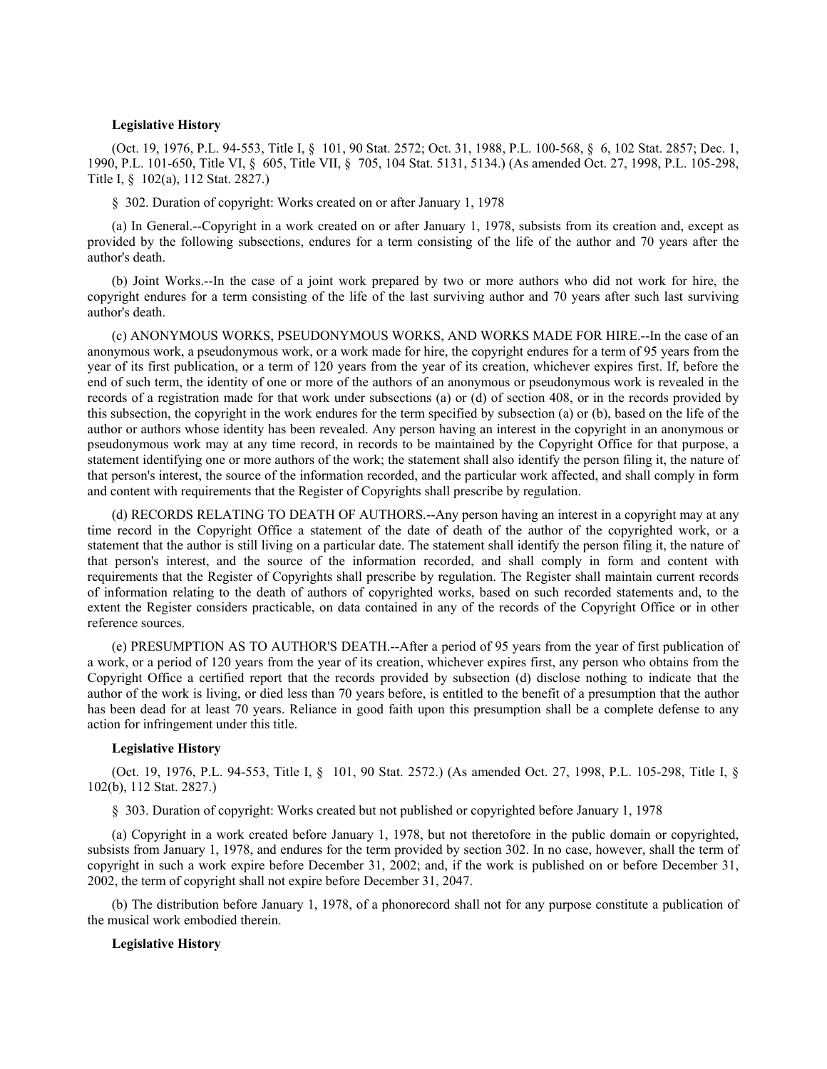**Legislative History**

(Oct. 19, 1976, P.L. 94-553, Title I, § 101, 90 Stat. 2572; Oct. 31, 1988, P.L. 100-568, § 6, 102 Stat. 2857; Dec. 1, 1990, P.L. 101-650, Title VI, § 605, Title VII, § 705, 104 Stat. 5131, 5134.) (As amended Oct. 27, 1998, P.L. 105-298, Title I, § 102(a), 112 Stat. 2827.)

§ 302. Duration of copyright: Works created on or after January 1, 1978

(a) In General.--Copyright in a work created on or after January 1, 1978, subsists from its creation and, except as provided by the following subsections, endures for a term consisting of the life of the author and 70 years after the author's death.

(b) Joint Works.--In the case of a joint work prepared by two or more authors who did not work for hire, the copyright endures for a term consisting of the life of the last surviving author and 70 years after such last surviving author's death.

(c) ANONYMOUS WORKS, PSEUDONYMOUS WORKS, AND WORKS MADE FOR HIRE.--In the case of an anonymous work, a pseudonymous work, or a work made for hire, the copyright endures for a term of 95 years from the year of its first publication, or a term of 120 years from the year of its creation, whichever expires first. If, before the end of such term, the identity of one or more of the authors of an anonymous or pseudonymous work is revealed in the records of a registration made for that work under subsections (a) or (d) of section 408, or in the records provided by this subsection, the copyright in the work endures for the term specified by subsection (a) or (b), based on the life of the author or authors whose identity has been revealed. Any person having an interest in the copyright in an anonymous or pseudonymous work may at any time record, in records to be maintained by the Copyright Office for that purpose, a statement identifying one or more authors of the work; the statement shall also identify the person filing it, the nature of that person's interest, the source of the information recorded, and the particular work affected, and shall comply in form and content with requirements that the Register of Copyrights shall prescribe by regulation.

(d) RECORDS RELATING TO DEATH OF AUTHORS.--Any person having an interest in a copyright may at any time record in the Copyright Office a statement of the date of death of the author of the copyrighted work, or a statement that the author is still living on a particular date. The statement shall identify the person filing it, the nature of that person's interest, and the source of the information recorded, and shall comply in form and content with requirements that the Register of Copyrights shall prescribe by regulation. The Register shall maintain current records of information relating to the death of authors of copyrighted works, based on such recorded statements and, to the extent the Register considers practicable, on data contained in any of the records of the Copyright Office or in other reference sources.

(e) PRESUMPTION AS TO AUTHOR'S DEATH.--After a period of 95 years from the year of first publication of a work, or a period of 120 years from the year of its creation, whichever expires first, any person who obtains from the Copyright Office a certified report that the records provided by subsection (d) disclose nothing to indicate that the author of the work is living, or died less than 70 years before, is entitled to the benefit of a presumption that the author has been dead for at least 70 years. Reliance in good faith upon this presumption shall be a complete defense to any action for infringement under this title.

**Legislative History**

(Oct. 19, 1976, P.L. 94-553, Title I, § 101, 90 Stat. 2572.) (As amended Oct. 27, 1998, P.L. 105-298, Title I, § 102(b), 112 Stat. 2827.)

§ 303. Duration of copyright: Works created but not published or copyrighted before January 1, 1978

(a) Copyright in a work created before January 1, 1978, but not theretofore in the public domain or copyrighted, subsists from January 1, 1978, and endures for the term provided by section 302. In no case, however, shall the term of copyright in such a work expire before December 31, 2002; and, if the work is published on or before December 31, 2002, the term of copyright shall not expire before December 31, 2047.

(b) The distribution before January 1, 1978, of a phonorecord shall not for any purpose constitute a publication of the musical work embodied therein.

**Legislative History**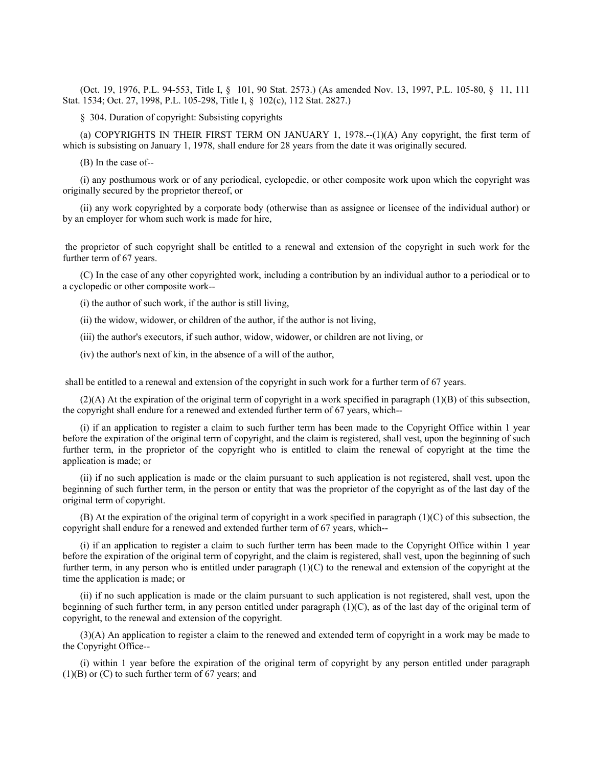(Oct. 19, 1976, P.L. 94-553, Title I, § 101, 90 Stat. 2573.) (As amended Nov. 13, 1997, P.L. 105-80, § 11, 111 Stat. 1534; Oct. 27, 1998, P.L. 105-298, Title I, § 102(c), 112 Stat. 2827.)

§ 304. Duration of copyright: Subsisting copyrights

(a) COPYRIGHTS IN THEIR FIRST TERM ON JANUARY 1, 1978.--(1)(A) Any copyright, the first term of which is subsisting on January 1, 1978, shall endure for 28 years from the date it was originally secured.

(B) In the case of--

(i) any posthumous work or of any periodical, cyclopedic, or other composite work upon which the copyright was originally secured by the proprietor thereof, or

(ii) any work copyrighted by a corporate body (otherwise than as assignee or licensee of the individual author) or by an employer for whom such work is made for hire,

the proprietor of such copyright shall be entitled to a renewal and extension of the copyright in such work for the further term of 67 years.

(C) In the case of any other copyrighted work, including a contribution by an individual author to a periodical or to a cyclopedic or other composite work--

(i) the author of such work, if the author is still living,

(ii) the widow, widower, or children of the author, if the author is not living,

(iii) the author's executors, if such author, widow, widower, or children are not living, or

(iv) the author's next of kin, in the absence of a will of the author,

shall be entitled to a renewal and extension of the copyright in such work for a further term of 67 years.

(2)(A) At the expiration of the original term of copyright in a work specified in paragraph (1)(B) of this subsection, the copyright shall endure for a renewed and extended further term of 67 years, which--

(i) if an application to register a claim to such further term has been made to the Copyright Office within 1 year before the expiration of the original term of copyright, and the claim is registered, shall vest, upon the beginning of such further term, in the proprietor of the copyright who is entitled to claim the renewal of copyright at the time the application is made; or

(ii) if no such application is made or the claim pursuant to such application is not registered, shall vest, upon the beginning of such further term, in the person or entity that was the proprietor of the copyright as of the last day of the original term of copyright.

(B) At the expiration of the original term of copyright in a work specified in paragraph (1)(C) of this subsection, the copyright shall endure for a renewed and extended further term of 67 years, which--

(i) if an application to register a claim to such further term has been made to the Copyright Office within 1 year before the expiration of the original term of copyright, and the claim is registered, shall vest, upon the beginning of such further term, in any person who is entitled under paragraph (1)(C) to the renewal and extension of the copyright at the time the application is made; or

(ii) if no such application is made or the claim pursuant to such application is not registered, shall vest, upon the beginning of such further term, in any person entitled under paragraph (1)(C), as of the last day of the original term of copyright, to the renewal and extension of the copyright.

(3)(A) An application to register a claim to the renewed and extended term of copyright in a work may be made to the Copyright Office--

(i) within 1 year before the expiration of the original term of copyright by any person entitled under paragraph (1)(B) or (C) to such further term of 67 years; and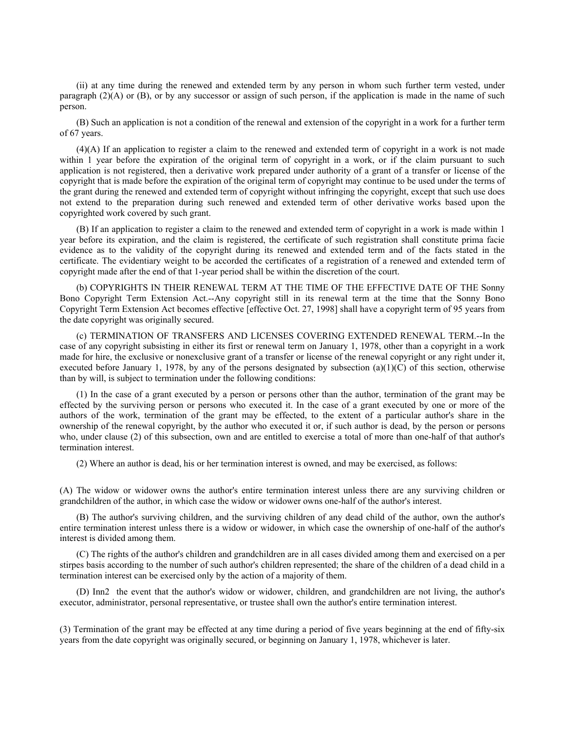(ii) at any time during the renewed and extended term by any person in whom such further term vested, under paragraph (2)(A) or (B), or by any successor or assign of such person, if the application is made in the name of such person.

(B) Such an application is not a condition of the renewal and extension of the copyright in a work for a further term of 67 years.

(4)(A) If an application to register a claim to the renewed and extended term of copyright in a work is not made within 1 year before the expiration of the original term of copyright in a work, or if the claim pursuant to such application is not registered, then a derivative work prepared under authority of a grant of a transfer or license of the copyright that is made before the expiration of the original term of copyright may continue to be used under the terms of the grant during the renewed and extended term of copyright without infringing the copyright, except that such use does not extend to the preparation during such renewed and extended term of other derivative works based upon the copyrighted work covered by such grant.

(B) If an application to register a claim to the renewed and extended term of copyright in a work is made within 1 year before its expiration, and the claim is registered, the certificate of such registration shall constitute prima facie evidence as to the validity of the copyright during its renewed and extended term and of the facts stated in the certificate. The evidentiary weight to be accorded the certificates of a registration of a renewed and extended term of copyright made after the end of that 1-year period shall be within the discretion of the court.

(b) COPYRIGHTS IN THEIR RENEWAL TERM AT THE TIME OF THE EFFECTIVE DATE OF THE Sonny Bono Copyright Term Extension Act.--Any copyright still in its renewal term at the time that the Sonny Bono Copyright Term Extension Act becomes effective [effective Oct. 27, 1998] shall have a copyright term of 95 years from the date copyright was originally secured.

(c) TERMINATION OF TRANSFERS AND LICENSES COVERING EXTENDED RENEWAL TERM.--In the case of any copyright subsisting in either its first or renewal term on January 1, 1978, other than a copyright in a work made for hire, the exclusive or nonexclusive grant of a transfer or license of the renewal copyright or any right under it, executed before January 1, 1978, by any of the persons designated by subsection (a)(1)(C) of this section, otherwise than by will, is subject to termination under the following conditions:

(1) In the case of a grant executed by a person or persons other than the author, termination of the grant may be effected by the surviving person or persons who executed it. In the case of a grant executed by one or more of the authors of the work, termination of the grant may be effected, to the extent of a particular author's share in the ownership of the renewal copyright, by the author who executed it or, if such author is dead, by the person or persons who, under clause (2) of this subsection, own and are entitled to exercise a total of more than one-half of that author's termination interest.

(2) Where an author is dead, his or her termination interest is owned, and may be exercised, as follows:

(A) The widow or widower owns the author's entire termination interest unless there are any surviving children or grandchildren of the author, in which case the widow or widower owns one-half of the author's interest.

(B) The author's surviving children, and the surviving children of any dead child of the author, own the author's entire termination interest unless there is a widow or widower, in which case the ownership of one-half of the author's interest is divided among them.

(C) The rights of the author's children and grandchildren are in all cases divided among them and exercised on a per stirpes basis according to the number of such author's children represented; the share of the children of a dead child in a termination interest can be exercised only by the action of a majority of them.

(D) Inn2 the event that the author's widow or widower, children, and grandchildren are not living, the author's executor, administrator, personal representative, or trustee shall own the author's entire termination interest.

(3) Termination of the grant may be effected at any time during a period of five years beginning at the end of fifty-six years from the date copyright was originally secured, or beginning on January 1, 1978, whichever is later.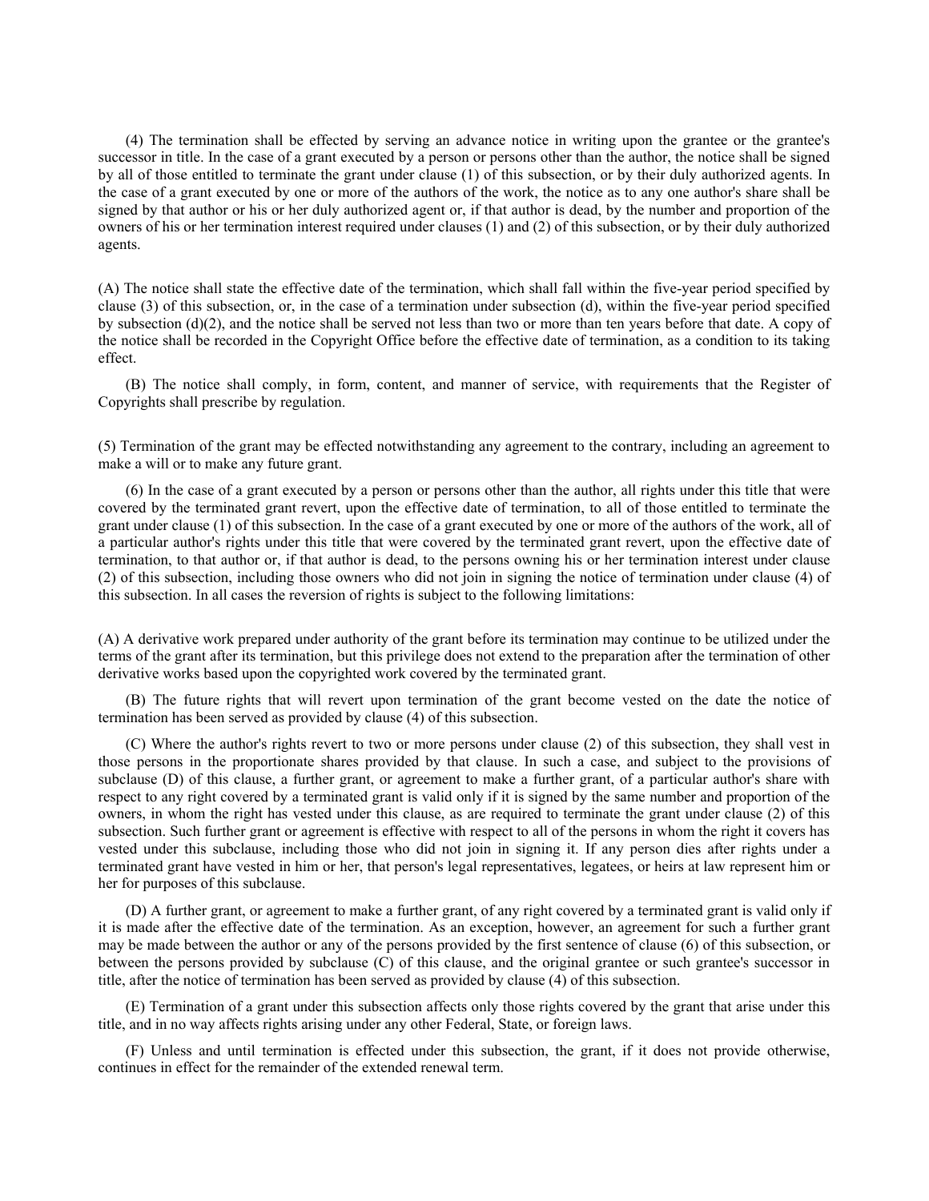(4) The termination shall be effected by serving an advance notice in writing upon the grantee or the grantee's successor in title. In the case of a grant executed by a person or persons other than the author, the notice shall be signed by all of those entitled to terminate the grant under clause (1) of this subsection, or by their duly authorized agents. In the case of a grant executed by one or more of the authors of the work, the notice as to any one author's share shall be signed by that author or his or her duly authorized agent or, if that author is dead, by the number and proportion of the owners of his or her termination interest required under clauses (1) and (2) of this subsection, or by their duly authorized agents.

(A) The notice shall state the effective date of the termination, which shall fall within the five-year period specified by clause (3) of this subsection, or, in the case of a termination under subsection (d), within the five-year period specified by subsection (d)(2), and the notice shall be served not less than two or more than ten years before that date. A copy of the notice shall be recorded in the Copyright Office before the effective date of termination, as a condition to its taking effect.

(B) The notice shall comply, in form, content, and manner of service, with requirements that the Register of Copyrights shall prescribe by regulation.

(5) Termination of the grant may be effected notwithstanding any agreement to the contrary, including an agreement to make a will or to make any future grant.

(6) In the case of a grant executed by a person or persons other than the author, all rights under this title that were covered by the terminated grant revert, upon the effective date of termination, to all of those entitled to terminate the grant under clause (1) of this subsection. In the case of a grant executed by one or more of the authors of the work, all of a particular author's rights under this title that were covered by the terminated grant revert, upon the effective date of termination, to that author or, if that author is dead, to the persons owning his or her termination interest under clause (2) of this subsection, including those owners who did not join in signing the notice of termination under clause (4) of this subsection. In all cases the reversion of rights is subject to the following limitations:

(A) A derivative work prepared under authority of the grant before its termination may continue to be utilized under the terms of the grant after its termination, but this privilege does not extend to the preparation after the termination of other derivative works based upon the copyrighted work covered by the terminated grant.

(B) The future rights that will revert upon termination of the grant become vested on the date the notice of termination has been served as provided by clause (4) of this subsection.

(C) Where the author's rights revert to two or more persons under clause (2) of this subsection, they shall vest in those persons in the proportionate shares provided by that clause. In such a case, and subject to the provisions of subclause (D) of this clause, a further grant, or agreement to make a further grant, of a particular author's share with respect to any right covered by a terminated grant is valid only if it is signed by the same number and proportion of the owners, in whom the right has vested under this clause, as are required to terminate the grant under clause (2) of this subsection. Such further grant or agreement is effective with respect to all of the persons in whom the right it covers has vested under this subclause, including those who did not join in signing it. If any person dies after rights under a terminated grant have vested in him or her, that person's legal representatives, legatees, or heirs at law represent him or her for purposes of this subclause.

(D) A further grant, or agreement to make a further grant, of any right covered by a terminated grant is valid only if it is made after the effective date of the termination. As an exception, however, an agreement for such a further grant may be made between the author or any of the persons provided by the first sentence of clause (6) of this subsection, or between the persons provided by subclause (C) of this clause, and the original grantee or such grantee's successor in title, after the notice of termination has been served as provided by clause (4) of this subsection.

(E) Termination of a grant under this subsection affects only those rights covered by the grant that arise under this title, and in no way affects rights arising under any other Federal, State, or foreign laws.

(F) Unless and until termination is effected under this subsection, the grant, if it does not provide otherwise, continues in effect for the remainder of the extended renewal term.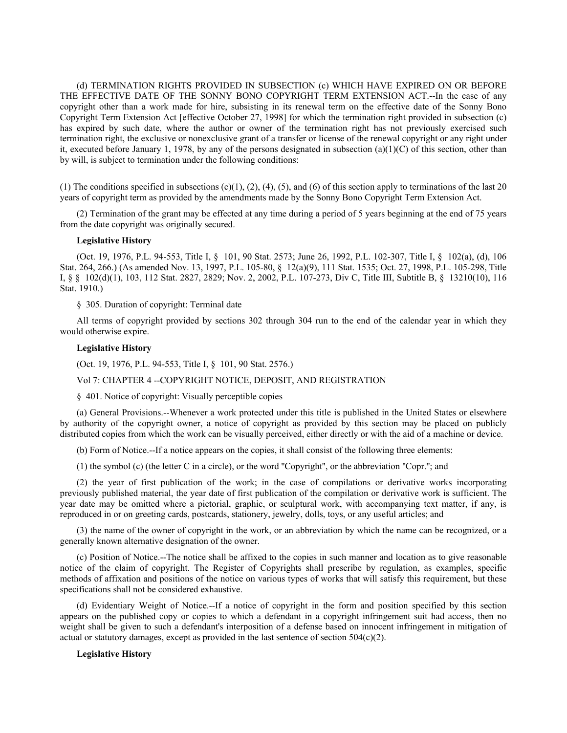(d) TERMINATION RIGHTS PROVIDED IN SUBSECTION (c) WHICH HAVE EXPIRED ON OR BEFORE THE EFFECTIVE DATE OF THE SONNY BONO COPYRIGHT TERM EXTENSION ACT.--In the case of any copyright other than a work made for hire, subsisting in its renewal term on the effective date of the Sonny Bono Copyright Term Extension Act [effective October 27, 1998] for which the termination right provided in subsection (c) has expired by such date, where the author or owner of the termination right has not previously exercised such termination right, the exclusive or nonexclusive grant of a transfer or license of the renewal copyright or any right under it, executed before January 1, 1978, by any of the persons designated in subsection (a)(1)(C) of this section, other than by will, is subject to termination under the following conditions:

(1) The conditions specified in subsections (c)(1), (2), (4), (5), and (6) of this section apply to terminations of the last 20 years of copyright term as provided by the amendments made by the Sonny Bono Copyright Term Extension Act.

(2) Termination of the grant may be effected at any time during a period of 5 years beginning at the end of 75 years from the date copyright was originally secured.

**Legislative History**

(Oct. 19, 1976, P.L. 94-553, Title I, § 101, 90 Stat. 2573; June 26, 1992, P.L. 102-307, Title I, § 102(a), (d), 106 Stat. 264, 266.) (As amended Nov. 13, 1997, P.L. 105-80, § 12(a)(9), 111 Stat. 1535; Oct. 27, 1998, P.L. 105-298, Title I, § § 102(d)(1), 103, 112 Stat. 2827, 2829; Nov. 2, 2002, P.L. 107-273, Div C, Title III, Subtitle B, § 13210(10), 116 Stat. 1910.)

§ 305. Duration of copyright: Terminal date

All terms of copyright provided by sections 302 through 304 run to the end of the calendar year in which they would otherwise expire.

**Legislative History**

(Oct. 19, 1976, P.L. 94-553, Title I, § 101, 90 Stat. 2576.)

Vol 7: CHAPTER 4 --COPYRIGHT NOTICE, DEPOSIT, AND REGISTRATION

§ 401. Notice of copyright: Visually perceptible copies

(a) General Provisions.--Whenever a work protected under this title is published in the United States or elsewhere by authority of the copyright owner, a notice of copyright as provided by this section may be placed on publicly distributed copies from which the work can be visually perceived, either directly or with the aid of a machine or device.

(b) Form of Notice.--If a notice appears on the copies, it shall consist of the following three elements:

(1) the symbol (c) (the letter C in a circle), or the word "Copyright", or the abbreviation "Copr."; and

(2) the year of first publication of the work; in the case of compilations or derivative works incorporating previously published material, the year date of first publication of the compilation or derivative work is sufficient. The year date may be omitted where a pictorial, graphic, or sculptural work, with accompanying text matter, if any, is reproduced in or on greeting cards, postcards, stationery, jewelry, dolls, toys, or any useful articles; and

(3) the name of the owner of copyright in the work, or an abbreviation by which the name can be recognized, or a generally known alternative designation of the owner.

(c) Position of Notice.--The notice shall be affixed to the copies in such manner and location as to give reasonable notice of the claim of copyright. The Register of Copyrights shall prescribe by regulation, as examples, specific methods of affixation and positions of the notice on various types of works that will satisfy this requirement, but these specifications shall not be considered exhaustive.

(d) Evidentiary Weight of Notice.--If a notice of copyright in the form and position specified by this section appears on the published copy or copies to which a defendant in a copyright infringement suit had access, then no weight shall be given to such a defendant's interposition of a defense based on innocent infringement in mitigation of actual or statutory damages, except as provided in the last sentence of section 504(c)(2).

**Legislative History**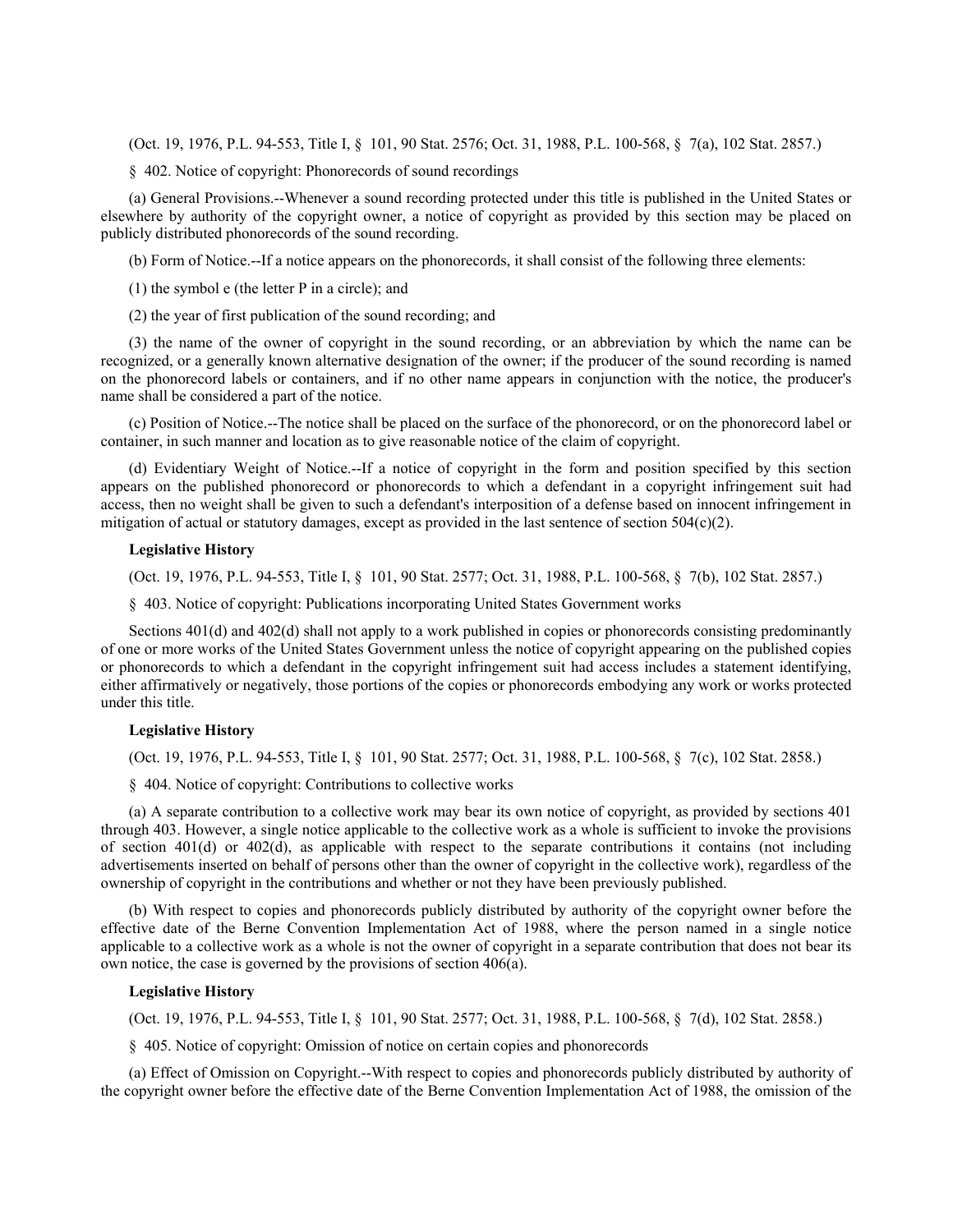(Oct. 19, 1976, P.L. 94-553, Title I, § 101, 90 Stat. 2576; Oct. 31, 1988, P.L. 100-568, § 7(a), 102 Stat. 2857.)

§ 402. Notice of copyright: Phonorecords of sound recordings

(a) General Provisions.--Whenever a sound recording protected under this title is published in the United States or elsewhere by authority of the copyright owner, a notice of copyright as provided by this section may be placed on publicly distributed phonorecords of the sound recording.

(b) Form of Notice.--If a notice appears on the phonorecords, it shall consist of the following three elements:

(1) the symbol e (the letter P in a circle); and

(2) the year of first publication of the sound recording; and

(3) the name of the owner of copyright in the sound recording, or an abbreviation by which the name can be recognized, or a generally known alternative designation of the owner; if the producer of the sound recording is named on the phonorecord labels or containers, and if no other name appears in conjunction with the notice, the producer's name shall be considered a part of the notice.

(c) Position of Notice.--The notice shall be placed on the surface of the phonorecord, or on the phonorecord label or container, in such manner and location as to give reasonable notice of the claim of copyright.

(d) Evidentiary Weight of Notice.--If a notice of copyright in the form and position specified by this section appears on the published phonorecord or phonorecords to which a defendant in a copyright infringement suit had access, then no weight shall be given to such a defendant's interposition of a defense based on innocent infringement in mitigation of actual or statutory damages, except as provided in the last sentence of section 504(c)(2).

**Legislative History**

(Oct. 19, 1976, P.L. 94-553, Title I, § 101, 90 Stat. 2577; Oct. 31, 1988, P.L. 100-568, § 7(b), 102 Stat. 2857.)

§ 403. Notice of copyright: Publications incorporating United States Government works

Sections 401(d) and 402(d) shall not apply to a work published in copies or phonorecords consisting predominantly of one or more works of the United States Government unless the notice of copyright appearing on the published copies or phonorecords to which a defendant in the copyright infringement suit had access includes a statement identifying, either affirmatively or negatively, those portions of the copies or phonorecords embodying any work or works protected under this title.

**Legislative History**

(Oct. 19, 1976, P.L. 94-553, Title I, § 101, 90 Stat. 2577; Oct. 31, 1988, P.L. 100-568, § 7(c), 102 Stat. 2858.)

§ 404. Notice of copyright: Contributions to collective works

(a) A separate contribution to a collective work may bear its own notice of copyright, as provided by sections 401 through 403. However, a single notice applicable to the collective work as a whole is sufficient to invoke the provisions of section 401(d) or 402(d), as applicable with respect to the separate contributions it contains (not including advertisements inserted on behalf of persons other than the owner of copyright in the collective work), regardless of the ownership of copyright in the contributions and whether or not they have been previously published.

(b) With respect to copies and phonorecords publicly distributed by authority of the copyright owner before the effective date of the Berne Convention Implementation Act of 1988, where the person named in a single notice applicable to a collective work as a whole is not the owner of copyright in a separate contribution that does not bear its own notice, the case is governed by the provisions of section 406(a).

**Legislative History**

(Oct. 19, 1976, P.L. 94-553, Title I, § 101, 90 Stat. 2577; Oct. 31, 1988, P.L. 100-568, § 7(d), 102 Stat. 2858.)

§ 405. Notice of copyright: Omission of notice on certain copies and phonorecords

(a) Effect of Omission on Copyright.--With respect to copies and phonorecords publicly distributed by authority of the copyright owner before the effective date of the Berne Convention Implementation Act of 1988, the omission of the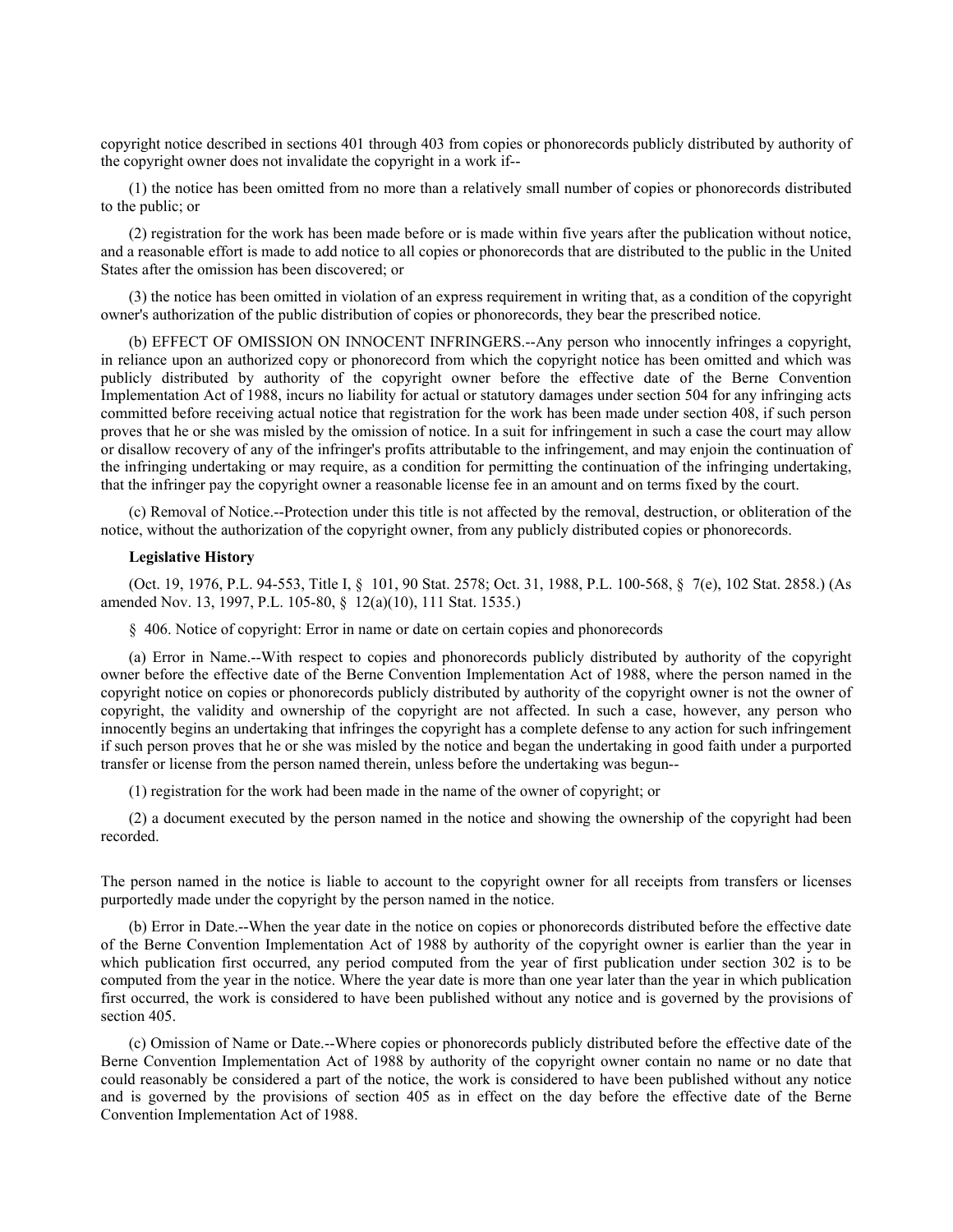copyright notice described in sections 401 through 403 from copies or phonorecords publicly distributed by authority of the copyright owner does not invalidate the copyright in a work if--

(1) the notice has been omitted from no more than a relatively small number of copies or phonorecords distributed to the public; or

(2) registration for the work has been made before or is made within five years after the publication without notice, and a reasonable effort is made to add notice to all copies or phonorecords that are distributed to the public in the United States after the omission has been discovered; or

(3) the notice has been omitted in violation of an express requirement in writing that, as a condition of the copyright owner's authorization of the public distribution of copies or phonorecords, they bear the prescribed notice.

(b) EFFECT OF OMISSION ON INNOCENT INFRINGERS.--Any person who innocently infringes a copyright, in reliance upon an authorized copy or phonorecord from which the copyright notice has been omitted and which was publicly distributed by authority of the copyright owner before the effective date of the Berne Convention Implementation Act of 1988, incurs no liability for actual or statutory damages under section 504 for any infringing acts committed before receiving actual notice that registration for the work has been made under section 408, if such person proves that he or she was misled by the omission of notice. In a suit for infringement in such a case the court may allow or disallow recovery of any of the infringer's profits attributable to the infringement, and may enjoin the continuation of the infringing undertaking or may require, as a condition for permitting the continuation of the infringing undertaking, that the infringer pay the copyright owner a reasonable license fee in an amount and on terms fixed by the court.

(c) Removal of Notice.--Protection under this title is not affected by the removal, destruction, or obliteration of the notice, without the authorization of the copyright owner, from any publicly distributed copies or phonorecords.

**Legislative History**

(Oct. 19, 1976, P.L. 94-553, Title I, § 101, 90 Stat. 2578; Oct. 31, 1988, P.L. 100-568, § 7(e), 102 Stat. 2858.) (As amended Nov. 13, 1997, P.L. 105-80, § 12(a)(10), 111 Stat. 1535.)

§ 406. Notice of copyright: Error in name or date on certain copies and phonorecords

(a) Error in Name.--With respect to copies and phonorecords publicly distributed by authority of the copyright owner before the effective date of the Berne Convention Implementation Act of 1988, where the person named in the copyright notice on copies or phonorecords publicly distributed by authority of the copyright owner is not the owner of copyright, the validity and ownership of the copyright are not affected. In such a case, however, any person who innocently begins an undertaking that infringes the copyright has a complete defense to any action for such infringement if such person proves that he or she was misled by the notice and began the undertaking in good faith under a purported transfer or license from the person named therein, unless before the undertaking was begun--

(1) registration for the work had been made in the name of the owner of copyright; or

(2) a document executed by the person named in the notice and showing the ownership of the copyright had been recorded.

The person named in the notice is liable to account to the copyright owner for all receipts from transfers or licenses purportedly made under the copyright by the person named in the notice.

(b) Error in Date.--When the year date in the notice on copies or phonorecords distributed before the effective date of the Berne Convention Implementation Act of 1988 by authority of the copyright owner is earlier than the year in which publication first occurred, any period computed from the year of first publication under section 302 is to be computed from the year in the notice. Where the year date is more than one year later than the year in which publication first occurred, the work is considered to have been published without any notice and is governed by the provisions of section 405.

(c) Omission of Name or Date.--Where copies or phonorecords publicly distributed before the effective date of the Berne Convention Implementation Act of 1988 by authority of the copyright owner contain no name or no date that could reasonably be considered a part of the notice, the work is considered to have been published without any notice and is governed by the provisions of section 405 as in effect on the day before the effective date of the Berne Convention Implementation Act of 1988.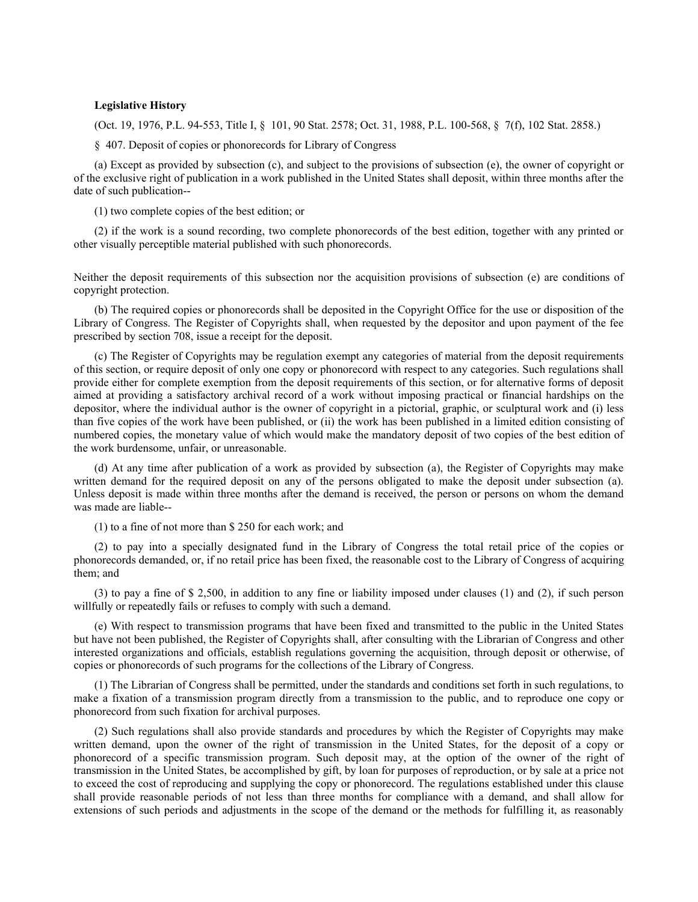**Legislative History**

(Oct. 19, 1976, P.L. 94-553, Title I, § 101, 90 Stat. 2578; Oct. 31, 1988, P.L. 100-568, § 7(f), 102 Stat. 2858.)

§ 407. Deposit of copies or phonorecords for Library of Congress

(a) Except as provided by subsection (c), and subject to the provisions of subsection (e), the owner of copyright or of the exclusive right of publication in a work published in the United States shall deposit, within three months after the date of such publication--

(1) two complete copies of the best edition; or

(2) if the work is a sound recording, two complete phonorecords of the best edition, together with any printed or other visually perceptible material published with such phonorecords.

Neither the deposit requirements of this subsection nor the acquisition provisions of subsection (e) are conditions of copyright protection.

(b) The required copies or phonorecords shall be deposited in the Copyright Office for the use or disposition of the Library of Congress. The Register of Copyrights shall, when requested by the depositor and upon payment of the fee prescribed by section 708, issue a receipt for the deposit.

(c) The Register of Copyrights may be regulation exempt any categories of material from the deposit requirements of this section, or require deposit of only one copy or phonorecord with respect to any categories. Such regulations shall provide either for complete exemption from the deposit requirements of this section, or for alternative forms of deposit aimed at providing a satisfactory archival record of a work without imposing practical or financial hardships on the depositor, where the individual author is the owner of copyright in a pictorial, graphic, or sculptural work and (i) less than five copies of the work have been published, or (ii) the work has been published in a limited edition consisting of numbered copies, the monetary value of which would make the mandatory deposit of two copies of the best edition of the work burdensome, unfair, or unreasonable.

(d) At any time after publication of a work as provided by subsection (a), the Register of Copyrights may make written demand for the required deposit on any of the persons obligated to make the deposit under subsection (a). Unless deposit is made within three months after the demand is received, the person or persons on whom the demand was made are liable--

(1) to a fine of not more than $ 250 for each work; and

(2) to pay into a specially designated fund in the Library of Congress the total retail price of the copies or phonorecords demanded, or, if no retail price has been fixed, the reasonable cost to the Library of Congress of acquiring them; and

(3) to pay a fine of $ 2,500, in addition to any fine or liability imposed under clauses (1) and (2), if such person willfully or repeatedly fails or refuses to comply with such a demand.

(e) With respect to transmission programs that have been fixed and transmitted to the public in the United States but have not been published, the Register of Copyrights shall, after consulting with the Librarian of Congress and other interested organizations and officials, establish regulations governing the acquisition, through deposit or otherwise, of copies or phonorecords of such programs for the collections of the Library of Congress.

(1) The Librarian of Congress shall be permitted, under the standards and conditions set forth in such regulations, to make a fixation of a transmission program directly from a transmission to the public, and to reproduce one copy or phonorecord from such fixation for archival purposes.

(2) Such regulations shall also provide standards and procedures by which the Register of Copyrights may make written demand, upon the owner of the right of transmission in the United States, for the deposit of a copy or phonorecord of a specific transmission program. Such deposit may, at the option of the owner of the right of transmission in the United States, be accomplished by gift, by loan for purposes of reproduction, or by sale at a price not to exceed the cost of reproducing and supplying the copy or phonorecord. The regulations established under this clause shall provide reasonable periods of not less than three months for compliance with a demand, and shall allow for extensions of such periods and adjustments in the scope of the demand or the methods for fulfilling it, as reasonably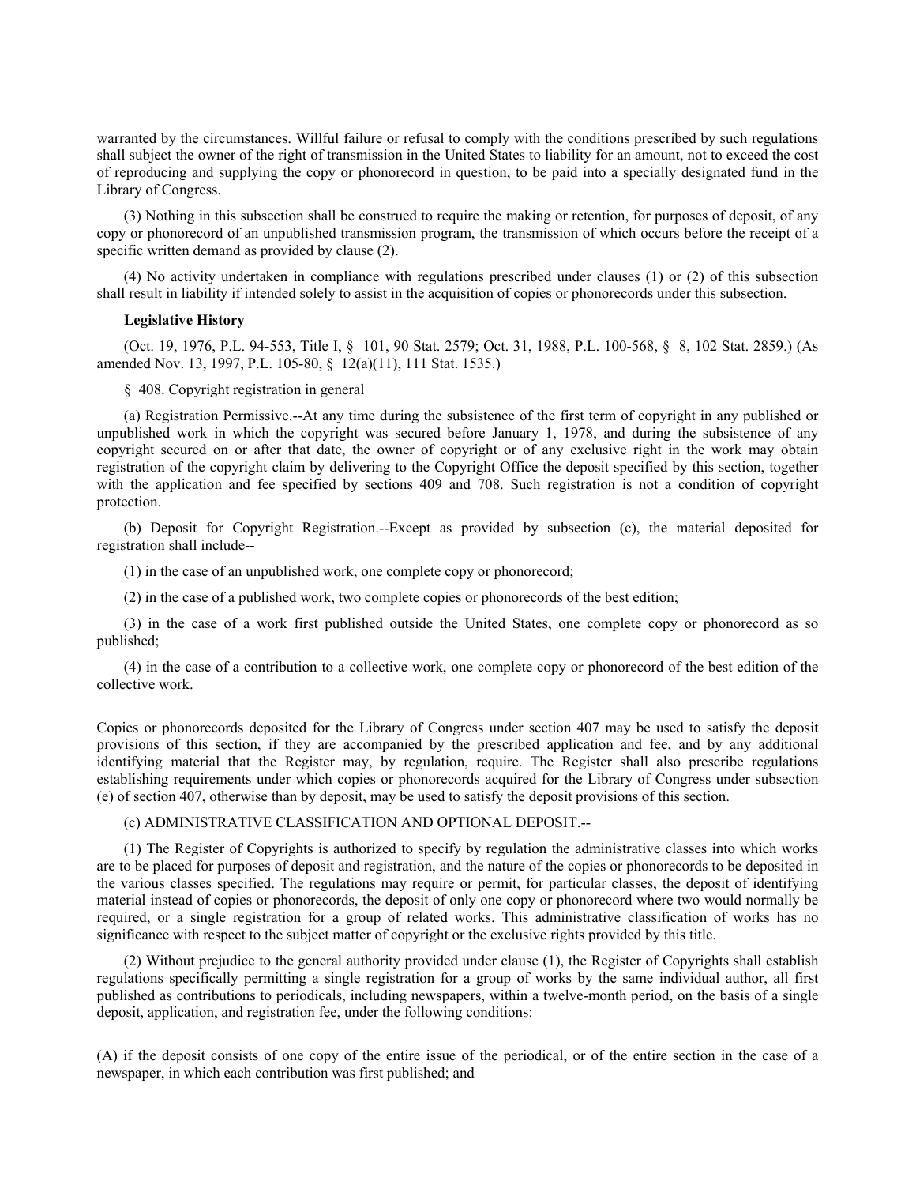warranted by the circumstances. Willful failure or refusal to comply with the conditions prescribed by such regulations shall subject the owner of the right of transmission in the United States to liability for an amount, not to exceed the cost of reproducing and supplying the copy or phonorecord in question, to be paid into a specially designated fund in the Library of Congress.

(3) Nothing in this subsection shall be construed to require the making or retention, for purposes of deposit, of any copy or phonorecord of an unpublished transmission program, the transmission of which occurs before the receipt of a specific written demand as provided by clause (2).

(4) No activity undertaken in compliance with regulations prescribed under clauses (1) or (2) of this subsection shall result in liability if intended solely to assist in the acquisition of copies or phonorecords under this subsection.

**Legislative History**

(Oct. 19, 1976, P.L. 94-553, Title I, § 101, 90 Stat. 2579; Oct. 31, 1988, P.L. 100-568, § 8, 102 Stat. 2859.) (As amended Nov. 13, 1997, P.L. 105-80, § 12(a)(11), 111 Stat. 1535.)

§ 408. Copyright registration in general

(a) Registration Permissive.--At any time during the subsistence of the first term of copyright in any published or unpublished work in which the copyright was secured before January 1, 1978, and during the subsistence of any copyright secured on or after that date, the owner of copyright or of any exclusive right in the work may obtain registration of the copyright claim by delivering to the Copyright Office the deposit specified by this section, together with the application and fee specified by sections 409 and 708. Such registration is not a condition of copyright protection.

(b) Deposit for Copyright Registration.--Except as provided by subsection (c), the material deposited for registration shall include--

(1) in the case of an unpublished work, one complete copy or phonorecord;

(2) in the case of a published work, two complete copies or phonorecords of the best edition;

(3) in the case of a work first published outside the United States, one complete copy or phonorecord as so published;

(4) in the case of a contribution to a collective work, one complete copy or phonorecord of the best edition of the collective work.

Copies or phonorecords deposited for the Library of Congress under section 407 may be used to satisfy the deposit provisions of this section, if they are accompanied by the prescribed application and fee, and by any additional identifying material that the Register may, by regulation, require. The Register shall also prescribe regulations establishing requirements under which copies or phonorecords acquired for the Library of Congress under subsection (e) of section 407, otherwise than by deposit, may be used to satisfy the deposit provisions of this section.

(c) ADMINISTRATIVE CLASSIFICATION AND OPTIONAL DEPOSIT.--

(1) The Register of Copyrights is authorized to specify by regulation the administrative classes into which works are to be placed for purposes of deposit and registration, and the nature of the copies or phonorecords to be deposited in the various classes specified. The regulations may require or permit, for particular classes, the deposit of identifying material instead of copies or phonorecords, the deposit of only one copy or phonorecord where two would normally be required, or a single registration for a group of related works. This administrative classification of works has no significance with respect to the subject matter of copyright or the exclusive rights provided by this title.

(2) Without prejudice to the general authority provided under clause (1), the Register of Copyrights shall establish regulations specifically permitting a single registration for a group of works by the same individual author, all first published as contributions to periodicals, including newspapers, within a twelve-month period, on the basis of a single deposit, application, and registration fee, under the following conditions:

(A) if the deposit consists of one copy of the entire issue of the periodical, or of the entire section in the case of a newspaper, in which each contribution was first published; and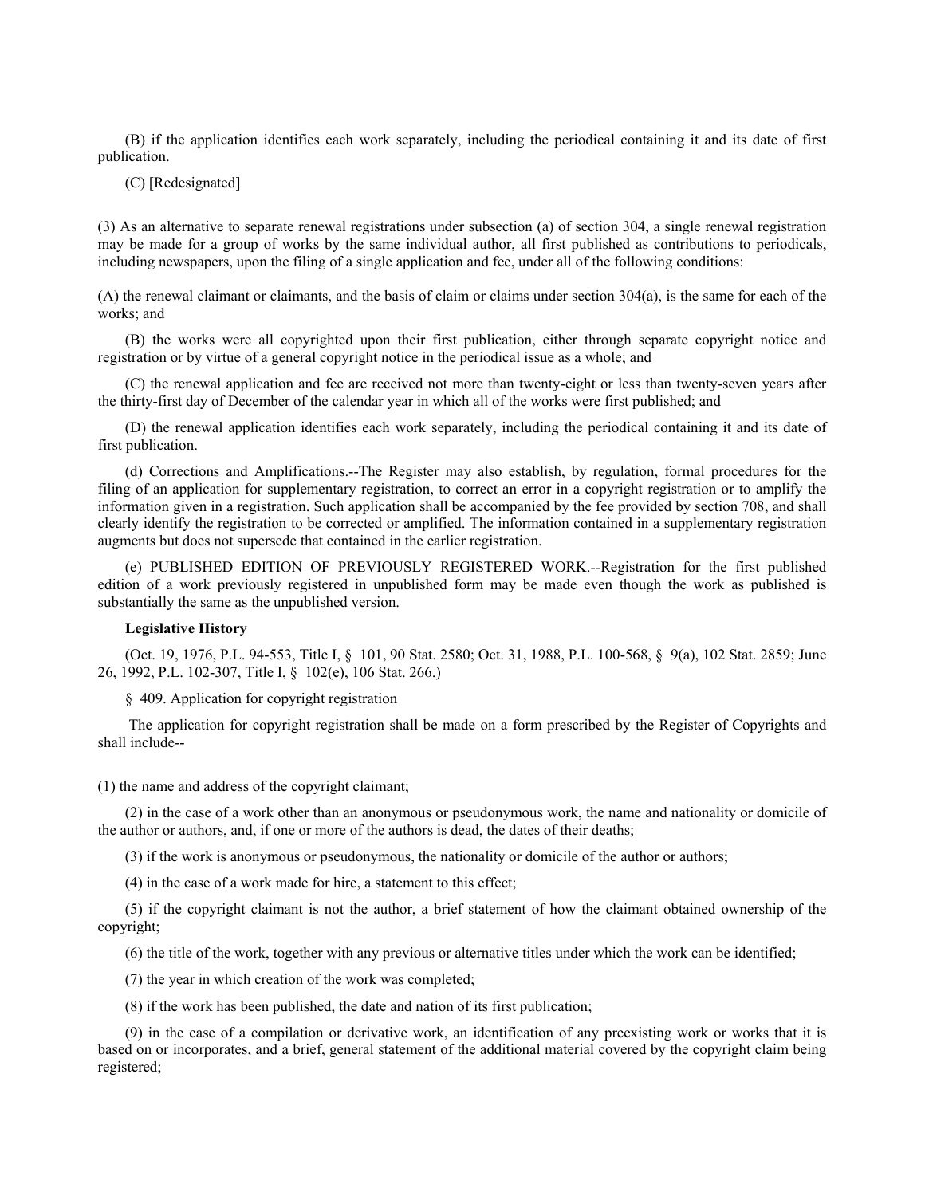(B) if the application identifies each work separately, including the periodical containing it and its date of first publication.

(C) [Redesignated]

(3) As an alternative to separate renewal registrations under subsection (a) of section 304, a single renewal registration may be made for a group of works by the same individual author, all first published as contributions to periodicals, including newspapers, upon the filing of a single application and fee, under all of the following conditions:

(A) the renewal claimant or claimants, and the basis of claim or claims under section 304(a), is the same for each of the works; and

(B) the works were all copyrighted upon their first publication, either through separate copyright notice and registration or by virtue of a general copyright notice in the periodical issue as a whole; and

(C) the renewal application and fee are received not more than twenty-eight or less than twenty-seven years after the thirty-first day of December of the calendar year in which all of the works were first published; and

(D) the renewal application identifies each work separately, including the periodical containing it and its date of first publication.

(d) Corrections and Amplifications.--The Register may also establish, by regulation, formal procedures for the filing of an application for supplementary registration, to correct an error in a copyright registration or to amplify the information given in a registration. Such application shall be accompanied by the fee provided by section 708, and shall clearly identify the registration to be corrected or amplified. The information contained in a supplementary registration augments but does not supersede that contained in the earlier registration.

(e) PUBLISHED EDITION OF PREVIOUSLY REGISTERED WORK.--Registration for the first published edition of a work previously registered in unpublished form may be made even though the work as published is substantially the same as the unpublished version.

**Legislative History**

(Oct. 19, 1976, P.L. 94-553, Title I, § 101, 90 Stat. 2580; Oct. 31, 1988, P.L. 100-568, § 9(a), 102 Stat. 2859; June 26, 1992, P.L. 102-307, Title I, § 102(e), 106 Stat. 266.)

§ 409. Application for copyright registration

The application for copyright registration shall be made on a form prescribed by the Register of Copyrights and shall include--

(1) the name and address of the copyright claimant;

(2) in the case of a work other than an anonymous or pseudonymous work, the name and nationality or domicile of the author or authors, and, if one or more of the authors is dead, the dates of their deaths;

(3) if the work is anonymous or pseudonymous, the nationality or domicile of the author or authors;

(4) in the case of a work made for hire, a statement to this effect;

(5) if the copyright claimant is not the author, a brief statement of how the claimant obtained ownership of the copyright;

(6) the title of the work, together with any previous or alternative titles under which the work can be identified;

(7) the year in which creation of the work was completed;

(8) if the work has been published, the date and nation of its first publication;

(9) in the case of a compilation or derivative work, an identification of any preexisting work or works that it is based on or incorporates, and a brief, general statement of the additional material covered by the copyright claim being registered;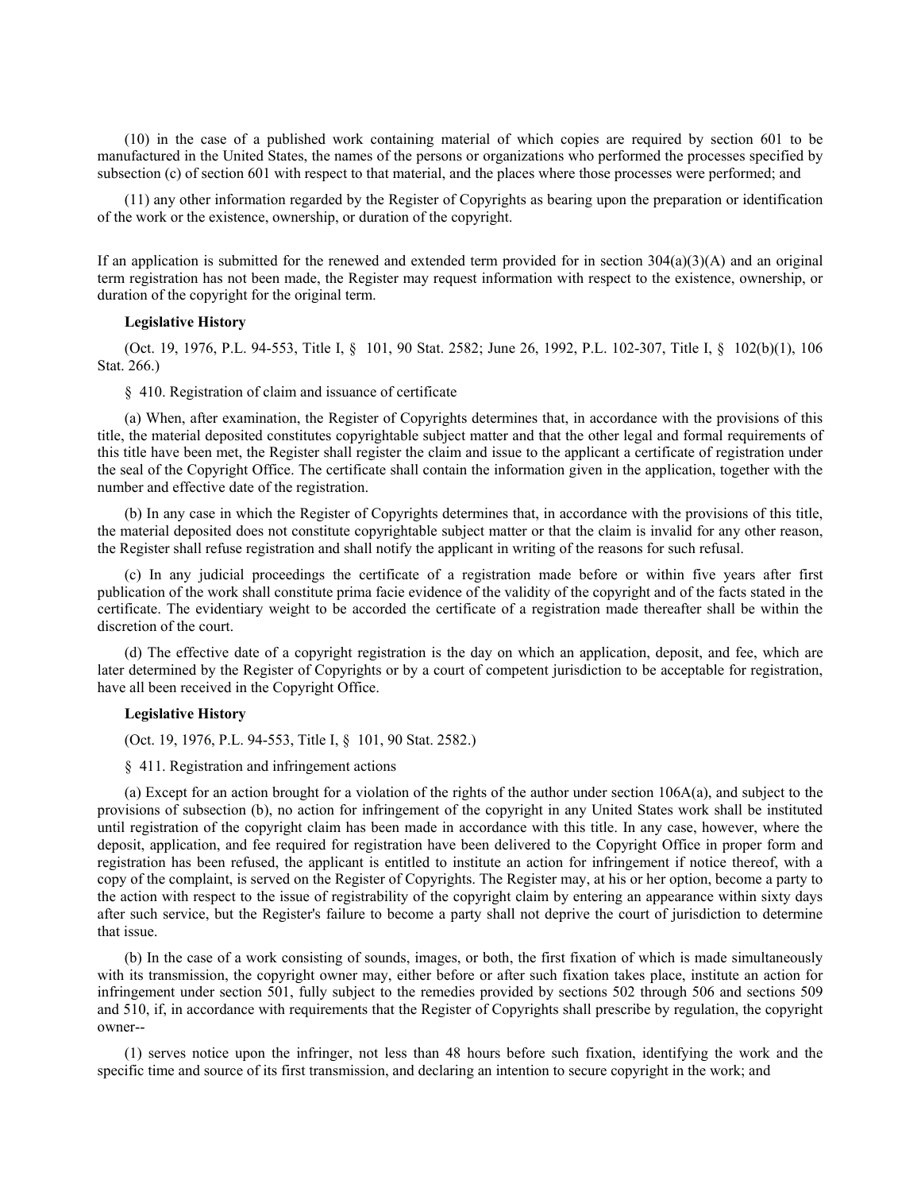(10) in the case of a published work containing material of which copies are required by section 601 to be manufactured in the United States, the names of the persons or organizations who performed the processes specified by subsection (c) of section 601 with respect to that material, and the places where those processes were performed; and

(11) any other information regarded by the Register of Copyrights as bearing upon the preparation or identification of the work or the existence, ownership, or duration of the copyright.

If an application is submitted for the renewed and extended term provided for in section 304(a)(3)(A) and an original term registration has not been made, the Register may request information with respect to the existence, ownership, or duration of the copyright for the original term.

**Legislative History**

(Oct. 19, 1976, P.L. 94-553, Title I, § 101, 90 Stat. 2582; June 26, 1992, P.L. 102-307, Title I, § 102(b)(1), 106 Stat. 266.)

§ 410. Registration of claim and issuance of certificate

(a) When, after examination, the Register of Copyrights determines that, in accordance with the provisions of this title, the material deposited constitutes copyrightable subject matter and that the other legal and formal requirements of this title have been met, the Register shall register the claim and issue to the applicant a certificate of registration under the seal of the Copyright Office. The certificate shall contain the information given in the application, together with the number and effective date of the registration.

(b) In any case in which the Register of Copyrights determines that, in accordance with the provisions of this title, the material deposited does not constitute copyrightable subject matter or that the claim is invalid for any other reason, the Register shall refuse registration and shall notify the applicant in writing of the reasons for such refusal.

(c) In any judicial proceedings the certificate of a registration made before or within five years after first publication of the work shall constitute prima facie evidence of the validity of the copyright and of the facts stated in the certificate. The evidentiary weight to be accorded the certificate of a registration made thereafter shall be within the discretion of the court.

(d) The effective date of a copyright registration is the day on which an application, deposit, and fee, which are later determined by the Register of Copyrights or by a court of competent jurisdiction to be acceptable for registration, have all been received in the Copyright Office.

**Legislative History**

(Oct. 19, 1976, P.L. 94-553, Title I, § 101, 90 Stat. 2582.)

§ 411. Registration and infringement actions

(a) Except for an action brought for a violation of the rights of the author under section 106A(a), and subject to the provisions of subsection (b), no action for infringement of the copyright in any United States work shall be instituted until registration of the copyright claim has been made in accordance with this title. In any case, however, where the deposit, application, and fee required for registration have been delivered to the Copyright Office in proper form and registration has been refused, the applicant is entitled to institute an action for infringement if notice thereof, with a copy of the complaint, is served on the Register of Copyrights. The Register may, at his or her option, become a party to the action with respect to the issue of registrability of the copyright claim by entering an appearance within sixty days after such service, but the Register's failure to become a party shall not deprive the court of jurisdiction to determine that issue.

(b) In the case of a work consisting of sounds, images, or both, the first fixation of which is made simultaneously with its transmission, the copyright owner may, either before or after such fixation takes place, institute an action for infringement under section 501, fully subject to the remedies provided by sections 502 through 506 and sections 509 and 510, if, in accordance with requirements that the Register of Copyrights shall prescribe by regulation, the copyright owner--

(1) serves notice upon the infringer, not less than 48 hours before such fixation, identifying the work and the specific time and source of its first transmission, and declaring an intention to secure copyright in the work; and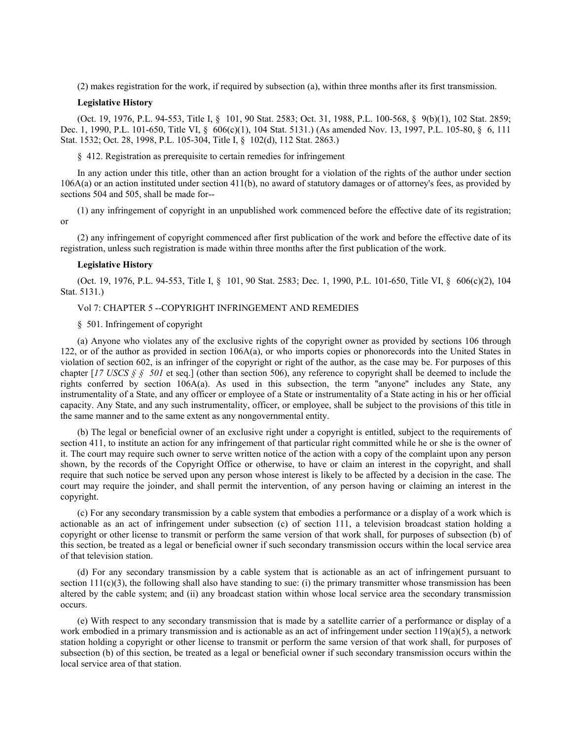(2) makes registration for the work, if required by subsection (a), within three months after its first transmission.

**Legislative History**

(Oct. 19, 1976, P.L. 94-553, Title I, § 101, 90 Stat. 2583; Oct. 31, 1988, P.L. 100-568, § 9(b)(1), 102 Stat. 2859; Dec. 1, 1990, P.L. 101-650, Title VI, § 606(c)(1), 104 Stat. 5131.) (As amended Nov. 13, 1997, P.L. 105-80, § 6, 111 Stat. 1532; Oct. 28, 1998, P.L. 105-304, Title I, § 102(d), 112 Stat. 2863.)

§ 412. Registration as prerequisite to certain remedies for infringement

In any action under this title, other than an action brought for a violation of the rights of the author under section 106A(a) or an action instituted under section 411(b), no award of statutory damages or of attorney's fees, as provided by sections 504 and 505, shall be made for--

(1) any infringement of copyright in an unpublished work commenced before the effective date of its registration; or

(2) any infringement of copyright commenced after first publication of the work and before the effective date of its registration, unless such registration is made within three months after the first publication of the work.

**Legislative History**

(Oct. 19, 1976, P.L. 94-553, Title I, § 101, 90 Stat. 2583; Dec. 1, 1990, P.L. 101-650, Title VI, § 606(c)(2), 104 Stat. 5131.)

Vol 7: CHAPTER 5 --COPYRIGHT INFRINGEMENT AND REMEDIES

§ 501. Infringement of copyright

(a) Anyone who violates any of the exclusive rights of the copyright owner as provided by sections 106 through 122, or of the author as provided in section 106A(a), or who imports copies or phonorecords into the United States in violation of section 602, is an infringer of the copyright or right of the author, as the case may be. For purposes of this chapter [*17 USCS § § 501* et seq.] (other than section 506), any reference to copyright shall be deemed to include the rights conferred by section 106A(a). As used in this subsection, the term "anyone" includes any State, any instrumentality of a State, and any officer or employee of a State or instrumentality of a State acting in his or her official capacity. Any State, and any such instrumentality, officer, or employee, shall be subject to the provisions of this title in the same manner and to the same extent as any nongovernmental entity.

(b) The legal or beneficial owner of an exclusive right under a copyright is entitled, subject to the requirements of section 411, to institute an action for any infringement of that particular right committed while he or she is the owner of it. The court may require such owner to serve written notice of the action with a copy of the complaint upon any person shown, by the records of the Copyright Office or otherwise, to have or claim an interest in the copyright, and shall require that such notice be served upon any person whose interest is likely to be affected by a decision in the case. The court may require the joinder, and shall permit the intervention, of any person having or claiming an interest in the copyright.

(c) For any secondary transmission by a cable system that embodies a performance or a display of a work which is actionable as an act of infringement under subsection (c) of section 111, a television broadcast station holding a copyright or other license to transmit or perform the same version of that work shall, for purposes of subsection (b) of this section, be treated as a legal or beneficial owner if such secondary transmission occurs within the local service area of that television station.

(d) For any secondary transmission by a cable system that is actionable as an act of infringement pursuant to section 111(c)(3), the following shall also have standing to sue: (i) the primary transmitter whose transmission has been altered by the cable system; and (ii) any broadcast station within whose local service area the secondary transmission occurs.

(e) With respect to any secondary transmission that is made by a satellite carrier of a performance or display of a work embodied in a primary transmission and is actionable as an act of infringement under section 119(a)(5), a network station holding a copyright or other license to transmit or perform the same version of that work shall, for purposes of subsection (b) of this section, be treated as a legal or beneficial owner if such secondary transmission occurs within the local service area of that station.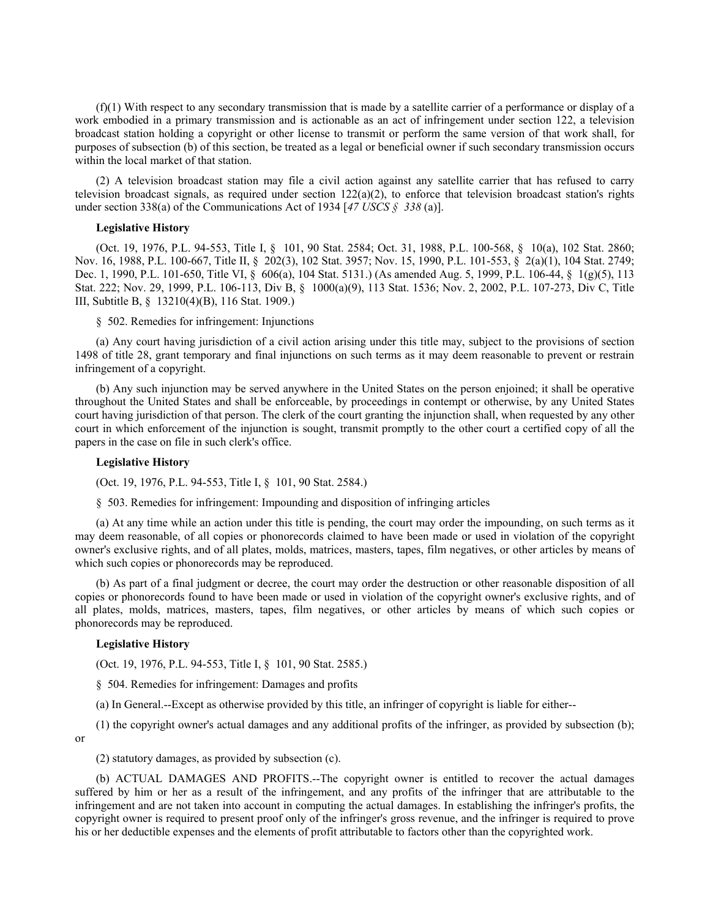(f)(1) With respect to any secondary transmission that is made by a satellite carrier of a performance or display of a work embodied in a primary transmission and is actionable as an act of infringement under section 122, a television broadcast station holding a copyright or other license to transmit or perform the same version of that work shall, for purposes of subsection (b) of this section, be treated as a legal or beneficial owner if such secondary transmission occurs within the local market of that station.

(2) A television broadcast station may file a civil action against any satellite carrier that has refused to carry television broadcast signals, as required under section 122(a)(2), to enforce that television broadcast station's rights under section 338(a) of the Communications Act of 1934 [*47 USCS § 338* (a)].

**Legislative History**

(Oct. 19, 1976, P.L. 94-553, Title I, § 101, 90 Stat. 2584; Oct. 31, 1988, P.L. 100-568, § 10(a), 102 Stat. 2860; Nov. 16, 1988, P.L. 100-667, Title II, § 202(3), 102 Stat. 3957; Nov. 15, 1990, P.L. 101-553, § 2(a)(1), 104 Stat. 2749; Dec. 1, 1990, P.L. 101-650, Title VI, § 606(a), 104 Stat. 5131.) (As amended Aug. 5, 1999, P.L. 106-44, § 1(g)(5), 113 Stat. 222; Nov. 29, 1999, P.L. 106-113, Div B, § 1000(a)(9), 113 Stat. 1536; Nov. 2, 2002, P.L. 107-273, Div C, Title III, Subtitle B, § 13210(4)(B), 116 Stat. 1909.)

§ 502. Remedies for infringement: Injunctions

(a) Any court having jurisdiction of a civil action arising under this title may, subject to the provisions of section 1498 of title 28, grant temporary and final injunctions on such terms as it may deem reasonable to prevent or restrain infringement of a copyright.

(b) Any such injunction may be served anywhere in the United States on the person enjoined; it shall be operative throughout the United States and shall be enforceable, by proceedings in contempt or otherwise, by any United States court having jurisdiction of that person. The clerk of the court granting the injunction shall, when requested by any other court in which enforcement of the injunction is sought, transmit promptly to the other court a certified copy of all the papers in the case on file in such clerk's office.

**Legislative History**

(Oct. 19, 1976, P.L. 94-553, Title I, § 101, 90 Stat. 2584.)

§ 503. Remedies for infringement: Impounding and disposition of infringing articles

(a) At any time while an action under this title is pending, the court may order the impounding, on such terms as it may deem reasonable, of all copies or phonorecords claimed to have been made or used in violation of the copyright owner's exclusive rights, and of all plates, molds, matrices, masters, tapes, film negatives, or other articles by means of which such copies or phonorecords may be reproduced.

(b) As part of a final judgment or decree, the court may order the destruction or other reasonable disposition of all copies or phonorecords found to have been made or used in violation of the copyright owner's exclusive rights, and of all plates, molds, matrices, masters, tapes, film negatives, or other articles by means of which such copies or phonorecords may be reproduced.

**Legislative History**

(Oct. 19, 1976, P.L. 94-553, Title I, § 101, 90 Stat. 2585.)

§ 504. Remedies for infringement: Damages and profits

(a) In General.--Except as otherwise provided by this title, an infringer of copyright is liable for either--

(1) the copyright owner's actual damages and any additional profits of the infringer, as provided by subsection (b); or

(2) statutory damages, as provided by subsection (c).

(b) ACTUAL DAMAGES AND PROFITS.--The copyright owner is entitled to recover the actual damages suffered by him or her as a result of the infringement, and any profits of the infringer that are attributable to the infringement and are not taken into account in computing the actual damages. In establishing the infringer's profits, the copyright owner is required to present proof only of the infringer's gross revenue, and the infringer is required to prove his or her deductible expenses and the elements of profit attributable to factors other than the copyrighted work.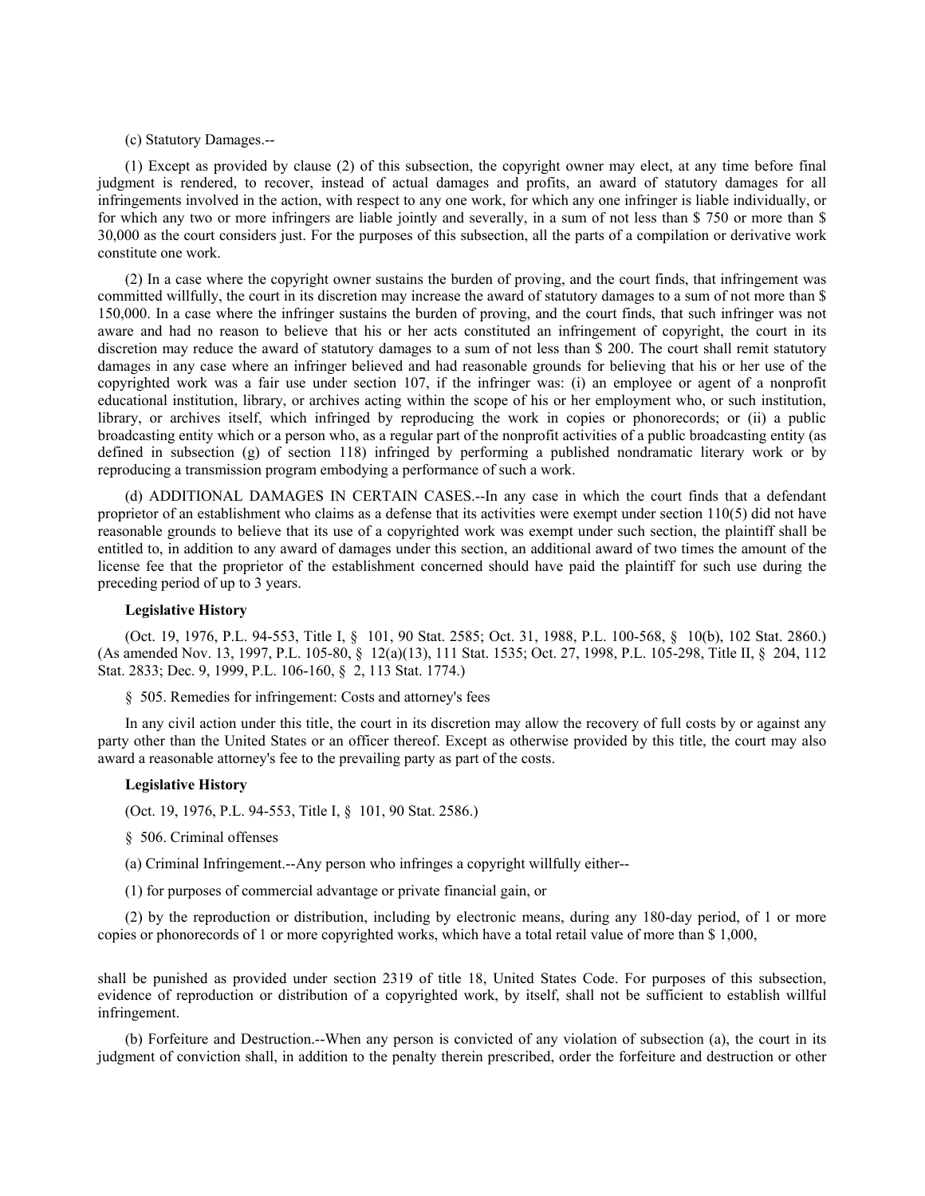(c) Statutory Damages.--

(1) Except as provided by clause (2) of this subsection, the copyright owner may elect, at any time before final judgment is rendered, to recover, instead of actual damages and profits, an award of statutory damages for all infringements involved in the action, with respect to any one work, for which any one infringer is liable individually, or for which any two or more infringers are liable jointly and severally, in a sum of not less than $ 750 or more than $ 30,000 as the court considers just. For the purposes of this subsection, all the parts of a compilation or derivative work constitute one work.

(2) In a case where the copyright owner sustains the burden of proving, and the court finds, that infringement was committed willfully, the court in its discretion may increase the award of statutory damages to a sum of not more than $ 150,000. In a case where the infringer sustains the burden of proving, and the court finds, that such infringer was not aware and had no reason to believe that his or her acts constituted an infringement of copyright, the court in its discretion may reduce the award of statutory damages to a sum of not less than $ 200. The court shall remit statutory damages in any case where an infringer believed and had reasonable grounds for believing that his or her use of the copyrighted work was a fair use under section 107, if the infringer was: (i) an employee or agent of a nonprofit educational institution, library, or archives acting within the scope of his or her employment who, or such institution, library, or archives itself, which infringed by reproducing the work in copies or phonorecords; or (ii) a public broadcasting entity which or a person who, as a regular part of the nonprofit activities of a public broadcasting entity (as defined in subsection (g) of section 118) infringed by performing a published nondramatic literary work or by reproducing a transmission program embodying a performance of such a work.

(d) ADDITIONAL DAMAGES IN CERTAIN CASES.--In any case in which the court finds that a defendant proprietor of an establishment who claims as a defense that its activities were exempt under section 110(5) did not have reasonable grounds to believe that its use of a copyrighted work was exempt under such section, the plaintiff shall be entitled to, in addition to any award of damages under this section, an additional award of two times the amount of the license fee that the proprietor of the establishment concerned should have paid the plaintiff for such use during the preceding period of up to 3 years.

**Legislative History**

(Oct. 19, 1976, P.L. 94-553, Title I, § 101, 90 Stat. 2585; Oct. 31, 1988, P.L. 100-568, § 10(b), 102 Stat. 2860.) (As amended Nov. 13, 1997, P.L. 105-80, § 12(a)(13), 111 Stat. 1535; Oct. 27, 1998, P.L. 105-298, Title II, § 204, 112 Stat. 2833; Dec. 9, 1999, P.L. 106-160, § 2, 113 Stat. 1774.)

§ 505. Remedies for infringement: Costs and attorney's fees

In any civil action under this title, the court in its discretion may allow the recovery of full costs by or against any party other than the United States or an officer thereof. Except as otherwise provided by this title, the court may also award a reasonable attorney's fee to the prevailing party as part of the costs.

**Legislative History**

(Oct. 19, 1976, P.L. 94-553, Title I, § 101, 90 Stat. 2586.)

§ 506. Criminal offenses

(a) Criminal Infringement.--Any person who infringes a copyright willfully either--

(1) for purposes of commercial advantage or private financial gain, or

(2) by the reproduction or distribution, including by electronic means, during any 180-day period, of 1 or more copies or phonorecords of 1 or more copyrighted works, which have a total retail value of more than $ 1,000,

shall be punished as provided under section 2319 of title 18, United States Code. For purposes of this subsection, evidence of reproduction or distribution of a copyrighted work, by itself, shall not be sufficient to establish willful infringement.

(b) Forfeiture and Destruction.--When any person is convicted of any violation of subsection (a), the court in its judgment of conviction shall, in addition to the penalty therein prescribed, order the forfeiture and destruction or other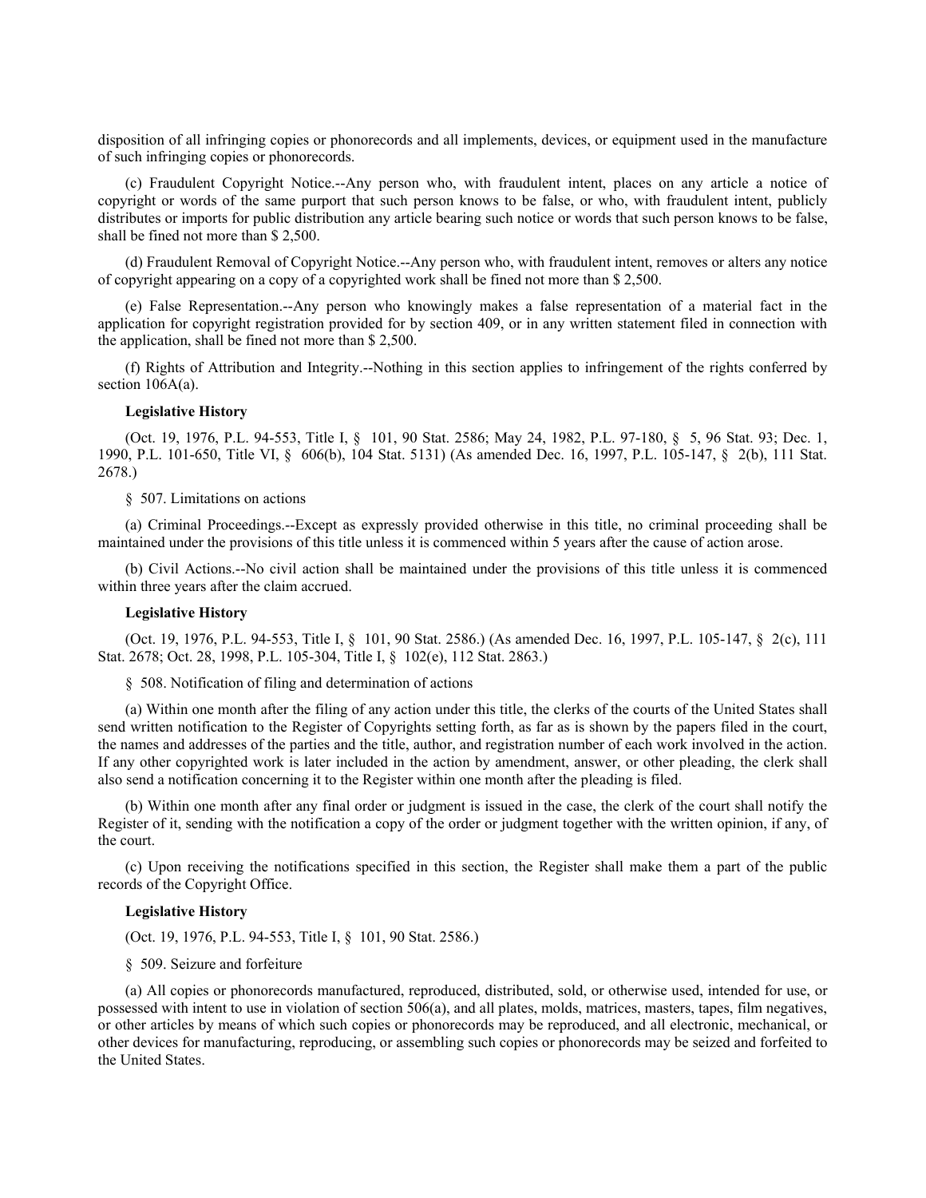disposition of all infringing copies or phonorecords and all implements, devices, or equipment used in the manufacture of such infringing copies or phonorecords.

(c) Fraudulent Copyright Notice.--Any person who, with fraudulent intent, places on any article a notice of copyright or words of the same purport that such person knows to be false, or who, with fraudulent intent, publicly distributes or imports for public distribution any article bearing such notice or words that such person knows to be false, shall be fined not more than $ 2,500.

(d) Fraudulent Removal of Copyright Notice.--Any person who, with fraudulent intent, removes or alters any notice of copyright appearing on a copy of a copyrighted work shall be fined not more than $ 2,500.

(e) False Representation.--Any person who knowingly makes a false representation of a material fact in the application for copyright registration provided for by section 409, or in any written statement filed in connection with the application, shall be fined not more than $ 2,500.

(f) Rights of Attribution and Integrity.--Nothing in this section applies to infringement of the rights conferred by section 106A(a).

**Legislative History**

(Oct. 19, 1976, P.L. 94-553, Title I, § 101, 90 Stat. 2586; May 24, 1982, P.L. 97-180, § 5, 96 Stat. 93; Dec. 1, 1990, P.L. 101-650, Title VI, § 606(b), 104 Stat. 5131) (As amended Dec. 16, 1997, P.L. 105-147, § 2(b), 111 Stat. 2678.)

§ 507. Limitations on actions

(a) Criminal Proceedings.--Except as expressly provided otherwise in this title, no criminal proceeding shall be maintained under the provisions of this title unless it is commenced within 5 years after the cause of action arose.

(b) Civil Actions.--No civil action shall be maintained under the provisions of this title unless it is commenced within three years after the claim accrued.

**Legislative History**

(Oct. 19, 1976, P.L. 94-553, Title I, § 101, 90 Stat. 2586.) (As amended Dec. 16, 1997, P.L. 105-147, § 2(c), 111 Stat. 2678; Oct. 28, 1998, P.L. 105-304, Title I, § 102(e), 112 Stat. 2863.)

§ 508. Notification of filing and determination of actions

(a) Within one month after the filing of any action under this title, the clerks of the courts of the United States shall send written notification to the Register of Copyrights setting forth, as far as is shown by the papers filed in the court, the names and addresses of the parties and the title, author, and registration number of each work involved in the action. If any other copyrighted work is later included in the action by amendment, answer, or other pleading, the clerk shall also send a notification concerning it to the Register within one month after the pleading is filed.

(b) Within one month after any final order or judgment is issued in the case, the clerk of the court shall notify the Register of it, sending with the notification a copy of the order or judgment together with the written opinion, if any, of the court.

(c) Upon receiving the notifications specified in this section, the Register shall make them a part of the public records of the Copyright Office.

**Legislative History**

(Oct. 19, 1976, P.L. 94-553, Title I, § 101, 90 Stat. 2586.)

§ 509. Seizure and forfeiture

(a) All copies or phonorecords manufactured, reproduced, distributed, sold, or otherwise used, intended for use, or possessed with intent to use in violation of section 506(a), and all plates, molds, matrices, masters, tapes, film negatives, or other articles by means of which such copies or phonorecords may be reproduced, and all electronic, mechanical, or other devices for manufacturing, reproducing, or assembling such copies or phonorecords may be seized and forfeited to the United States.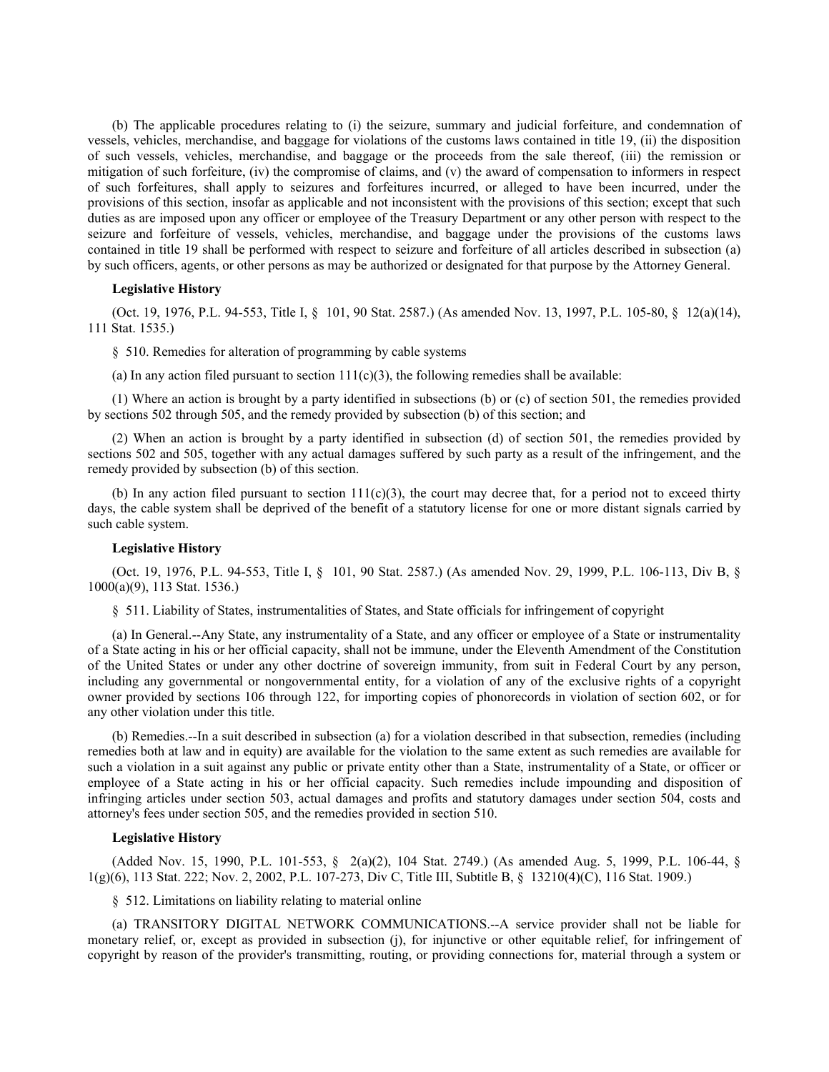(b) The applicable procedures relating to (i) the seizure, summary and judicial forfeiture, and condemnation of vessels, vehicles, merchandise, and baggage for violations of the customs laws contained in title 19, (ii) the disposition of such vessels, vehicles, merchandise, and baggage or the proceeds from the sale thereof, (iii) the remission or mitigation of such forfeiture, (iv) the compromise of claims, and (v) the award of compensation to informers in respect of such forfeitures, shall apply to seizures and forfeitures incurred, or alleged to have been incurred, under the provisions of this section, insofar as applicable and not inconsistent with the provisions of this section; except that such duties as are imposed upon any officer or employee of the Treasury Department or any other person with respect to the seizure and forfeiture of vessels, vehicles, merchandise, and baggage under the provisions of the customs laws contained in title 19 shall be performed with respect to seizure and forfeiture of all articles described in subsection (a) by such officers, agents, or other persons as may be authorized or designated for that purpose by the Attorney General.

**Legislative History**

(Oct. 19, 1976, P.L. 94-553, Title I, § 101, 90 Stat. 2587.) (As amended Nov. 13, 1997, P.L. 105-80, § 12(a)(14), 111 Stat. 1535.)

§ 510. Remedies for alteration of programming by cable systems

(a) In any action filed pursuant to section 111(c)(3), the following remedies shall be available:

(1) Where an action is brought by a party identified in subsections (b) or (c) of section 501, the remedies provided by sections 502 through 505, and the remedy provided by subsection (b) of this section; and

(2) When an action is brought by a party identified in subsection (d) of section 501, the remedies provided by sections 502 and 505, together with any actual damages suffered by such party as a result of the infringement, and the remedy provided by subsection (b) of this section.

(b) In any action filed pursuant to section 111(c)(3), the court may decree that, for a period not to exceed thirty days, the cable system shall be deprived of the benefit of a statutory license for one or more distant signals carried by such cable system.

**Legislative History**

(Oct. 19, 1976, P.L. 94-553, Title I, § 101, 90 Stat. 2587.) (As amended Nov. 29, 1999, P.L. 106-113, Div B, § 1000(a)(9), 113 Stat. 1536.)

§ 511. Liability of States, instrumentalities of States, and State officials for infringement of copyright

(a) In General.--Any State, any instrumentality of a State, and any officer or employee of a State or instrumentality of a State acting in his or her official capacity, shall not be immune, under the Eleventh Amendment of the Constitution of the United States or under any other doctrine of sovereign immunity, from suit in Federal Court by any person, including any governmental or nongovernmental entity, for a violation of any of the exclusive rights of a copyright owner provided by sections 106 through 122, for importing copies of phonorecords in violation of section 602, or for any other violation under this title.

(b) Remedies.--In a suit described in subsection (a) for a violation described in that subsection, remedies (including remedies both at law and in equity) are available for the violation to the same extent as such remedies are available for such a violation in a suit against any public or private entity other than a State, instrumentality of a State, or officer or employee of a State acting in his or her official capacity. Such remedies include impounding and disposition of infringing articles under section 503, actual damages and profits and statutory damages under section 504, costs and attorney's fees under section 505, and the remedies provided in section 510.

**Legislative History**

(Added Nov. 15, 1990, P.L. 101-553, § 2(a)(2), 104 Stat. 2749.) (As amended Aug. 5, 1999, P.L. 106-44, § 1(g)(6), 113 Stat. 222; Nov. 2, 2002, P.L. 107-273, Div C, Title III, Subtitle B, § 13210(4)(C), 116 Stat. 1909.)

§ 512. Limitations on liability relating to material online

(a) TRANSITORY DIGITAL NETWORK COMMUNICATIONS.--A service provider shall not be liable for monetary relief, or, except as provided in subsection (j), for injunctive or other equitable relief, for infringement of copyright by reason of the provider's transmitting, routing, or providing connections for, material through a system or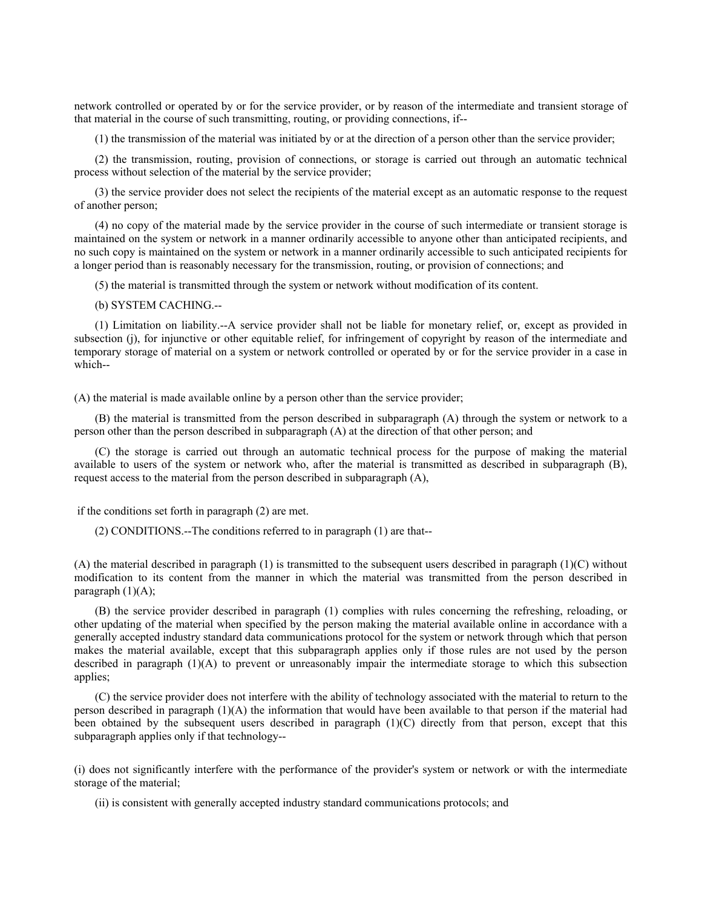network controlled or operated by or for the service provider, or by reason of the intermediate and transient storage of that material in the course of such transmitting, routing, or providing connections, if--

(1) the transmission of the material was initiated by or at the direction of a person other than the service provider;

(2) the transmission, routing, provision of connections, or storage is carried out through an automatic technical process without selection of the material by the service provider;

(3) the service provider does not select the recipients of the material except as an automatic response to the request of another person;

(4) no copy of the material made by the service provider in the course of such intermediate or transient storage is maintained on the system or network in a manner ordinarily accessible to anyone other than anticipated recipients, and no such copy is maintained on the system or network in a manner ordinarily accessible to such anticipated recipients for a longer period than is reasonably necessary for the transmission, routing, or provision of connections; and

(5) the material is transmitted through the system or network without modification of its content.

(b) SYSTEM CACHING.--

(1) Limitation on liability.--A service provider shall not be liable for monetary relief, or, except as provided in subsection (j), for injunctive or other equitable relief, for infringement of copyright by reason of the intermediate and temporary storage of material on a system or network controlled or operated by or for the service provider in a case in which--

(A) the material is made available online by a person other than the service provider;

(B) the material is transmitted from the person described in subparagraph (A) through the system or network to a person other than the person described in subparagraph (A) at the direction of that other person; and

(C) the storage is carried out through an automatic technical process for the purpose of making the material available to users of the system or network who, after the material is transmitted as described in subparagraph (B), request access to the material from the person described in subparagraph (A),

if the conditions set forth in paragraph (2) are met.

(2) CONDITIONS.--The conditions referred to in paragraph (1) are that--

(A) the material described in paragraph (1) is transmitted to the subsequent users described in paragraph (1)(C) without modification to its content from the manner in which the material was transmitted from the person described in paragraph (1)(A);

(B) the service provider described in paragraph (1) complies with rules concerning the refreshing, reloading, or other updating of the material when specified by the person making the material available online in accordance with a generally accepted industry standard data communications protocol for the system or network through which that person makes the material available, except that this subparagraph applies only if those rules are not used by the person described in paragraph (1)(A) to prevent or unreasonably impair the intermediate storage to which this subsection applies;

(C) the service provider does not interfere with the ability of technology associated with the material to return to the person described in paragraph (1)(A) the information that would have been available to that person if the material had been obtained by the subsequent users described in paragraph (1)(C) directly from that person, except that this subparagraph applies only if that technology--

(i) does not significantly interfere with the performance of the provider's system or network or with the intermediate storage of the material;

(ii) is consistent with generally accepted industry standard communications protocols; and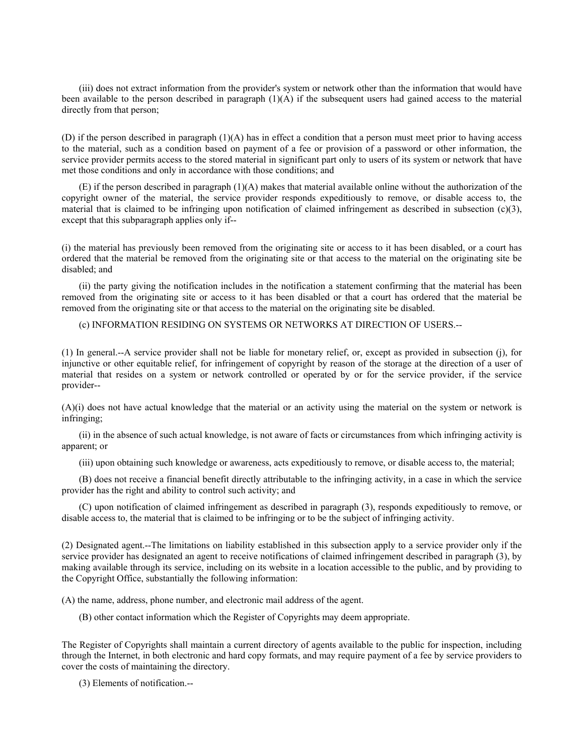(iii) does not extract information from the provider's system or network other than the information that would have been available to the person described in paragraph (1)(A) if the subsequent users had gained access to the material directly from that person;

(D) if the person described in paragraph (1)(A) has in effect a condition that a person must meet prior to having access to the material, such as a condition based on payment of a fee or provision of a password or other information, the service provider permits access to the stored material in significant part only to users of its system or network that have met those conditions and only in accordance with those conditions; and

(E) if the person described in paragraph (1)(A) makes that material available online without the authorization of the copyright owner of the material, the service provider responds expeditiously to remove, or disable access to, the material that is claimed to be infringing upon notification of claimed infringement as described in subsection (c)(3), except that this subparagraph applies only if--

(i) the material has previously been removed from the originating site or access to it has been disabled, or a court has ordered that the material be removed from the originating site or that access to the material on the originating site be disabled; and

(ii) the party giving the notification includes in the notification a statement confirming that the material has been removed from the originating site or access to it has been disabled or that a court has ordered that the material be removed from the originating site or that access to the material on the originating site be disabled.

(c) INFORMATION RESIDING ON SYSTEMS OR NETWORKS AT DIRECTION OF USERS.--

(1) In general.--A service provider shall not be liable for monetary relief, or, except as provided in subsection (j), for injunctive or other equitable relief, for infringement of copyright by reason of the storage at the direction of a user of material that resides on a system or network controlled or operated by or for the service provider, if the service provider--

(A)(i) does not have actual knowledge that the material or an activity using the material on the system or network is infringing;

(ii) in the absence of such actual knowledge, is not aware of facts or circumstances from which infringing activity is apparent; or

(iii) upon obtaining such knowledge or awareness, acts expeditiously to remove, or disable access to, the material;

(B) does not receive a financial benefit directly attributable to the infringing activity, in a case in which the service provider has the right and ability to control such activity; and

(C) upon notification of claimed infringement as described in paragraph (3), responds expeditiously to remove, or disable access to, the material that is claimed to be infringing or to be the subject of infringing activity.

(2) Designated agent.--The limitations on liability established in this subsection apply to a service provider only if the service provider has designated an agent to receive notifications of claimed infringement described in paragraph (3), by making available through its service, including on its website in a location accessible to the public, and by providing to the Copyright Office, substantially the following information:

(A) the name, address, phone number, and electronic mail address of the agent.

(B) other contact information which the Register of Copyrights may deem appropriate.

The Register of Copyrights shall maintain a current directory of agents available to the public for inspection, including through the Internet, in both electronic and hard copy formats, and may require payment of a fee by service providers to cover the costs of maintaining the directory.

(3) Elements of notification.--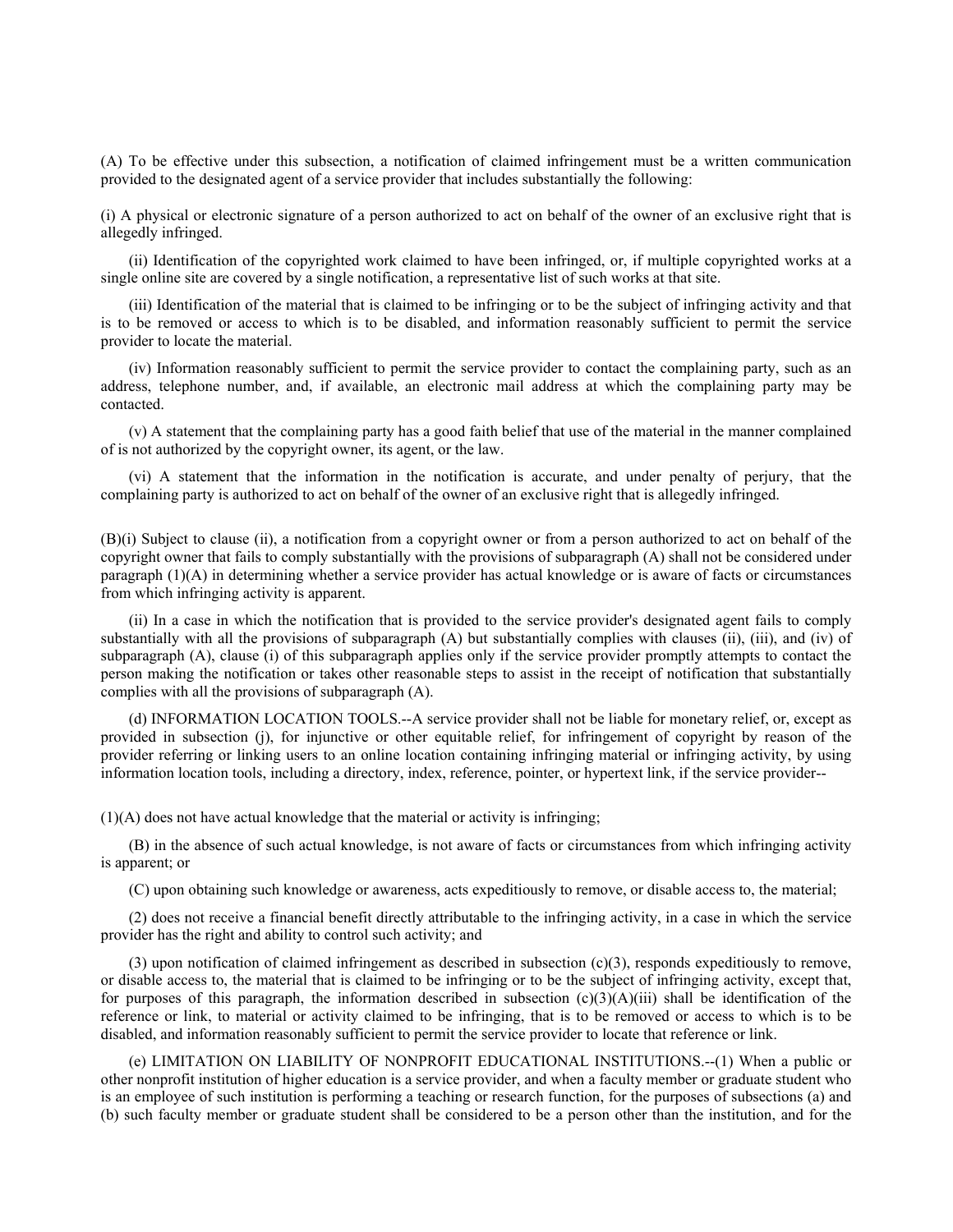(A) To be effective under this subsection, a notification of claimed infringement must be a written communication provided to the designated agent of a service provider that includes substantially the following:

(i) A physical or electronic signature of a person authorized to act on behalf of the owner of an exclusive right that is allegedly infringed.

(ii) Identification of the copyrighted work claimed to have been infringed, or, if multiple copyrighted works at a single online site are covered by a single notification, a representative list of such works at that site.

(iii) Identification of the material that is claimed to be infringing or to be the subject of infringing activity and that is to be removed or access to which is to be disabled, and information reasonably sufficient to permit the service provider to locate the material.

(iv) Information reasonably sufficient to permit the service provider to contact the complaining party, such as an address, telephone number, and, if available, an electronic mail address at which the complaining party may be contacted.

(v) A statement that the complaining party has a good faith belief that use of the material in the manner complained of is not authorized by the copyright owner, its agent, or the law.

(vi) A statement that the information in the notification is accurate, and under penalty of perjury, that the complaining party is authorized to act on behalf of the owner of an exclusive right that is allegedly infringed.

(B)(i) Subject to clause (ii), a notification from a copyright owner or from a person authorized to act on behalf of the copyright owner that fails to comply substantially with the provisions of subparagraph (A) shall not be considered under paragraph (1)(A) in determining whether a service provider has actual knowledge or is aware of facts or circumstances from which infringing activity is apparent.

(ii) In a case in which the notification that is provided to the service provider's designated agent fails to comply substantially with all the provisions of subparagraph (A) but substantially complies with clauses (ii), (iii), and (iv) of subparagraph (A), clause (i) of this subparagraph applies only if the service provider promptly attempts to contact the person making the notification or takes other reasonable steps to assist in the receipt of notification that substantially complies with all the provisions of subparagraph (A).

(d) INFORMATION LOCATION TOOLS.--A service provider shall not be liable for monetary relief, or, except as provided in subsection (j), for injunctive or other equitable relief, for infringement of copyright by reason of the provider referring or linking users to an online location containing infringing material or infringing activity, by using information location tools, including a directory, index, reference, pointer, or hypertext link, if the service provider--

(1)(A) does not have actual knowledge that the material or activity is infringing;

(B) in the absence of such actual knowledge, is not aware of facts or circumstances from which infringing activity is apparent; or

(C) upon obtaining such knowledge or awareness, acts expeditiously to remove, or disable access to, the material;

(2) does not receive a financial benefit directly attributable to the infringing activity, in a case in which the service provider has the right and ability to control such activity; and

(3) upon notification of claimed infringement as described in subsection (c)(3), responds expeditiously to remove, or disable access to, the material that is claimed to be infringing or to be the subject of infringing activity, except that, for purposes of this paragraph, the information described in subsection (c)(3)(A)(iii) shall be identification of the reference or link, to material or activity claimed to be infringing, that is to be removed or access to which is to be disabled, and information reasonably sufficient to permit the service provider to locate that reference or link.

(e) LIMITATION ON LIABILITY OF NONPROFIT EDUCATIONAL INSTITUTIONS.--(1) When a public or other nonprofit institution of higher education is a service provider, and when a faculty member or graduate student who is an employee of such institution is performing a teaching or research function, for the purposes of subsections (a) and (b) such faculty member or graduate student shall be considered to be a person other than the institution, and for the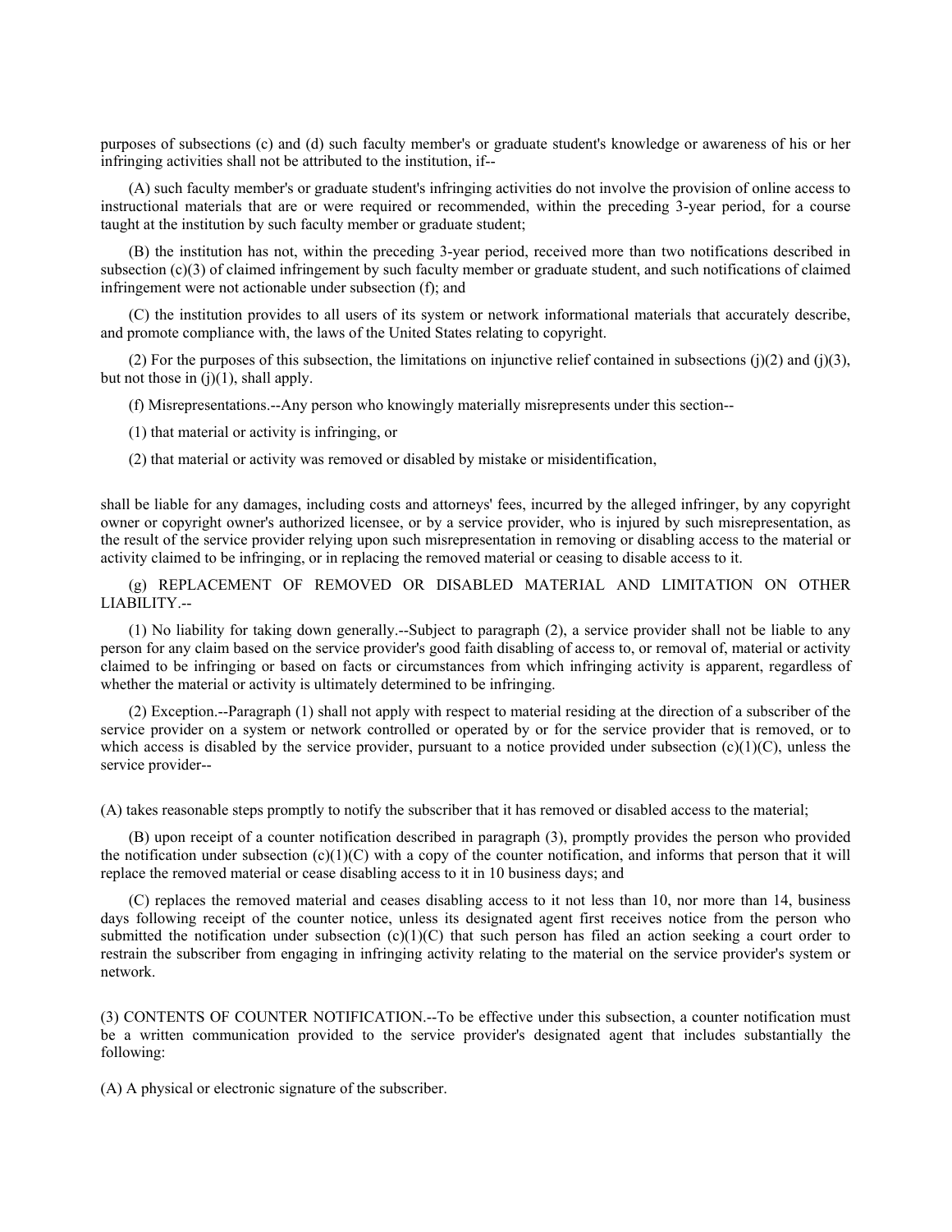purposes of subsections (c) and (d) such faculty member's or graduate student's knowledge or awareness of his or her infringing activities shall not be attributed to the institution, if--

(A) such faculty member's or graduate student's infringing activities do not involve the provision of online access to instructional materials that are or were required or recommended, within the preceding 3-year period, for a course taught at the institution by such faculty member or graduate student;

(B) the institution has not, within the preceding 3-year period, received more than two notifications described in subsection (c)(3) of claimed infringement by such faculty member or graduate student, and such notifications of claimed infringement were not actionable under subsection (f); and

(C) the institution provides to all users of its system or network informational materials that accurately describe, and promote compliance with, the laws of the United States relating to copyright.

(2) For the purposes of this subsection, the limitations on injunctive relief contained in subsections (j)(2) and (j)(3), but not those in (j)(1), shall apply.

(f) Misrepresentations.--Any person who knowingly materially misrepresents under this section--

(1) that material or activity is infringing, or

(2) that material or activity was removed or disabled by mistake or misidentification,

shall be liable for any damages, including costs and attorneys' fees, incurred by the alleged infringer, by any copyright owner or copyright owner's authorized licensee, or by a service provider, who is injured by such misrepresentation, as the result of the service provider relying upon such misrepresentation in removing or disabling access to the material or activity claimed to be infringing, or in replacing the removed material or ceasing to disable access to it.

(g) REPLACEMENT OF REMOVED OR DISABLED MATERIAL AND LIMITATION ON OTHER LIABILITY.--

(1) No liability for taking down generally.--Subject to paragraph (2), a service provider shall not be liable to any person for any claim based on the service provider's good faith disabling of access to, or removal of, material or activity claimed to be infringing or based on facts or circumstances from which infringing activity is apparent, regardless of whether the material or activity is ultimately determined to be infringing.

(2) Exception.--Paragraph (1) shall not apply with respect to material residing at the direction of a subscriber of the service provider on a system or network controlled or operated by or for the service provider that is removed, or to which access is disabled by the service provider, pursuant to a notice provided under subsection (c)(1)(C), unless the service provider--

(A) takes reasonable steps promptly to notify the subscriber that it has removed or disabled access to the material;

(B) upon receipt of a counter notification described in paragraph (3), promptly provides the person who provided the notification under subsection (c)(1)(C) with a copy of the counter notification, and informs that person that it will replace the removed material or cease disabling access to it in 10 business days; and

(C) replaces the removed material and ceases disabling access to it not less than 10, nor more than 14, business days following receipt of the counter notice, unless its designated agent first receives notice from the person who submitted the notification under subsection (c)(1)(C) that such person has filed an action seeking a court order to restrain the subscriber from engaging in infringing activity relating to the material on the service provider's system or network.

(3) CONTENTS OF COUNTER NOTIFICATION.--To be effective under this subsection, a counter notification must be a written communication provided to the service provider's designated agent that includes substantially the following:

(A) A physical or electronic signature of the subscriber.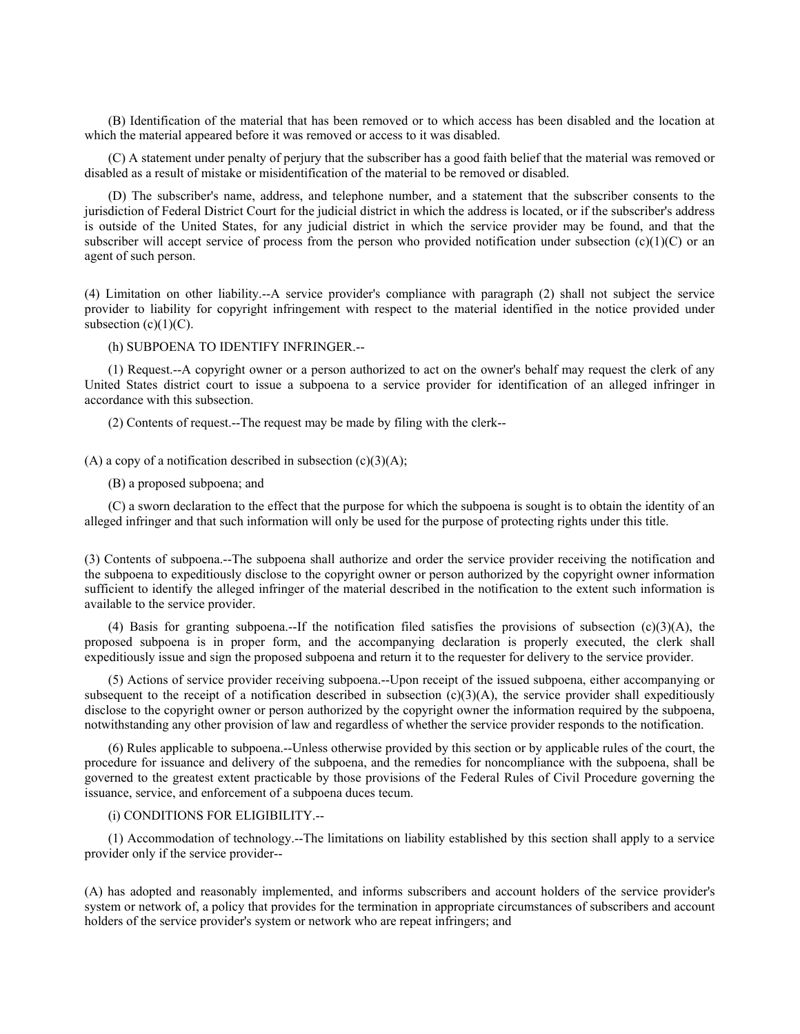(B) Identification of the material that has been removed or to which access has been disabled and the location at which the material appeared before it was removed or access to it was disabled.

(C) A statement under penalty of perjury that the subscriber has a good faith belief that the material was removed or disabled as a result of mistake or misidentification of the material to be removed or disabled.

(D) The subscriber's name, address, and telephone number, and a statement that the subscriber consents to the jurisdiction of Federal District Court for the judicial district in which the address is located, or if the subscriber's address is outside of the United States, for any judicial district in which the service provider may be found, and that the subscriber will accept service of process from the person who provided notification under subsection (c)(1)(C) or an agent of such person.

(4) Limitation on other liability.--A service provider's compliance with paragraph (2) shall not subject the service provider to liability for copyright infringement with respect to the material identified in the notice provided under subsection (c)(1)(C).

(h) SUBPOENA TO IDENTIFY INFRINGER.--

(1) Request.--A copyright owner or a person authorized to act on the owner's behalf may request the clerk of any United States district court to issue a subpoena to a service provider for identification of an alleged infringer in accordance with this subsection.

(2) Contents of request.--The request may be made by filing with the clerk--

(A) a copy of a notification described in subsection (c)(3)(A);

(B) a proposed subpoena; and

(C) a sworn declaration to the effect that the purpose for which the subpoena is sought is to obtain the identity of an alleged infringer and that such information will only be used for the purpose of protecting rights under this title.

(3) Contents of subpoena.--The subpoena shall authorize and order the service provider receiving the notification and the subpoena to expeditiously disclose to the copyright owner or person authorized by the copyright owner information sufficient to identify the alleged infringer of the material described in the notification to the extent such information is available to the service provider.

(4) Basis for granting subpoena.--If the notification filed satisfies the provisions of subsection (c)(3)(A), the proposed subpoena is in proper form, and the accompanying declaration is properly executed, the clerk shall expeditiously issue and sign the proposed subpoena and return it to the requester for delivery to the service provider.

(5) Actions of service provider receiving subpoena.--Upon receipt of the issued subpoena, either accompanying or subsequent to the receipt of a notification described in subsection (c)(3)(A), the service provider shall expeditiously disclose to the copyright owner or person authorized by the copyright owner the information required by the subpoena, notwithstanding any other provision of law and regardless of whether the service provider responds to the notification.

(6) Rules applicable to subpoena.--Unless otherwise provided by this section or by applicable rules of the court, the procedure for issuance and delivery of the subpoena, and the remedies for noncompliance with the subpoena, shall be governed to the greatest extent practicable by those provisions of the Federal Rules of Civil Procedure governing the issuance, service, and enforcement of a subpoena duces tecum.

(i) CONDITIONS FOR ELIGIBILITY.--

(1) Accommodation of technology.--The limitations on liability established by this section shall apply to a service provider only if the service provider--

(A) has adopted and reasonably implemented, and informs subscribers and account holders of the service provider's system or network of, a policy that provides for the termination in appropriate circumstances of subscribers and account holders of the service provider's system or network who are repeat infringers; and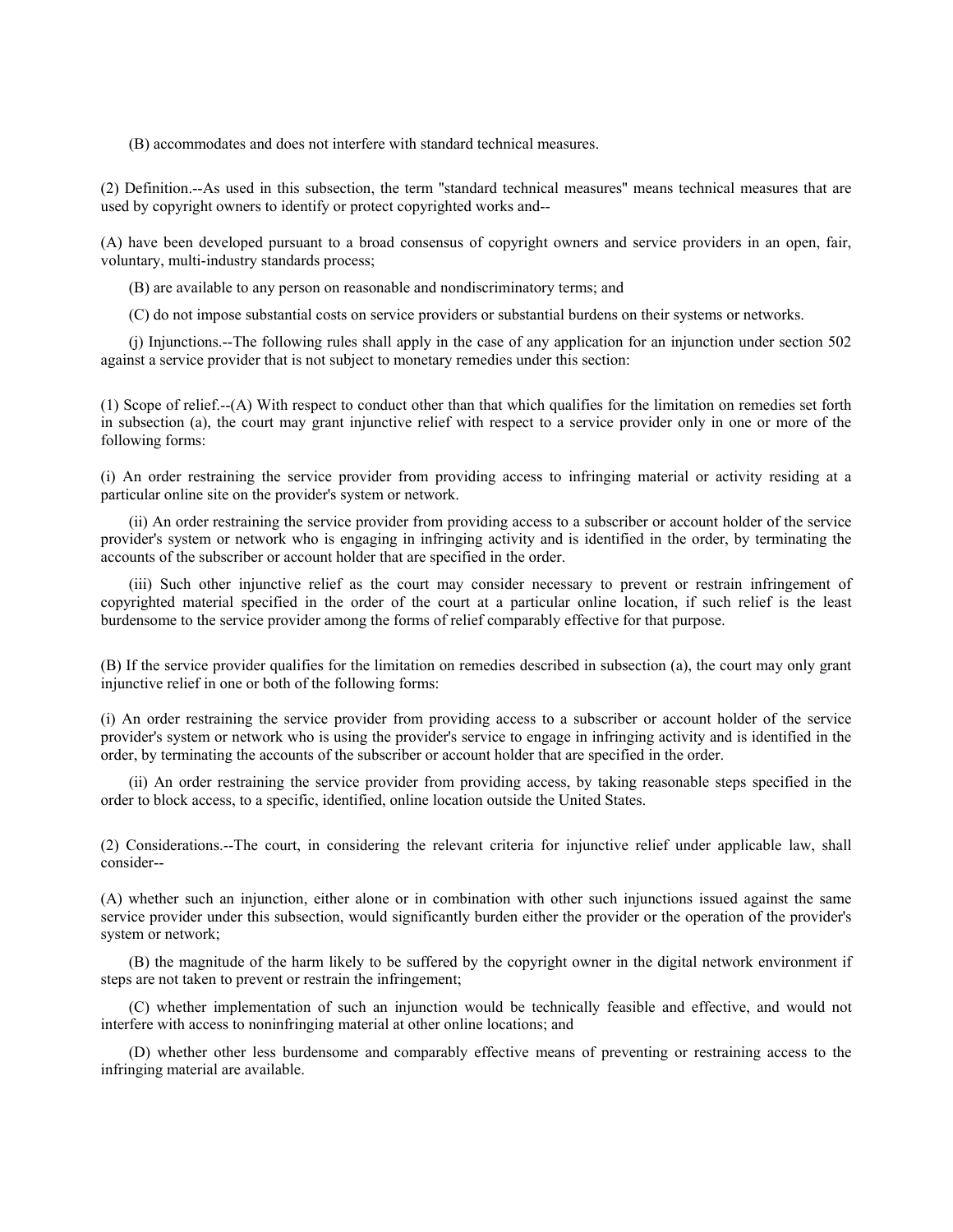(B) accommodates and does not interfere with standard technical measures.

(2) Definition.--As used in this subsection, the term "standard technical measures" means technical measures that are used by copyright owners to identify or protect copyrighted works and--

(A) have been developed pursuant to a broad consensus of copyright owners and service providers in an open, fair, voluntary, multi-industry standards process;

(B) are available to any person on reasonable and nondiscriminatory terms; and

(C) do not impose substantial costs on service providers or substantial burdens on their systems or networks.

(j) Injunctions.--The following rules shall apply in the case of any application for an injunction under section 502 against a service provider that is not subject to monetary remedies under this section:

(1) Scope of relief.--(A) With respect to conduct other than that which qualifies for the limitation on remedies set forth in subsection (a), the court may grant injunctive relief with respect to a service provider only in one or more of the following forms:

(i) An order restraining the service provider from providing access to infringing material or activity residing at a particular online site on the provider's system or network.

(ii) An order restraining the service provider from providing access to a subscriber or account holder of the service provider's system or network who is engaging in infringing activity and is identified in the order, by terminating the accounts of the subscriber or account holder that are specified in the order.

(iii) Such other injunctive relief as the court may consider necessary to prevent or restrain infringement of copyrighted material specified in the order of the court at a particular online location, if such relief is the least burdensome to the service provider among the forms of relief comparably effective for that purpose.

(B) If the service provider qualifies for the limitation on remedies described in subsection (a), the court may only grant injunctive relief in one or both of the following forms:

(i) An order restraining the service provider from providing access to a subscriber or account holder of the service provider's system or network who is using the provider's service to engage in infringing activity and is identified in the order, by terminating the accounts of the subscriber or account holder that are specified in the order.

(ii) An order restraining the service provider from providing access, by taking reasonable steps specified in the order to block access, to a specific, identified, online location outside the United States.

(2) Considerations.--The court, in considering the relevant criteria for injunctive relief under applicable law, shall consider--

(A) whether such an injunction, either alone or in combination with other such injunctions issued against the same service provider under this subsection, would significantly burden either the provider or the operation of the provider's system or network;

(B) the magnitude of the harm likely to be suffered by the copyright owner in the digital network environment if steps are not taken to prevent or restrain the infringement;

(C) whether implementation of such an injunction would be technically feasible and effective, and would not interfere with access to noninfringing material at other online locations; and

(D) whether other less burdensome and comparably effective means of preventing or restraining access to the infringing material are available.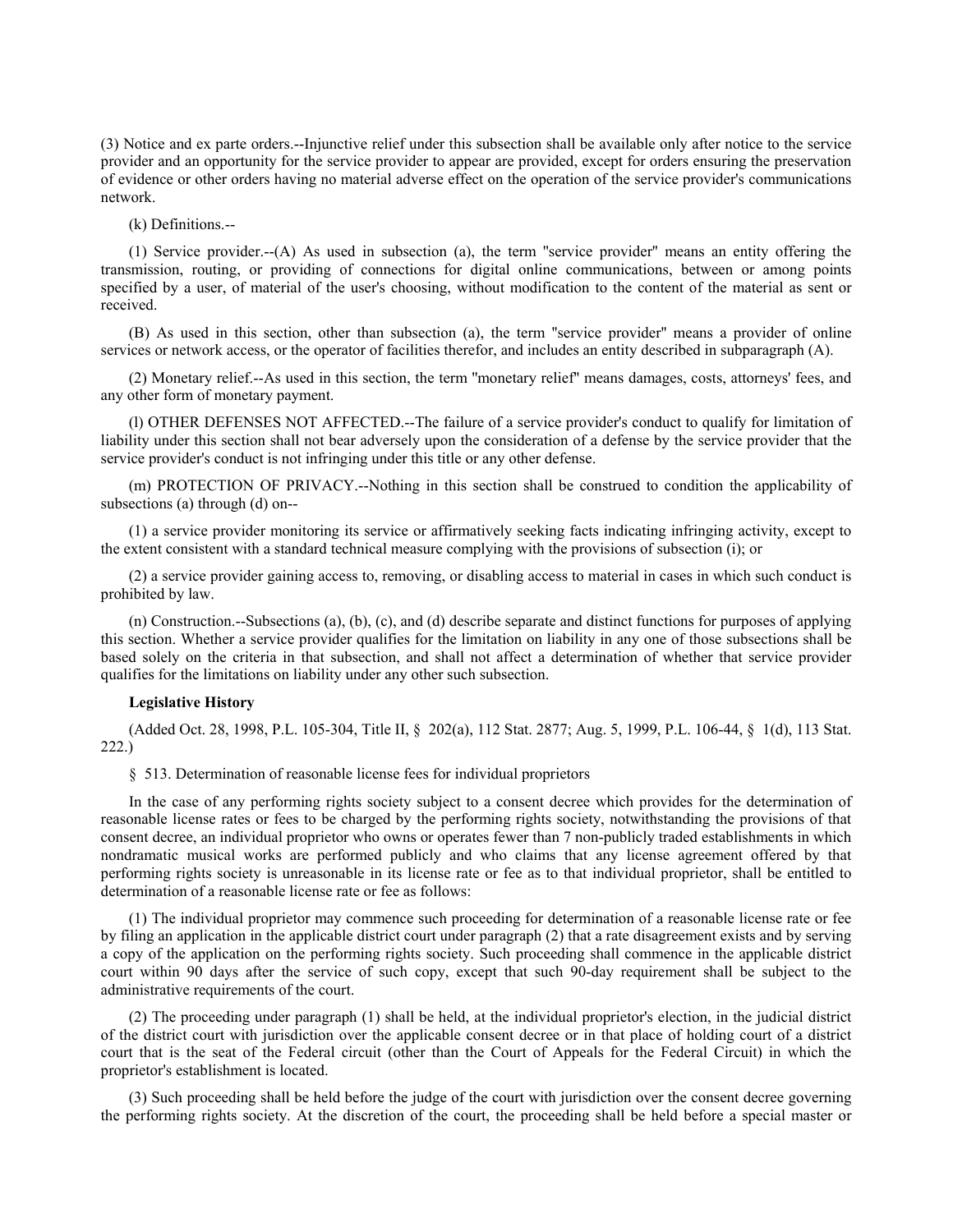(3) Notice and ex parte orders.--Injunctive relief under this subsection shall be available only after notice to the service provider and an opportunity for the service provider to appear are provided, except for orders ensuring the preservation of evidence or other orders having no material adverse effect on the operation of the service provider's communications network.

(k) Definitions.--

(1) Service provider.--(A) As used in subsection (a), the term "service provider" means an entity offering the transmission, routing, or providing of connections for digital online communications, between or among points specified by a user, of material of the user's choosing, without modification to the content of the material as sent or received.

(B) As used in this section, other than subsection (a), the term "service provider" means a provider of online services or network access, or the operator of facilities therefor, and includes an entity described in subparagraph (A).

(2) Monetary relief.--As used in this section, the term "monetary relief" means damages, costs, attorneys' fees, and any other form of monetary payment.

(l) OTHER DEFENSES NOT AFFECTED.--The failure of a service provider's conduct to qualify for limitation of liability under this section shall not bear adversely upon the consideration of a defense by the service provider that the service provider's conduct is not infringing under this title or any other defense.

(m) PROTECTION OF PRIVACY.--Nothing in this section shall be construed to condition the applicability of subsections (a) through (d) on--

(1) a service provider monitoring its service or affirmatively seeking facts indicating infringing activity, except to the extent consistent with a standard technical measure complying with the provisions of subsection (i); or

(2) a service provider gaining access to, removing, or disabling access to material in cases in which such conduct is prohibited by law.

(n) Construction.--Subsections (a), (b), (c), and (d) describe separate and distinct functions for purposes of applying this section. Whether a service provider qualifies for the limitation on liability in any one of those subsections shall be based solely on the criteria in that subsection, and shall not affect a determination of whether that service provider qualifies for the limitations on liability under any other such subsection.

**Legislative History**

(Added Oct. 28, 1998, P.L. 105-304, Title II, § 202(a), 112 Stat. 2877; Aug. 5, 1999, P.L. 106-44, § 1(d), 113 Stat. 222.)

§ 513. Determination of reasonable license fees for individual proprietors

In the case of any performing rights society subject to a consent decree which provides for the determination of reasonable license rates or fees to be charged by the performing rights society, notwithstanding the provisions of that consent decree, an individual proprietor who owns or operates fewer than 7 non-publicly traded establishments in which nondramatic musical works are performed publicly and who claims that any license agreement offered by that performing rights society is unreasonable in its license rate or fee as to that individual proprietor, shall be entitled to determination of a reasonable license rate or fee as follows:

(1) The individual proprietor may commence such proceeding for determination of a reasonable license rate or fee by filing an application in the applicable district court under paragraph (2) that a rate disagreement exists and by serving a copy of the application on the performing rights society. Such proceeding shall commence in the applicable district court within 90 days after the service of such copy, except that such 90-day requirement shall be subject to the administrative requirements of the court.

(2) The proceeding under paragraph (1) shall be held, at the individual proprietor's election, in the judicial district of the district court with jurisdiction over the applicable consent decree or in that place of holding court of a district court that is the seat of the Federal circuit (other than the Court of Appeals for the Federal Circuit) in which the proprietor's establishment is located.

(3) Such proceeding shall be held before the judge of the court with jurisdiction over the consent decree governing the performing rights society. At the discretion of the court, the proceeding shall be held before a special master or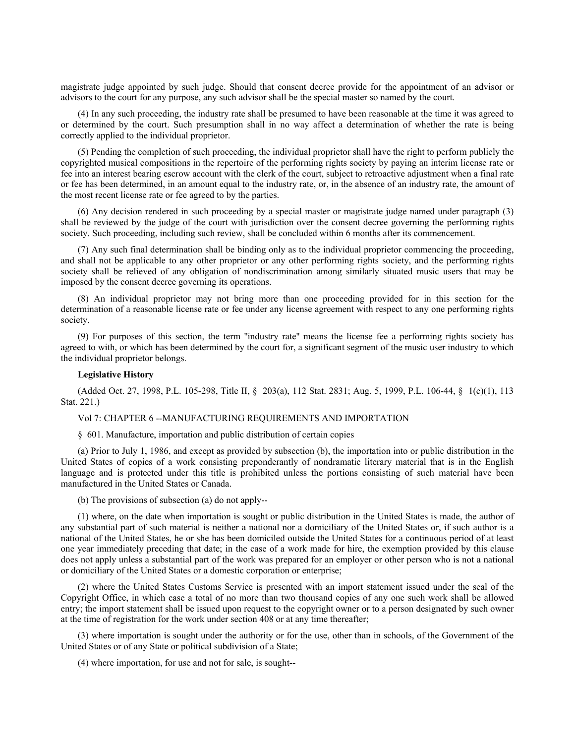magistrate judge appointed by such judge. Should that consent decree provide for the appointment of an advisor or advisors to the court for any purpose, any such advisor shall be the special master so named by the court.

(4) In any such proceeding, the industry rate shall be presumed to have been reasonable at the time it was agreed to or determined by the court. Such presumption shall in no way affect a determination of whether the rate is being correctly applied to the individual proprietor.

(5) Pending the completion of such proceeding, the individual proprietor shall have the right to perform publicly the copyrighted musical compositions in the repertoire of the performing rights society by paying an interim license rate or fee into an interest bearing escrow account with the clerk of the court, subject to retroactive adjustment when a final rate or fee has been determined, in an amount equal to the industry rate, or, in the absence of an industry rate, the amount of the most recent license rate or fee agreed to by the parties.

(6) Any decision rendered in such proceeding by a special master or magistrate judge named under paragraph (3) shall be reviewed by the judge of the court with jurisdiction over the consent decree governing the performing rights society. Such proceeding, including such review, shall be concluded within 6 months after its commencement.

(7) Any such final determination shall be binding only as to the individual proprietor commencing the proceeding, and shall not be applicable to any other proprietor or any other performing rights society, and the performing rights society shall be relieved of any obligation of nondiscrimination among similarly situated music users that may be imposed by the consent decree governing its operations.

(8) An individual proprietor may not bring more than one proceeding provided for in this section for the determination of a reasonable license rate or fee under any license agreement with respect to any one performing rights society.

(9) For purposes of this section, the term "industry rate" means the license fee a performing rights society has agreed to with, or which has been determined by the court for, a significant segment of the music user industry to which the individual proprietor belongs.

**Legislative History**

(Added Oct. 27, 1998, P.L. 105-298, Title II, § 203(a), 112 Stat. 2831; Aug. 5, 1999, P.L. 106-44, § 1(c)(1), 113 Stat. 221.)

Vol 7: CHAPTER 6 --MANUFACTURING REQUIREMENTS AND IMPORTATION

§ 601. Manufacture, importation and public distribution of certain copies

(a) Prior to July 1, 1986, and except as provided by subsection (b), the importation into or public distribution in the United States of copies of a work consisting preponderantly of nondramatic literary material that is in the English language and is protected under this title is prohibited unless the portions consisting of such material have been manufactured in the United States or Canada.

(b) The provisions of subsection (a) do not apply--

(1) where, on the date when importation is sought or public distribution in the United States is made, the author of any substantial part of such material is neither a national nor a domiciliary of the United States or, if such author is a national of the United States, he or she has been domiciled outside the United States for a continuous period of at least one year immediately preceding that date; in the case of a work made for hire, the exemption provided by this clause does not apply unless a substantial part of the work was prepared for an employer or other person who is not a national or domiciliary of the United States or a domestic corporation or enterprise;

(2) where the United States Customs Service is presented with an import statement issued under the seal of the Copyright Office, in which case a total of no more than two thousand copies of any one such work shall be allowed entry; the import statement shall be issued upon request to the copyright owner or to a person designated by such owner at the time of registration for the work under section 408 or at any time thereafter;

(3) where importation is sought under the authority or for the use, other than in schools, of the Government of the United States or of any State or political subdivision of a State;

(4) where importation, for use and not for sale, is sought--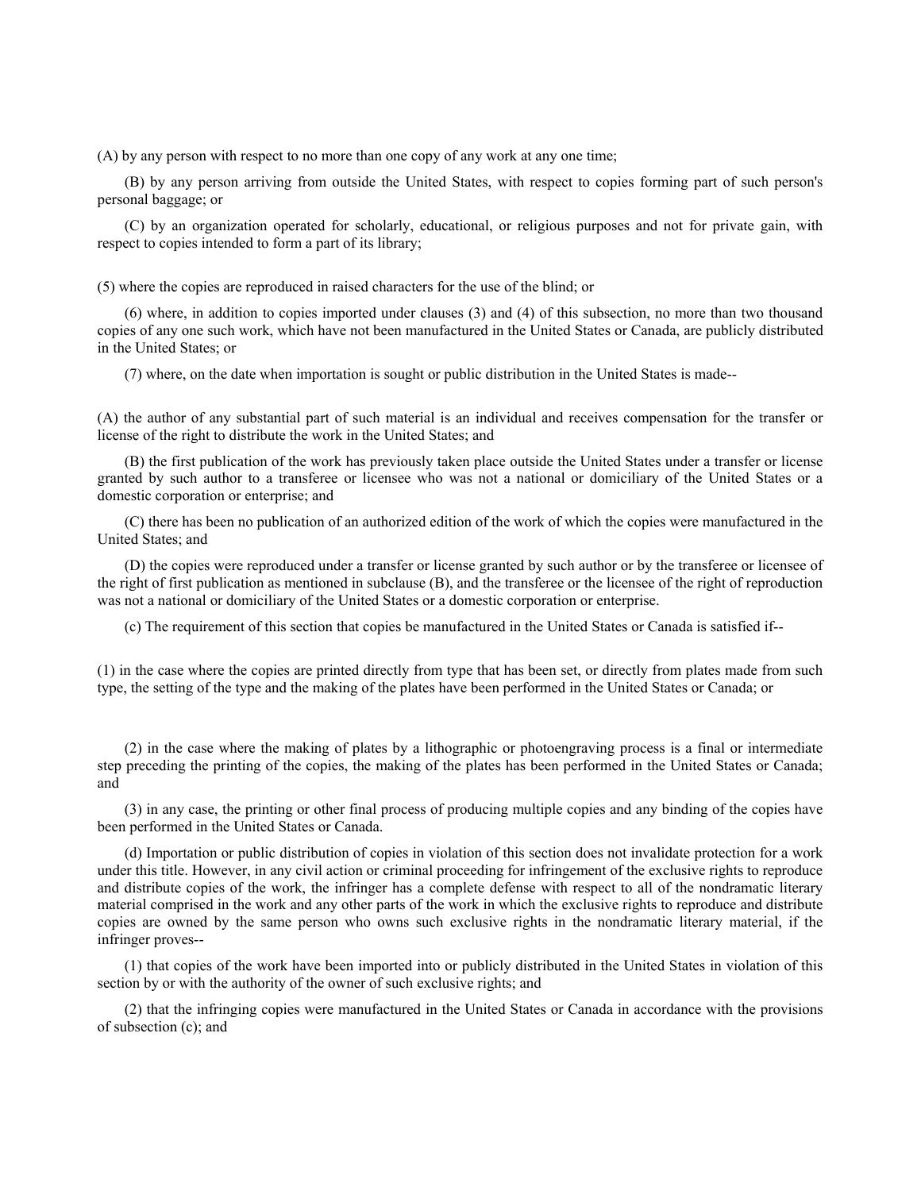(A) by any person with respect to no more than one copy of any work at any one time;

(B) by any person arriving from outside the United States, with respect to copies forming part of such person's personal baggage; or

(C) by an organization operated for scholarly, educational, or religious purposes and not for private gain, with respect to copies intended to form a part of its library;

(5) where the copies are reproduced in raised characters for the use of the blind; or

(6) where, in addition to copies imported under clauses (3) and (4) of this subsection, no more than two thousand copies of any one such work, which have not been manufactured in the United States or Canada, are publicly distributed in the United States; or

(7) where, on the date when importation is sought or public distribution in the United States is made--

(A) the author of any substantial part of such material is an individual and receives compensation for the transfer or license of the right to distribute the work in the United States; and

(B) the first publication of the work has previously taken place outside the United States under a transfer or license granted by such author to a transferee or licensee who was not a national or domiciliary of the United States or a domestic corporation or enterprise; and

(C) there has been no publication of an authorized edition of the work of which the copies were manufactured in the United States; and

(D) the copies were reproduced under a transfer or license granted by such author or by the transferee or licensee of the right of first publication as mentioned in subclause (B), and the transferee or the licensee of the right of reproduction was not a national or domiciliary of the United States or a domestic corporation or enterprise.

(c) The requirement of this section that copies be manufactured in the United States or Canada is satisfied if--

(1) in the case where the copies are printed directly from type that has been set, or directly from plates made from such type, the setting of the type and the making of the plates have been performed in the United States or Canada; or

(2) in the case where the making of plates by a lithographic or photoengraving process is a final or intermediate step preceding the printing of the copies, the making of the plates has been performed in the United States or Canada; and

(3) in any case, the printing or other final process of producing multiple copies and any binding of the copies have been performed in the United States or Canada.

(d) Importation or public distribution of copies in violation of this section does not invalidate protection for a work under this title. However, in any civil action or criminal proceeding for infringement of the exclusive rights to reproduce and distribute copies of the work, the infringer has a complete defense with respect to all of the nondramatic literary material comprised in the work and any other parts of the work in which the exclusive rights to reproduce and distribute copies are owned by the same person who owns such exclusive rights in the nondramatic literary material, if the infringer proves--

(1) that copies of the work have been imported into or publicly distributed in the United States in violation of this section by or with the authority of the owner of such exclusive rights; and

(2) that the infringing copies were manufactured in the United States or Canada in accordance with the provisions of subsection (c); and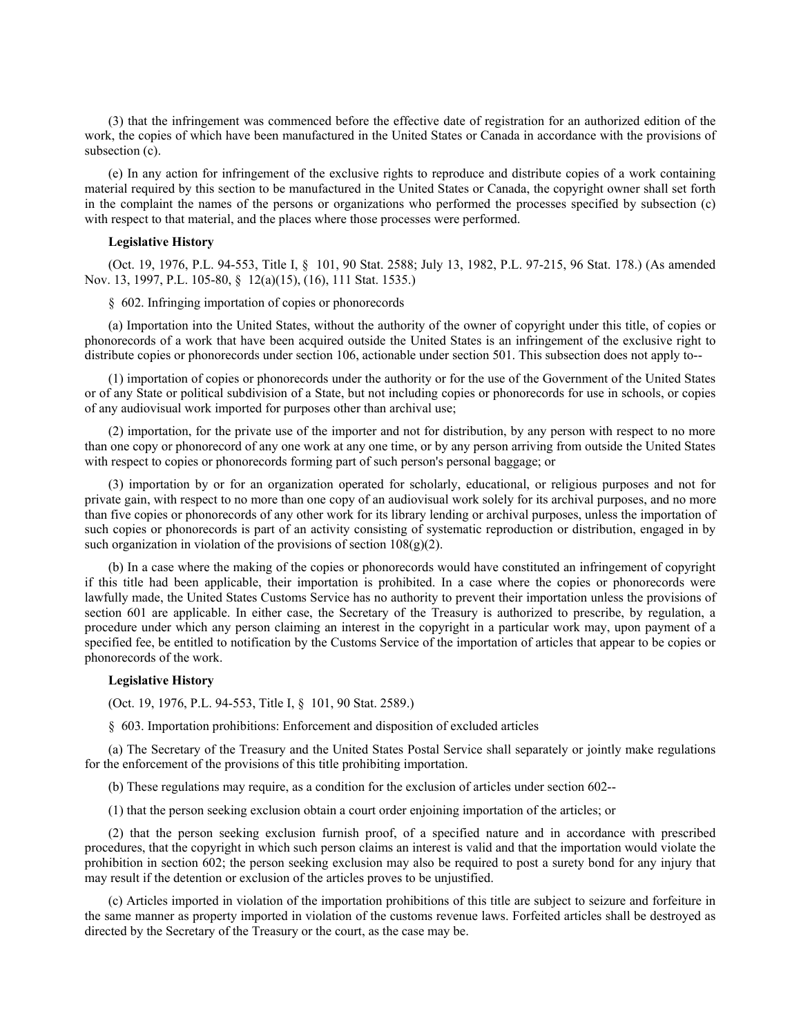(3) that the infringement was commenced before the effective date of registration for an authorized edition of the work, the copies of which have been manufactured in the United States or Canada in accordance with the provisions of subsection (c).

(e) In any action for infringement of the exclusive rights to reproduce and distribute copies of a work containing material required by this section to be manufactured in the United States or Canada, the copyright owner shall set forth in the complaint the names of the persons or organizations who performed the processes specified by subsection (c) with respect to that material, and the places where those processes were performed.

**Legislative History**

(Oct. 19, 1976, P.L. 94-553, Title I, § 101, 90 Stat. 2588; July 13, 1982, P.L. 97-215, 96 Stat. 178.) (As amended Nov. 13, 1997, P.L. 105-80, § 12(a)(15), (16), 111 Stat. 1535.)

§ 602. Infringing importation of copies or phonorecords

(a) Importation into the United States, without the authority of the owner of copyright under this title, of copies or phonorecords of a work that have been acquired outside the United States is an infringement of the exclusive right to distribute copies or phonorecords under section 106, actionable under section 501. This subsection does not apply to--

(1) importation of copies or phonorecords under the authority or for the use of the Government of the United States or of any State or political subdivision of a State, but not including copies or phonorecords for use in schools, or copies of any audiovisual work imported for purposes other than archival use;

(2) importation, for the private use of the importer and not for distribution, by any person with respect to no more than one copy or phonorecord of any one work at any one time, or by any person arriving from outside the United States with respect to copies or phonorecords forming part of such person's personal baggage; or

(3) importation by or for an organization operated for scholarly, educational, or religious purposes and not for private gain, with respect to no more than one copy of an audiovisual work solely for its archival purposes, and no more than five copies or phonorecords of any other work for its library lending or archival purposes, unless the importation of such copies or phonorecords is part of an activity consisting of systematic reproduction or distribution, engaged in by such organization in violation of the provisions of section 108(g)(2).

(b) In a case where the making of the copies or phonorecords would have constituted an infringement of copyright if this title had been applicable, their importation is prohibited. In a case where the copies or phonorecords were lawfully made, the United States Customs Service has no authority to prevent their importation unless the provisions of section 601 are applicable. In either case, the Secretary of the Treasury is authorized to prescribe, by regulation, a procedure under which any person claiming an interest in the copyright in a particular work may, upon payment of a specified fee, be entitled to notification by the Customs Service of the importation of articles that appear to be copies or phonorecords of the work.

**Legislative History**

(Oct. 19, 1976, P.L. 94-553, Title I, § 101, 90 Stat. 2589.)

§ 603. Importation prohibitions: Enforcement and disposition of excluded articles

(a) The Secretary of the Treasury and the United States Postal Service shall separately or jointly make regulations for the enforcement of the provisions of this title prohibiting importation.

(b) These regulations may require, as a condition for the exclusion of articles under section 602--

(1) that the person seeking exclusion obtain a court order enjoining importation of the articles; or

(2) that the person seeking exclusion furnish proof, of a specified nature and in accordance with prescribed procedures, that the copyright in which such person claims an interest is valid and that the importation would violate the prohibition in section 602; the person seeking exclusion may also be required to post a surety bond for any injury that may result if the detention or exclusion of the articles proves to be unjustified.

(c) Articles imported in violation of the importation prohibitions of this title are subject to seizure and forfeiture in the same manner as property imported in violation of the customs revenue laws. Forfeited articles shall be destroyed as directed by the Secretary of the Treasury or the court, as the case may be.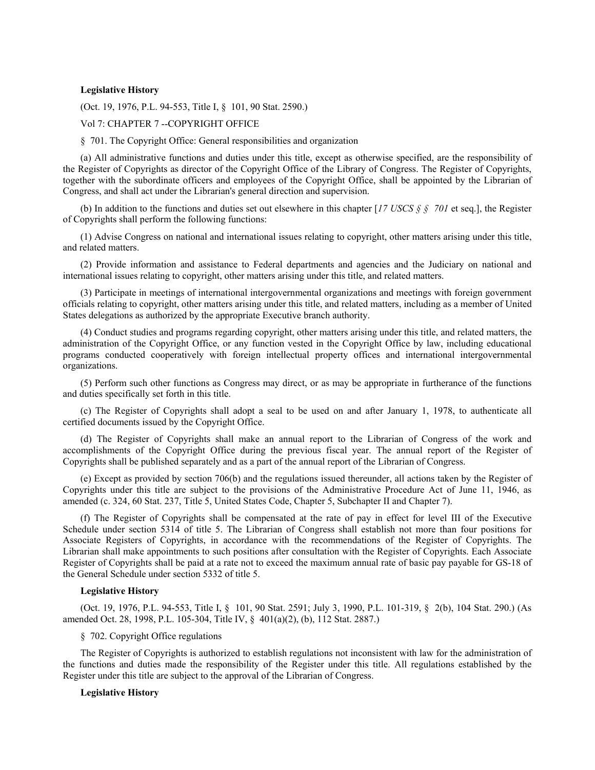**Legislative History**

(Oct. 19, 1976, P.L. 94-553, Title I, § 101, 90 Stat. 2590.)

Vol 7: CHAPTER 7 --COPYRIGHT OFFICE

§ 701. The Copyright Office: General responsibilities and organization

(a) All administrative functions and duties under this title, except as otherwise specified, are the responsibility of the Register of Copyrights as director of the Copyright Office of the Library of Congress. The Register of Copyrights, together with the subordinate officers and employees of the Copyright Office, shall be appointed by the Librarian of Congress, and shall act under the Librarian's general direction and supervision.

(b) In addition to the functions and duties set out elsewhere in this chapter [*17 USCS § § 701* et seq.], the Register of Copyrights shall perform the following functions:

(1) Advise Congress on national and international issues relating to copyright, other matters arising under this title, and related matters.

(2) Provide information and assistance to Federal departments and agencies and the Judiciary on national and international issues relating to copyright, other matters arising under this title, and related matters.

(3) Participate in meetings of international intergovernmental organizations and meetings with foreign government officials relating to copyright, other matters arising under this title, and related matters, including as a member of United States delegations as authorized by the appropriate Executive branch authority.

(4) Conduct studies and programs regarding copyright, other matters arising under this title, and related matters, the administration of the Copyright Office, or any function vested in the Copyright Office by law, including educational programs conducted cooperatively with foreign intellectual property offices and international intergovernmental organizations.

(5) Perform such other functions as Congress may direct, or as may be appropriate in furtherance of the functions and duties specifically set forth in this title.

(c) The Register of Copyrights shall adopt a seal to be used on and after January 1, 1978, to authenticate all certified documents issued by the Copyright Office.

(d) The Register of Copyrights shall make an annual report to the Librarian of Congress of the work and accomplishments of the Copyright Office during the previous fiscal year. The annual report of the Register of Copyrights shall be published separately and as a part of the annual report of the Librarian of Congress.

(e) Except as provided by section 706(b) and the regulations issued thereunder, all actions taken by the Register of Copyrights under this title are subject to the provisions of the Administrative Procedure Act of June 11, 1946, as amended (c. 324, 60 Stat. 237, Title 5, United States Code, Chapter 5, Subchapter II and Chapter 7).

(f) The Register of Copyrights shall be compensated at the rate of pay in effect for level III of the Executive Schedule under section 5314 of title 5. The Librarian of Congress shall establish not more than four positions for Associate Registers of Copyrights, in accordance with the recommendations of the Register of Copyrights. The Librarian shall make appointments to such positions after consultation with the Register of Copyrights. Each Associate Register of Copyrights shall be paid at a rate not to exceed the maximum annual rate of basic pay payable for GS-18 of the General Schedule under section 5332 of title 5.

**Legislative History**

(Oct. 19, 1976, P.L. 94-553, Title I, § 101, 90 Stat. 2591; July 3, 1990, P.L. 101-319, § 2(b), 104 Stat. 290.) (As amended Oct. 28, 1998, P.L. 105-304, Title IV, § 401(a)(2), (b), 112 Stat. 2887.)

§ 702. Copyright Office regulations

The Register of Copyrights is authorized to establish regulations not inconsistent with law for the administration of the functions and duties made the responsibility of the Register under this title. All regulations established by the Register under this title are subject to the approval of the Librarian of Congress.

**Legislative History**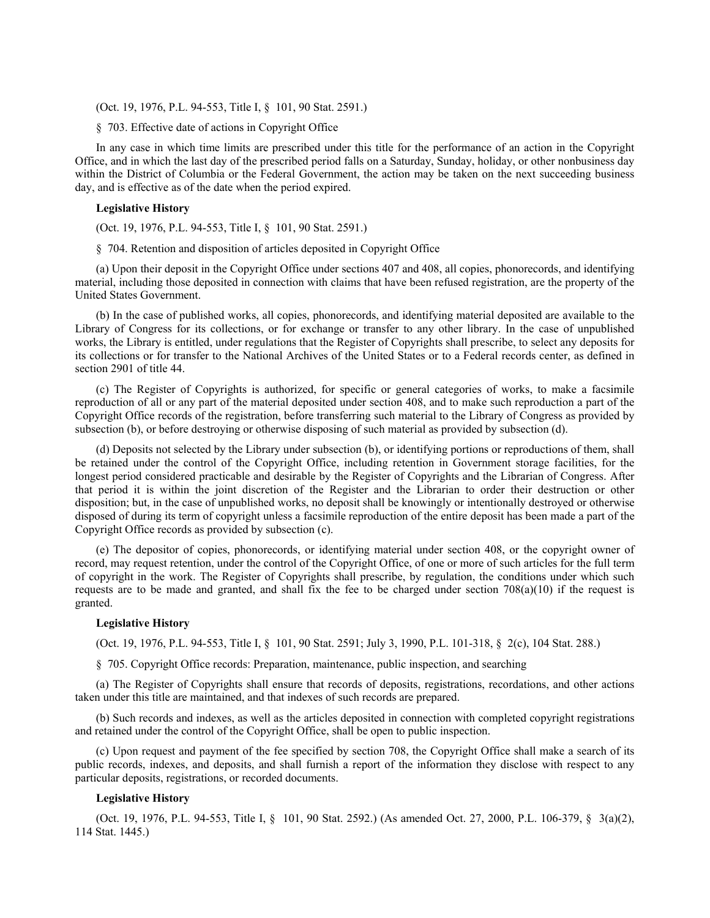(Oct. 19, 1976, P.L. 94-553, Title I, § 101, 90 Stat. 2591.)

§ 703. Effective date of actions in Copyright Office

In any case in which time limits are prescribed under this title for the performance of an action in the Copyright Office, and in which the last day of the prescribed period falls on a Saturday, Sunday, holiday, or other nonbusiness day within the District of Columbia or the Federal Government, the action may be taken on the next succeeding business day, and is effective as of the date when the period expired.

**Legislative History**

(Oct. 19, 1976, P.L. 94-553, Title I, § 101, 90 Stat. 2591.)

§ 704. Retention and disposition of articles deposited in Copyright Office

(a) Upon their deposit in the Copyright Office under sections 407 and 408, all copies, phonorecords, and identifying material, including those deposited in connection with claims that have been refused registration, are the property of the United States Government.

(b) In the case of published works, all copies, phonorecords, and identifying material deposited are available to the Library of Congress for its collections, or for exchange or transfer to any other library. In the case of unpublished works, the Library is entitled, under regulations that the Register of Copyrights shall prescribe, to select any deposits for its collections or for transfer to the National Archives of the United States or to a Federal records center, as defined in section 2901 of title 44.

(c) The Register of Copyrights is authorized, for specific or general categories of works, to make a facsimile reproduction of all or any part of the material deposited under section 408, and to make such reproduction a part of the Copyright Office records of the registration, before transferring such material to the Library of Congress as provided by subsection (b), or before destroying or otherwise disposing of such material as provided by subsection (d).

(d) Deposits not selected by the Library under subsection (b), or identifying portions or reproductions of them, shall be retained under the control of the Copyright Office, including retention in Government storage facilities, for the longest period considered practicable and desirable by the Register of Copyrights and the Librarian of Congress. After that period it is within the joint discretion of the Register and the Librarian to order their destruction or other disposition; but, in the case of unpublished works, no deposit shall be knowingly or intentionally destroyed or otherwise disposed of during its term of copyright unless a facsimile reproduction of the entire deposit has been made a part of the Copyright Office records as provided by subsection (c).

(e) The depositor of copies, phonorecords, or identifying material under section 408, or the copyright owner of record, may request retention, under the control of the Copyright Office, of one or more of such articles for the full term of copyright in the work. The Register of Copyrights shall prescribe, by regulation, the conditions under which such requests are to be made and granted, and shall fix the fee to be charged under section 708(a)(10) if the request is granted.

**Legislative History**

(Oct. 19, 1976, P.L. 94-553, Title I, § 101, 90 Stat. 2591; July 3, 1990, P.L. 101-318, § 2(c), 104 Stat. 288.)

§ 705. Copyright Office records: Preparation, maintenance, public inspection, and searching

(a) The Register of Copyrights shall ensure that records of deposits, registrations, recordations, and other actions taken under this title are maintained, and that indexes of such records are prepared.

(b) Such records and indexes, as well as the articles deposited in connection with completed copyright registrations and retained under the control of the Copyright Office, shall be open to public inspection.

(c) Upon request and payment of the fee specified by section 708, the Copyright Office shall make a search of its public records, indexes, and deposits, and shall furnish a report of the information they disclose with respect to any particular deposits, registrations, or recorded documents.

**Legislative History**

(Oct. 19, 1976, P.L. 94-553, Title I, § 101, 90 Stat. 2592.) (As amended Oct. 27, 2000, P.L. 106-379, § 3(a)(2), 114 Stat. 1445.)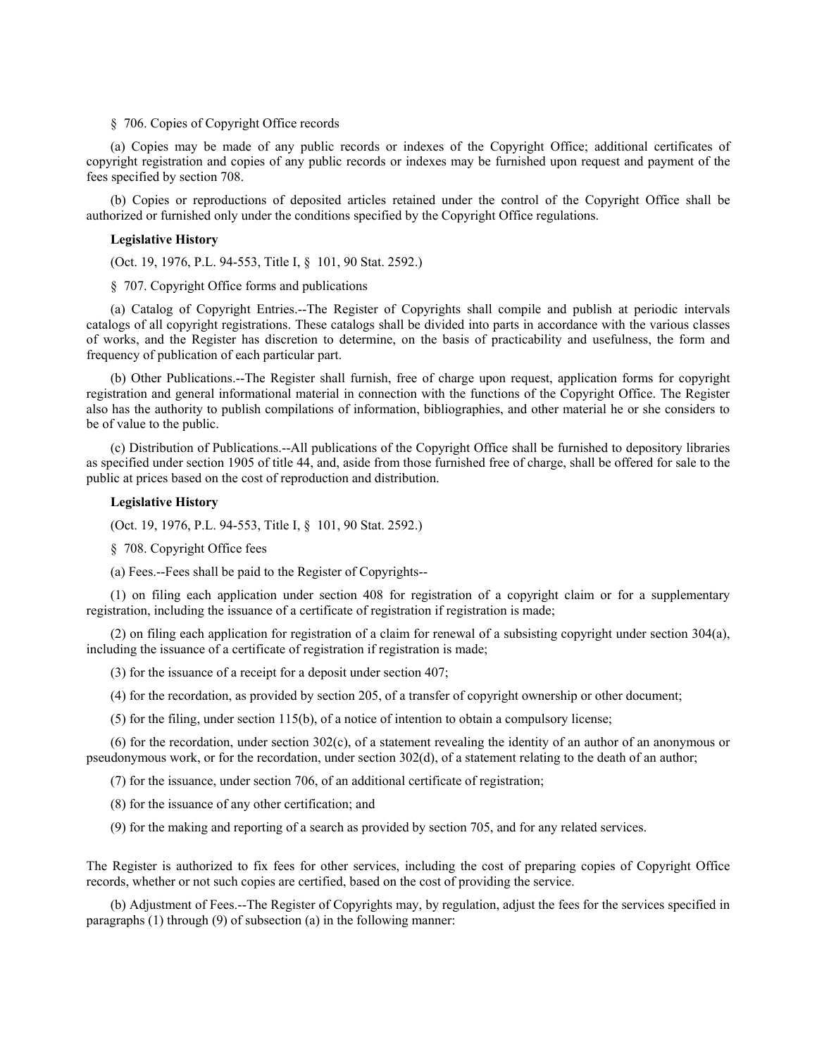§ 706. Copies of Copyright Office records

(a) Copies may be made of any public records or indexes of the Copyright Office; additional certificates of copyright registration and copies of any public records or indexes may be furnished upon request and payment of the fees specified by section 708.

(b) Copies or reproductions of deposited articles retained under the control of the Copyright Office shall be authorized or furnished only under the conditions specified by the Copyright Office regulations.

**Legislative History**

(Oct. 19, 1976, P.L. 94-553, Title I, § 101, 90 Stat. 2592.)

§ 707. Copyright Office forms and publications

(a) Catalog of Copyright Entries.--The Register of Copyrights shall compile and publish at periodic intervals catalogs of all copyright registrations. These catalogs shall be divided into parts in accordance with the various classes of works, and the Register has discretion to determine, on the basis of practicability and usefulness, the form and frequency of publication of each particular part.

(b) Other Publications.--The Register shall furnish, free of charge upon request, application forms for copyright registration and general informational material in connection with the functions of the Copyright Office. The Register also has the authority to publish compilations of information, bibliographies, and other material he or she considers to be of value to the public.

(c) Distribution of Publications.--All publications of the Copyright Office shall be furnished to depository libraries as specified under section 1905 of title 44, and, aside from those furnished free of charge, shall be offered for sale to the public at prices based on the cost of reproduction and distribution.

**Legislative History**

(Oct. 19, 1976, P.L. 94-553, Title I, § 101, 90 Stat. 2592.)

§ 708. Copyright Office fees

(a) Fees.--Fees shall be paid to the Register of Copyrights--

(1) on filing each application under section 408 for registration of a copyright claim or for a supplementary registration, including the issuance of a certificate of registration if registration is made;

(2) on filing each application for registration of a claim for renewal of a subsisting copyright under section 304(a), including the issuance of a certificate of registration if registration is made;

(3) for the issuance of a receipt for a deposit under section 407;

(4) for the recordation, as provided by section 205, of a transfer of copyright ownership or other document;

(5) for the filing, under section 115(b), of a notice of intention to obtain a compulsory license;

(6) for the recordation, under section 302(c), of a statement revealing the identity of an author of an anonymous or pseudonymous work, or for the recordation, under section 302(d), of a statement relating to the death of an author;

(7) for the issuance, under section 706, of an additional certificate of registration;

(8) for the issuance of any other certification; and

(9) for the making and reporting of a search as provided by section 705, and for any related services.

The Register is authorized to fix fees for other services, including the cost of preparing copies of Copyright Office records, whether or not such copies are certified, based on the cost of providing the service.

(b) Adjustment of Fees.--The Register of Copyrights may, by regulation, adjust the fees for the services specified in paragraphs (1) through (9) of subsection (a) in the following manner: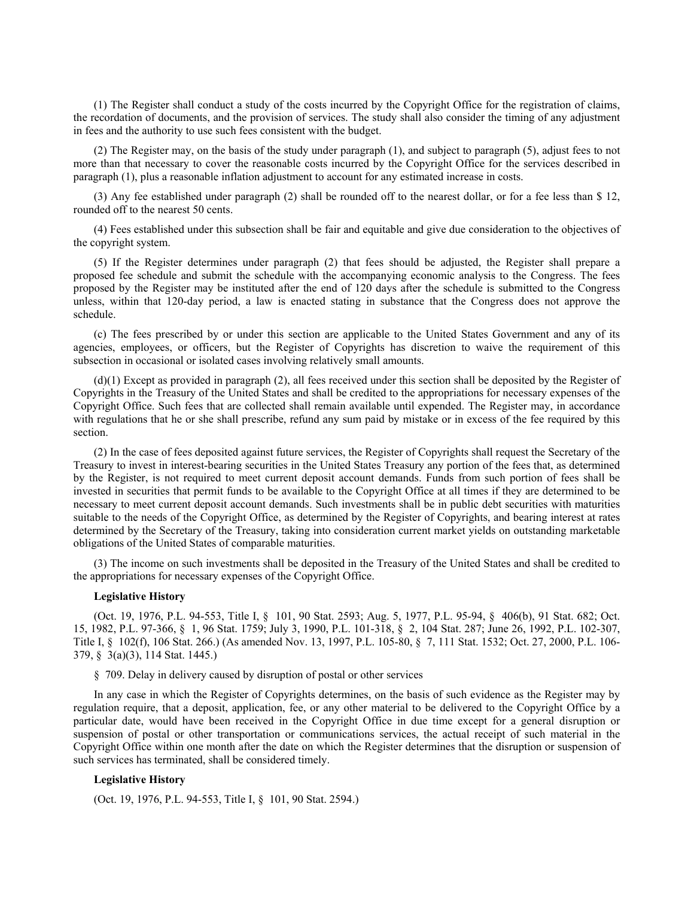(1) The Register shall conduct a study of the costs incurred by the Copyright Office for the registration of claims, the recordation of documents, and the provision of services. The study shall also consider the timing of any adjustment in fees and the authority to use such fees consistent with the budget.

(2) The Register may, on the basis of the study under paragraph (1), and subject to paragraph (5), adjust fees to not more than that necessary to cover the reasonable costs incurred by the Copyright Office for the services described in paragraph (1), plus a reasonable inflation adjustment to account for any estimated increase in costs.

(3) Any fee established under paragraph (2) shall be rounded off to the nearest dollar, or for a fee less than $ 12, rounded off to the nearest 50 cents.

(4) Fees established under this subsection shall be fair and equitable and give due consideration to the objectives of the copyright system.

(5) If the Register determines under paragraph (2) that fees should be adjusted, the Register shall prepare a proposed fee schedule and submit the schedule with the accompanying economic analysis to the Congress. The fees proposed by the Register may be instituted after the end of 120 days after the schedule is submitted to the Congress unless, within that 120-day period, a law is enacted stating in substance that the Congress does not approve the schedule.

(c) The fees prescribed by or under this section are applicable to the United States Government and any of its agencies, employees, or officers, but the Register of Copyrights has discretion to waive the requirement of this subsection in occasional or isolated cases involving relatively small amounts.

(d)(1) Except as provided in paragraph (2), all fees received under this section shall be deposited by the Register of Copyrights in the Treasury of the United States and shall be credited to the appropriations for necessary expenses of the Copyright Office. Such fees that are collected shall remain available until expended. The Register may, in accordance with regulations that he or she shall prescribe, refund any sum paid by mistake or in excess of the fee required by this section.

(2) In the case of fees deposited against future services, the Register of Copyrights shall request the Secretary of the Treasury to invest in interest-bearing securities in the United States Treasury any portion of the fees that, as determined by the Register, is not required to meet current deposit account demands. Funds from such portion of fees shall be invested in securities that permit funds to be available to the Copyright Office at all times if they are determined to be necessary to meet current deposit account demands. Such investments shall be in public debt securities with maturities suitable to the needs of the Copyright Office, as determined by the Register of Copyrights, and bearing interest at rates determined by the Secretary of the Treasury, taking into consideration current market yields on outstanding marketable obligations of the United States of comparable maturities.

(3) The income on such investments shall be deposited in the Treasury of the United States and shall be credited to the appropriations for necessary expenses of the Copyright Office.

**Legislative History**

(Oct. 19, 1976, P.L. 94-553, Title I, § 101, 90 Stat. 2593; Aug. 5, 1977, P.L. 95-94, § 406(b), 91 Stat. 682; Oct. 15, 1982, P.L. 97-366, § 1, 96 Stat. 1759; July 3, 1990, P.L. 101-318, § 2, 104 Stat. 287; June 26, 1992, P.L. 102-307, Title I, § 102(f), 106 Stat. 266.) (As amended Nov. 13, 1997, P.L. 105-80, § 7, 111 Stat. 1532; Oct. 27, 2000, P.L. 106-379, § 3(a)(3), 114 Stat. 1445.)

§ 709. Delay in delivery caused by disruption of postal or other services

In any case in which the Register of Copyrights determines, on the basis of such evidence as the Register may by regulation require, that a deposit, application, fee, or any other material to be delivered to the Copyright Office by a particular date, would have been received in the Copyright Office in due time except for a general disruption or suspension of postal or other transportation or communications services, the actual receipt of such material in the Copyright Office within one month after the date on which the Register determines that the disruption or suspension of such services has terminated, shall be considered timely.

**Legislative History**

(Oct. 19, 1976, P.L. 94-553, Title I, § 101, 90 Stat. 2594.)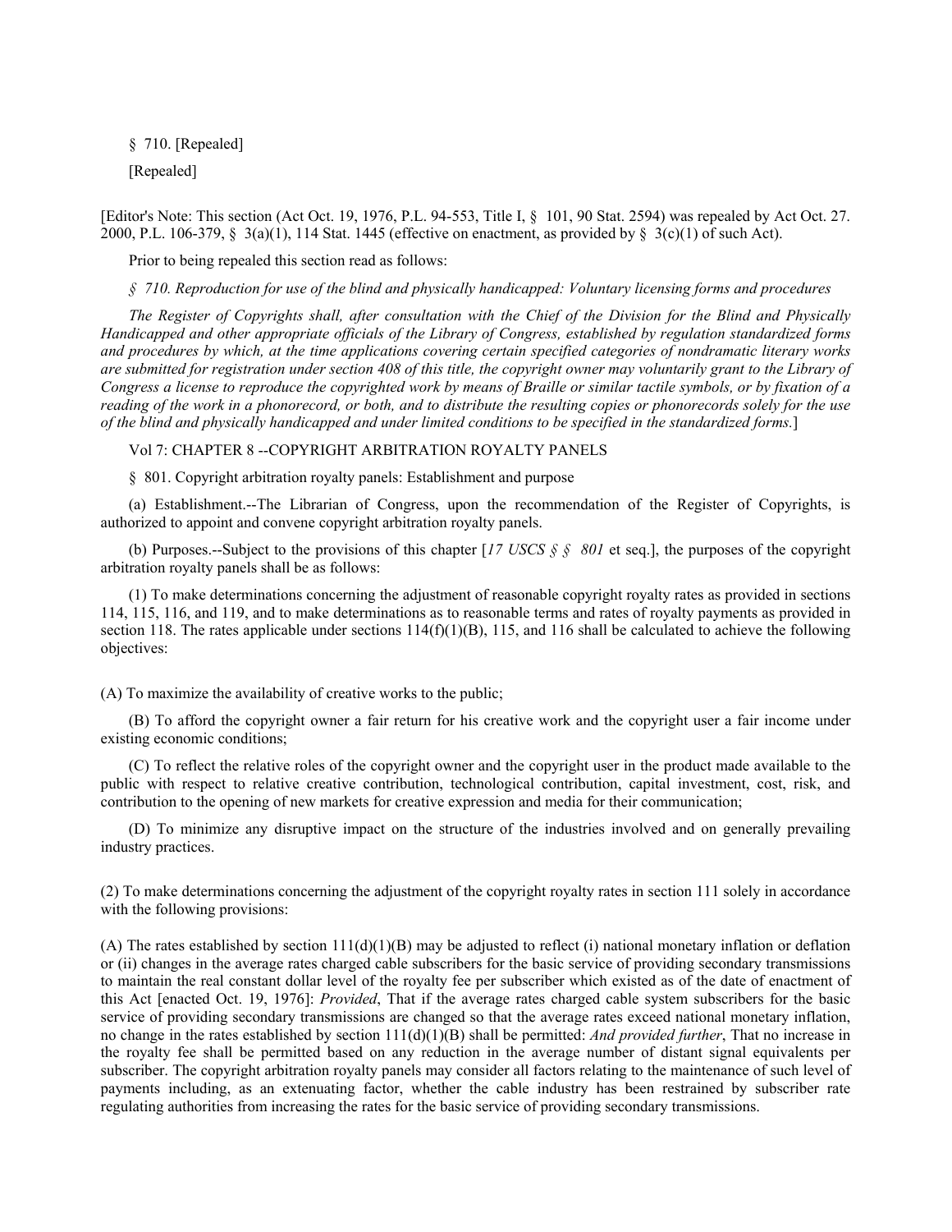§ 710. [Repealed]

[Repealed]

[Editor's Note: This section (Act Oct. 19, 1976, P.L. 94-553, Title I, § 101, 90 Stat. 2594) was repealed by Act Oct. 27. 2000, P.L. 106-379, § 3(a)(1), 114 Stat. 1445 (effective on enactment, as provided by § 3(c)(1) of such Act).

Prior to being repealed this section read as follows:

*§ 710. Reproduction for use of the blind and physically handicapped: Voluntary licensing forms and procedures*

*The Register of Copyrights shall, after consultation with the Chief of the Division for the Blind and Physically Handicapped and other appropriate officials of the Library of Congress, established by regulation standardized forms and procedures by which, at the time applications covering certain specified categories of nondramatic literary works are submitted for registration under section 408 of this title, the copyright owner may voluntarily grant to the Library of Congress a license to reproduce the copyrighted work by means of Braille or similar tactile symbols, or by fixation of a reading of the work in a phonorecord, or both, and to distribute the resulting copies or phonorecords solely for the use of the blind and physically handicapped and under limited conditions to be specified in the standardized forms.*]

Vol 7: CHAPTER 8 --COPYRIGHT ARBITRATION ROYALTY PANELS

§ 801. Copyright arbitration royalty panels: Establishment and purpose

(a) Establishment.--The Librarian of Congress, upon the recommendation of the Register of Copyrights, is authorized to appoint and convene copyright arbitration royalty panels.

(b) Purposes.--Subject to the provisions of this chapter [*17 USCS § § 801* et seq.], the purposes of the copyright arbitration royalty panels shall be as follows:

(1) To make determinations concerning the adjustment of reasonable copyright royalty rates as provided in sections 114, 115, 116, and 119, and to make determinations as to reasonable terms and rates of royalty payments as provided in section 118. The rates applicable under sections 114(f)(1)(B), 115, and 116 shall be calculated to achieve the following objectives:

(A) To maximize the availability of creative works to the public;

(B) To afford the copyright owner a fair return for his creative work and the copyright user a fair income under existing economic conditions;

(C) To reflect the relative roles of the copyright owner and the copyright user in the product made available to the public with respect to relative creative contribution, technological contribution, capital investment, cost, risk, and contribution to the opening of new markets for creative expression and media for their communication;

(D) To minimize any disruptive impact on the structure of the industries involved and on generally prevailing industry practices.

(2) To make determinations concerning the adjustment of the copyright royalty rates in section 111 solely in accordance with the following provisions:

(A) The rates established by section 111(d)(1)(B) may be adjusted to reflect (i) national monetary inflation or deflation or (ii) changes in the average rates charged cable subscribers for the basic service of providing secondary transmissions to maintain the real constant dollar level of the royalty fee per subscriber which existed as of the date of enactment of this Act [enacted Oct. 19, 1976]: *Provided*, That if the average rates charged cable system subscribers for the basic service of providing secondary transmissions are changed so that the average rates exceed national monetary inflation, no change in the rates established by section 111(d)(1)(B) shall be permitted: *And provided further*, That no increase in the royalty fee shall be permitted based on any reduction in the average number of distant signal equivalents per subscriber. The copyright arbitration royalty panels may consider all factors relating to the maintenance of such level of payments including, as an extenuating factor, whether the cable industry has been restrained by subscriber rate regulating authorities from increasing the rates for the basic service of providing secondary transmissions.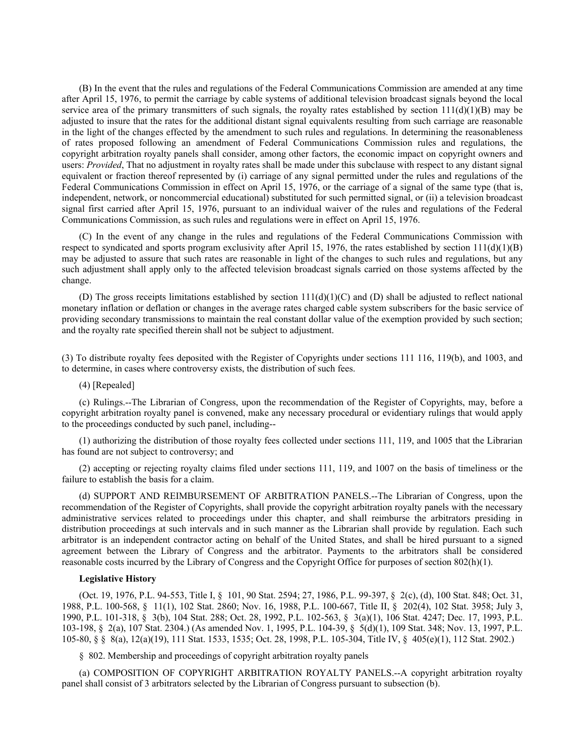(B) In the event that the rules and regulations of the Federal Communications Commission are amended at any time after April 15, 1976, to permit the carriage by cable systems of additional television broadcast signals beyond the local service area of the primary transmitters of such signals, the royalty rates established by section 111(d)(1)(B) may be adjusted to insure that the rates for the additional distant signal equivalents resulting from such carriage are reasonable in the light of the changes effected by the amendment to such rules and regulations. In determining the reasonableness of rates proposed following an amendment of Federal Communications Commission rules and regulations, the copyright arbitration royalty panels shall consider, among other factors, the economic impact on copyright owners and users: *Provided*, That no adjustment in royalty rates shall be made under this subclause with respect to any distant signal equivalent or fraction thereof represented by (i) carriage of any signal permitted under the rules and regulations of the Federal Communications Commission in effect on April 15, 1976, or the carriage of a signal of the same type (that is, independent, network, or noncommercial educational) substituted for such permitted signal, or (ii) a television broadcast signal first carried after April 15, 1976, pursuant to an individual waiver of the rules and regulations of the Federal Communications Commission, as such rules and regulations were in effect on April 15, 1976.

(C) In the event of any change in the rules and regulations of the Federal Communications Commission with respect to syndicated and sports program exclusivity after April 15, 1976, the rates established by section 111(d)(1)(B) may be adjusted to assure that such rates are reasonable in light of the changes to such rules and regulations, but any such adjustment shall apply only to the affected television broadcast signals carried on those systems affected by the change.

(D) The gross receipts limitations established by section 111(d)(1)(C) and (D) shall be adjusted to reflect national monetary inflation or deflation or changes in the average rates charged cable system subscribers for the basic service of providing secondary transmissions to maintain the real constant dollar value of the exemption provided by such section; and the royalty rate specified therein shall not be subject to adjustment.

(3) To distribute royalty fees deposited with the Register of Copyrights under sections 111 116, 119(b), and 1003, and to determine, in cases where controversy exists, the distribution of such fees.

(4) [Repealed]

(c) Rulings.--The Librarian of Congress, upon the recommendation of the Register of Copyrights, may, before a copyright arbitration royalty panel is convened, make any necessary procedural or evidentiary rulings that would apply to the proceedings conducted by such panel, including--

(1) authorizing the distribution of those royalty fees collected under sections 111, 119, and 1005 that the Librarian has found are not subject to controversy; and

(2) accepting or rejecting royalty claims filed under sections 111, 119, and 1007 on the basis of timeliness or the failure to establish the basis for a claim.

(d) SUPPORT AND REIMBURSEMENT OF ARBITRATION PANELS.--The Librarian of Congress, upon the recommendation of the Register of Copyrights, shall provide the copyright arbitration royalty panels with the necessary administrative services related to proceedings under this chapter, and shall reimburse the arbitrators presiding in distribution proceedings at such intervals and in such manner as the Librarian shall provide by regulation. Each such arbitrator is an independent contractor acting on behalf of the United States, and shall be hired pursuant to a signed agreement between the Library of Congress and the arbitrator. Payments to the arbitrators shall be considered reasonable costs incurred by the Library of Congress and the Copyright Office for purposes of section 802(h)(1).

**Legislative History**

(Oct. 19, 1976, P.L. 94-553, Title I, § 101, 90 Stat. 2594; 27, 1986, P.L. 99-397, § 2(c), (d), 100 Stat. 848; Oct. 31, 1988, P.L. 100-568, § 11(1), 102 Stat. 2860; Nov. 16, 1988, P.L. 100-667, Title II, § 202(4), 102 Stat. 3958; July 3, 1990, P.L. 101-318, § 3(b), 104 Stat. 288; Oct. 28, 1992, P.L. 102-563, § 3(a)(1), 106 Stat. 4247; Dec. 17, 1993, P.L. 103-198, § 2(a), 107 Stat. 2304.) (As amended Nov. 1, 1995, P.L. 104-39, § 5(d)(1), 109 Stat. 348; Nov. 13, 1997, P.L. 105-80, § § 8(a), 12(a)(19), 111 Stat. 1533, 1535; Oct. 28, 1998, P.L. 105-304, Title IV, § 405(e)(1), 112 Stat. 2902.)

§ 802. Membership and proceedings of copyright arbitration royalty panels

(a) COMPOSITION OF COPYRIGHT ARBITRATION ROYALTY PANELS.--A copyright arbitration royalty panel shall consist of 3 arbitrators selected by the Librarian of Congress pursuant to subsection (b).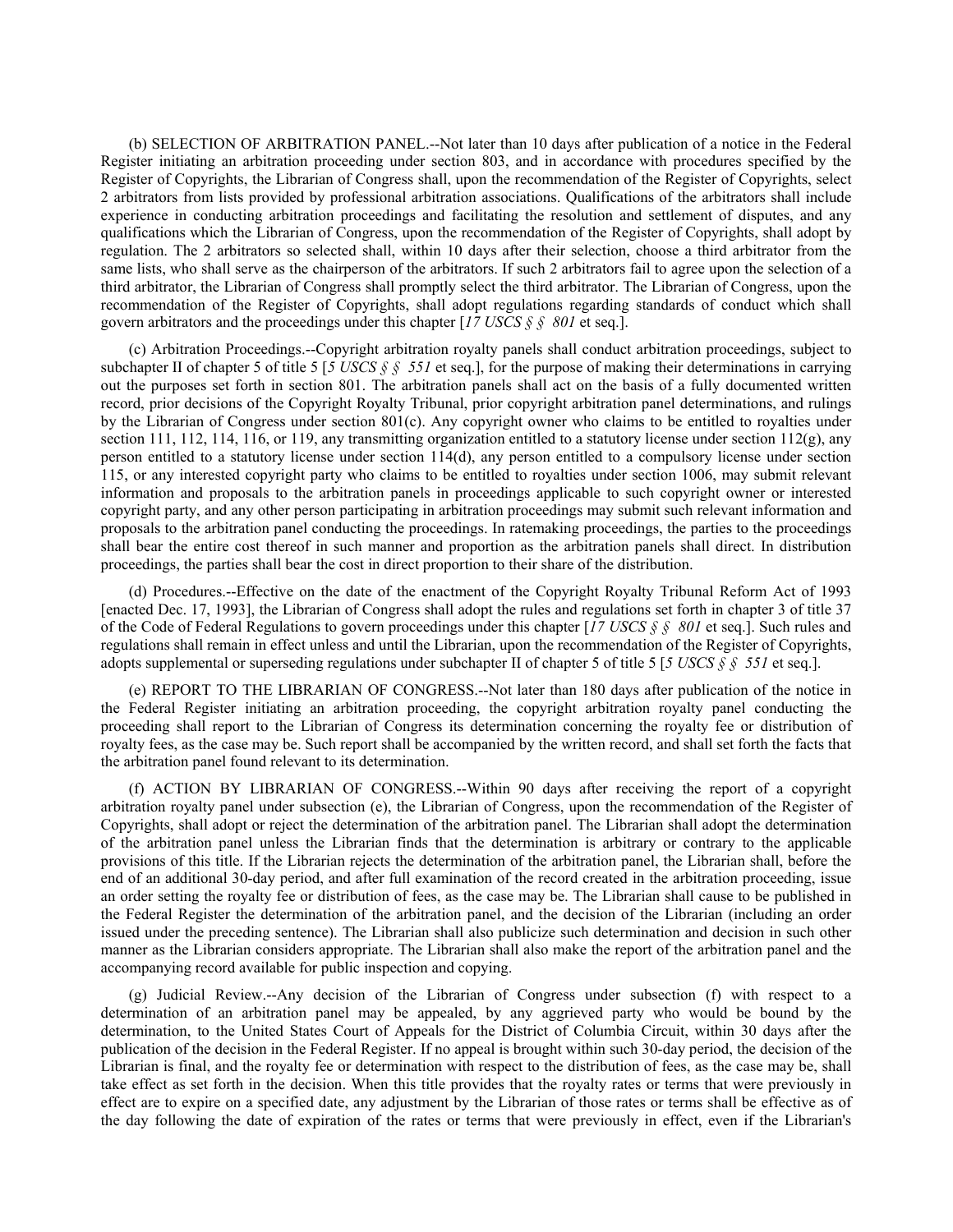(b) SELECTION OF ARBITRATION PANEL.--Not later than 10 days after publication of a notice in the Federal Register initiating an arbitration proceeding under section 803, and in accordance with procedures specified by the Register of Copyrights, the Librarian of Congress shall, upon the recommendation of the Register of Copyrights, select 2 arbitrators from lists provided by professional arbitration associations. Qualifications of the arbitrators shall include experience in conducting arbitration proceedings and facilitating the resolution and settlement of disputes, and any qualifications which the Librarian of Congress, upon the recommendation of the Register of Copyrights, shall adopt by regulation. The 2 arbitrators so selected shall, within 10 days after their selection, choose a third arbitrator from the same lists, who shall serve as the chairperson of the arbitrators. If such 2 arbitrators fail to agree upon the selection of a third arbitrator, the Librarian of Congress shall promptly select the third arbitrator. The Librarian of Congress, upon the recommendation of the Register of Copyrights, shall adopt regulations regarding standards of conduct which shall govern arbitrators and the proceedings under this chapter [*17 USCS § § 801* et seq.].

(c) Arbitration Proceedings.--Copyright arbitration royalty panels shall conduct arbitration proceedings, subject to subchapter II of chapter 5 of title 5 [*5 USCS § § 551* et seq.], for the purpose of making their determinations in carrying out the purposes set forth in section 801. The arbitration panels shall act on the basis of a fully documented written record, prior decisions of the Copyright Royalty Tribunal, prior copyright arbitration panel determinations, and rulings by the Librarian of Congress under section 801(c). Any copyright owner who claims to be entitled to royalties under section 111, 112, 114, 116, or 119, any transmitting organization entitled to a statutory license under section 112(g), any person entitled to a statutory license under section 114(d), any person entitled to a compulsory license under section 115, or any interested copyright party who claims to be entitled to royalties under section 1006, may submit relevant information and proposals to the arbitration panels in proceedings applicable to such copyright owner or interested copyright party, and any other person participating in arbitration proceedings may submit such relevant information and proposals to the arbitration panel conducting the proceedings. In ratemaking proceedings, the parties to the proceedings shall bear the entire cost thereof in such manner and proportion as the arbitration panels shall direct. In distribution proceedings, the parties shall bear the cost in direct proportion to their share of the distribution.

(d) Procedures.--Effective on the date of the enactment of the Copyright Royalty Tribunal Reform Act of 1993 [enacted Dec. 17, 1993], the Librarian of Congress shall adopt the rules and regulations set forth in chapter 3 of title 37 of the Code of Federal Regulations to govern proceedings under this chapter [*17 USCS § § 801* et seq.]. Such rules and regulations shall remain in effect unless and until the Librarian, upon the recommendation of the Register of Copyrights, adopts supplemental or superseding regulations under subchapter II of chapter 5 of title 5 [*5 USCS § § 551* et seq.].

(e) REPORT TO THE LIBRARIAN OF CONGRESS.--Not later than 180 days after publication of the notice in the Federal Register initiating an arbitration proceeding, the copyright arbitration royalty panel conducting the proceeding shall report to the Librarian of Congress its determination concerning the royalty fee or distribution of royalty fees, as the case may be. Such report shall be accompanied by the written record, and shall set forth the facts that the arbitration panel found relevant to its determination.

(f) ACTION BY LIBRARIAN OF CONGRESS.--Within 90 days after receiving the report of a copyright arbitration royalty panel under subsection (e), the Librarian of Congress, upon the recommendation of the Register of Copyrights, shall adopt or reject the determination of the arbitration panel. The Librarian shall adopt the determination of the arbitration panel unless the Librarian finds that the determination is arbitrary or contrary to the applicable provisions of this title. If the Librarian rejects the determination of the arbitration panel, the Librarian shall, before the end of an additional 30-day period, and after full examination of the record created in the arbitration proceeding, issue an order setting the royalty fee or distribution of fees, as the case may be. The Librarian shall cause to be published in the Federal Register the determination of the arbitration panel, and the decision of the Librarian (including an order issued under the preceding sentence). The Librarian shall also publicize such determination and decision in such other manner as the Librarian considers appropriate. The Librarian shall also make the report of the arbitration panel and the accompanying record available for public inspection and copying.

(g) Judicial Review.--Any decision of the Librarian of Congress under subsection (f) with respect to a determination of an arbitration panel may be appealed, by any aggrieved party who would be bound by the determination, to the United States Court of Appeals for the District of Columbia Circuit, within 30 days after the publication of the decision in the Federal Register. If no appeal is brought within such 30-day period, the decision of the Librarian is final, and the royalty fee or determination with respect to the distribution of fees, as the case may be, shall take effect as set forth in the decision. When this title provides that the royalty rates or terms that were previously in effect are to expire on a specified date, any adjustment by the Librarian of those rates or terms shall be effective as of the day following the date of expiration of the rates or terms that were previously in effect, even if the Librarian's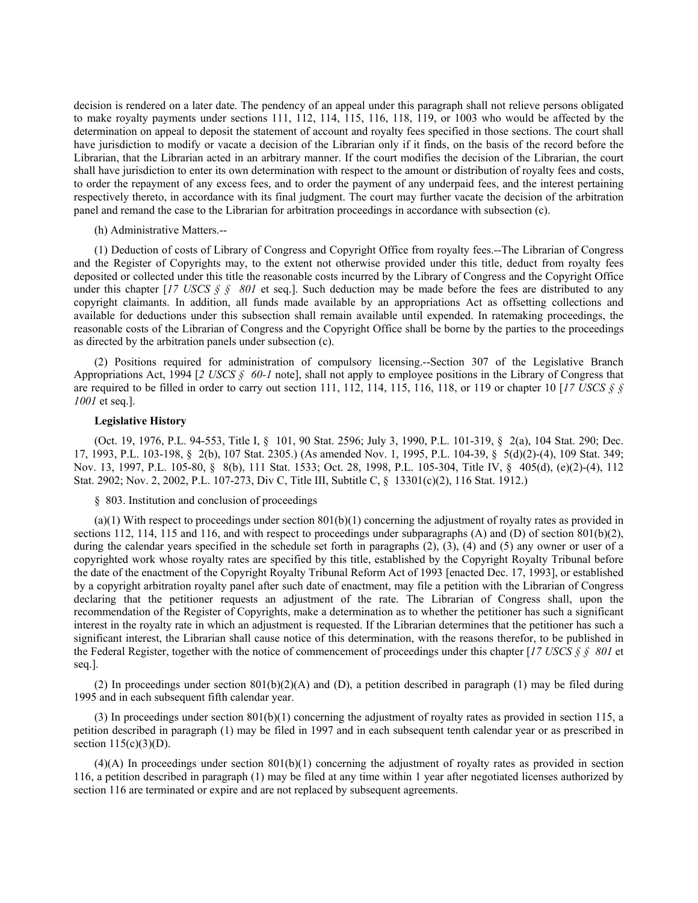decision is rendered on a later date. The pendency of an appeal under this paragraph shall not relieve persons obligated to make royalty payments under sections 111, 112, 114, 115, 116, 118, 119, or 1003 who would be affected by the determination on appeal to deposit the statement of account and royalty fees specified in those sections. The court shall have jurisdiction to modify or vacate a decision of the Librarian only if it finds, on the basis of the record before the Librarian, that the Librarian acted in an arbitrary manner. If the court modifies the decision of the Librarian, the court shall have jurisdiction to enter its own determination with respect to the amount or distribution of royalty fees and costs, to order the repayment of any excess fees, and to order the payment of any underpaid fees, and the interest pertaining respectively thereto, in accordance with its final judgment. The court may further vacate the decision of the arbitration panel and remand the case to the Librarian for arbitration proceedings in accordance with subsection (c).

(h) Administrative Matters.--

(1) Deduction of costs of Library of Congress and Copyright Office from royalty fees.--The Librarian of Congress and the Register of Copyrights may, to the extent not otherwise provided under this title, deduct from royalty fees deposited or collected under this title the reasonable costs incurred by the Library of Congress and the Copyright Office under this chapter [*17 USCS § § 801* et seq.]. Such deduction may be made before the fees are distributed to any copyright claimants. In addition, all funds made available by an appropriations Act as offsetting collections and available for deductions under this subsection shall remain available until expended. In ratemaking proceedings, the reasonable costs of the Librarian of Congress and the Copyright Office shall be borne by the parties to the proceedings as directed by the arbitration panels under subsection (c).

(2) Positions required for administration of compulsory licensing.--Section 307 of the Legislative Branch Appropriations Act, 1994 [*2 USCS § 60-1* note], shall not apply to employee positions in the Library of Congress that are required to be filled in order to carry out section 111, 112, 114, 115, 116, 118, or 119 or chapter 10 [*17 USCS § § 1001* et seq.].

**Legislative History**

(Oct. 19, 1976, P.L. 94-553, Title I, § 101, 90 Stat. 2596; July 3, 1990, P.L. 101-319, § 2(a), 104 Stat. 290; Dec. 17, 1993, P.L. 103-198, § 2(b), 107 Stat. 2305.) (As amended Nov. 1, 1995, P.L. 104-39, § 5(d)(2)-(4), 109 Stat. 349; Nov. 13, 1997, P.L. 105-80, § 8(b), 111 Stat. 1533; Oct. 28, 1998, P.L. 105-304, Title IV, § 405(d), (e)(2)-(4), 112 Stat. 2902; Nov. 2, 2002, P.L. 107-273, Div C, Title III, Subtitle C, § 13301(c)(2), 116 Stat. 1912.)

§ 803. Institution and conclusion of proceedings

(a)(1) With respect to proceedings under section 801(b)(1) concerning the adjustment of royalty rates as provided in sections 112, 114, 115 and 116, and with respect to proceedings under subparagraphs (A) and (D) of section 801(b)(2), during the calendar years specified in the schedule set forth in paragraphs (2), (3), (4) and (5) any owner or user of a copyrighted work whose royalty rates are specified by this title, established by the Copyright Royalty Tribunal before the date of the enactment of the Copyright Royalty Tribunal Reform Act of 1993 [enacted Dec. 17, 1993], or established by a copyright arbitration royalty panel after such date of enactment, may file a petition with the Librarian of Congress declaring that the petitioner requests an adjustment of the rate. The Librarian of Congress shall, upon the recommendation of the Register of Copyrights, make a determination as to whether the petitioner has such a significant interest in the royalty rate in which an adjustment is requested. If the Librarian determines that the petitioner has such a significant interest, the Librarian shall cause notice of this determination, with the reasons therefor, to be published in the Federal Register, together with the notice of commencement of proceedings under this chapter [*17 USCS § § 801* et seq.].

(2) In proceedings under section 801(b)(2)(A) and (D), a petition described in paragraph (1) may be filed during 1995 and in each subsequent fifth calendar year.

(3) In proceedings under section 801(b)(1) concerning the adjustment of royalty rates as provided in section 115, a petition described in paragraph (1) may be filed in 1997 and in each subsequent tenth calendar year or as prescribed in section 115(c)(3)(D).

(4)(A) In proceedings under section 801(b)(1) concerning the adjustment of royalty rates as provided in section 116, a petition described in paragraph (1) may be filed at any time within 1 year after negotiated licenses authorized by section 116 are terminated or expire and are not replaced by subsequent agreements.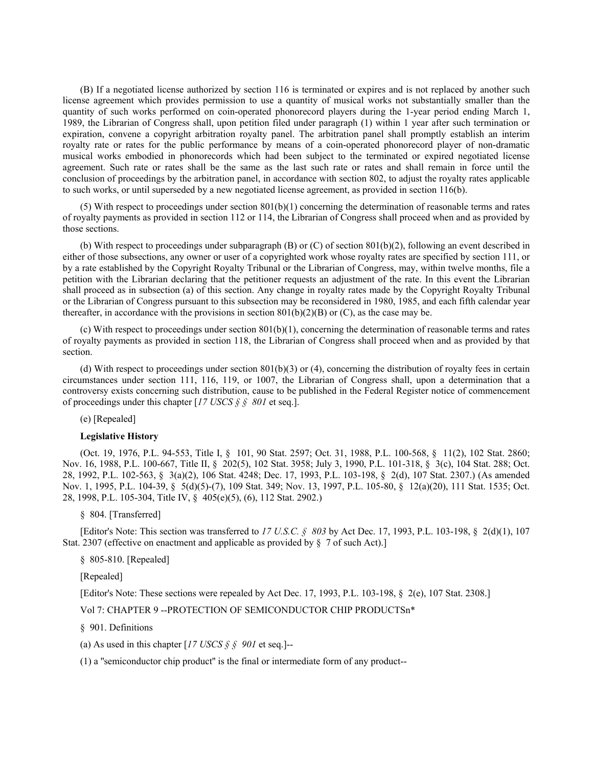(B) If a negotiated license authorized by section 116 is terminated or expires and is not replaced by another such license agreement which provides permission to use a quantity of musical works not substantially smaller than the quantity of such works performed on coin-operated phonorecord players during the 1-year period ending March 1, 1989, the Librarian of Congress shall, upon petition filed under paragraph (1) within 1 year after such termination or expiration, convene a copyright arbitration royalty panel. The arbitration panel shall promptly establish an interim royalty rate or rates for the public performance by means of a coin-operated phonorecord player of non-dramatic musical works embodied in phonorecords which had been subject to the terminated or expired negotiated license agreement. Such rate or rates shall be the same as the last such rate or rates and shall remain in force until the conclusion of proceedings by the arbitration panel, in accordance with section 802, to adjust the royalty rates applicable to such works, or until superseded by a new negotiated license agreement, as provided in section 116(b).

(5) With respect to proceedings under section 801(b)(1) concerning the determination of reasonable terms and rates of royalty payments as provided in section 112 or 114, the Librarian of Congress shall proceed when and as provided by those sections.

(b) With respect to proceedings under subparagraph (B) or (C) of section 801(b)(2), following an event described in either of those subsections, any owner or user of a copyrighted work whose royalty rates are specified by section 111, or by a rate established by the Copyright Royalty Tribunal or the Librarian of Congress, may, within twelve months, file a petition with the Librarian declaring that the petitioner requests an adjustment of the rate. In this event the Librarian shall proceed as in subsection (a) of this section. Any change in royalty rates made by the Copyright Royalty Tribunal or the Librarian of Congress pursuant to this subsection may be reconsidered in 1980, 1985, and each fifth calendar year thereafter, in accordance with the provisions in section 801(b)(2)(B) or (C), as the case may be.

(c) With respect to proceedings under section 801(b)(1), concerning the determination of reasonable terms and rates of royalty payments as provided in section 118, the Librarian of Congress shall proceed when and as provided by that section.

(d) With respect to proceedings under section 801(b)(3) or (4), concerning the distribution of royalty fees in certain circumstances under section 111, 116, 119, or 1007, the Librarian of Congress shall, upon a determination that a controversy exists concerning such distribution, cause to be published in the Federal Register notice of commencement of proceedings under this chapter [*17 USCS § § 801* et seq.].

(e) [Repealed]

**Legislative History**

(Oct. 19, 1976, P.L. 94-553, Title I, § 101, 90 Stat. 2597; Oct. 31, 1988, P.L. 100-568, § 11(2), 102 Stat. 2860; Nov. 16, 1988, P.L. 100-667, Title II, § 202(5), 102 Stat. 3958; July 3, 1990, P.L. 101-318, § 3(c), 104 Stat. 288; Oct. 28, 1992, P.L. 102-563, § 3(a)(2), 106 Stat. 4248; Dec. 17, 1993, P.L. 103-198, § 2(d), 107 Stat. 2307.) (As amended Nov. 1, 1995, P.L. 104-39, § 5(d)(5)-(7), 109 Stat. 349; Nov. 13, 1997, P.L. 105-80, § 12(a)(20), 111 Stat. 1535; Oct. 28, 1998, P.L. 105-304, Title IV, § 405(e)(5), (6), 112 Stat. 2902.)

§ 804. [Transferred]

[Editor's Note: This section was transferred to *17 U.S.C. § 803* by Act Dec. 17, 1993, P.L. 103-198, § 2(d)(1), 107 Stat. 2307 (effective on enactment and applicable as provided by § 7 of such Act).]

§ 805-810. [Repealed]

[Repealed]

[Editor's Note: These sections were repealed by Act Dec. 17, 1993, P.L. 103-198, § 2(e), 107 Stat. 2308.]

Vol 7: CHAPTER 9 --PROTECTION OF SEMICONDUCTOR CHIP PRODUCTSn*

§ 901. Definitions

(a) As used in this chapter [*17 USCS § § 901* et seq.]--

(1) a "semiconductor chip product" is the final or intermediate form of any product--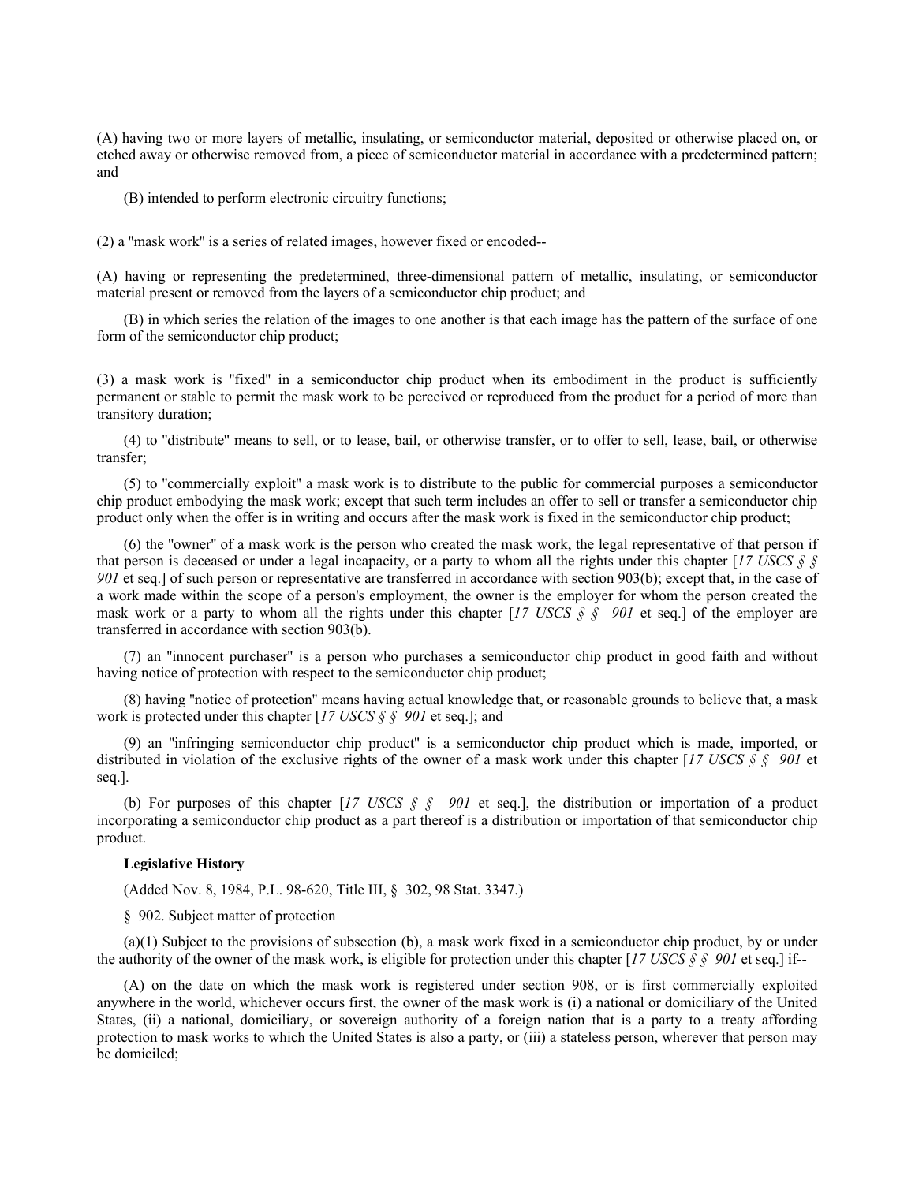(A) having two or more layers of metallic, insulating, or semiconductor material, deposited or otherwise placed on, or etched away or otherwise removed from, a piece of semiconductor material in accordance with a predetermined pattern; and

(B) intended to perform electronic circuitry functions;

(2) a "mask work" is a series of related images, however fixed or encoded--

(A) having or representing the predetermined, three-dimensional pattern of metallic, insulating, or semiconductor material present or removed from the layers of a semiconductor chip product; and

(B) in which series the relation of the images to one another is that each image has the pattern of the surface of one form of the semiconductor chip product;

(3) a mask work is "fixed" in a semiconductor chip product when its embodiment in the product is sufficiently permanent or stable to permit the mask work to be perceived or reproduced from the product for a period of more than transitory duration;

(4) to "distribute" means to sell, or to lease, bail, or otherwise transfer, or to offer to sell, lease, bail, or otherwise transfer;

(5) to "commercially exploit" a mask work is to distribute to the public for commercial purposes a semiconductor chip product embodying the mask work; except that such term includes an offer to sell or transfer a semiconductor chip product only when the offer is in writing and occurs after the mask work is fixed in the semiconductor chip product;

(6) the "owner" of a mask work is the person who created the mask work, the legal representative of that person if that person is deceased or under a legal incapacity, or a party to whom all the rights under this chapter [*17 USCS § § 901* et seq.] of such person or representative are transferred in accordance with section 903(b); except that, in the case of a work made within the scope of a person's employment, the owner is the employer for whom the person created the mask work or a party to whom all the rights under this chapter [*17 USCS § § 901* et seq.] of the employer are transferred in accordance with section 903(b).

(7) an "innocent purchaser" is a person who purchases a semiconductor chip product in good faith and without having notice of protection with respect to the semiconductor chip product;

(8) having "notice of protection" means having actual knowledge that, or reasonable grounds to believe that, a mask work is protected under this chapter [*17 USCS § § 901* et seq.]; and

(9) an "infringing semiconductor chip product" is a semiconductor chip product which is made, imported, or distributed in violation of the exclusive rights of the owner of a mask work under this chapter [*17 USCS § § 901* et seq.].

(b) For purposes of this chapter [*17 USCS § § 901* et seq.], the distribution or importation of a product incorporating a semiconductor chip product as a part thereof is a distribution or importation of that semiconductor chip product.

**Legislative History**

(Added Nov. 8, 1984, P.L. 98-620, Title III, § 302, 98 Stat. 3347.)

§ 902. Subject matter of protection

(a)(1) Subject to the provisions of subsection (b), a mask work fixed in a semiconductor chip product, by or under the authority of the owner of the mask work, is eligible for protection under this chapter [*17 USCS § § 901* et seq.] if--

(A) on the date on which the mask work is registered under section 908, or is first commercially exploited anywhere in the world, whichever occurs first, the owner of the mask work is (i) a national or domiciliary of the United States, (ii) a national, domiciliary, or sovereign authority of a foreign nation that is a party to a treaty affording protection to mask works to which the United States is also a party, or (iii) a stateless person, wherever that person may be domiciled;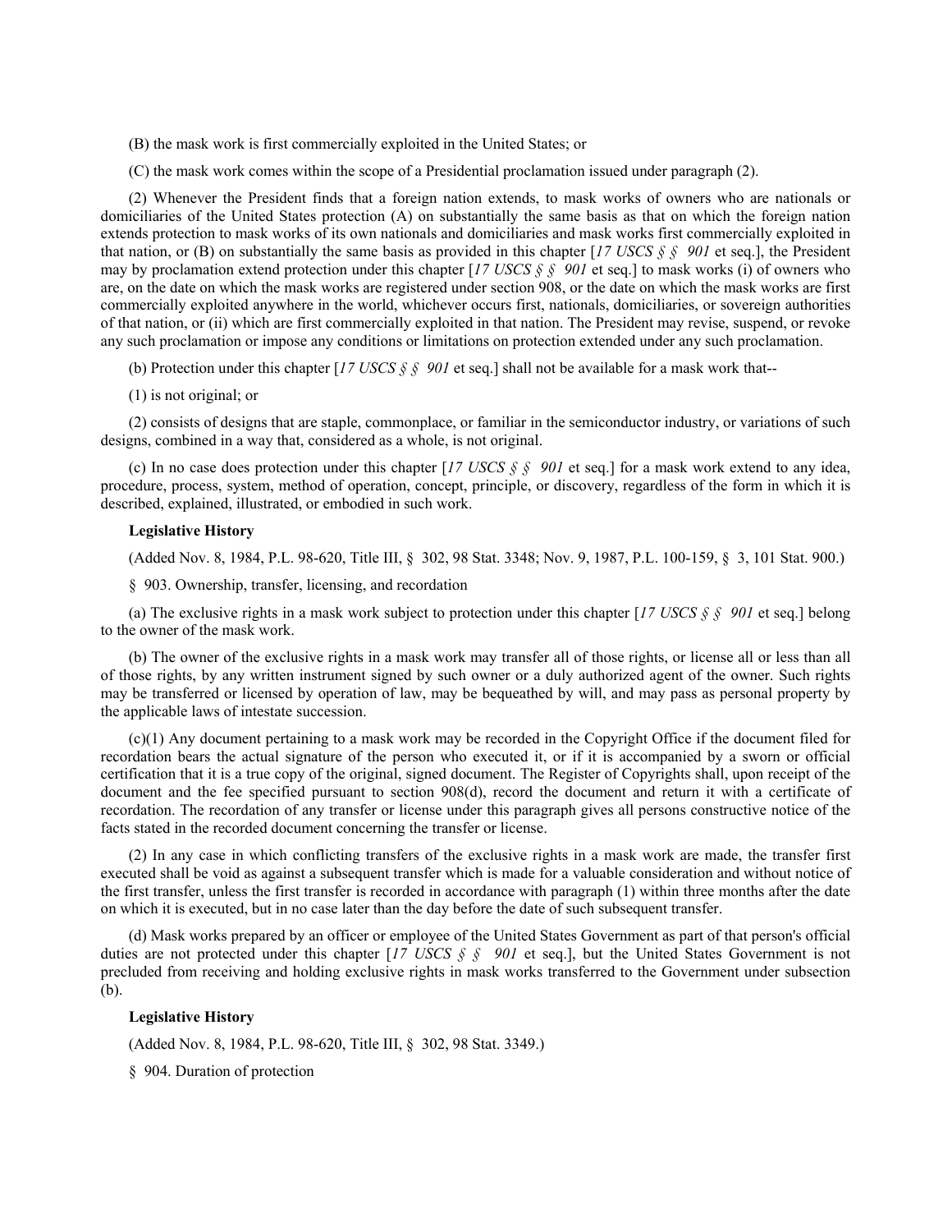(B) the mask work is first commercially exploited in the United States; or

(C) the mask work comes within the scope of a Presidential proclamation issued under paragraph (2).

(2) Whenever the President finds that a foreign nation extends, to mask works of owners who are nationals or domiciliaries of the United States protection (A) on substantially the same basis as that on which the foreign nation extends protection to mask works of its own nationals and domiciliaries and mask works first commercially exploited in that nation, or (B) on substantially the same basis as provided in this chapter [*17 USCS § § 901* et seq.], the President may by proclamation extend protection under this chapter [*17 USCS § § 901* et seq.] to mask works (i) of owners who are, on the date on which the mask works are registered under section 908, or the date on which the mask works are first commercially exploited anywhere in the world, whichever occurs first, nationals, domiciliaries, or sovereign authorities of that nation, or (ii) which are first commercially exploited in that nation. The President may revise, suspend, or revoke any such proclamation or impose any conditions or limitations on protection extended under any such proclamation.

(b) Protection under this chapter [*17 USCS § § 901* et seq.] shall not be available for a mask work that--

(1) is not original; or

(2) consists of designs that are staple, commonplace, or familiar in the semiconductor industry, or variations of such designs, combined in a way that, considered as a whole, is not original.

(c) In no case does protection under this chapter [*17 USCS § § 901* et seq.] for a mask work extend to any idea, procedure, process, system, method of operation, concept, principle, or discovery, regardless of the form in which it is described, explained, illustrated, or embodied in such work.

**Legislative History**

(Added Nov. 8, 1984, P.L. 98-620, Title III, § 302, 98 Stat. 3348; Nov. 9, 1987, P.L. 100-159, § 3, 101 Stat. 900.)

§ 903. Ownership, transfer, licensing, and recordation

(a) The exclusive rights in a mask work subject to protection under this chapter [*17 USCS § § 901* et seq.] belong to the owner of the mask work.

(b) The owner of the exclusive rights in a mask work may transfer all of those rights, or license all or less than all of those rights, by any written instrument signed by such owner or a duly authorized agent of the owner. Such rights may be transferred or licensed by operation of law, may be bequeathed by will, and may pass as personal property by the applicable laws of intestate succession.

(c)(1) Any document pertaining to a mask work may be recorded in the Copyright Office if the document filed for recordation bears the actual signature of the person who executed it, or if it is accompanied by a sworn or official certification that it is a true copy of the original, signed document. The Register of Copyrights shall, upon receipt of the document and the fee specified pursuant to section 908(d), record the document and return it with a certificate of recordation. The recordation of any transfer or license under this paragraph gives all persons constructive notice of the facts stated in the recorded document concerning the transfer or license.

(2) In any case in which conflicting transfers of the exclusive rights in a mask work are made, the transfer first executed shall be void as against a subsequent transfer which is made for a valuable consideration and without notice of the first transfer, unless the first transfer is recorded in accordance with paragraph (1) within three months after the date on which it is executed, but in no case later than the day before the date of such subsequent transfer.

(d) Mask works prepared by an officer or employee of the United States Government as part of that person's official duties are not protected under this chapter [*17 USCS § § 901* et seq.], but the United States Government is not precluded from receiving and holding exclusive rights in mask works transferred to the Government under subsection (b).

**Legislative History**

(Added Nov. 8, 1984, P.L. 98-620, Title III, § 302, 98 Stat. 3349.)

§ 904. Duration of protection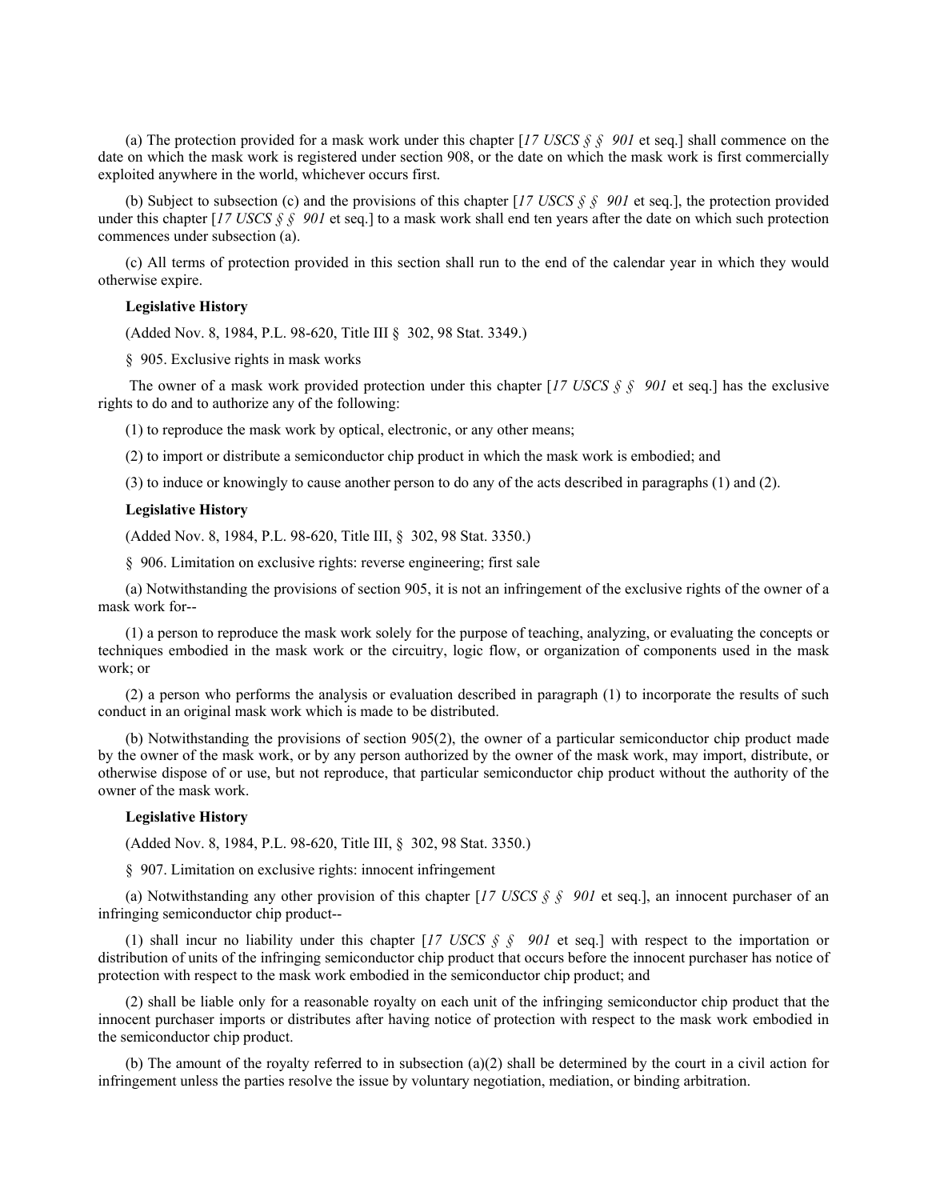(a) The protection provided for a mask work under this chapter [*17 USCS § § 901* et seq.] shall commence on the date on which the mask work is registered under section 908, or the date on which the mask work is first commercially exploited anywhere in the world, whichever occurs first.

(b) Subject to subsection (c) and the provisions of this chapter [*17 USCS § § 901* et seq.], the protection provided under this chapter [*17 USCS § § 901* et seq.] to a mask work shall end ten years after the date on which such protection commences under subsection (a).

(c) All terms of protection provided in this section shall run to the end of the calendar year in which they would otherwise expire.

**Legislative History**

(Added Nov. 8, 1984, P.L. 98-620, Title III § 302, 98 Stat. 3349.)

§ 905. Exclusive rights in mask works

The owner of a mask work provided protection under this chapter [*17 USCS § § 901* et seq.] has the exclusive rights to do and to authorize any of the following:

(1) to reproduce the mask work by optical, electronic, or any other means;

(2) to import or distribute a semiconductor chip product in which the mask work is embodied; and

(3) to induce or knowingly to cause another person to do any of the acts described in paragraphs (1) and (2).

**Legislative History**

(Added Nov. 8, 1984, P.L. 98-620, Title III, § 302, 98 Stat. 3350.)

§ 906. Limitation on exclusive rights: reverse engineering; first sale

(a) Notwithstanding the provisions of section 905, it is not an infringement of the exclusive rights of the owner of a mask work for--

(1) a person to reproduce the mask work solely for the purpose of teaching, analyzing, or evaluating the concepts or techniques embodied in the mask work or the circuitry, logic flow, or organization of components used in the mask work; or

(2) a person who performs the analysis or evaluation described in paragraph (1) to incorporate the results of such conduct in an original mask work which is made to be distributed.

(b) Notwithstanding the provisions of section 905(2), the owner of a particular semiconductor chip product made by the owner of the mask work, or by any person authorized by the owner of the mask work, may import, distribute, or otherwise dispose of or use, but not reproduce, that particular semiconductor chip product without the authority of the owner of the mask work.

**Legislative History**

(Added Nov. 8, 1984, P.L. 98-620, Title III, § 302, 98 Stat. 3350.)

§ 907. Limitation on exclusive rights: innocent infringement

(a) Notwithstanding any other provision of this chapter [*17 USCS § § 901* et seq.], an innocent purchaser of an infringing semiconductor chip product--

(1) shall incur no liability under this chapter [*17 USCS § § 901* et seq.] with respect to the importation or distribution of units of the infringing semiconductor chip product that occurs before the innocent purchaser has notice of protection with respect to the mask work embodied in the semiconductor chip product; and

(2) shall be liable only for a reasonable royalty on each unit of the infringing semiconductor chip product that the innocent purchaser imports or distributes after having notice of protection with respect to the mask work embodied in the semiconductor chip product.

(b) The amount of the royalty referred to in subsection (a)(2) shall be determined by the court in a civil action for infringement unless the parties resolve the issue by voluntary negotiation, mediation, or binding arbitration.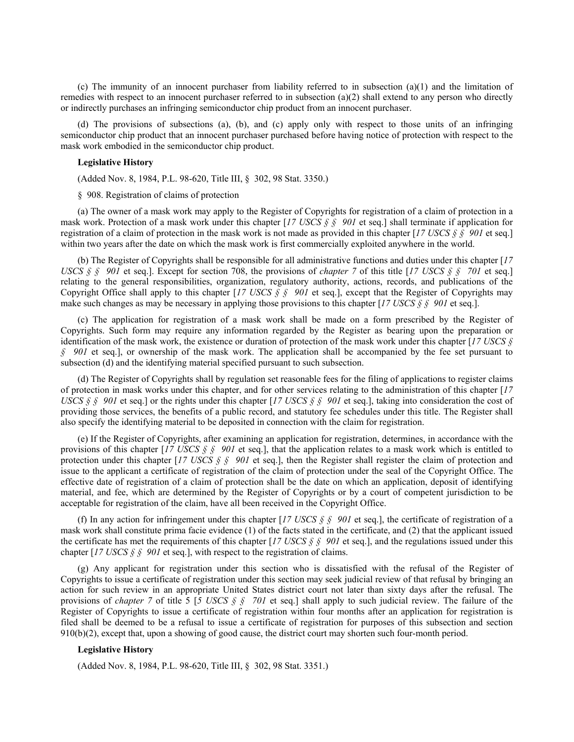(c) The immunity of an innocent purchaser from liability referred to in subsection (a)(1) and the limitation of remedies with respect to an innocent purchaser referred to in subsection (a)(2) shall extend to any person who directly or indirectly purchases an infringing semiconductor chip product from an innocent purchaser.

(d) The provisions of subsections (a), (b), and (c) apply only with respect to those units of an infringing semiconductor chip product that an innocent purchaser purchased before having notice of protection with respect to the mask work embodied in the semiconductor chip product.

**Legislative History**

(Added Nov. 8, 1984, P.L. 98-620, Title III, § 302, 98 Stat. 3350.)

§ 908. Registration of claims of protection

(a) The owner of a mask work may apply to the Register of Copyrights for registration of a claim of protection in a mask work. Protection of a mask work under this chapter [*17 USCS § § 901* et seq.] shall terminate if application for registration of a claim of protection in the mask work is not made as provided in this chapter [*17 USCS § § 901* et seq.] within two years after the date on which the mask work is first commercially exploited anywhere in the world.

(b) The Register of Copyrights shall be responsible for all administrative functions and duties under this chapter [*17 USCS § § 901* et seq.]. Except for section 708, the provisions of *chapter 7* of this title [*17 USCS § § 701* et seq.] relating to the general responsibilities, organization, regulatory authority, actions, records, and publications of the Copyright Office shall apply to this chapter [*17 USCS § § 901* et seq.], except that the Register of Copyrights may make such changes as may be necessary in applying those provisions to this chapter [*17 USCS § § 901* et seq.].

(c) The application for registration of a mask work shall be made on a form prescribed by the Register of Copyrights. Such form may require any information regarded by the Register as bearing upon the preparation or identification of the mask work, the existence or duration of protection of the mask work under this chapter [*17 USCS § § 901* et seq.], or ownership of the mask work. The application shall be accompanied by the fee set pursuant to subsection (d) and the identifying material specified pursuant to such subsection.

(d) The Register of Copyrights shall by regulation set reasonable fees for the filing of applications to register claims of protection in mask works under this chapter, and for other services relating to the administration of this chapter [*17 USCS § § 901* et seq.] or the rights under this chapter [*17 USCS § § 901* et seq.], taking into consideration the cost of providing those services, the benefits of a public record, and statutory fee schedules under this title. The Register shall also specify the identifying material to be deposited in connection with the claim for registration.

(e) If the Register of Copyrights, after examining an application for registration, determines, in accordance with the provisions of this chapter [*17 USCS § § 901* et seq.], that the application relates to a mask work which is entitled to protection under this chapter [*17 USCS § § 901* et seq.], then the Register shall register the claim of protection and issue to the applicant a certificate of registration of the claim of protection under the seal of the Copyright Office. The effective date of registration of a claim of protection shall be the date on which an application, deposit of identifying material, and fee, which are determined by the Register of Copyrights or by a court of competent jurisdiction to be acceptable for registration of the claim, have all been received in the Copyright Office.

(f) In any action for infringement under this chapter [*17 USCS § § 901* et seq.], the certificate of registration of a mask work shall constitute prima facie evidence (1) of the facts stated in the certificate, and (2) that the applicant issued the certificate has met the requirements of this chapter [*17 USCS § § 901* et seq.], and the regulations issued under this chapter [*17 USCS § § 901* et seq.], with respect to the registration of claims.

(g) Any applicant for registration under this section who is dissatisfied with the refusal of the Register of Copyrights to issue a certificate of registration under this section may seek judicial review of that refusal by bringing an action for such review in an appropriate United States district court not later than sixty days after the refusal. The provisions of *chapter 7* of title 5 [*5 USCS § § 701* et seq.] shall apply to such judicial review. The failure of the Register of Copyrights to issue a certificate of registration within four months after an application for registration is filed shall be deemed to be a refusal to issue a certificate of registration for purposes of this subsection and section 910(b)(2), except that, upon a showing of good cause, the district court may shorten such four-month period.

**Legislative History**

(Added Nov. 8, 1984, P.L. 98-620, Title III, § 302, 98 Stat. 3351.)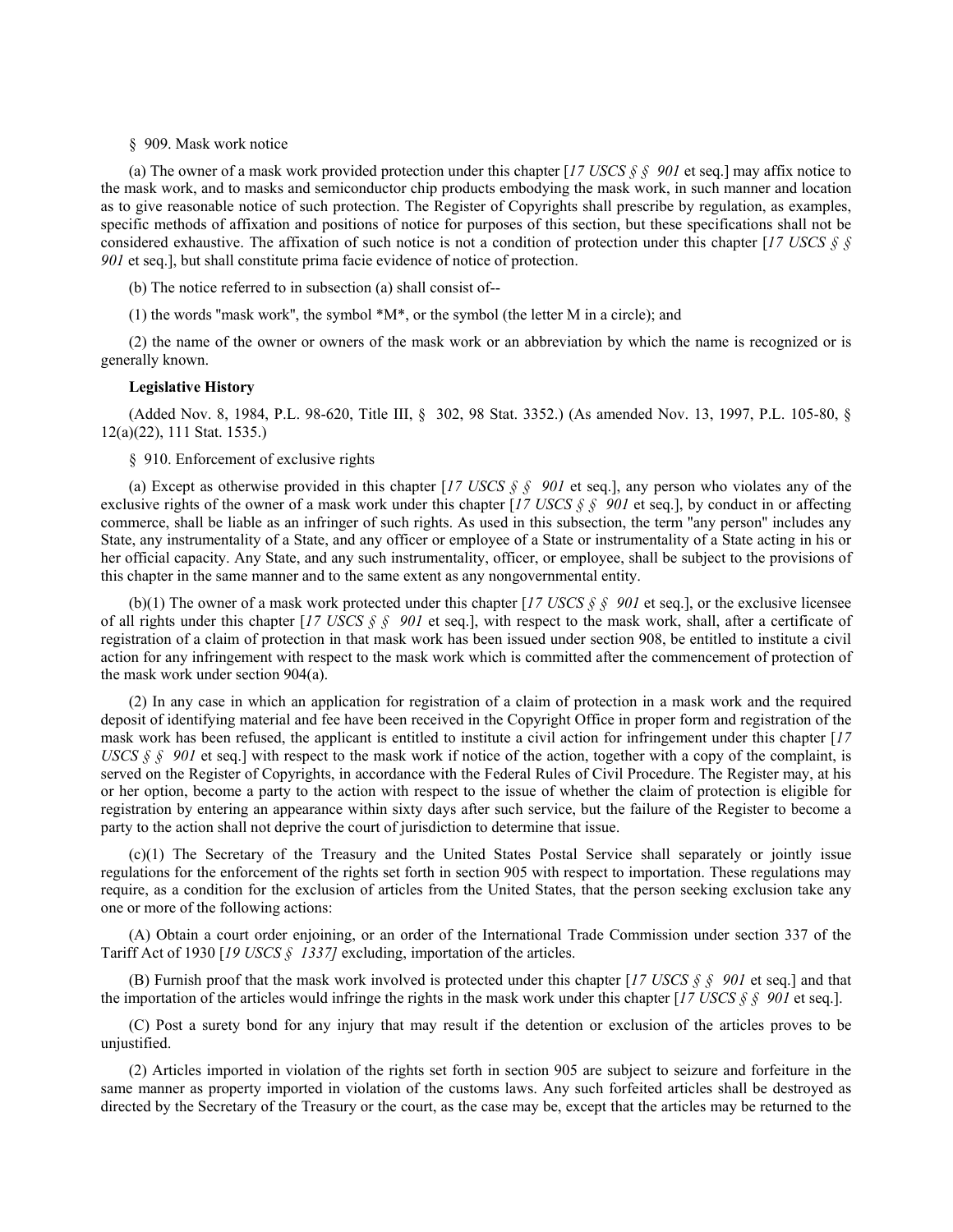§ 909. Mask work notice

(a) The owner of a mask work provided protection under this chapter [*17 USCS § § 901* et seq.] may affix notice to the mask work, and to masks and semiconductor chip products embodying the mask work, in such manner and location as to give reasonable notice of such protection. The Register of Copyrights shall prescribe by regulation, as examples, specific methods of affixation and positions of notice for purposes of this section, but these specifications shall not be considered exhaustive. The affixation of such notice is not a condition of protection under this chapter [*17 USCS § § 901* et seq.], but shall constitute prima facie evidence of notice of protection.

(b) The notice referred to in subsection (a) shall consist of--

(1) the words "mask work", the symbol *M*, or the symbol (the letter M in a circle); and

(2) the name of the owner or owners of the mask work or an abbreviation by which the name is recognized or is generally known.

**Legislative History**

(Added Nov. 8, 1984, P.L. 98-620, Title III, § 302, 98 Stat. 3352.) (As amended Nov. 13, 1997, P.L. 105-80, § 12(a)(22), 111 Stat. 1535.)

§ 910. Enforcement of exclusive rights

(a) Except as otherwise provided in this chapter [*17 USCS § § 901* et seq.], any person who violates any of the exclusive rights of the owner of a mask work under this chapter [*17 USCS § § 901* et seq.], by conduct in or affecting commerce, shall be liable as an infringer of such rights. As used in this subsection, the term "any person" includes any State, any instrumentality of a State, and any officer or employee of a State or instrumentality of a State acting in his or her official capacity. Any State, and any such instrumentality, officer, or employee, shall be subject to the provisions of this chapter in the same manner and to the same extent as any nongovernmental entity.

(b)(1) The owner of a mask work protected under this chapter [*17 USCS § § 901* et seq.], or the exclusive licensee of all rights under this chapter [*17 USCS § § 901* et seq.], with respect to the mask work, shall, after a certificate of registration of a claim of protection in that mask work has been issued under section 908, be entitled to institute a civil action for any infringement with respect to the mask work which is committed after the commencement of protection of the mask work under section 904(a).

(2) In any case in which an application for registration of a claim of protection in a mask work and the required deposit of identifying material and fee have been received in the Copyright Office in proper form and registration of the mask work has been refused, the applicant is entitled to institute a civil action for infringement under this chapter [*17 USCS § § 901* et seq.] with respect to the mask work if notice of the action, together with a copy of the complaint, is served on the Register of Copyrights, in accordance with the Federal Rules of Civil Procedure. The Register may, at his or her option, become a party to the action with respect to the issue of whether the claim of protection is eligible for registration by entering an appearance within sixty days after such service, but the failure of the Register to become a party to the action shall not deprive the court of jurisdiction to determine that issue.

(c)(1) The Secretary of the Treasury and the United States Postal Service shall separately or jointly issue regulations for the enforcement of the rights set forth in section 905 with respect to importation. These regulations may require, as a condition for the exclusion of articles from the United States, that the person seeking exclusion take any one or more of the following actions:

(A) Obtain a court order enjoining, or an order of the International Trade Commission under section 337 of the Tariff Act of 1930 [*19 USCS § 1337]* excluding, importation of the articles.

(B) Furnish proof that the mask work involved is protected under this chapter [*17 USCS § § 901* et seq.] and that the importation of the articles would infringe the rights in the mask work under this chapter [*17 USCS § § 901* et seq.].

(C) Post a surety bond for any injury that may result if the detention or exclusion of the articles proves to be unjustified.

(2) Articles imported in violation of the rights set forth in section 905 are subject to seizure and forfeiture in the same manner as property imported in violation of the customs laws. Any such forfeited articles shall be destroyed as directed by the Secretary of the Treasury or the court, as the case may be, except that the articles may be returned to the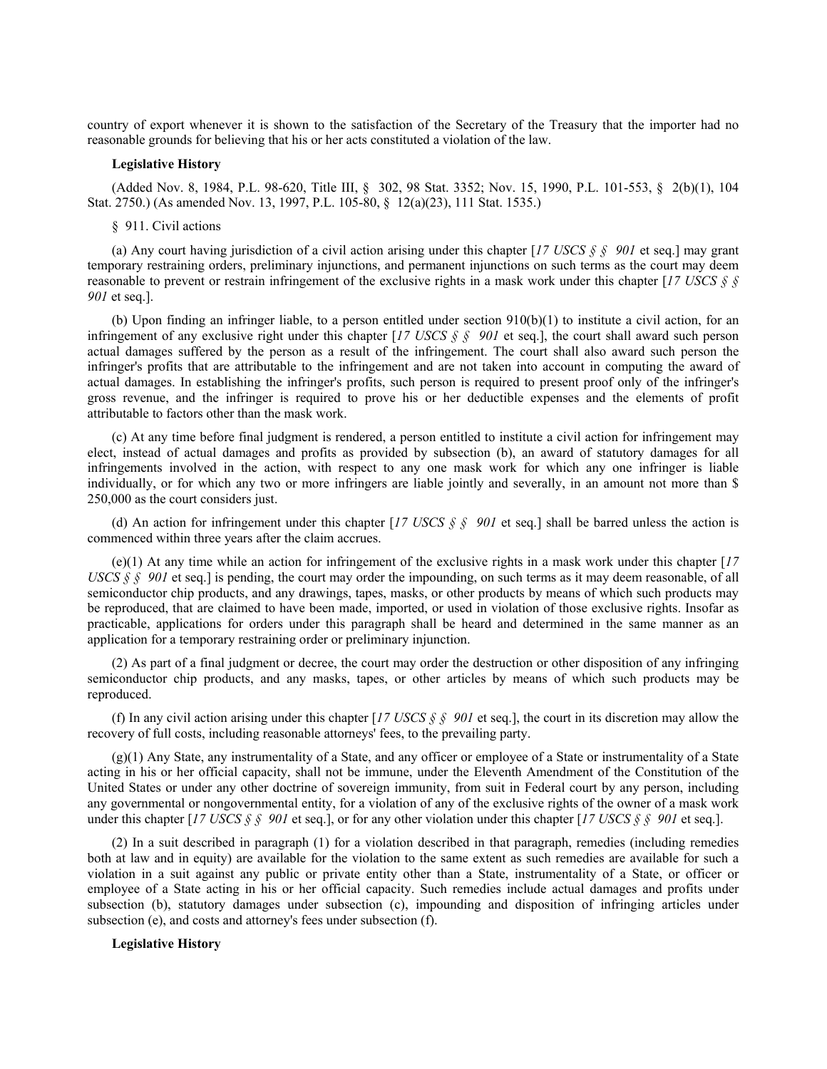country of export whenever it is shown to the satisfaction of the Secretary of the Treasury that the importer had no reasonable grounds for believing that his or her acts constituted a violation of the law.

**Legislative History**

(Added Nov. 8, 1984, P.L. 98-620, Title III, § 302, 98 Stat. 3352; Nov. 15, 1990, P.L. 101-553, § 2(b)(1), 104 Stat. 2750.) (As amended Nov. 13, 1997, P.L. 105-80, § 12(a)(23), 111 Stat. 1535.)

§ 911. Civil actions

(a) Any court having jurisdiction of a civil action arising under this chapter [*17 USCS § § 901* et seq.] may grant temporary restraining orders, preliminary injunctions, and permanent injunctions on such terms as the court may deem reasonable to prevent or restrain infringement of the exclusive rights in a mask work under this chapter [*17 USCS § § 901* et seq.].

(b) Upon finding an infringer liable, to a person entitled under section 910(b)(1) to institute a civil action, for an infringement of any exclusive right under this chapter [*17 USCS § § 901* et seq.], the court shall award such person actual damages suffered by the person as a result of the infringement. The court shall also award such person the infringer's profits that are attributable to the infringement and are not taken into account in computing the award of actual damages. In establishing the infringer's profits, such person is required to present proof only of the infringer's gross revenue, and the infringer is required to prove his or her deductible expenses and the elements of profit attributable to factors other than the mask work.

(c) At any time before final judgment is rendered, a person entitled to institute a civil action for infringement may elect, instead of actual damages and profits as provided by subsection (b), an award of statutory damages for all infringements involved in the action, with respect to any one mask work for which any one infringer is liable individually, or for which any two or more infringers are liable jointly and severally, in an amount not more than $ 250,000 as the court considers just.

(d) An action for infringement under this chapter [*17 USCS § § 901* et seq.] shall be barred unless the action is commenced within three years after the claim accrues.

(e)(1) At any time while an action for infringement of the exclusive rights in a mask work under this chapter [*17 USCS § § 901* et seq.] is pending, the court may order the impounding, on such terms as it may deem reasonable, of all semiconductor chip products, and any drawings, tapes, masks, or other products by means of which such products may be reproduced, that are claimed to have been made, imported, or used in violation of those exclusive rights. Insofar as practicable, applications for orders under this paragraph shall be heard and determined in the same manner as an application for a temporary restraining order or preliminary injunction.

(2) As part of a final judgment or decree, the court may order the destruction or other disposition of any infringing semiconductor chip products, and any masks, tapes, or other articles by means of which such products may be reproduced.

(f) In any civil action arising under this chapter [*17 USCS § § 901* et seq.], the court in its discretion may allow the recovery of full costs, including reasonable attorneys' fees, to the prevailing party.

(g)(1) Any State, any instrumentality of a State, and any officer or employee of a State or instrumentality of a State acting in his or her official capacity, shall not be immune, under the Eleventh Amendment of the Constitution of the United States or under any other doctrine of sovereign immunity, from suit in Federal court by any person, including any governmental or nongovernmental entity, for a violation of any of the exclusive rights of the owner of a mask work under this chapter [*17 USCS § § 901* et seq.], or for any other violation under this chapter [*17 USCS § § 901* et seq.].

(2) In a suit described in paragraph (1) for a violation described in that paragraph, remedies (including remedies both at law and in equity) are available for the violation to the same extent as such remedies are available for such a violation in a suit against any public or private entity other than a State, instrumentality of a State, or officer or employee of a State acting in his or her official capacity. Such remedies include actual damages and profits under subsection (b), statutory damages under subsection (c), impounding and disposition of infringing articles under subsection (e), and costs and attorney's fees under subsection (f).

**Legislative History**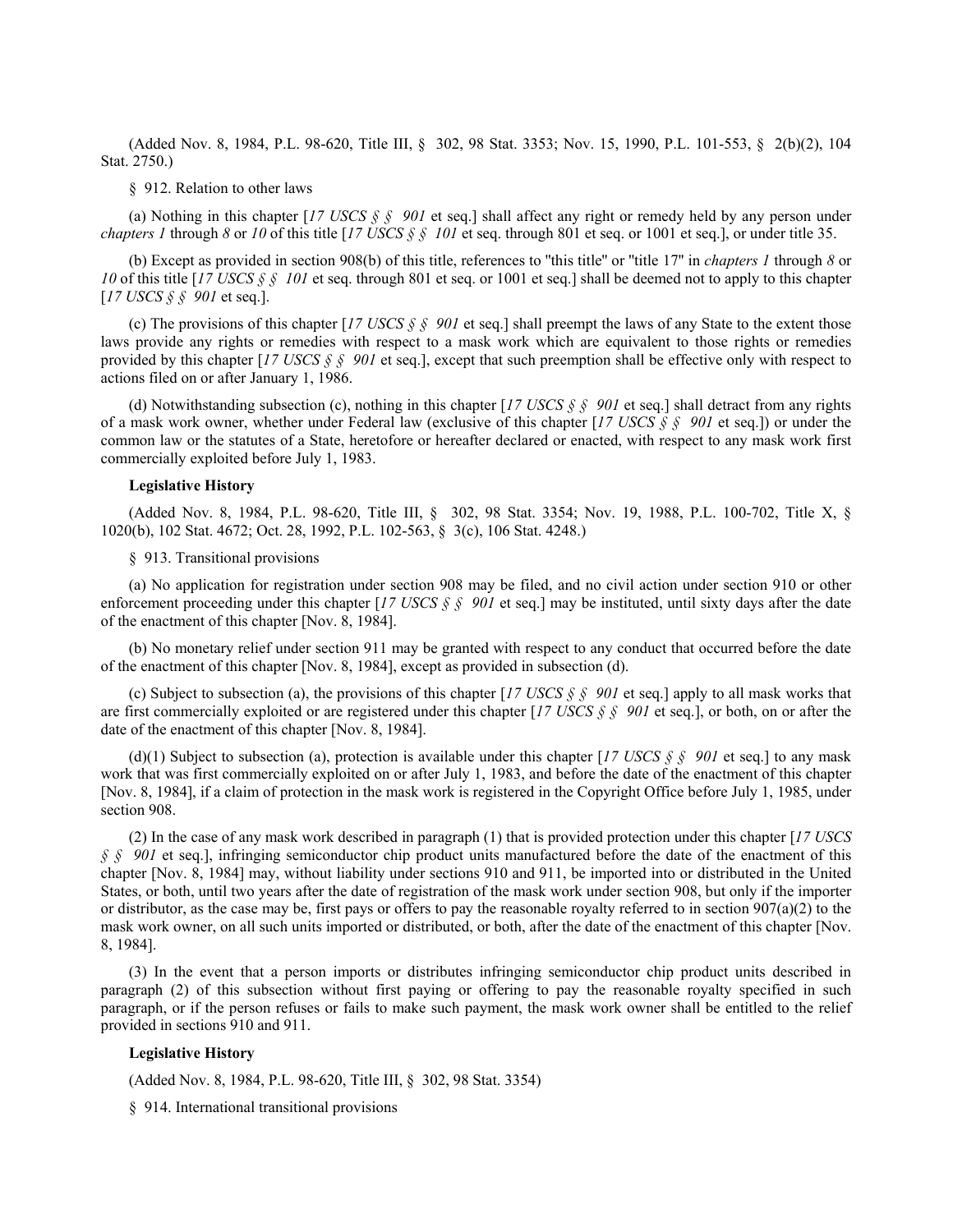(Added Nov. 8, 1984, P.L. 98-620, Title III, § 302, 98 Stat. 3353; Nov. 15, 1990, P.L. 101-553, § 2(b)(2), 104 Stat. 2750.)

§ 912. Relation to other laws

(a) Nothing in this chapter [*17 USCS § § 901* et seq.] shall affect any right or remedy held by any person under *chapters 1* through *8* or *10* of this title [*17 USCS § § 101* et seq. through 801 et seq. or 1001 et seq.], or under title 35.

(b) Except as provided in section 908(b) of this title, references to "this title" or "title 17" in *chapters 1* through *8* or *10* of this title [*17 USCS § § 101* et seq. through 801 et seq. or 1001 et seq.] shall be deemed not to apply to this chapter [*17 USCS § § 901* et seq.].

(c) The provisions of this chapter [*17 USCS § § 901* et seq.] shall preempt the laws of any State to the extent those laws provide any rights or remedies with respect to a mask work which are equivalent to those rights or remedies provided by this chapter [*17 USCS § § 901* et seq.], except that such preemption shall be effective only with respect to actions filed on or after January 1, 1986.

(d) Notwithstanding subsection (c), nothing in this chapter [*17 USCS § § 901* et seq.] shall detract from any rights of a mask work owner, whether under Federal law (exclusive of this chapter [*17 USCS § § 901* et seq.]) or under the common law or the statutes of a State, heretofore or hereafter declared or enacted, with respect to any mask work first commercially exploited before July 1, 1983.

**Legislative History**

(Added Nov. 8, 1984, P.L. 98-620, Title III, § 302, 98 Stat. 3354; Nov. 19, 1988, P.L. 100-702, Title X, § 1020(b), 102 Stat. 4672; Oct. 28, 1992, P.L. 102-563, § 3(c), 106 Stat. 4248.)

§ 913. Transitional provisions

(a) No application for registration under section 908 may be filed, and no civil action under section 910 or other enforcement proceeding under this chapter [*17 USCS § § 901* et seq.] may be instituted, until sixty days after the date of the enactment of this chapter [Nov. 8, 1984].

(b) No monetary relief under section 911 may be granted with respect to any conduct that occurred before the date of the enactment of this chapter [Nov. 8, 1984], except as provided in subsection (d).

(c) Subject to subsection (a), the provisions of this chapter [*17 USCS § § 901* et seq.] apply to all mask works that are first commercially exploited or are registered under this chapter [*17 USCS § § 901* et seq.], or both, on or after the date of the enactment of this chapter [Nov. 8, 1984].

(d)(1) Subject to subsection (a), protection is available under this chapter [*17 USCS § § 901* et seq.] to any mask work that was first commercially exploited on or after July 1, 1983, and before the date of the enactment of this chapter [Nov. 8, 1984], if a claim of protection in the mask work is registered in the Copyright Office before July 1, 1985, under section 908.

(2) In the case of any mask work described in paragraph (1) that is provided protection under this chapter [*17 USCS § § 901* et seq.], infringing semiconductor chip product units manufactured before the date of the enactment of this chapter [Nov. 8, 1984] may, without liability under sections 910 and 911, be imported into or distributed in the United States, or both, until two years after the date of registration of the mask work under section 908, but only if the importer or distributor, as the case may be, first pays or offers to pay the reasonable royalty referred to in section 907(a)(2) to the mask work owner, on all such units imported or distributed, or both, after the date of the enactment of this chapter [Nov. 8, 1984].

(3) In the event that a person imports or distributes infringing semiconductor chip product units described in paragraph (2) of this subsection without first paying or offering to pay the reasonable royalty specified in such paragraph, or if the person refuses or fails to make such payment, the mask work owner shall be entitled to the relief provided in sections 910 and 911.

**Legislative History**

(Added Nov. 8, 1984, P.L. 98-620, Title III, § 302, 98 Stat. 3354)

§ 914. International transitional provisions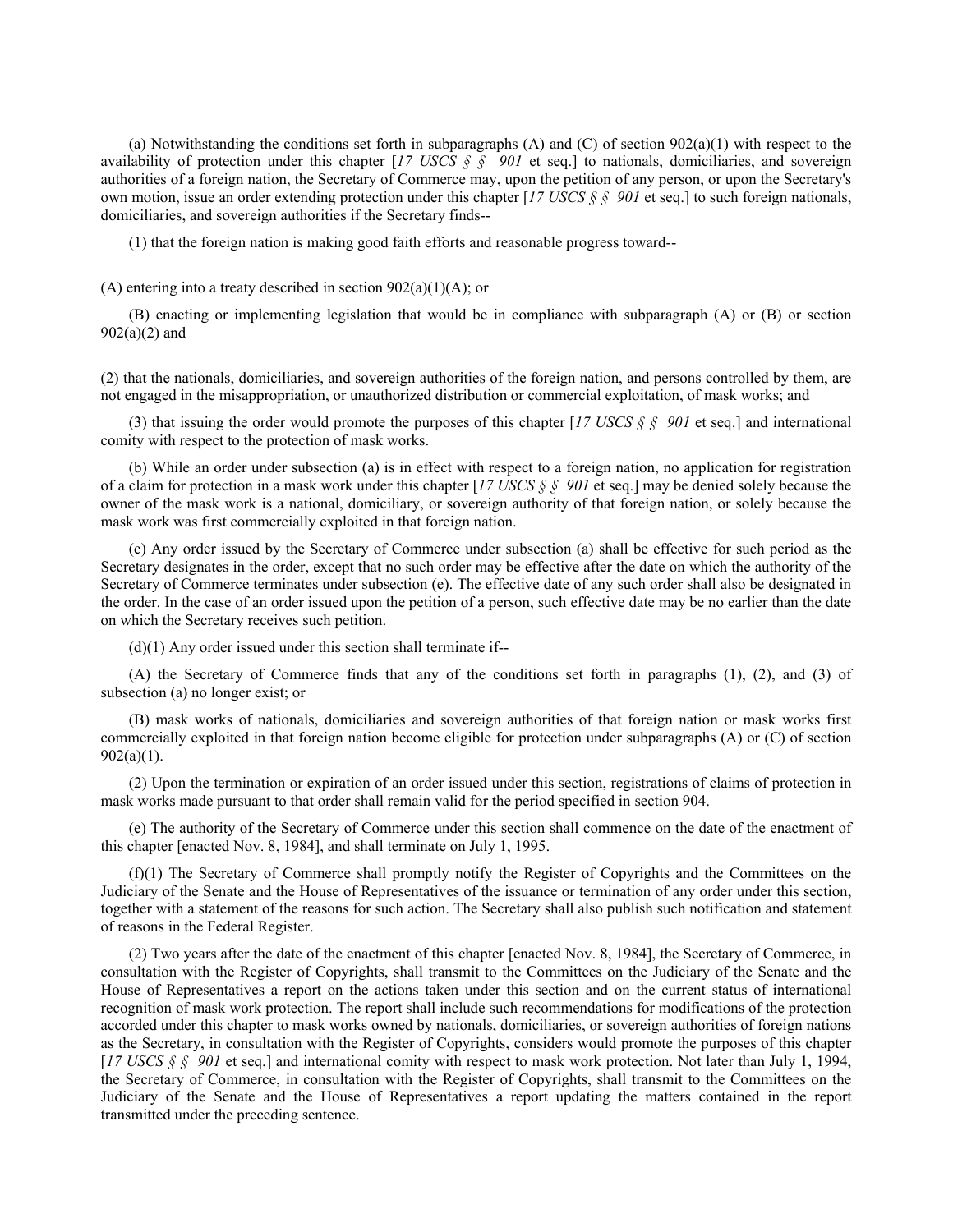(a) Notwithstanding the conditions set forth in subparagraphs (A) and (C) of section 902(a)(1) with respect to the availability of protection under this chapter [*17 USCS § § 901* et seq.] to nationals, domiciliaries, and sovereign authorities of a foreign nation, the Secretary of Commerce may, upon the petition of any person, or upon the Secretary's own motion, issue an order extending protection under this chapter [*17 USCS § § 901* et seq.] to such foreign nationals, domiciliaries, and sovereign authorities if the Secretary finds--

(1) that the foreign nation is making good faith efforts and reasonable progress toward--

(A) entering into a treaty described in section 902(a)(1)(A); or

(B) enacting or implementing legislation that would be in compliance with subparagraph (A) or (B) or section 902(a)(2) and

(2) that the nationals, domiciliaries, and sovereign authorities of the foreign nation, and persons controlled by them, are not engaged in the misappropriation, or unauthorized distribution or commercial exploitation, of mask works; and

(3) that issuing the order would promote the purposes of this chapter [*17 USCS § § 901* et seq.] and international comity with respect to the protection of mask works.

(b) While an order under subsection (a) is in effect with respect to a foreign nation, no application for registration of a claim for protection in a mask work under this chapter [*17 USCS § § 901* et seq.] may be denied solely because the owner of the mask work is a national, domiciliary, or sovereign authority of that foreign nation, or solely because the mask work was first commercially exploited in that foreign nation.

(c) Any order issued by the Secretary of Commerce under subsection (a) shall be effective for such period as the Secretary designates in the order, except that no such order may be effective after the date on which the authority of the Secretary of Commerce terminates under subsection (e). The effective date of any such order shall also be designated in the order. In the case of an order issued upon the petition of a person, such effective date may be no earlier than the date on which the Secretary receives such petition.

(d)(1) Any order issued under this section shall terminate if--

(A) the Secretary of Commerce finds that any of the conditions set forth in paragraphs (1), (2), and (3) of subsection (a) no longer exist; or

(B) mask works of nationals, domiciliaries and sovereign authorities of that foreign nation or mask works first commercially exploited in that foreign nation become eligible for protection under subparagraphs (A) or (C) of section 902(a)(1).

(2) Upon the termination or expiration of an order issued under this section, registrations of claims of protection in mask works made pursuant to that order shall remain valid for the period specified in section 904.

(e) The authority of the Secretary of Commerce under this section shall commence on the date of the enactment of this chapter [enacted Nov. 8, 1984], and shall terminate on July 1, 1995.

(f)(1) The Secretary of Commerce shall promptly notify the Register of Copyrights and the Committees on the Judiciary of the Senate and the House of Representatives of the issuance or termination of any order under this section, together with a statement of the reasons for such action. The Secretary shall also publish such notification and statement of reasons in the Federal Register.

(2) Two years after the date of the enactment of this chapter [enacted Nov. 8, 1984], the Secretary of Commerce, in consultation with the Register of Copyrights, shall transmit to the Committees on the Judiciary of the Senate and the House of Representatives a report on the actions taken under this section and on the current status of international recognition of mask work protection. The report shall include such recommendations for modifications of the protection accorded under this chapter to mask works owned by nationals, domiciliaries, or sovereign authorities of foreign nations as the Secretary, in consultation with the Register of Copyrights, considers would promote the purposes of this chapter [*17 USCS § § 901* et seq.] and international comity with respect to mask work protection. Not later than July 1, 1994, the Secretary of Commerce, in consultation with the Register of Copyrights, shall transmit to the Committees on the Judiciary of the Senate and the House of Representatives a report updating the matters contained in the report transmitted under the preceding sentence.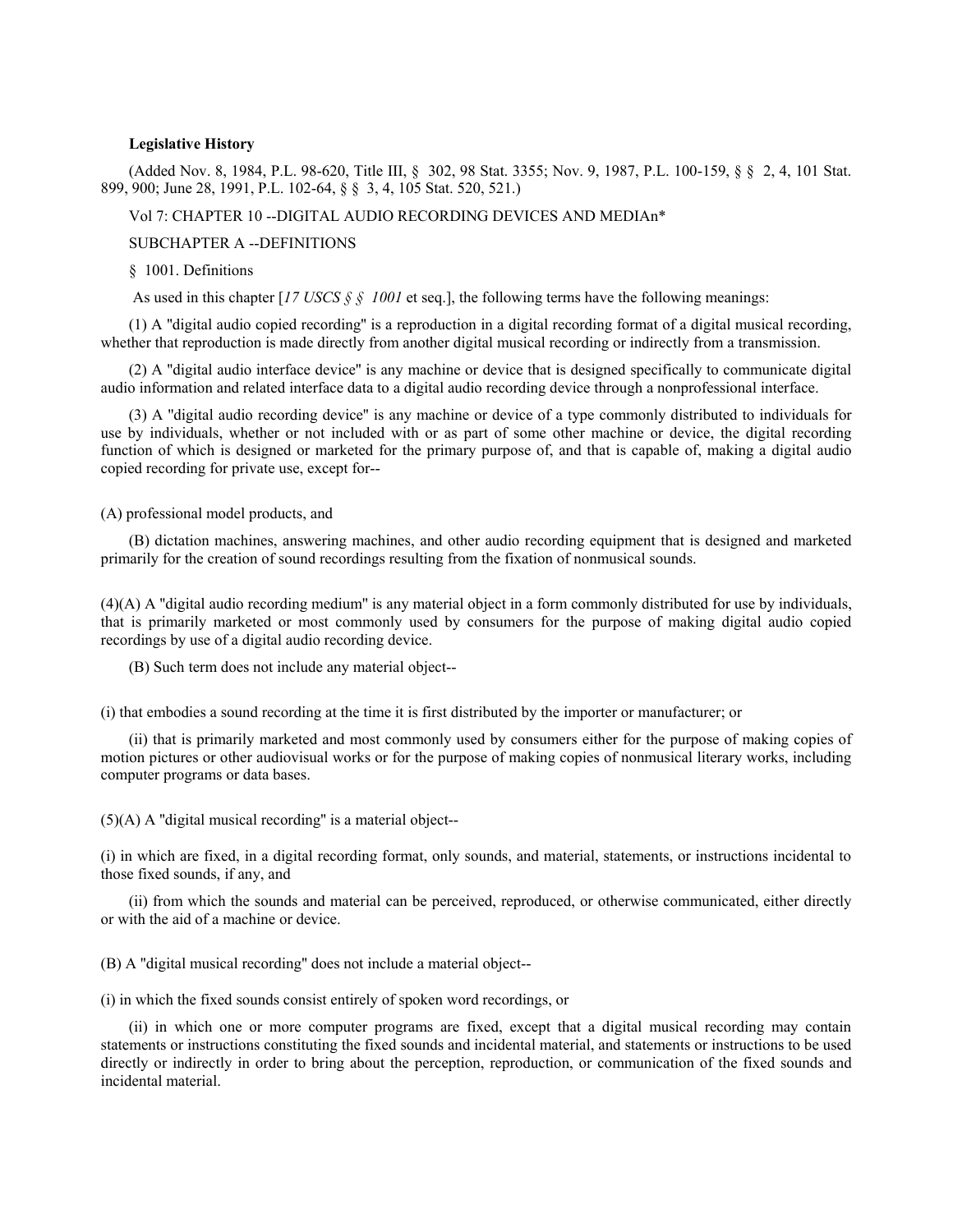**Legislative History**

(Added Nov. 8, 1984, P.L. 98-620, Title III, § 302, 98 Stat. 3355; Nov. 9, 1987, P.L. 100-159, § § 2, 4, 101 Stat. 899, 900; June 28, 1991, P.L. 102-64, § § 3, 4, 105 Stat. 520, 521.)

Vol 7: CHAPTER 10 --DIGITAL AUDIO RECORDING DEVICES AND MEDIAn*

SUBCHAPTER A --DEFINITIONS

§ 1001. Definitions

As used in this chapter [*17 USCS § § 1001* et seq.], the following terms have the following meanings:

(1) A "digital audio copied recording" is a reproduction in a digital recording format of a digital musical recording, whether that reproduction is made directly from another digital musical recording or indirectly from a transmission.

(2) A "digital audio interface device" is any machine or device that is designed specifically to communicate digital audio information and related interface data to a digital audio recording device through a nonprofessional interface.

(3) A "digital audio recording device" is any machine or device of a type commonly distributed to individuals for use by individuals, whether or not included with or as part of some other machine or device, the digital recording function of which is designed or marketed for the primary purpose of, and that is capable of, making a digital audio copied recording for private use, except for--

(A) professional model products, and

(B) dictation machines, answering machines, and other audio recording equipment that is designed and marketed primarily for the creation of sound recordings resulting from the fixation of nonmusical sounds.

(4)(A) A "digital audio recording medium" is any material object in a form commonly distributed for use by individuals, that is primarily marketed or most commonly used by consumers for the purpose of making digital audio copied recordings by use of a digital audio recording device.

(B) Such term does not include any material object--

(i) that embodies a sound recording at the time it is first distributed by the importer or manufacturer; or

(ii) that is primarily marketed and most commonly used by consumers either for the purpose of making copies of motion pictures or other audiovisual works or for the purpose of making copies of nonmusical literary works, including computer programs or data bases.

(5)(A) A "digital musical recording" is a material object--

(i) in which are fixed, in a digital recording format, only sounds, and material, statements, or instructions incidental to those fixed sounds, if any, and

(ii) from which the sounds and material can be perceived, reproduced, or otherwise communicated, either directly or with the aid of a machine or device.

(B) A "digital musical recording" does not include a material object--

(i) in which the fixed sounds consist entirely of spoken word recordings, or

(ii) in which one or more computer programs are fixed, except that a digital musical recording may contain statements or instructions constituting the fixed sounds and incidental material, and statements or instructions to be used directly or indirectly in order to bring about the perception, reproduction, or communication of the fixed sounds and incidental material.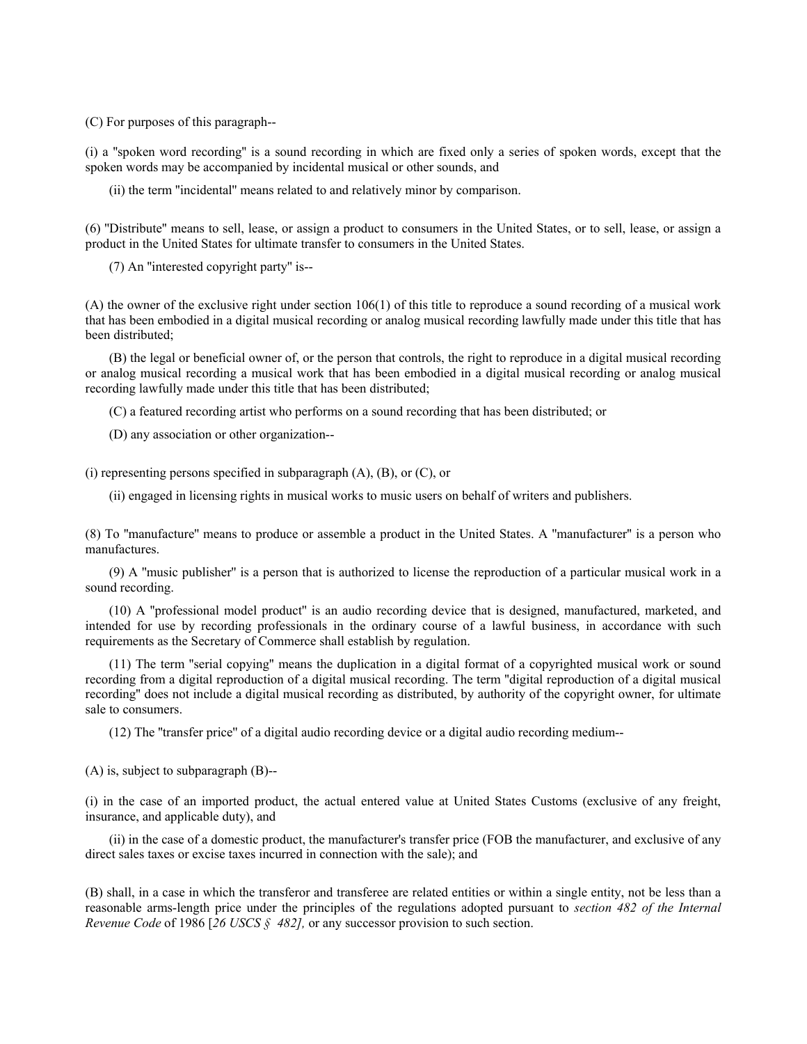(C) For purposes of this paragraph--

(i) a "spoken word recording" is a sound recording in which are fixed only a series of spoken words, except that the spoken words may be accompanied by incidental musical or other sounds, and

(ii) the term "incidental" means related to and relatively minor by comparison.

(6) "Distribute" means to sell, lease, or assign a product to consumers in the United States, or to sell, lease, or assign a product in the United States for ultimate transfer to consumers in the United States.

(7) An "interested copyright party" is--

(A) the owner of the exclusive right under section 106(1) of this title to reproduce a sound recording of a musical work that has been embodied in a digital musical recording or analog musical recording lawfully made under this title that has been distributed;

(B) the legal or beneficial owner of, or the person that controls, the right to reproduce in a digital musical recording or analog musical recording a musical work that has been embodied in a digital musical recording or analog musical recording lawfully made under this title that has been distributed;

(C) a featured recording artist who performs on a sound recording that has been distributed; or

(D) any association or other organization--

(i) representing persons specified in subparagraph (A), (B), or (C), or

(ii) engaged in licensing rights in musical works to music users on behalf of writers and publishers.

(8) To "manufacture" means to produce or assemble a product in the United States. A "manufacturer" is a person who manufactures.

(9) A "music publisher" is a person that is authorized to license the reproduction of a particular musical work in a sound recording.

(10) A "professional model product" is an audio recording device that is designed, manufactured, marketed, and intended for use by recording professionals in the ordinary course of a lawful business, in accordance with such requirements as the Secretary of Commerce shall establish by regulation.

(11) The term "serial copying" means the duplication in a digital format of a copyrighted musical work or sound recording from a digital reproduction of a digital musical recording. The term "digital reproduction of a digital musical recording" does not include a digital musical recording as distributed, by authority of the copyright owner, for ultimate sale to consumers.

(12) The "transfer price" of a digital audio recording device or a digital audio recording medium--

(A) is, subject to subparagraph (B)--

(i) in the case of an imported product, the actual entered value at United States Customs (exclusive of any freight, insurance, and applicable duty), and

(ii) in the case of a domestic product, the manufacturer's transfer price (FOB the manufacturer, and exclusive of any direct sales taxes or excise taxes incurred in connection with the sale); and

(B) shall, in a case in which the transferor and transferee are related entities or within a single entity, not be less than a reasonable arms-length price under the principles of the regulations adopted pursuant to *section 482 of the Internal Revenue Code* of 1986 [*26 USCS § 482],* or any successor provision to such section.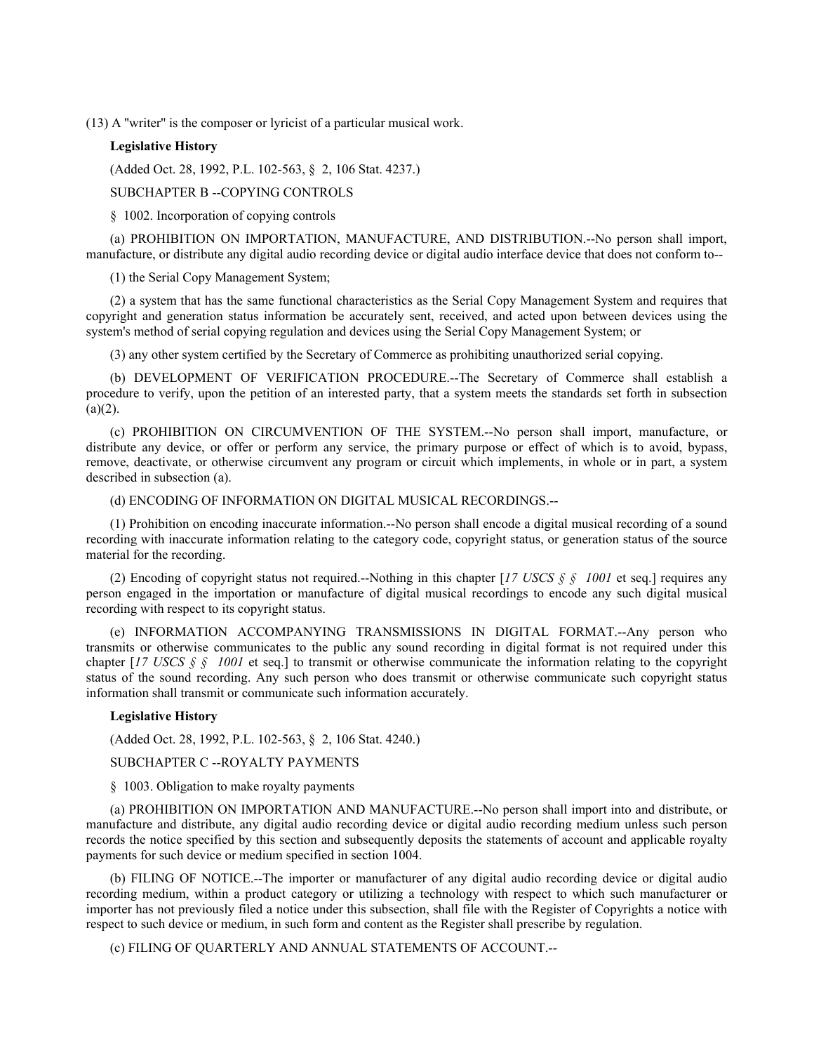(13) A "writer" is the composer or lyricist of a particular musical work.

**Legislative History**

(Added Oct. 28, 1992, P.L. 102-563, § 2, 106 Stat. 4237.)

SUBCHAPTER B --COPYING CONTROLS

§ 1002. Incorporation of copying controls

(a) PROHIBITION ON IMPORTATION, MANUFACTURE, AND DISTRIBUTION.--No person shall import, manufacture, or distribute any digital audio recording device or digital audio interface device that does not conform to--

(1) the Serial Copy Management System;

(2) a system that has the same functional characteristics as the Serial Copy Management System and requires that copyright and generation status information be accurately sent, received, and acted upon between devices using the system's method of serial copying regulation and devices using the Serial Copy Management System; or

(3) any other system certified by the Secretary of Commerce as prohibiting unauthorized serial copying.

(b) DEVELOPMENT OF VERIFICATION PROCEDURE.--The Secretary of Commerce shall establish a procedure to verify, upon the petition of an interested party, that a system meets the standards set forth in subsection (a)(2).

(c) PROHIBITION ON CIRCUMVENTION OF THE SYSTEM.--No person shall import, manufacture, or distribute any device, or offer or perform any service, the primary purpose or effect of which is to avoid, bypass, remove, deactivate, or otherwise circumvent any program or circuit which implements, in whole or in part, a system described in subsection (a).

(d) ENCODING OF INFORMATION ON DIGITAL MUSICAL RECORDINGS.--

(1) Prohibition on encoding inaccurate information.--No person shall encode a digital musical recording of a sound recording with inaccurate information relating to the category code, copyright status, or generation status of the source material for the recording.

(2) Encoding of copyright status not required.--Nothing in this chapter [*17 USCS § § 1001* et seq.] requires any person engaged in the importation or manufacture of digital musical recordings to encode any such digital musical recording with respect to its copyright status.

(e) INFORMATION ACCOMPANYING TRANSMISSIONS IN DIGITAL FORMAT.--Any person who transmits or otherwise communicates to the public any sound recording in digital format is not required under this chapter [*17 USCS § § 1001* et seq.] to transmit or otherwise communicate the information relating to the copyright status of the sound recording. Any such person who does transmit or otherwise communicate such copyright status information shall transmit or communicate such information accurately.

**Legislative History**

(Added Oct. 28, 1992, P.L. 102-563, § 2, 106 Stat. 4240.)

SUBCHAPTER C --ROYALTY PAYMENTS

§ 1003. Obligation to make royalty payments

(a) PROHIBITION ON IMPORTATION AND MANUFACTURE.--No person shall import into and distribute, or manufacture and distribute, any digital audio recording device or digital audio recording medium unless such person records the notice specified by this section and subsequently deposits the statements of account and applicable royalty payments for such device or medium specified in section 1004.

(b) FILING OF NOTICE.--The importer or manufacturer of any digital audio recording device or digital audio recording medium, within a product category or utilizing a technology with respect to which such manufacturer or importer has not previously filed a notice under this subsection, shall file with the Register of Copyrights a notice with respect to such device or medium, in such form and content as the Register shall prescribe by regulation.

(c) FILING OF QUARTERLY AND ANNUAL STATEMENTS OF ACCOUNT.--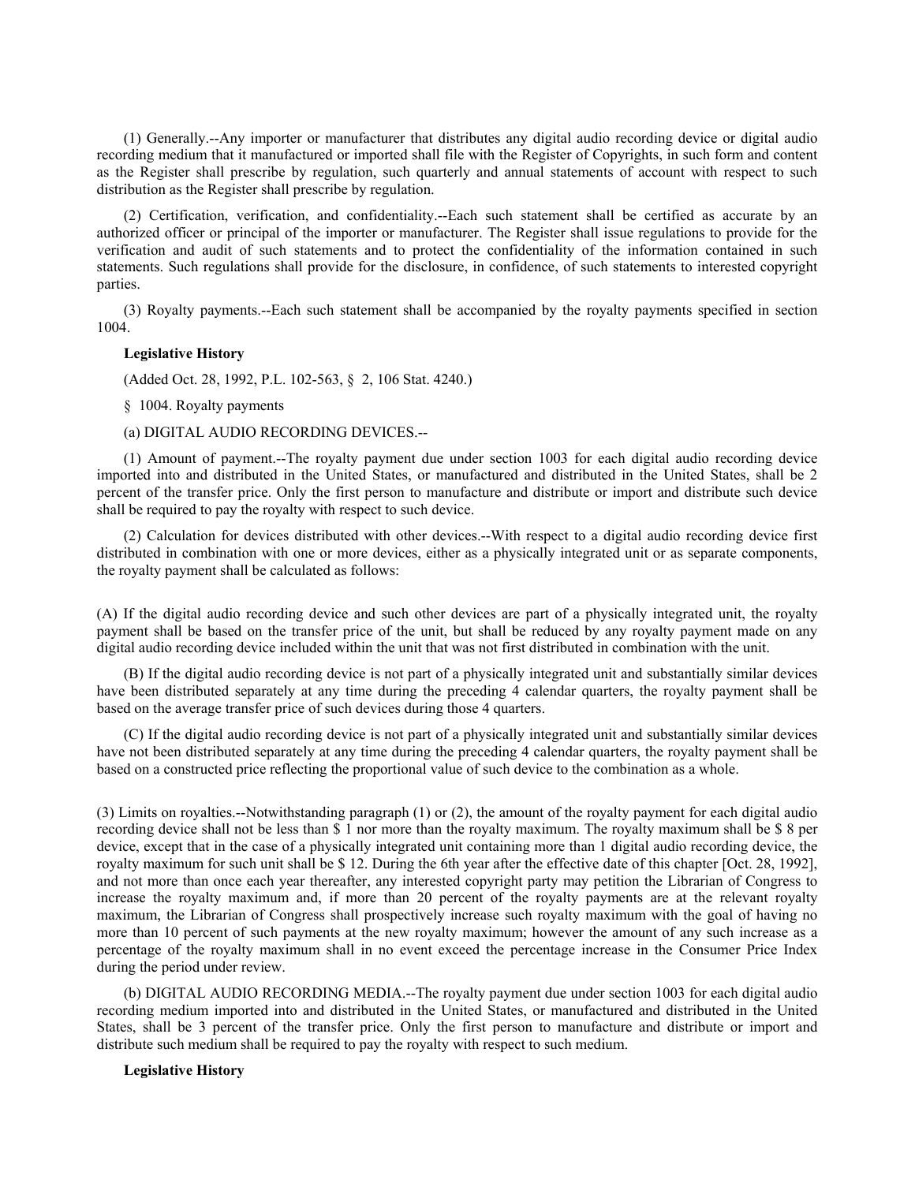(1) Generally.--Any importer or manufacturer that distributes any digital audio recording device or digital audio recording medium that it manufactured or imported shall file with the Register of Copyrights, in such form and content as the Register shall prescribe by regulation, such quarterly and annual statements of account with respect to such distribution as the Register shall prescribe by regulation.

(2) Certification, verification, and confidentiality.--Each such statement shall be certified as accurate by an authorized officer or principal of the importer or manufacturer. The Register shall issue regulations to provide for the verification and audit of such statements and to protect the confidentiality of the information contained in such statements. Such regulations shall provide for the disclosure, in confidence, of such statements to interested copyright parties.

(3) Royalty payments.--Each such statement shall be accompanied by the royalty payments specified in section 1004.

**Legislative History**

(Added Oct. 28, 1992, P.L. 102-563, § 2, 106 Stat. 4240.)

§ 1004. Royalty payments

(a) DIGITAL AUDIO RECORDING DEVICES.--

(1) Amount of payment.--The royalty payment due under section 1003 for each digital audio recording device imported into and distributed in the United States, or manufactured and distributed in the United States, shall be 2 percent of the transfer price. Only the first person to manufacture and distribute or import and distribute such device shall be required to pay the royalty with respect to such device.

(2) Calculation for devices distributed with other devices.--With respect to a digital audio recording device first distributed in combination with one or more devices, either as a physically integrated unit or as separate components, the royalty payment shall be calculated as follows:

(A) If the digital audio recording device and such other devices are part of a physically integrated unit, the royalty payment shall be based on the transfer price of the unit, but shall be reduced by any royalty payment made on any digital audio recording device included within the unit that was not first distributed in combination with the unit.

(B) If the digital audio recording device is not part of a physically integrated unit and substantially similar devices have been distributed separately at any time during the preceding 4 calendar quarters, the royalty payment shall be based on the average transfer price of such devices during those 4 quarters.

(C) If the digital audio recording device is not part of a physically integrated unit and substantially similar devices have not been distributed separately at any time during the preceding 4 calendar quarters, the royalty payment shall be based on a constructed price reflecting the proportional value of such device to the combination as a whole.

(3) Limits on royalties.--Notwithstanding paragraph (1) or (2), the amount of the royalty payment for each digital audio recording device shall not be less than $ 1 nor more than the royalty maximum. The royalty maximum shall be $ 8 per device, except that in the case of a physically integrated unit containing more than 1 digital audio recording device, the royalty maximum for such unit shall be $ 12. During the 6th year after the effective date of this chapter [Oct. 28, 1992], and not more than once each year thereafter, any interested copyright party may petition the Librarian of Congress to increase the royalty maximum and, if more than 20 percent of the royalty payments are at the relevant royalty maximum, the Librarian of Congress shall prospectively increase such royalty maximum with the goal of having no more than 10 percent of such payments at the new royalty maximum; however the amount of any such increase as a percentage of the royalty maximum shall in no event exceed the percentage increase in the Consumer Price Index during the period under review.

(b) DIGITAL AUDIO RECORDING MEDIA.--The royalty payment due under section 1003 for each digital audio recording medium imported into and distributed in the United States, or manufactured and distributed in the United States, shall be 3 percent of the transfer price. Only the first person to manufacture and distribute or import and distribute such medium shall be required to pay the royalty with respect to such medium.

**Legislative History**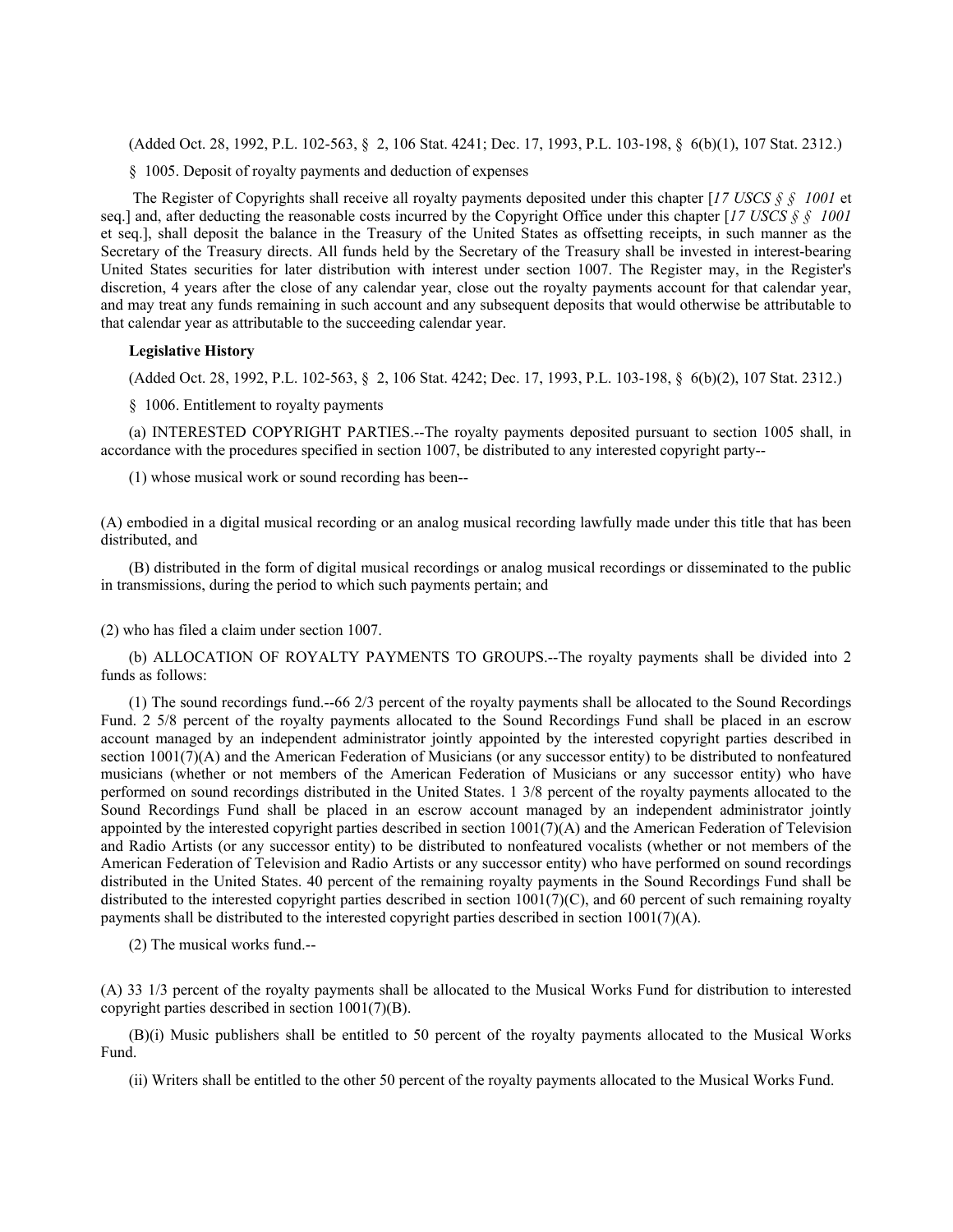(Added Oct. 28, 1992, P.L. 102-563, § 2, 106 Stat. 4241; Dec. 17, 1993, P.L. 103-198, § 6(b)(1), 107 Stat. 2312.)

§ 1005. Deposit of royalty payments and deduction of expenses

The Register of Copyrights shall receive all royalty payments deposited under this chapter [*17 USCS § § 1001* et seq.] and, after deducting the reasonable costs incurred by the Copyright Office under this chapter [*17 USCS § § 1001* et seq.], shall deposit the balance in the Treasury of the United States as offsetting receipts, in such manner as the Secretary of the Treasury directs. All funds held by the Secretary of the Treasury shall be invested in interest-bearing United States securities for later distribution with interest under section 1007. The Register may, in the Register's discretion, 4 years after the close of any calendar year, close out the royalty payments account for that calendar year, and may treat any funds remaining in such account and any subsequent deposits that would otherwise be attributable to that calendar year as attributable to the succeeding calendar year.

**Legislative History**

(Added Oct. 28, 1992, P.L. 102-563, § 2, 106 Stat. 4242; Dec. 17, 1993, P.L. 103-198, § 6(b)(2), 107 Stat. 2312.)

§ 1006. Entitlement to royalty payments

(a) INTERESTED COPYRIGHT PARTIES.--The royalty payments deposited pursuant to section 1005 shall, in accordance with the procedures specified in section 1007, be distributed to any interested copyright party--

(1) whose musical work or sound recording has been--

(A) embodied in a digital musical recording or an analog musical recording lawfully made under this title that has been distributed, and

(B) distributed in the form of digital musical recordings or analog musical recordings or disseminated to the public in transmissions, during the period to which such payments pertain; and

(2) who has filed a claim under section 1007.

(b) ALLOCATION OF ROYALTY PAYMENTS TO GROUPS.--The royalty payments shall be divided into 2 funds as follows:

(1) The sound recordings fund.--66 2/3 percent of the royalty payments shall be allocated to the Sound Recordings Fund. 2 5/8 percent of the royalty payments allocated to the Sound Recordings Fund shall be placed in an escrow account managed by an independent administrator jointly appointed by the interested copyright parties described in section 1001(7)(A) and the American Federation of Musicians (or any successor entity) to be distributed to nonfeatured musicians (whether or not members of the American Federation of Musicians or any successor entity) who have performed on sound recordings distributed in the United States. 1 3/8 percent of the royalty payments allocated to the Sound Recordings Fund shall be placed in an escrow account managed by an independent administrator jointly appointed by the interested copyright parties described in section 1001(7)(A) and the American Federation of Television and Radio Artists (or any successor entity) to be distributed to nonfeatured vocalists (whether or not members of the American Federation of Television and Radio Artists or any successor entity) who have performed on sound recordings distributed in the United States. 40 percent of the remaining royalty payments in the Sound Recordings Fund shall be distributed to the interested copyright parties described in section 1001(7)(C), and 60 percent of such remaining royalty payments shall be distributed to the interested copyright parties described in section 1001(7)(A).

(2) The musical works fund.--

(A) 33 1/3 percent of the royalty payments shall be allocated to the Musical Works Fund for distribution to interested copyright parties described in section 1001(7)(B).

(B)(i) Music publishers shall be entitled to 50 percent of the royalty payments allocated to the Musical Works Fund.

(ii) Writers shall be entitled to the other 50 percent of the royalty payments allocated to the Musical Works Fund.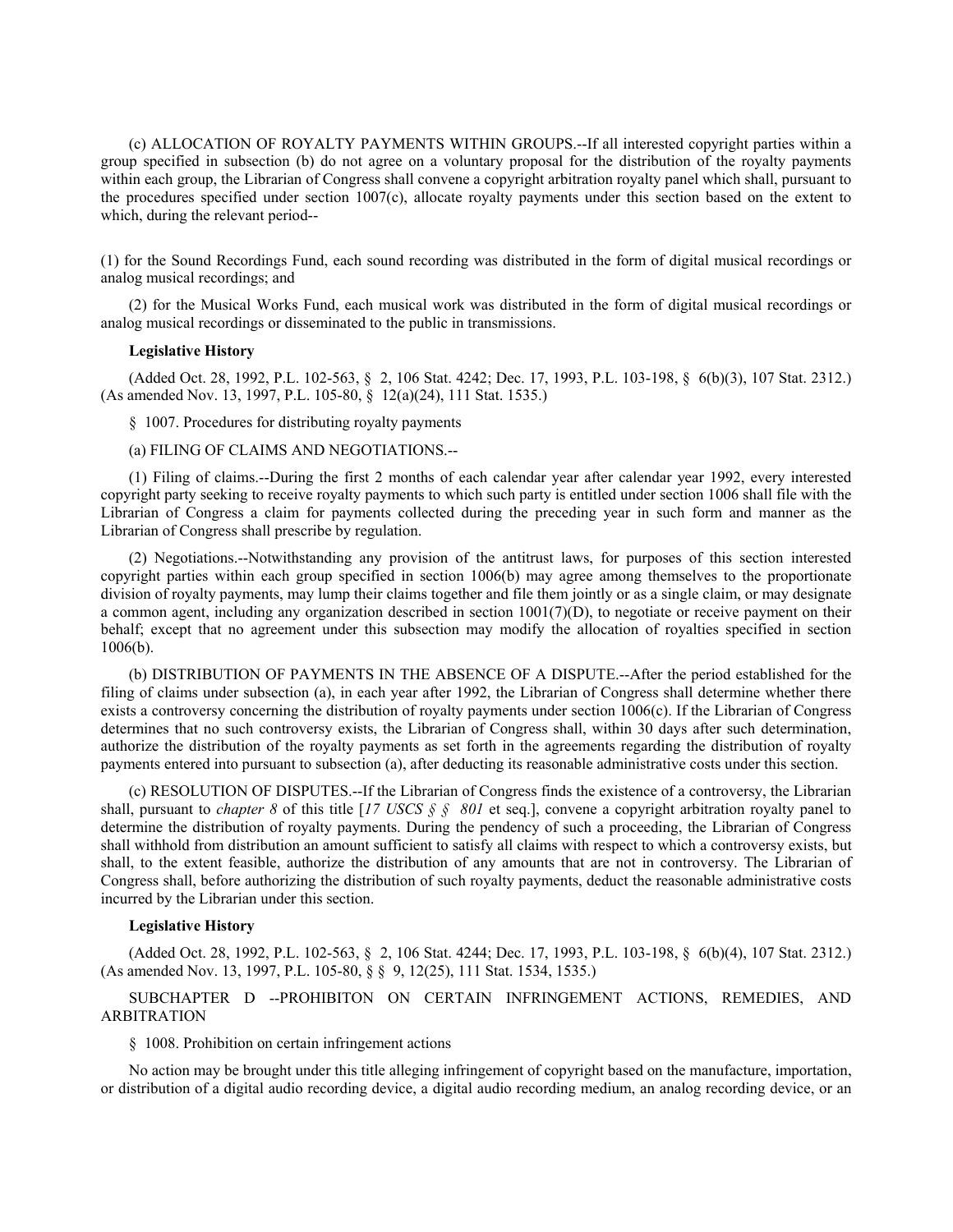(c) ALLOCATION OF ROYALTY PAYMENTS WITHIN GROUPS.--If all interested copyright parties within a group specified in subsection (b) do not agree on a voluntary proposal for the distribution of the royalty payments within each group, the Librarian of Congress shall convene a copyright arbitration royalty panel which shall, pursuant to the procedures specified under section 1007(c), allocate royalty payments under this section based on the extent to which, during the relevant period--

(1) for the Sound Recordings Fund, each sound recording was distributed in the form of digital musical recordings or analog musical recordings; and

(2) for the Musical Works Fund, each musical work was distributed in the form of digital musical recordings or analog musical recordings or disseminated to the public in transmissions.

**Legislative History**

(Added Oct. 28, 1992, P.L. 102-563, § 2, 106 Stat. 4242; Dec. 17, 1993, P.L. 103-198, § 6(b)(3), 107 Stat. 2312.) (As amended Nov. 13, 1997, P.L. 105-80, § 12(a)(24), 111 Stat. 1535.)

§ 1007. Procedures for distributing royalty payments

(a) FILING OF CLAIMS AND NEGOTIATIONS.--

(1) Filing of claims.--During the first 2 months of each calendar year after calendar year 1992, every interested copyright party seeking to receive royalty payments to which such party is entitled under section 1006 shall file with the Librarian of Congress a claim for payments collected during the preceding year in such form and manner as the Librarian of Congress shall prescribe by regulation.

(2) Negotiations.--Notwithstanding any provision of the antitrust laws, for purposes of this section interested copyright parties within each group specified in section 1006(b) may agree among themselves to the proportionate division of royalty payments, may lump their claims together and file them jointly or as a single claim, or may designate a common agent, including any organization described in section 1001(7)(D), to negotiate or receive payment on their behalf; except that no agreement under this subsection may modify the allocation of royalties specified in section 1006(b).

(b) DISTRIBUTION OF PAYMENTS IN THE ABSENCE OF A DISPUTE.--After the period established for the filing of claims under subsection (a), in each year after 1992, the Librarian of Congress shall determine whether there exists a controversy concerning the distribution of royalty payments under section 1006(c). If the Librarian of Congress determines that no such controversy exists, the Librarian of Congress shall, within 30 days after such determination, authorize the distribution of the royalty payments as set forth in the agreements regarding the distribution of royalty payments entered into pursuant to subsection (a), after deducting its reasonable administrative costs under this section.

(c) RESOLUTION OF DISPUTES.--If the Librarian of Congress finds the existence of a controversy, the Librarian shall, pursuant to *chapter 8* of this title [*17 USCS § § 801* et seq.], convene a copyright arbitration royalty panel to determine the distribution of royalty payments. During the pendency of such a proceeding, the Librarian of Congress shall withhold from distribution an amount sufficient to satisfy all claims with respect to which a controversy exists, but shall, to the extent feasible, authorize the distribution of any amounts that are not in controversy. The Librarian of Congress shall, before authorizing the distribution of such royalty payments, deduct the reasonable administrative costs incurred by the Librarian under this section.

**Legislative History**

(Added Oct. 28, 1992, P.L. 102-563, § 2, 106 Stat. 4244; Dec. 17, 1993, P.L. 103-198, § 6(b)(4), 107 Stat. 2312.) (As amended Nov. 13, 1997, P.L. 105-80, § § 9, 12(25), 111 Stat. 1534, 1535.)

SUBCHAPTER D --PROHIBITON ON CERTAIN INFRINGEMENT ACTIONS, REMEDIES, AND ARBITRATION

§ 1008. Prohibition on certain infringement actions

No action may be brought under this title alleging infringement of copyright based on the manufacture, importation, or distribution of a digital audio recording device, a digital audio recording medium, an analog recording device, or an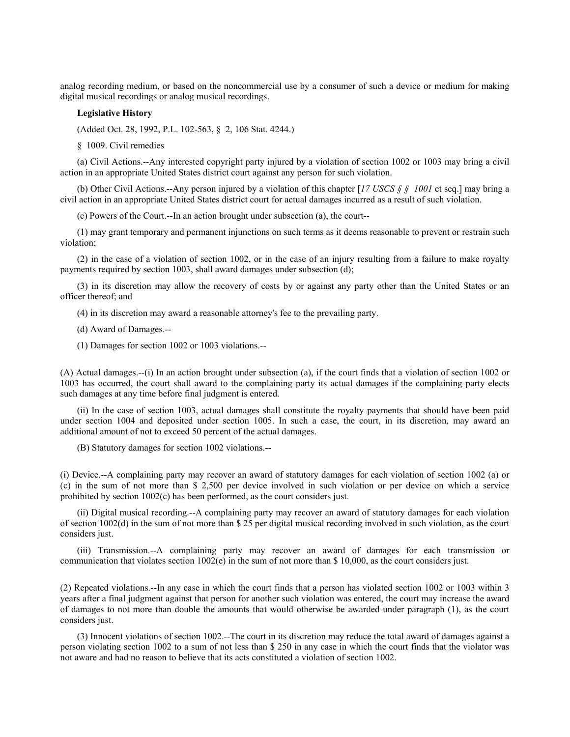analog recording medium, or based on the noncommercial use by a consumer of such a device or medium for making digital musical recordings or analog musical recordings.

**Legislative History**

(Added Oct. 28, 1992, P.L. 102-563, § 2, 106 Stat. 4244.)

§ 1009. Civil remedies

(a) Civil Actions.--Any interested copyright party injured by a violation of section 1002 or 1003 may bring a civil action in an appropriate United States district court against any person for such violation.

(b) Other Civil Actions.--Any person injured by a violation of this chapter [*17 USCS § § 1001* et seq.] may bring a civil action in an appropriate United States district court for actual damages incurred as a result of such violation.

(c) Powers of the Court.--In an action brought under subsection (a), the court--

(1) may grant temporary and permanent injunctions on such terms as it deems reasonable to prevent or restrain such violation;

(2) in the case of a violation of section 1002, or in the case of an injury resulting from a failure to make royalty payments required by section 1003, shall award damages under subsection (d);

(3) in its discretion may allow the recovery of costs by or against any party other than the United States or an officer thereof; and

(4) in its discretion may award a reasonable attorney's fee to the prevailing party.

(d) Award of Damages.--

(1) Damages for section 1002 or 1003 violations.--

(A) Actual damages.--(i) In an action brought under subsection (a), if the court finds that a violation of section 1002 or 1003 has occurred, the court shall award to the complaining party its actual damages if the complaining party elects such damages at any time before final judgment is entered.

(ii) In the case of section 1003, actual damages shall constitute the royalty payments that should have been paid under section 1004 and deposited under section 1005. In such a case, the court, in its discretion, may award an additional amount of not to exceed 50 percent of the actual damages.

(B) Statutory damages for section 1002 violations.--

(i) Device.--A complaining party may recover an award of statutory damages for each violation of section 1002 (a) or (c) in the sum of not more than $ 2,500 per device involved in such violation or per device on which a service prohibited by section 1002(c) has been performed, as the court considers just.

(ii) Digital musical recording.--A complaining party may recover an award of statutory damages for each violation of section 1002(d) in the sum of not more than $ 25 per digital musical recording involved in such violation, as the court considers just.

(iii) Transmission.--A complaining party may recover an award of damages for each transmission or communication that violates section 1002(e) in the sum of not more than $ 10,000, as the court considers just.

(2) Repeated violations.--In any case in which the court finds that a person has violated section 1002 or 1003 within 3 years after a final judgment against that person for another such violation was entered, the court may increase the award of damages to not more than double the amounts that would otherwise be awarded under paragraph (1), as the court considers just.

(3) Innocent violations of section 1002.--The court in its discretion may reduce the total award of damages against a person violating section 1002 to a sum of not less than $ 250 in any case in which the court finds that the violator was not aware and had no reason to believe that its acts constituted a violation of section 1002.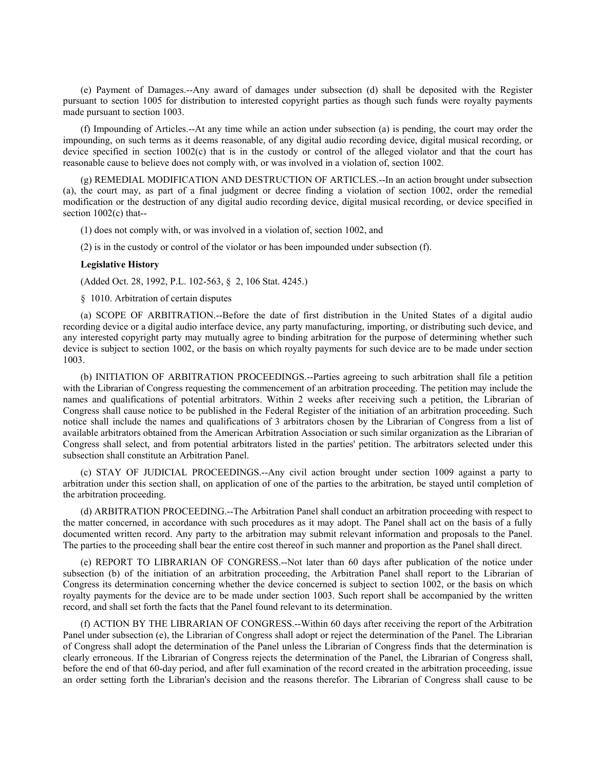(e) Payment of Damages.--Any award of damages under subsection (d) shall be deposited with the Register pursuant to section 1005 for distribution to interested copyright parties as though such funds were royalty payments made pursuant to section 1003.

(f) Impounding of Articles.--At any time while an action under subsection (a) is pending, the court may order the impounding, on such terms as it deems reasonable, of any digital audio recording device, digital musical recording, or device specified in section 1002(c) that is in the custody or control of the alleged violator and that the court has reasonable cause to believe does not comply with, or was involved in a violation of, section 1002.

(g) REMEDIAL MODIFICATION AND DESTRUCTION OF ARTICLES.--In an action brought under subsection (a), the court may, as part of a final judgment or decree finding a violation of section 1002, order the remedial modification or the destruction of any digital audio recording device, digital musical recording, or device specified in section 1002(c) that--

(1) does not comply with, or was involved in a violation of, section 1002, and

(2) is in the custody or control of the violator or has been impounded under subsection (f).

**Legislative History**

(Added Oct. 28, 1992, P.L. 102-563, § 2, 106 Stat. 4245.)

§ 1010. Arbitration of certain disputes

(a) SCOPE OF ARBITRATION.--Before the date of first distribution in the United States of a digital audio recording device or a digital audio interface device, any party manufacturing, importing, or distributing such device, and any interested copyright party may mutually agree to binding arbitration for the purpose of determining whether such device is subject to section 1002, or the basis on which royalty payments for such device are to be made under section 1003.

(b) INITIATION OF ARBITRATION PROCEEDINGS.--Parties agreeing to such arbitration shall file a petition with the Librarian of Congress requesting the commencement of an arbitration proceeding. The petition may include the names and qualifications of potential arbitrators. Within 2 weeks after receiving such a petition, the Librarian of Congress shall cause notice to be published in the Federal Register of the initiation of an arbitration proceeding. Such notice shall include the names and qualifications of 3 arbitrators chosen by the Librarian of Congress from a list of available arbitrators obtained from the American Arbitration Association or such similar organization as the Librarian of Congress shall select, and from potential arbitrators listed in the parties' petition. The arbitrators selected under this subsection shall constitute an Arbitration Panel.

(c) STAY OF JUDICIAL PROCEEDINGS.--Any civil action brought under section 1009 against a party to arbitration under this section shall, on application of one of the parties to the arbitration, be stayed until completion of the arbitration proceeding.

(d) ARBITRATION PROCEEDING.--The Arbitration Panel shall conduct an arbitration proceeding with respect to the matter concerned, in accordance with such procedures as it may adopt. The Panel shall act on the basis of a fully documented written record. Any party to the arbitration may submit relevant information and proposals to the Panel. The parties to the proceeding shall bear the entire cost thereof in such manner and proportion as the Panel shall direct.

(e) REPORT TO LIBRARIAN OF CONGRESS.--Not later than 60 days after publication of the notice under subsection (b) of the initiation of an arbitration proceeding, the Arbitration Panel shall report to the Librarian of Congress its determination concerning whether the device concerned is subject to section 1002, or the basis on which royalty payments for the device are to be made under section 1003. Such report shall be accompanied by the written record, and shall set forth the facts that the Panel found relevant to its determination.

(f) ACTION BY THE LIBRARIAN OF CONGRESS.--Within 60 days after receiving the report of the Arbitration Panel under subsection (e), the Librarian of Congress shall adopt or reject the determination of the Panel. The Librarian of Congress shall adopt the determination of the Panel unless the Librarian of Congress finds that the determination is clearly erroneous. If the Librarian of Congress rejects the determination of the Panel, the Librarian of Congress shall, before the end of that 60-day period, and after full examination of the record created in the arbitration proceeding, issue an order setting forth the Librarian's decision and the reasons therefor. The Librarian of Congress shall cause to be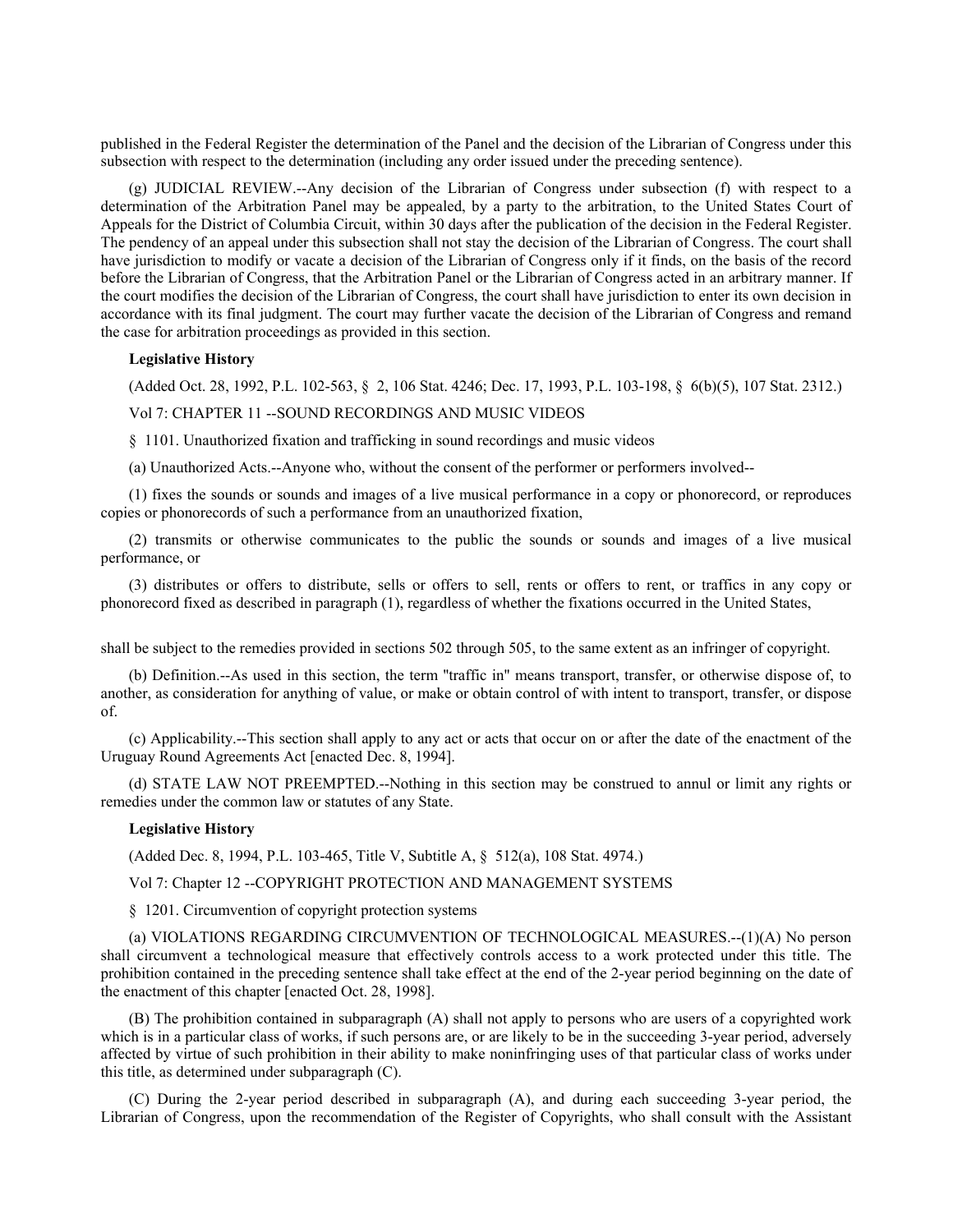published in the Federal Register the determination of the Panel and the decision of the Librarian of Congress under this subsection with respect to the determination (including any order issued under the preceding sentence).

(g) JUDICIAL REVIEW.--Any decision of the Librarian of Congress under subsection (f) with respect to a determination of the Arbitration Panel may be appealed, by a party to the arbitration, to the United States Court of Appeals for the District of Columbia Circuit, within 30 days after the publication of the decision in the Federal Register. The pendency of an appeal under this subsection shall not stay the decision of the Librarian of Congress. The court shall have jurisdiction to modify or vacate a decision of the Librarian of Congress only if it finds, on the basis of the record before the Librarian of Congress, that the Arbitration Panel or the Librarian of Congress acted in an arbitrary manner. If the court modifies the decision of the Librarian of Congress, the court shall have jurisdiction to enter its own decision in accordance with its final judgment. The court may further vacate the decision of the Librarian of Congress and remand the case for arbitration proceedings as provided in this section.

**Legislative History**

(Added Oct. 28, 1992, P.L. 102-563, § 2, 106 Stat. 4246; Dec. 17, 1993, P.L. 103-198, § 6(b)(5), 107 Stat. 2312.)

Vol 7: CHAPTER 11 --SOUND RECORDINGS AND MUSIC VIDEOS

§ 1101. Unauthorized fixation and trafficking in sound recordings and music videos

(a) Unauthorized Acts.--Anyone who, without the consent of the performer or performers involved--

(1) fixes the sounds or sounds and images of a live musical performance in a copy or phonorecord, or reproduces copies or phonorecords of such a performance from an unauthorized fixation,

(2) transmits or otherwise communicates to the public the sounds or sounds and images of a live musical performance, or

(3) distributes or offers to distribute, sells or offers to sell, rents or offers to rent, or traffics in any copy or phonorecord fixed as described in paragraph (1), regardless of whether the fixations occurred in the United States,

shall be subject to the remedies provided in sections 502 through 505, to the same extent as an infringer of copyright.

(b) Definition.--As used in this section, the term "traffic in" means transport, transfer, or otherwise dispose of, to another, as consideration for anything of value, or make or obtain control of with intent to transport, transfer, or dispose of.

(c) Applicability.--This section shall apply to any act or acts that occur on or after the date of the enactment of the Uruguay Round Agreements Act [enacted Dec. 8, 1994].

(d) STATE LAW NOT PREEMPTED.--Nothing in this section may be construed to annul or limit any rights or remedies under the common law or statutes of any State.

**Legislative History**

(Added Dec. 8, 1994, P.L. 103-465, Title V, Subtitle A, § 512(a), 108 Stat. 4974.)

Vol 7: Chapter 12 --COPYRIGHT PROTECTION AND MANAGEMENT SYSTEMS

§ 1201. Circumvention of copyright protection systems

(a) VIOLATIONS REGARDING CIRCUMVENTION OF TECHNOLOGICAL MEASURES.--(1)(A) No person shall circumvent a technological measure that effectively controls access to a work protected under this title. The prohibition contained in the preceding sentence shall take effect at the end of the 2-year period beginning on the date of the enactment of this chapter [enacted Oct. 28, 1998].

(B) The prohibition contained in subparagraph (A) shall not apply to persons who are users of a copyrighted work which is in a particular class of works, if such persons are, or are likely to be in the succeeding 3-year period, adversely affected by virtue of such prohibition in their ability to make noninfringing uses of that particular class of works under this title, as determined under subparagraph (C).

(C) During the 2-year period described in subparagraph (A), and during each succeeding 3-year period, the Librarian of Congress, upon the recommendation of the Register of Copyrights, who shall consult with the Assistant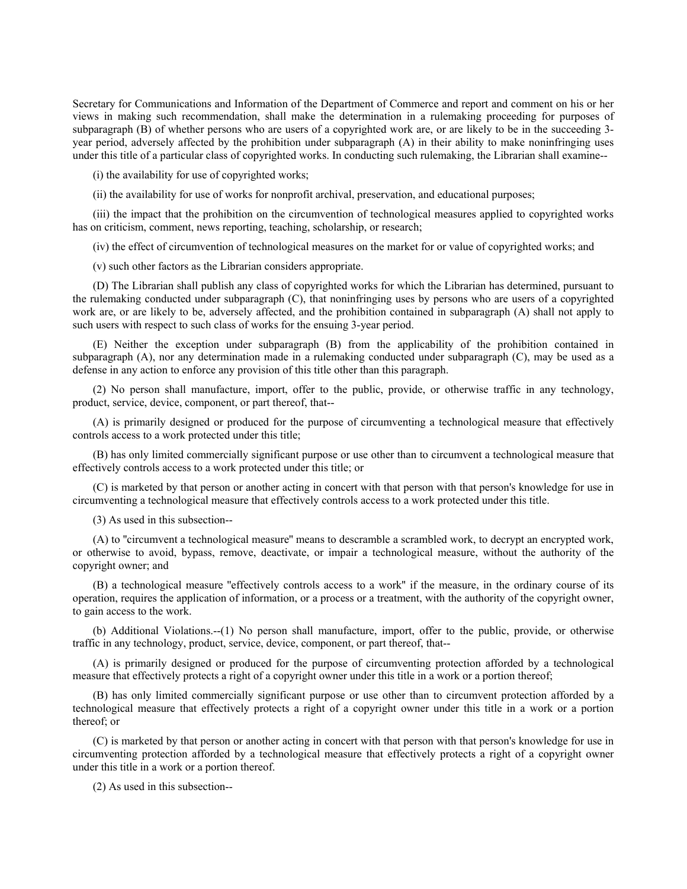Secretary for Communications and Information of the Department of Commerce and report and comment on his or her views in making such recommendation, shall make the determination in a rulemaking proceeding for purposes of subparagraph (B) of whether persons who are users of a copyrighted work are, or are likely to be in the succeeding 3-year period, adversely affected by the prohibition under subparagraph (A) in their ability to make noninfringing uses under this title of a particular class of copyrighted works. In conducting such rulemaking, the Librarian shall examine--

(i) the availability for use of copyrighted works;

(ii) the availability for use of works for nonprofit archival, preservation, and educational purposes;

(iii) the impact that the prohibition on the circumvention of technological measures applied to copyrighted works has on criticism, comment, news reporting, teaching, scholarship, or research;

(iv) the effect of circumvention of technological measures on the market for or value of copyrighted works; and

(v) such other factors as the Librarian considers appropriate.

(D) The Librarian shall publish any class of copyrighted works for which the Librarian has determined, pursuant to the rulemaking conducted under subparagraph (C), that noninfringing uses by persons who are users of a copyrighted work are, or are likely to be, adversely affected, and the prohibition contained in subparagraph (A) shall not apply to such users with respect to such class of works for the ensuing 3-year period.

(E) Neither the exception under subparagraph (B) from the applicability of the prohibition contained in subparagraph (A), nor any determination made in a rulemaking conducted under subparagraph (C), may be used as a defense in any action to enforce any provision of this title other than this paragraph.

(2) No person shall manufacture, import, offer to the public, provide, or otherwise traffic in any technology, product, service, device, component, or part thereof, that--

(A) is primarily designed or produced for the purpose of circumventing a technological measure that effectively controls access to a work protected under this title;

(B) has only limited commercially significant purpose or use other than to circumvent a technological measure that effectively controls access to a work protected under this title; or

(C) is marketed by that person or another acting in concert with that person with that person's knowledge for use in circumventing a technological measure that effectively controls access to a work protected under this title.

(3) As used in this subsection--

(A) to "circumvent a technological measure" means to descramble a scrambled work, to decrypt an encrypted work, or otherwise to avoid, bypass, remove, deactivate, or impair a technological measure, without the authority of the copyright owner; and

(B) a technological measure "effectively controls access to a work" if the measure, in the ordinary course of its operation, requires the application of information, or a process or a treatment, with the authority of the copyright owner, to gain access to the work.

(b) Additional Violations.--(1) No person shall manufacture, import, offer to the public, provide, or otherwise traffic in any technology, product, service, device, component, or part thereof, that--

(A) is primarily designed or produced for the purpose of circumventing protection afforded by a technological measure that effectively protects a right of a copyright owner under this title in a work or a portion thereof;

(B) has only limited commercially significant purpose or use other than to circumvent protection afforded by a technological measure that effectively protects a right of a copyright owner under this title in a work or a portion thereof; or

(C) is marketed by that person or another acting in concert with that person with that person's knowledge for use in circumventing protection afforded by a technological measure that effectively protects a right of a copyright owner under this title in a work or a portion thereof.

(2) As used in this subsection--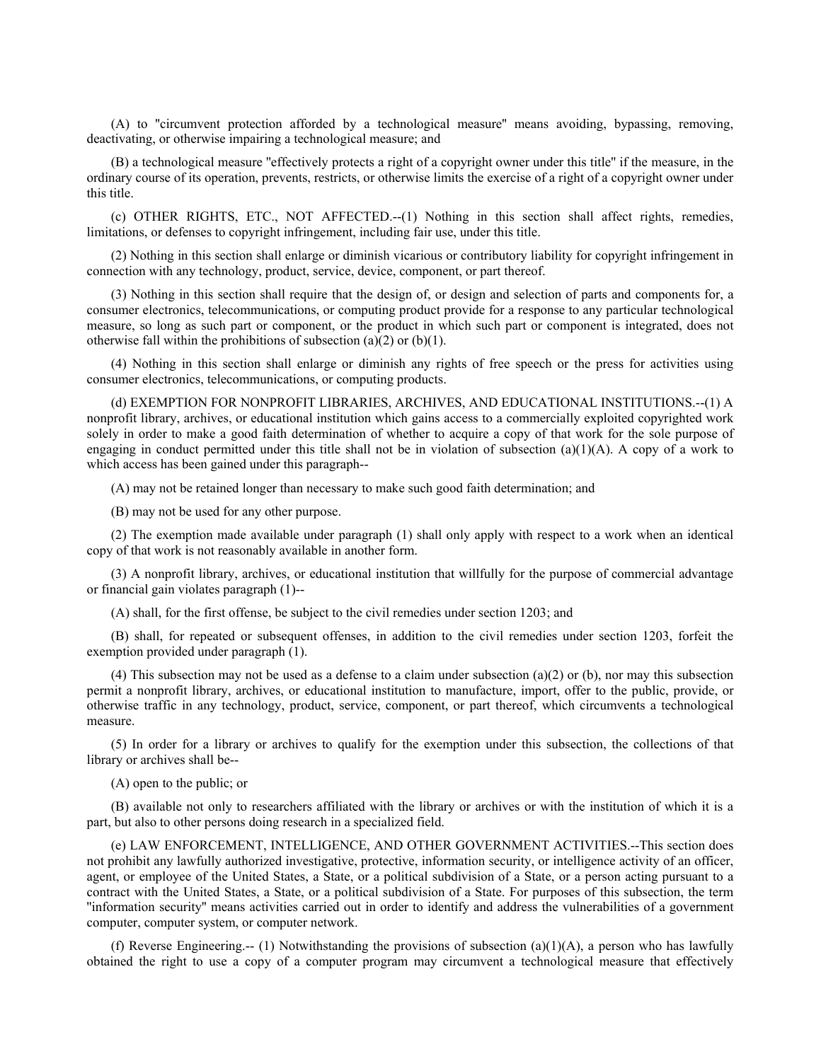(A) to "circumvent protection afforded by a technological measure" means avoiding, bypassing, removing, deactivating, or otherwise impairing a technological measure; and

(B) a technological measure "effectively protects a right of a copyright owner under this title" if the measure, in the ordinary course of its operation, prevents, restricts, or otherwise limits the exercise of a right of a copyright owner under this title.

(c) OTHER RIGHTS, ETC., NOT AFFECTED.--(1) Nothing in this section shall affect rights, remedies, limitations, or defenses to copyright infringement, including fair use, under this title.

(2) Nothing in this section shall enlarge or diminish vicarious or contributory liability for copyright infringement in connection with any technology, product, service, device, component, or part thereof.

(3) Nothing in this section shall require that the design of, or design and selection of parts and components for, a consumer electronics, telecommunications, or computing product provide for a response to any particular technological measure, so long as such part or component, or the product in which such part or component is integrated, does not otherwise fall within the prohibitions of subsection (a)(2) or (b)(1).

(4) Nothing in this section shall enlarge or diminish any rights of free speech or the press for activities using consumer electronics, telecommunications, or computing products.

(d) EXEMPTION FOR NONPROFIT LIBRARIES, ARCHIVES, AND EDUCATIONAL INSTITUTIONS.--(1) A nonprofit library, archives, or educational institution which gains access to a commercially exploited copyrighted work solely in order to make a good faith determination of whether to acquire a copy of that work for the sole purpose of engaging in conduct permitted under this title shall not be in violation of subsection (a)(1)(A). A copy of a work to which access has been gained under this paragraph--

(A) may not be retained longer than necessary to make such good faith determination; and

(B) may not be used for any other purpose.

(2) The exemption made available under paragraph (1) shall only apply with respect to a work when an identical copy of that work is not reasonably available in another form.

(3) A nonprofit library, archives, or educational institution that willfully for the purpose of commercial advantage or financial gain violates paragraph (1)--

(A) shall, for the first offense, be subject to the civil remedies under section 1203; and

(B) shall, for repeated or subsequent offenses, in addition to the civil remedies under section 1203, forfeit the exemption provided under paragraph (1).

(4) This subsection may not be used as a defense to a claim under subsection (a)(2) or (b), nor may this subsection permit a nonprofit library, archives, or educational institution to manufacture, import, offer to the public, provide, or otherwise traffic in any technology, product, service, component, or part thereof, which circumvents a technological measure.

(5) In order for a library or archives to qualify for the exemption under this subsection, the collections of that library or archives shall be--

(A) open to the public; or

(B) available not only to researchers affiliated with the library or archives or with the institution of which it is a part, but also to other persons doing research in a specialized field.

(e) LAW ENFORCEMENT, INTELLIGENCE, AND OTHER GOVERNMENT ACTIVITIES.--This section does not prohibit any lawfully authorized investigative, protective, information security, or intelligence activity of an officer, agent, or employee of the United States, a State, or a political subdivision of a State, or a person acting pursuant to a contract with the United States, a State, or a political subdivision of a State. For purposes of this subsection, the term "information security" means activities carried out in order to identify and address the vulnerabilities of a government computer, computer system, or computer network.

(f) Reverse Engineering.-- (1) Notwithstanding the provisions of subsection (a)(1)(A), a person who has lawfully obtained the right to use a copy of a computer program may circumvent a technological measure that effectively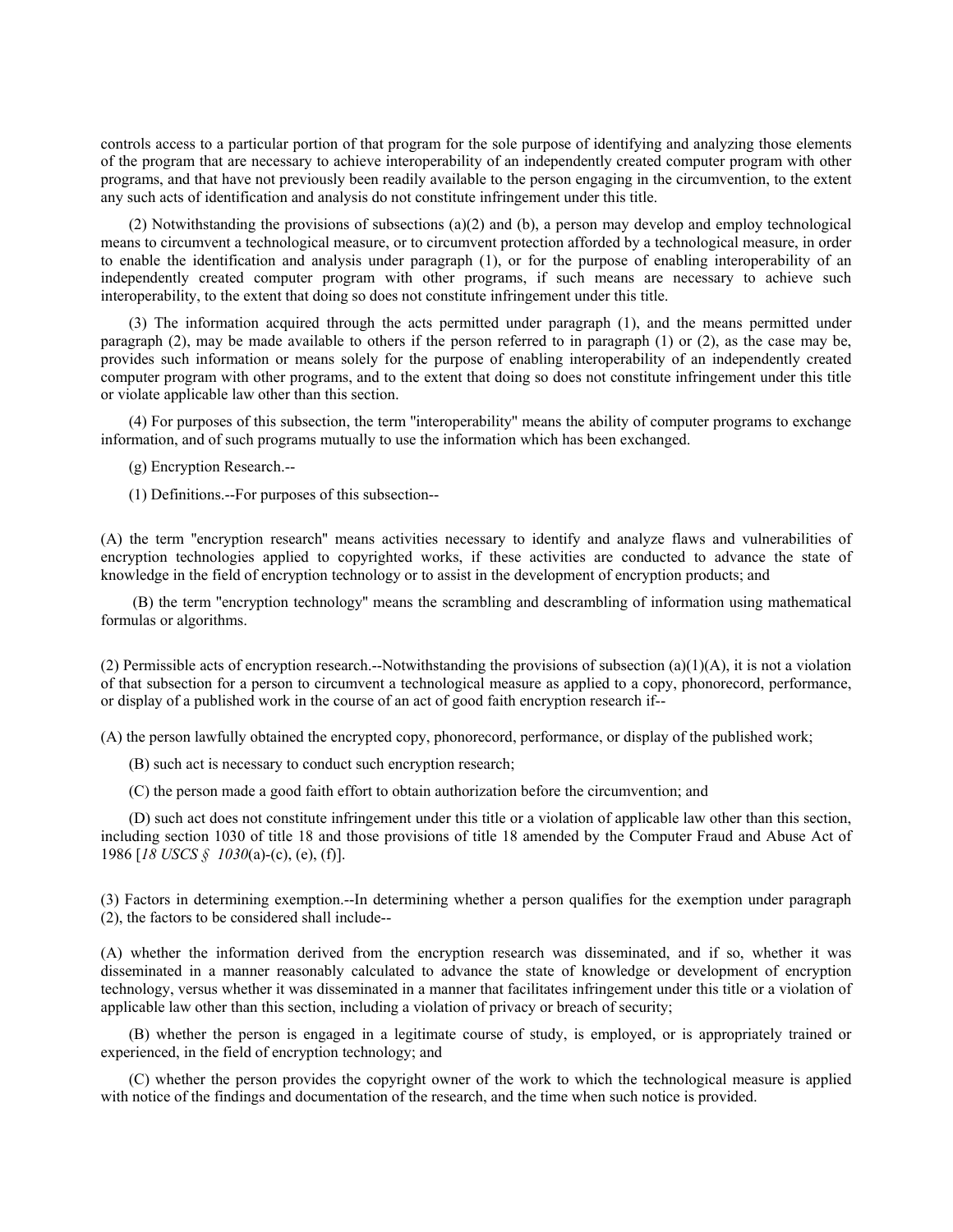controls access to a particular portion of that program for the sole purpose of identifying and analyzing those elements of the program that are necessary to achieve interoperability of an independently created computer program with other programs, and that have not previously been readily available to the person engaging in the circumvention, to the extent any such acts of identification and analysis do not constitute infringement under this title.

(2) Notwithstanding the provisions of subsections (a)(2) and (b), a person may develop and employ technological means to circumvent a technological measure, or to circumvent protection afforded by a technological measure, in order to enable the identification and analysis under paragraph (1), or for the purpose of enabling interoperability of an independently created computer program with other programs, if such means are necessary to achieve such interoperability, to the extent that doing so does not constitute infringement under this title.

(3) The information acquired through the acts permitted under paragraph (1), and the means permitted under paragraph (2), may be made available to others if the person referred to in paragraph (1) or (2), as the case may be, provides such information or means solely for the purpose of enabling interoperability of an independently created computer program with other programs, and to the extent that doing so does not constitute infringement under this title or violate applicable law other than this section.

(4) For purposes of this subsection, the term "interoperability" means the ability of computer programs to exchange information, and of such programs mutually to use the information which has been exchanged.

(g) Encryption Research.--

(1) Definitions.--For purposes of this subsection--

(A) the term "encryption research" means activities necessary to identify and analyze flaws and vulnerabilities of encryption technologies applied to copyrighted works, if these activities are conducted to advance the state of knowledge in the field of encryption technology or to assist in the development of encryption products; and

(B) the term "encryption technology" means the scrambling and descrambling of information using mathematical formulas or algorithms.

(2) Permissible acts of encryption research.--Notwithstanding the provisions of subsection (a)(1)(A), it is not a violation of that subsection for a person to circumvent a technological measure as applied to a copy, phonorecord, performance, or display of a published work in the course of an act of good faith encryption research if--

(A) the person lawfully obtained the encrypted copy, phonorecord, performance, or display of the published work;

(B) such act is necessary to conduct such encryption research;

(C) the person made a good faith effort to obtain authorization before the circumvention; and

(D) such act does not constitute infringement under this title or a violation of applicable law other than this section, including section 1030 of title 18 and those provisions of title 18 amended by the Computer Fraud and Abuse Act of 1986 [*18 USCS § 1030*(a)-(c), (e), (f)].

(3) Factors in determining exemption.--In determining whether a person qualifies for the exemption under paragraph (2), the factors to be considered shall include--

(A) whether the information derived from the encryption research was disseminated, and if so, whether it was disseminated in a manner reasonably calculated to advance the state of knowledge or development of encryption technology, versus whether it was disseminated in a manner that facilitates infringement under this title or a violation of applicable law other than this section, including a violation of privacy or breach of security;

(B) whether the person is engaged in a legitimate course of study, is employed, or is appropriately trained or experienced, in the field of encryption technology; and

(C) whether the person provides the copyright owner of the work to which the technological measure is applied with notice of the findings and documentation of the research, and the time when such notice is provided.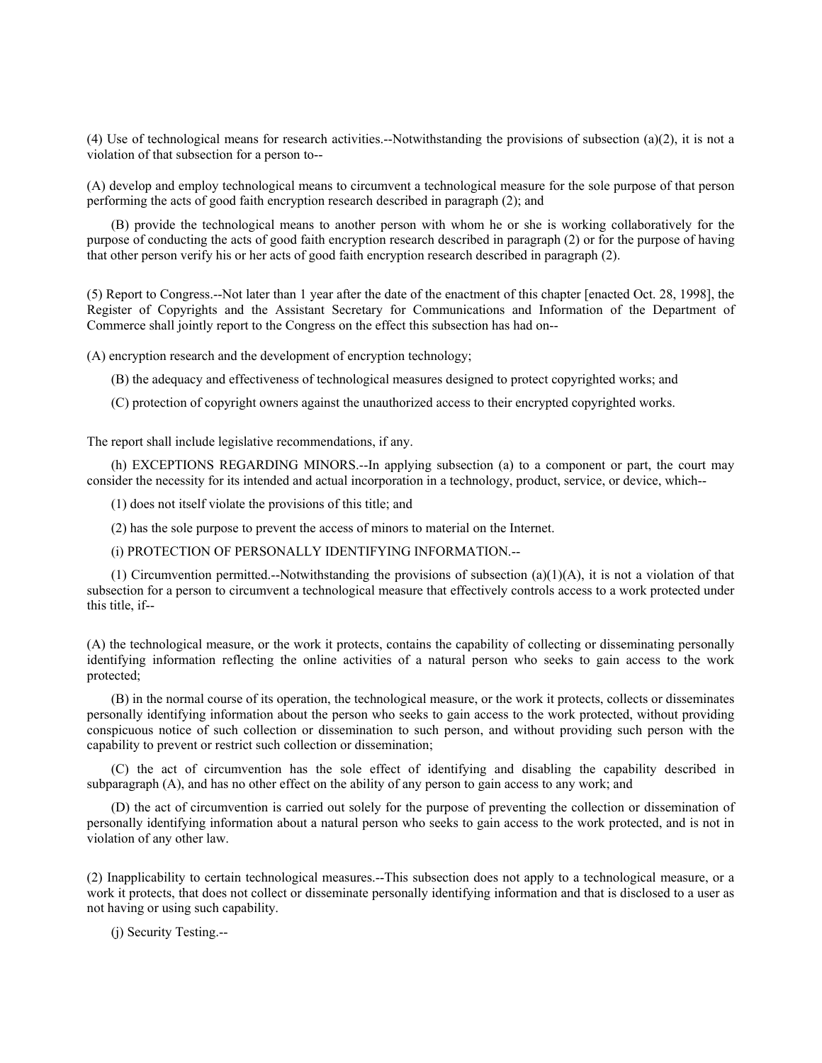(4) Use of technological means for research activities.--Notwithstanding the provisions of subsection (a)(2), it is not a violation of that subsection for a person to--

(A) develop and employ technological means to circumvent a technological measure for the sole purpose of that person performing the acts of good faith encryption research described in paragraph (2); and

(B) provide the technological means to another person with whom he or she is working collaboratively for the purpose of conducting the acts of good faith encryption research described in paragraph (2) or for the purpose of having that other person verify his or her acts of good faith encryption research described in paragraph (2).

(5) Report to Congress.--Not later than 1 year after the date of the enactment of this chapter [enacted Oct. 28, 1998], the Register of Copyrights and the Assistant Secretary for Communications and Information of the Department of Commerce shall jointly report to the Congress on the effect this subsection has had on--

(A) encryption research and the development of encryption technology;

(B) the adequacy and effectiveness of technological measures designed to protect copyrighted works; and

(C) protection of copyright owners against the unauthorized access to their encrypted copyrighted works.

The report shall include legislative recommendations, if any.

(h) EXCEPTIONS REGARDING MINORS.--In applying subsection (a) to a component or part, the court may consider the necessity for its intended and actual incorporation in a technology, product, service, or device, which--

(1) does not itself violate the provisions of this title; and

(2) has the sole purpose to prevent the access of minors to material on the Internet.

(i) PROTECTION OF PERSONALLY IDENTIFYING INFORMATION.--

(1) Circumvention permitted.--Notwithstanding the provisions of subsection (a)(1)(A), it is not a violation of that subsection for a person to circumvent a technological measure that effectively controls access to a work protected under this title, if--

(A) the technological measure, or the work it protects, contains the capability of collecting or disseminating personally identifying information reflecting the online activities of a natural person who seeks to gain access to the work protected;

(B) in the normal course of its operation, the technological measure, or the work it protects, collects or disseminates personally identifying information about the person who seeks to gain access to the work protected, without providing conspicuous notice of such collection or dissemination to such person, and without providing such person with the capability to prevent or restrict such collection or dissemination;

(C) the act of circumvention has the sole effect of identifying and disabling the capability described in subparagraph (A), and has no other effect on the ability of any person to gain access to any work; and

(D) the act of circumvention is carried out solely for the purpose of preventing the collection or dissemination of personally identifying information about a natural person who seeks to gain access to the work protected, and is not in violation of any other law.

(2) Inapplicability to certain technological measures.--This subsection does not apply to a technological measure, or a work it protects, that does not collect or disseminate personally identifying information and that is disclosed to a user as not having or using such capability.

(j) Security Testing.--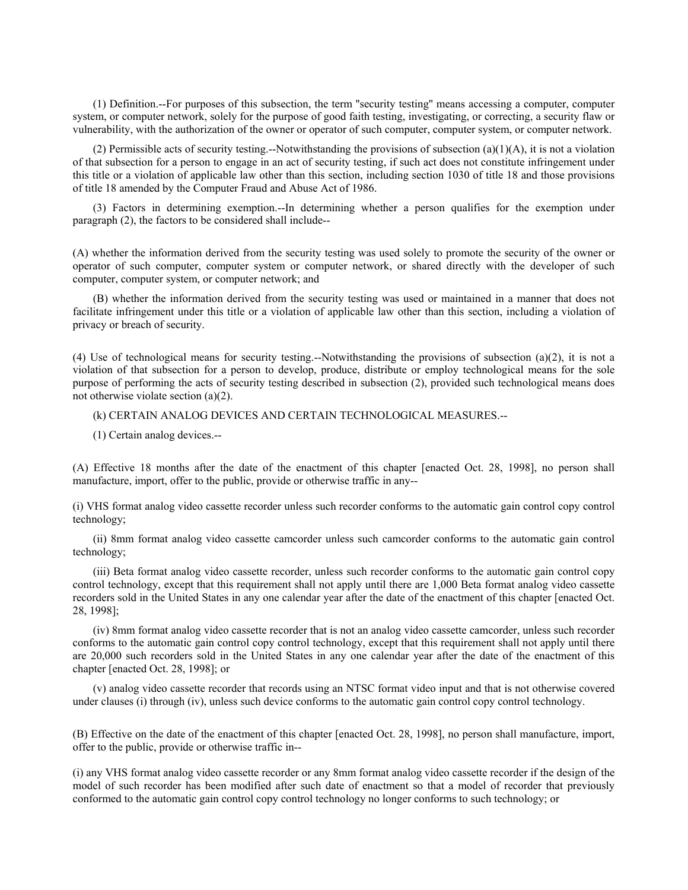(1) Definition.--For purposes of this subsection, the term "security testing" means accessing a computer, computer system, or computer network, solely for the purpose of good faith testing, investigating, or correcting, a security flaw or vulnerability, with the authorization of the owner or operator of such computer, computer system, or computer network.

(2) Permissible acts of security testing.--Notwithstanding the provisions of subsection (a)(1)(A), it is not a violation of that subsection for a person to engage in an act of security testing, if such act does not constitute infringement under this title or a violation of applicable law other than this section, including section 1030 of title 18 and those provisions of title 18 amended by the Computer Fraud and Abuse Act of 1986.

(3) Factors in determining exemption.--In determining whether a person qualifies for the exemption under paragraph (2), the factors to be considered shall include--

(A) whether the information derived from the security testing was used solely to promote the security of the owner or operator of such computer, computer system or computer network, or shared directly with the developer of such computer, computer system, or computer network; and

(B) whether the information derived from the security testing was used or maintained in a manner that does not facilitate infringement under this title or a violation of applicable law other than this section, including a violation of privacy or breach of security.

(4) Use of technological means for security testing.--Notwithstanding the provisions of subsection (a)(2), it is not a violation of that subsection for a person to develop, produce, distribute or employ technological means for the sole purpose of performing the acts of security testing described in subsection (2), provided such technological means does not otherwise violate section (a)(2).

(k) CERTAIN ANALOG DEVICES AND CERTAIN TECHNOLOGICAL MEASURES.--

(1) Certain analog devices.--

(A) Effective 18 months after the date of the enactment of this chapter [enacted Oct. 28, 1998], no person shall manufacture, import, offer to the public, provide or otherwise traffic in any--

(i) VHS format analog video cassette recorder unless such recorder conforms to the automatic gain control copy control technology;

(ii) 8mm format analog video cassette camcorder unless such camcorder conforms to the automatic gain control technology;

(iii) Beta format analog video cassette recorder, unless such recorder conforms to the automatic gain control copy control technology, except that this requirement shall not apply until there are 1,000 Beta format analog video cassette recorders sold in the United States in any one calendar year after the date of the enactment of this chapter [enacted Oct. 28, 1998];

(iv) 8mm format analog video cassette recorder that is not an analog video cassette camcorder, unless such recorder conforms to the automatic gain control copy control technology, except that this requirement shall not apply until there are 20,000 such recorders sold in the United States in any one calendar year after the date of the enactment of this chapter [enacted Oct. 28, 1998]; or

(v) analog video cassette recorder that records using an NTSC format video input and that is not otherwise covered under clauses (i) through (iv), unless such device conforms to the automatic gain control copy control technology.

(B) Effective on the date of the enactment of this chapter [enacted Oct. 28, 1998], no person shall manufacture, import, offer to the public, provide or otherwise traffic in--

(i) any VHS format analog video cassette recorder or any 8mm format analog video cassette recorder if the design of the model of such recorder has been modified after such date of enactment so that a model of recorder that previously conformed to the automatic gain control copy control technology no longer conforms to such technology; or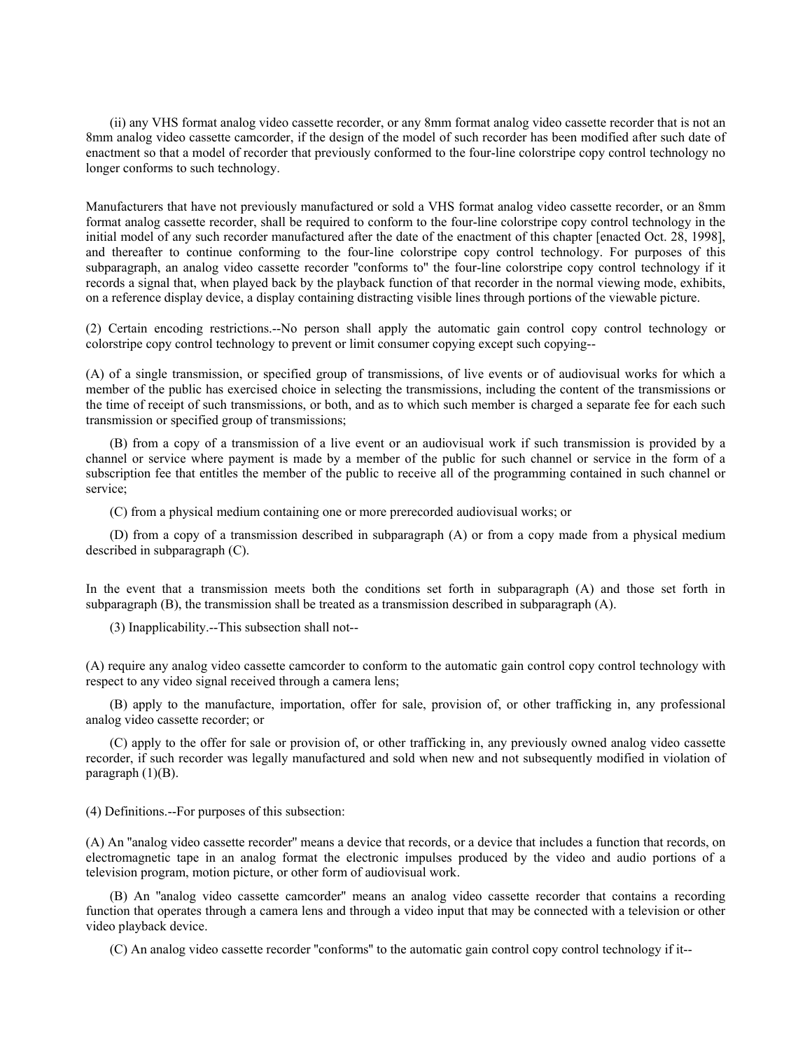(ii) any VHS format analog video cassette recorder, or any 8mm format analog video cassette recorder that is not an 8mm analog video cassette camcorder, if the design of the model of such recorder has been modified after such date of enactment so that a model of recorder that previously conformed to the four-line colorstripe copy control technology no longer conforms to such technology.

Manufacturers that have not previously manufactured or sold a VHS format analog video cassette recorder, or an 8mm format analog cassette recorder, shall be required to conform to the four-line colorstripe copy control technology in the initial model of any such recorder manufactured after the date of the enactment of this chapter [enacted Oct. 28, 1998], and thereafter to continue conforming to the four-line colorstripe copy control technology. For purposes of this subparagraph, an analog video cassette recorder "conforms to" the four-line colorstripe copy control technology if it records a signal that, when played back by the playback function of that recorder in the normal viewing mode, exhibits, on a reference display device, a display containing distracting visible lines through portions of the viewable picture.

(2) Certain encoding restrictions.--No person shall apply the automatic gain control copy control technology or colorstripe copy control technology to prevent or limit consumer copying except such copying--

(A) of a single transmission, or specified group of transmissions, of live events or of audiovisual works for which a member of the public has exercised choice in selecting the transmissions, including the content of the transmissions or the time of receipt of such transmissions, or both, and as to which such member is charged a separate fee for each such transmission or specified group of transmissions;

(B) from a copy of a transmission of a live event or an audiovisual work if such transmission is provided by a channel or service where payment is made by a member of the public for such channel or service in the form of a subscription fee that entitles the member of the public to receive all of the programming contained in such channel or service;

(C) from a physical medium containing one or more prerecorded audiovisual works; or

(D) from a copy of a transmission described in subparagraph (A) or from a copy made from a physical medium described in subparagraph (C).

In the event that a transmission meets both the conditions set forth in subparagraph (A) and those set forth in subparagraph (B), the transmission shall be treated as a transmission described in subparagraph (A).

(3) Inapplicability.--This subsection shall not--

(A) require any analog video cassette camcorder to conform to the automatic gain control copy control technology with respect to any video signal received through a camera lens;

(B) apply to the manufacture, importation, offer for sale, provision of, or other trafficking in, any professional analog video cassette recorder; or

(C) apply to the offer for sale or provision of, or other trafficking in, any previously owned analog video cassette recorder, if such recorder was legally manufactured and sold when new and not subsequently modified in violation of paragraph (1)(B).

(4) Definitions.--For purposes of this subsection:

(A) An "analog video cassette recorder" means a device that records, or a device that includes a function that records, on electromagnetic tape in an analog format the electronic impulses produced by the video and audio portions of a television program, motion picture, or other form of audiovisual work.

(B) An "analog video cassette camcorder" means an analog video cassette recorder that contains a recording function that operates through a camera lens and through a video input that may be connected with a television or other video playback device.

(C) An analog video cassette recorder "conforms" to the automatic gain control copy control technology if it--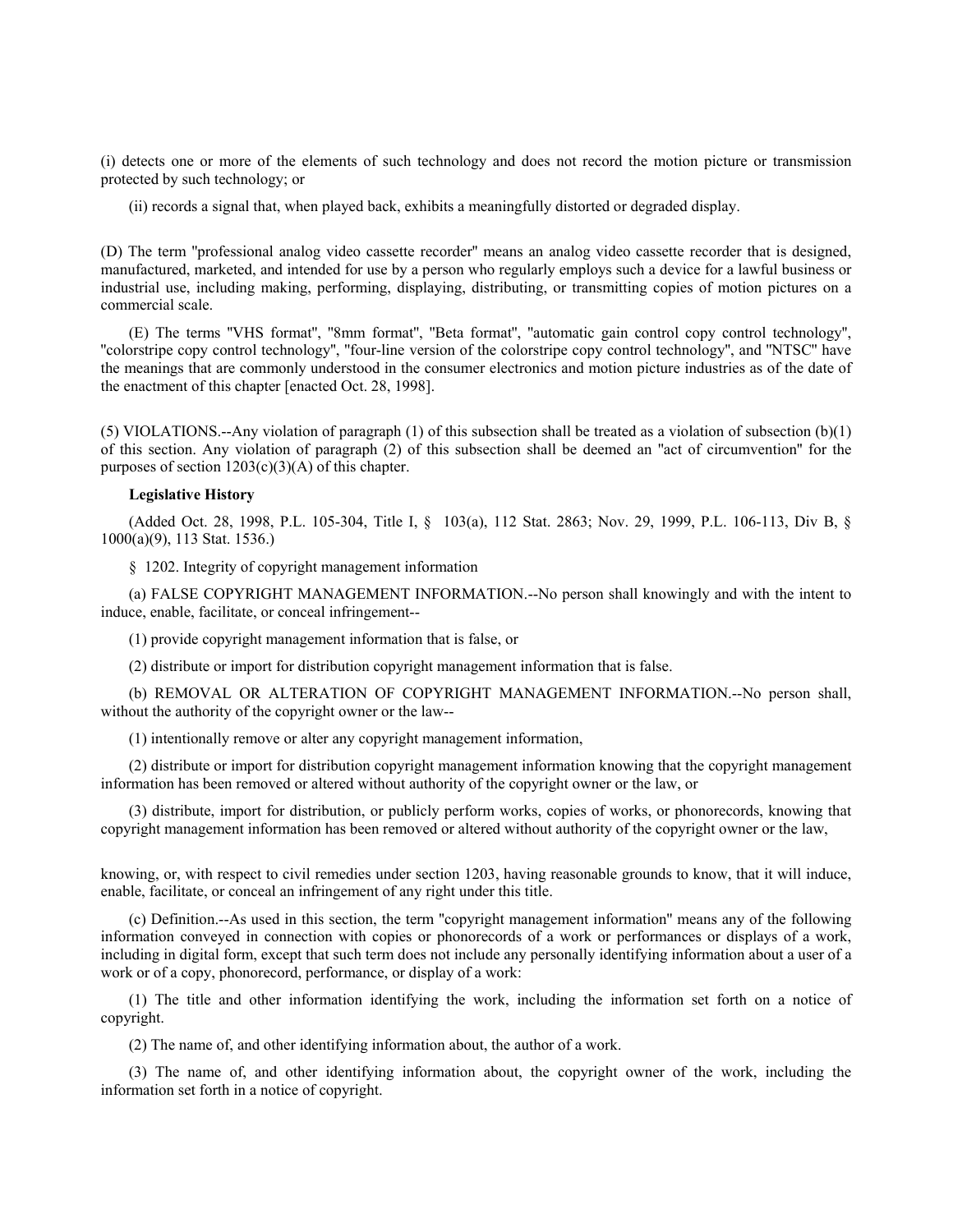(i) detects one or more of the elements of such technology and does not record the motion picture or transmission protected by such technology; or

(ii) records a signal that, when played back, exhibits a meaningfully distorted or degraded display.

(D) The term "professional analog video cassette recorder" means an analog video cassette recorder that is designed, manufactured, marketed, and intended for use by a person who regularly employs such a device for a lawful business or industrial use, including making, performing, displaying, distributing, or transmitting copies of motion pictures on a commercial scale.

(E) The terms "VHS format", "8mm format", "Beta format", "automatic gain control copy control technology", "colorstripe copy control technology", "four-line version of the colorstripe copy control technology", and "NTSC" have the meanings that are commonly understood in the consumer electronics and motion picture industries as of the date of the enactment of this chapter [enacted Oct. 28, 1998].

(5) VIOLATIONS.--Any violation of paragraph (1) of this subsection shall be treated as a violation of subsection (b)(1) of this section. Any violation of paragraph (2) of this subsection shall be deemed an "act of circumvention" for the purposes of section 1203(c)(3)(A) of this chapter.

**Legislative History**

(Added Oct. 28, 1998, P.L. 105-304, Title I, § 103(a), 112 Stat. 2863; Nov. 29, 1999, P.L. 106-113, Div B, § 1000(a)(9), 113 Stat. 1536.)

§ 1202. Integrity of copyright management information

(a) FALSE COPYRIGHT MANAGEMENT INFORMATION.--No person shall knowingly and with the intent to induce, enable, facilitate, or conceal infringement--

(1) provide copyright management information that is false, or

(2) distribute or import for distribution copyright management information that is false.

(b) REMOVAL OR ALTERATION OF COPYRIGHT MANAGEMENT INFORMATION.--No person shall, without the authority of the copyright owner or the law--

(1) intentionally remove or alter any copyright management information,

(2) distribute or import for distribution copyright management information knowing that the copyright management information has been removed or altered without authority of the copyright owner or the law, or

(3) distribute, import for distribution, or publicly perform works, copies of works, or phonorecords, knowing that copyright management information has been removed or altered without authority of the copyright owner or the law,

knowing, or, with respect to civil remedies under section 1203, having reasonable grounds to know, that it will induce, enable, facilitate, or conceal an infringement of any right under this title.

(c) Definition.--As used in this section, the term "copyright management information" means any of the following information conveyed in connection with copies or phonorecords of a work or performances or displays of a work, including in digital form, except that such term does not include any personally identifying information about a user of a work or of a copy, phonorecord, performance, or display of a work:

(1) The title and other information identifying the work, including the information set forth on a notice of copyright.

(2) The name of, and other identifying information about, the author of a work.

(3) The name of, and other identifying information about, the copyright owner of the work, including the information set forth in a notice of copyright.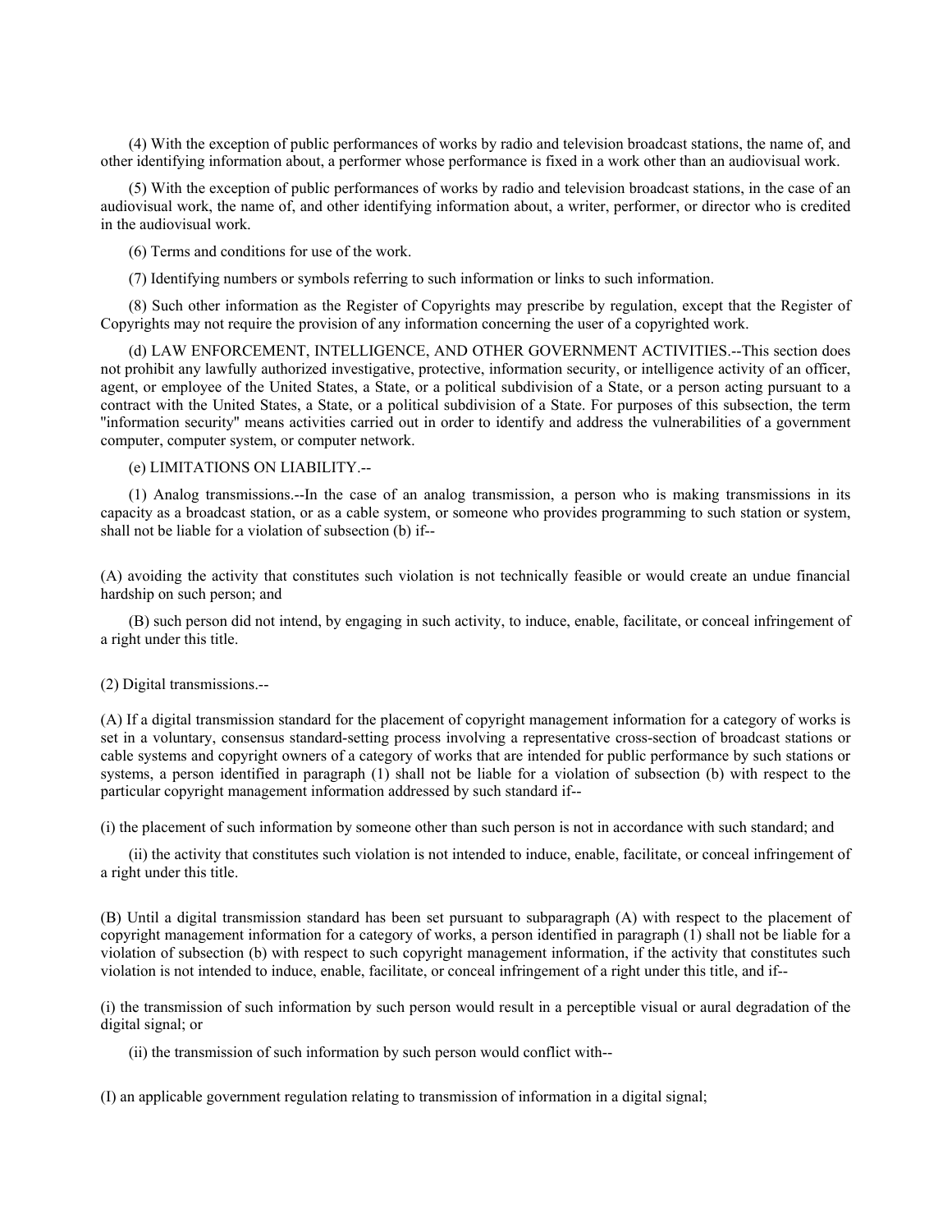(4) With the exception of public performances of works by radio and television broadcast stations, the name of, and other identifying information about, a performer whose performance is fixed in a work other than an audiovisual work.

(5) With the exception of public performances of works by radio and television broadcast stations, in the case of an audiovisual work, the name of, and other identifying information about, a writer, performer, or director who is credited in the audiovisual work.

(6) Terms and conditions for use of the work.

(7) Identifying numbers or symbols referring to such information or links to such information.

(8) Such other information as the Register of Copyrights may prescribe by regulation, except that the Register of Copyrights may not require the provision of any information concerning the user of a copyrighted work.

(d) LAW ENFORCEMENT, INTELLIGENCE, AND OTHER GOVERNMENT ACTIVITIES.--This section does not prohibit any lawfully authorized investigative, protective, information security, or intelligence activity of an officer, agent, or employee of the United States, a State, or a political subdivision of a State, or a person acting pursuant to a contract with the United States, a State, or a political subdivision of a State. For purposes of this subsection, the term "information security" means activities carried out in order to identify and address the vulnerabilities of a government computer, computer system, or computer network.

(e) LIMITATIONS ON LIABILITY.--

(1) Analog transmissions.--In the case of an analog transmission, a person who is making transmissions in its capacity as a broadcast station, or as a cable system, or someone who provides programming to such station or system, shall not be liable for a violation of subsection (b) if--

(A) avoiding the activity that constitutes such violation is not technically feasible or would create an undue financial hardship on such person; and

(B) such person did not intend, by engaging in such activity, to induce, enable, facilitate, or conceal infringement of a right under this title.

(2) Digital transmissions.--

(A) If a digital transmission standard for the placement of copyright management information for a category of works is set in a voluntary, consensus standard-setting process involving a representative cross-section of broadcast stations or cable systems and copyright owners of a category of works that are intended for public performance by such stations or systems, a person identified in paragraph (1) shall not be liable for a violation of subsection (b) with respect to the particular copyright management information addressed by such standard if--

(i) the placement of such information by someone other than such person is not in accordance with such standard; and

(ii) the activity that constitutes such violation is not intended to induce, enable, facilitate, or conceal infringement of a right under this title.

(B) Until a digital transmission standard has been set pursuant to subparagraph (A) with respect to the placement of copyright management information for a category of works, a person identified in paragraph (1) shall not be liable for a violation of subsection (b) with respect to such copyright management information, if the activity that constitutes such violation is not intended to induce, enable, facilitate, or conceal infringement of a right under this title, and if--

(i) the transmission of such information by such person would result in a perceptible visual or aural degradation of the digital signal; or

(ii) the transmission of such information by such person would conflict with--

(I) an applicable government regulation relating to transmission of information in a digital signal;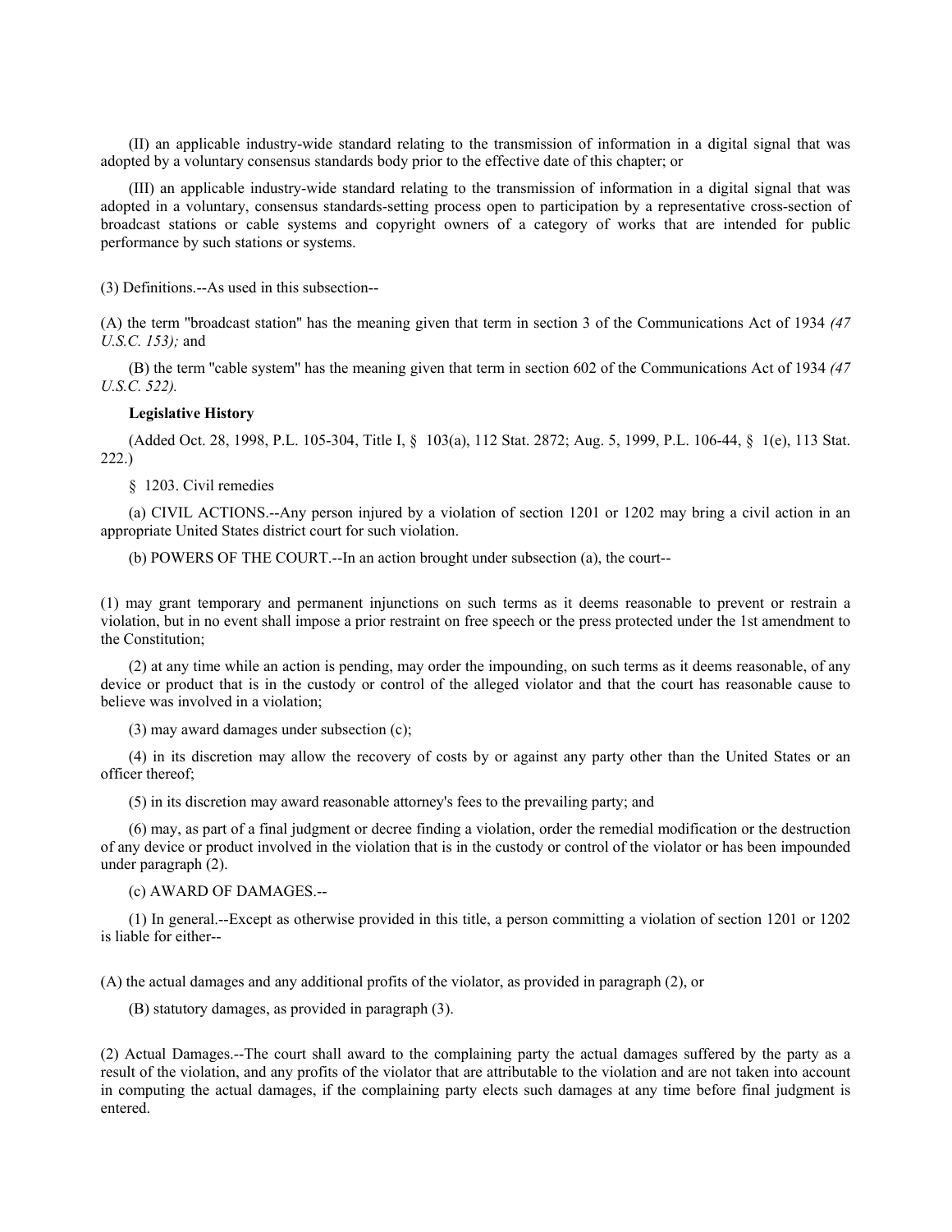(II) an applicable industry-wide standard relating to the transmission of information in a digital signal that was adopted by a voluntary consensus standards body prior to the effective date of this chapter; or

(III) an applicable industry-wide standard relating to the transmission of information in a digital signal that was adopted in a voluntary, consensus standards-setting process open to participation by a representative cross-section of broadcast stations or cable systems and copyright owners of a category of works that are intended for public performance by such stations or systems.

(3) Definitions.--As used in this subsection--

(A) the term "broadcast station" has the meaning given that term in section 3 of the Communications Act of 1934 *(47 U.S.C. 153);* and

(B) the term "cable system" has the meaning given that term in section 602 of the Communications Act of 1934 *(47 U.S.C. 522).*

**Legislative History**

(Added Oct. 28, 1998, P.L. 105-304, Title I, § 103(a), 112 Stat. 2872; Aug. 5, 1999, P.L. 106-44, § 1(e), 113 Stat. 222.)

§ 1203. Civil remedies

(a) CIVIL ACTIONS.--Any person injured by a violation of section 1201 or 1202 may bring a civil action in an appropriate United States district court for such violation.

(b) POWERS OF THE COURT.--In an action brought under subsection (a), the court--

(1) may grant temporary and permanent injunctions on such terms as it deems reasonable to prevent or restrain a violation, but in no event shall impose a prior restraint on free speech or the press protected under the 1st amendment to the Constitution;

(2) at any time while an action is pending, may order the impounding, on such terms as it deems reasonable, of any device or product that is in the custody or control of the alleged violator and that the court has reasonable cause to believe was involved in a violation;

(3) may award damages under subsection (c);

(4) in its discretion may allow the recovery of costs by or against any party other than the United States or an officer thereof;

(5) in its discretion may award reasonable attorney's fees to the prevailing party; and

(6) may, as part of a final judgment or decree finding a violation, order the remedial modification or the destruction of any device or product involved in the violation that is in the custody or control of the violator or has been impounded under paragraph (2).

(c) AWARD OF DAMAGES.--

(1) In general.--Except as otherwise provided in this title, a person committing a violation of section 1201 or 1202 is liable for either--

(A) the actual damages and any additional profits of the violator, as provided in paragraph (2), or

(B) statutory damages, as provided in paragraph (3).

(2) Actual Damages.--The court shall award to the complaining party the actual damages suffered by the party as a result of the violation, and any profits of the violator that are attributable to the violation and are not taken into account in computing the actual damages, if the complaining party elects such damages at any time before final judgment is entered.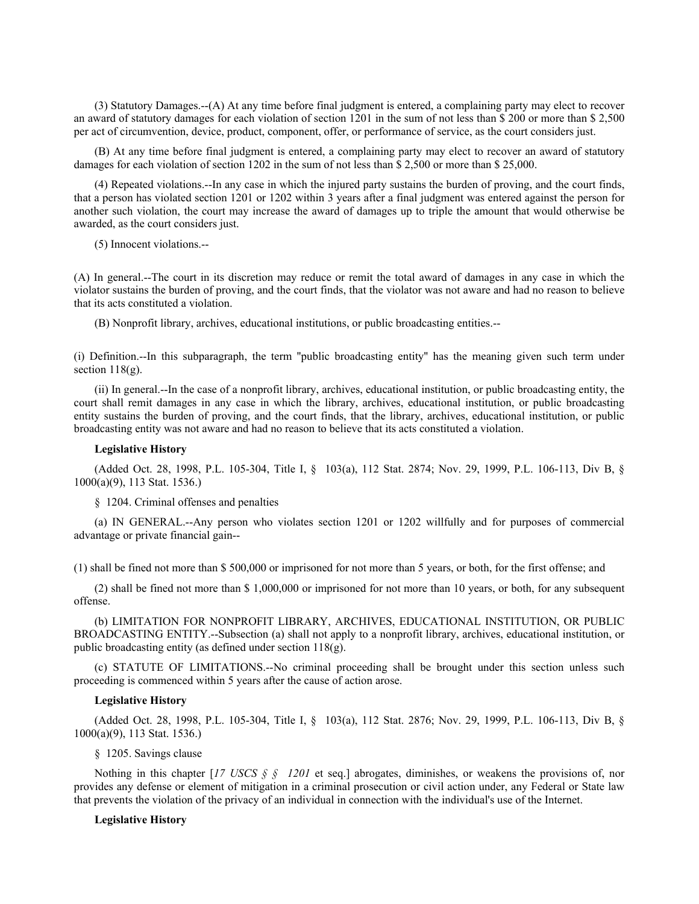(3) Statutory Damages.--(A) At any time before final judgment is entered, a complaining party may elect to recover an award of statutory damages for each violation of section 1201 in the sum of not less than $ 200 or more than $ 2,500 per act of circumvention, device, product, component, offer, or performance of service, as the court considers just.

(B) At any time before final judgment is entered, a complaining party may elect to recover an award of statutory damages for each violation of section 1202 in the sum of not less than $ 2,500 or more than $ 25,000.

(4) Repeated violations.--In any case in which the injured party sustains the burden of proving, and the court finds, that a person has violated section 1201 or 1202 within 3 years after a final judgment was entered against the person for another such violation, the court may increase the award of damages up to triple the amount that would otherwise be awarded, as the court considers just.

(5) Innocent violations.--

(A) In general.--The court in its discretion may reduce or remit the total award of damages in any case in which the violator sustains the burden of proving, and the court finds, that the violator was not aware and had no reason to believe that its acts constituted a violation.

(B) Nonprofit library, archives, educational institutions, or public broadcasting entities.--

(i) Definition.--In this subparagraph, the term "public broadcasting entity" has the meaning given such term under section 118(g).

(ii) In general.--In the case of a nonprofit library, archives, educational institution, or public broadcasting entity, the court shall remit damages in any case in which the library, archives, educational institution, or public broadcasting entity sustains the burden of proving, and the court finds, that the library, archives, educational institution, or public broadcasting entity was not aware and had no reason to believe that its acts constituted a violation.

**Legislative History**

(Added Oct. 28, 1998, P.L. 105-304, Title I, § 103(a), 112 Stat. 2874; Nov. 29, 1999, P.L. 106-113, Div B, § 1000(a)(9), 113 Stat. 1536.)

§ 1204. Criminal offenses and penalties

(a) IN GENERAL.--Any person who violates section 1201 or 1202 willfully and for purposes of commercial advantage or private financial gain--

(1) shall be fined not more than $ 500,000 or imprisoned for not more than 5 years, or both, for the first offense; and

(2) shall be fined not more than $ 1,000,000 or imprisoned for not more than 10 years, or both, for any subsequent offense.

(b) LIMITATION FOR NONPROFIT LIBRARY, ARCHIVES, EDUCATIONAL INSTITUTION, OR PUBLIC BROADCASTING ENTITY.--Subsection (a) shall not apply to a nonprofit library, archives, educational institution, or public broadcasting entity (as defined under section 118(g).

(c) STATUTE OF LIMITATIONS.--No criminal proceeding shall be brought under this section unless such proceeding is commenced within 5 years after the cause of action arose.

**Legislative History**

(Added Oct. 28, 1998, P.L. 105-304, Title I, § 103(a), 112 Stat. 2876; Nov. 29, 1999, P.L. 106-113, Div B, § 1000(a)(9), 113 Stat. 1536.)

§ 1205. Savings clause

Nothing in this chapter [*17 USCS § § 1201* et seq.] abrogates, diminishes, or weakens the provisions of, nor provides any defense or element of mitigation in a criminal prosecution or civil action under, any Federal or State law that prevents the violation of the privacy of an individual in connection with the individual's use of the Internet.

**Legislative History**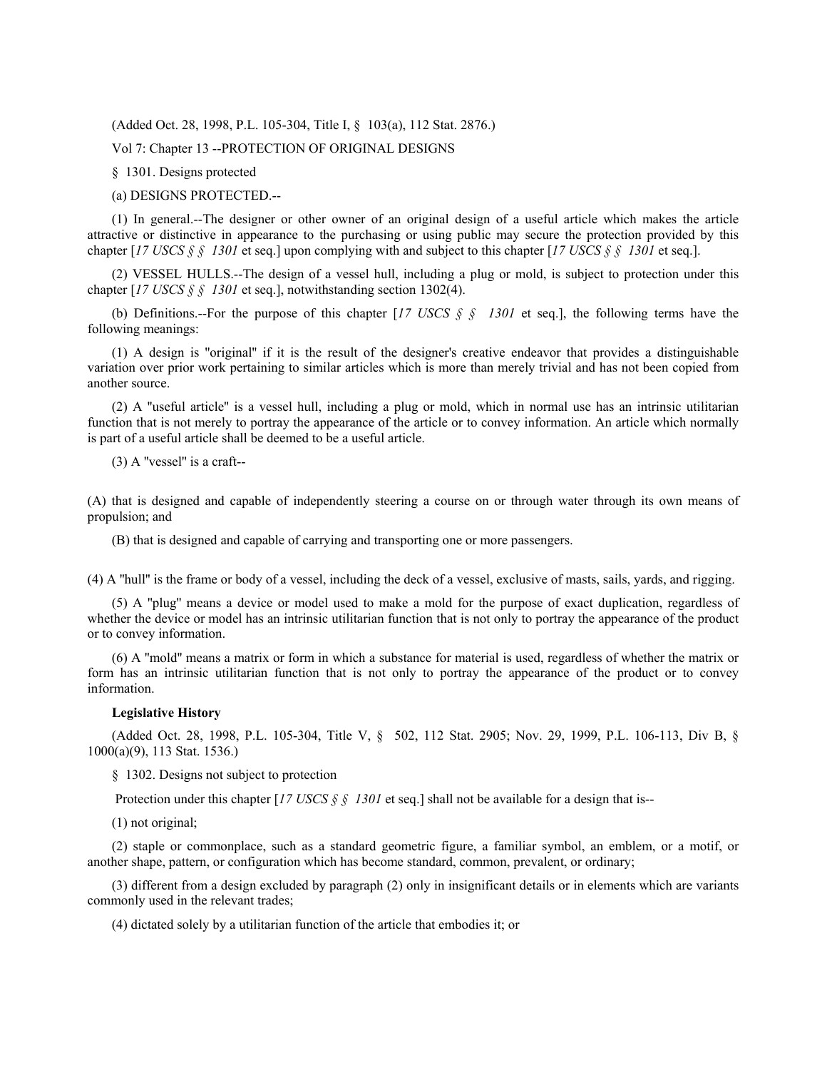(Added Oct. 28, 1998, P.L. 105-304, Title I, § 103(a), 112 Stat. 2876.)

Vol 7: Chapter 13 --PROTECTION OF ORIGINAL DESIGNS

§ 1301. Designs protected

(a) DESIGNS PROTECTED.--

(1) In general.--The designer or other owner of an original design of a useful article which makes the article attractive or distinctive in appearance to the purchasing or using public may secure the protection provided by this chapter [*17 USCS § § 1301* et seq.] upon complying with and subject to this chapter [*17 USCS § § 1301* et seq.].

(2) VESSEL HULLS.--The design of a vessel hull, including a plug or mold, is subject to protection under this chapter [*17 USCS § § 1301* et seq.], notwithstanding section 1302(4).

(b) Definitions.--For the purpose of this chapter [*17 USCS § § 1301* et seq.], the following terms have the following meanings:

(1) A design is "original" if it is the result of the designer's creative endeavor that provides a distinguishable variation over prior work pertaining to similar articles which is more than merely trivial and has not been copied from another source.

(2) A "useful article" is a vessel hull, including a plug or mold, which in normal use has an intrinsic utilitarian function that is not merely to portray the appearance of the article or to convey information. An article which normally is part of a useful article shall be deemed to be a useful article.

(3) A "vessel" is a craft--

(A) that is designed and capable of independently steering a course on or through water through its own means of propulsion; and

(B) that is designed and capable of carrying and transporting one or more passengers.

(4) A "hull" is the frame or body of a vessel, including the deck of a vessel, exclusive of masts, sails, yards, and rigging.

(5) A "plug" means a device or model used to make a mold for the purpose of exact duplication, regardless of whether the device or model has an intrinsic utilitarian function that is not only to portray the appearance of the product or to convey information.

(6) A "mold" means a matrix or form in which a substance for material is used, regardless of whether the matrix or form has an intrinsic utilitarian function that is not only to portray the appearance of the product or to convey information.

**Legislative History**

(Added Oct. 28, 1998, P.L. 105-304, Title V, § 502, 112 Stat. 2905; Nov. 29, 1999, P.L. 106-113, Div B, § 1000(a)(9), 113 Stat. 1536.)

§ 1302. Designs not subject to protection

Protection under this chapter [*17 USCS § § 1301* et seq.] shall not be available for a design that is--

(1) not original;

(2) staple or commonplace, such as a standard geometric figure, a familiar symbol, an emblem, or a motif, or another shape, pattern, or configuration which has become standard, common, prevalent, or ordinary;

(3) different from a design excluded by paragraph (2) only in insignificant details or in elements which are variants commonly used in the relevant trades;

(4) dictated solely by a utilitarian function of the article that embodies it; or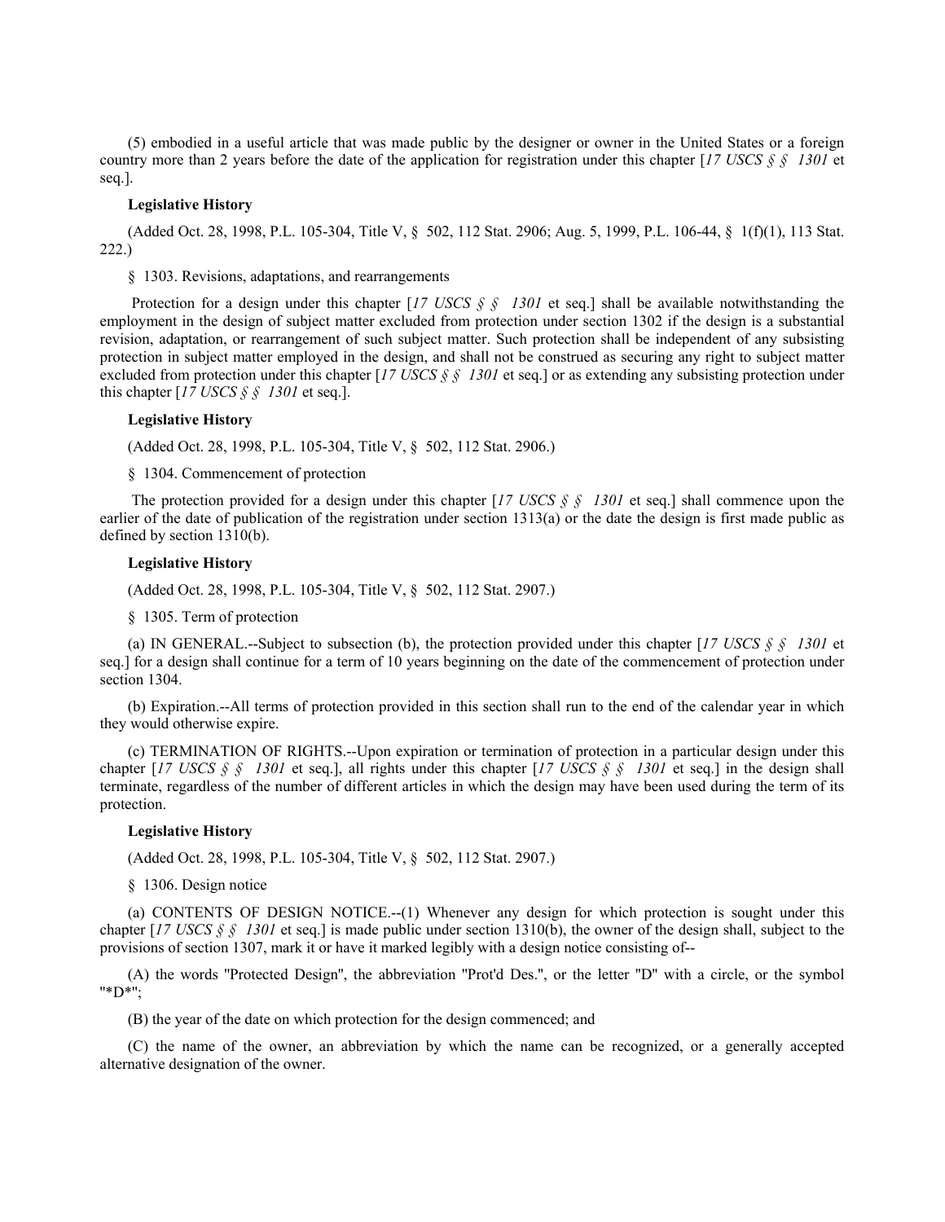(5) embodied in a useful article that was made public by the designer or owner in the United States or a foreign country more than 2 years before the date of the application for registration under this chapter [*17 USCS § § 1301* et seq.].

**Legislative History**

(Added Oct. 28, 1998, P.L. 105-304, Title V, § 502, 112 Stat. 2906; Aug. 5, 1999, P.L. 106-44, § 1(f)(1), 113 Stat. 222.)

§ 1303. Revisions, adaptations, and rearrangements

Protection for a design under this chapter [*17 USCS § § 1301* et seq.] shall be available notwithstanding the employment in the design of subject matter excluded from protection under section 1302 if the design is a substantial revision, adaptation, or rearrangement of such subject matter. Such protection shall be independent of any subsisting protection in subject matter employed in the design, and shall not be construed as securing any right to subject matter excluded from protection under this chapter [*17 USCS § § 1301* et seq.] or as extending any subsisting protection under this chapter [*17 USCS § § 1301* et seq.].

**Legislative History**

(Added Oct. 28, 1998, P.L. 105-304, Title V, § 502, 112 Stat. 2906.)

§ 1304. Commencement of protection

The protection provided for a design under this chapter [*17 USCS § § 1301* et seq.] shall commence upon the earlier of the date of publication of the registration under section 1313(a) or the date the design is first made public as defined by section 1310(b).

**Legislative History**

(Added Oct. 28, 1998, P.L. 105-304, Title V, § 502, 112 Stat. 2907.)

§ 1305. Term of protection

(a) IN GENERAL.--Subject to subsection (b), the protection provided under this chapter [*17 USCS § § 1301* et seq.] for a design shall continue for a term of 10 years beginning on the date of the commencement of protection under section 1304.

(b) Expiration.--All terms of protection provided in this section shall run to the end of the calendar year in which they would otherwise expire.

(c) TERMINATION OF RIGHTS.--Upon expiration or termination of protection in a particular design under this chapter [*17 USCS § § 1301* et seq.], all rights under this chapter [*17 USCS § § 1301* et seq.] in the design shall terminate, regardless of the number of different articles in which the design may have been used during the term of its protection.

**Legislative History**

(Added Oct. 28, 1998, P.L. 105-304, Title V, § 502, 112 Stat. 2907.)

§ 1306. Design notice

(a) CONTENTS OF DESIGN NOTICE.--(1) Whenever any design for which protection is sought under this chapter [*17 USCS § § 1301* et seq.] is made public under section 1310(b), the owner of the design shall, subject to the provisions of section 1307, mark it or have it marked legibly with a design notice consisting of--

(A) the words "Protected Design", the abbreviation "Prot'd Des.", or the letter "D" with a circle, or the symbol "*D*";

(B) the year of the date on which protection for the design commenced; and

(C) the name of the owner, an abbreviation by which the name can be recognized, or a generally accepted alternative designation of the owner.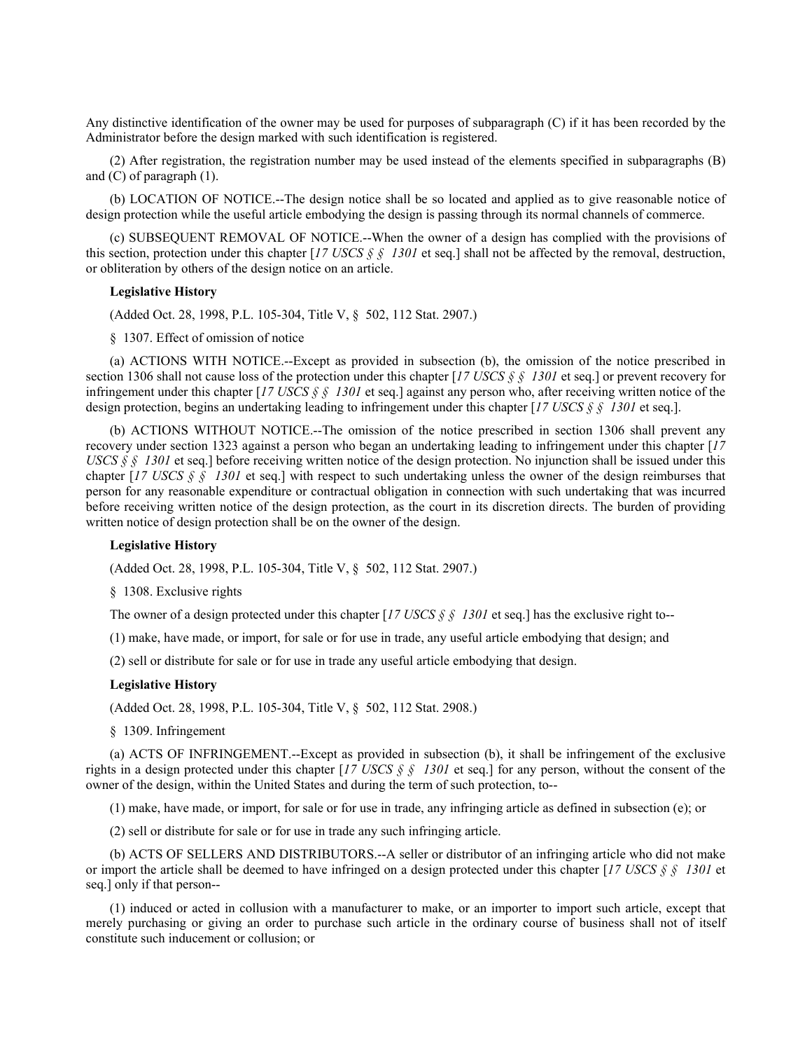Any distinctive identification of the owner may be used for purposes of subparagraph (C) if it has been recorded by the Administrator before the design marked with such identification is registered.

(2) After registration, the registration number may be used instead of the elements specified in subparagraphs (B) and (C) of paragraph (1).

(b) LOCATION OF NOTICE.--The design notice shall be so located and applied as to give reasonable notice of design protection while the useful article embodying the design is passing through its normal channels of commerce.

(c) SUBSEQUENT REMOVAL OF NOTICE.--When the owner of a design has complied with the provisions of this section, protection under this chapter [*17 USCS § § 1301* et seq.] shall not be affected by the removal, destruction, or obliteration by others of the design notice on an article.

**Legislative History**

(Added Oct. 28, 1998, P.L. 105-304, Title V, § 502, 112 Stat. 2907.)

§ 1307. Effect of omission of notice

(a) ACTIONS WITH NOTICE.--Except as provided in subsection (b), the omission of the notice prescribed in section 1306 shall not cause loss of the protection under this chapter [*17 USCS § § 1301* et seq.] or prevent recovery for infringement under this chapter [*17 USCS § § 1301* et seq.] against any person who, after receiving written notice of the design protection, begins an undertaking leading to infringement under this chapter [*17 USCS § § 1301* et seq.].

(b) ACTIONS WITHOUT NOTICE.--The omission of the notice prescribed in section 1306 shall prevent any recovery under section 1323 against a person who began an undertaking leading to infringement under this chapter [*17 USCS § § 1301* et seq.] before receiving written notice of the design protection. No injunction shall be issued under this chapter [*17 USCS § § 1301* et seq.] with respect to such undertaking unless the owner of the design reimburses that person for any reasonable expenditure or contractual obligation in connection with such undertaking that was incurred before receiving written notice of the design protection, as the court in its discretion directs. The burden of providing written notice of design protection shall be on the owner of the design.

**Legislative History**

(Added Oct. 28, 1998, P.L. 105-304, Title V, § 502, 112 Stat. 2907.)

§ 1308. Exclusive rights

The owner of a design protected under this chapter [*17 USCS § § 1301* et seq.] has the exclusive right to--

(1) make, have made, or import, for sale or for use in trade, any useful article embodying that design; and

(2) sell or distribute for sale or for use in trade any useful article embodying that design.

**Legislative History**

(Added Oct. 28, 1998, P.L. 105-304, Title V, § 502, 112 Stat. 2908.)

§ 1309. Infringement

(a) ACTS OF INFRINGEMENT.--Except as provided in subsection (b), it shall be infringement of the exclusive rights in a design protected under this chapter [*17 USCS § § 1301* et seq.] for any person, without the consent of the owner of the design, within the United States and during the term of such protection, to--

(1) make, have made, or import, for sale or for use in trade, any infringing article as defined in subsection (e); or

(2) sell or distribute for sale or for use in trade any such infringing article.

(b) ACTS OF SELLERS AND DISTRIBUTORS.--A seller or distributor of an infringing article who did not make or import the article shall be deemed to have infringed on a design protected under this chapter [*17 USCS § § 1301* et seq.] only if that person--

(1) induced or acted in collusion with a manufacturer to make, or an importer to import such article, except that merely purchasing or giving an order to purchase such article in the ordinary course of business shall not of itself constitute such inducement or collusion; or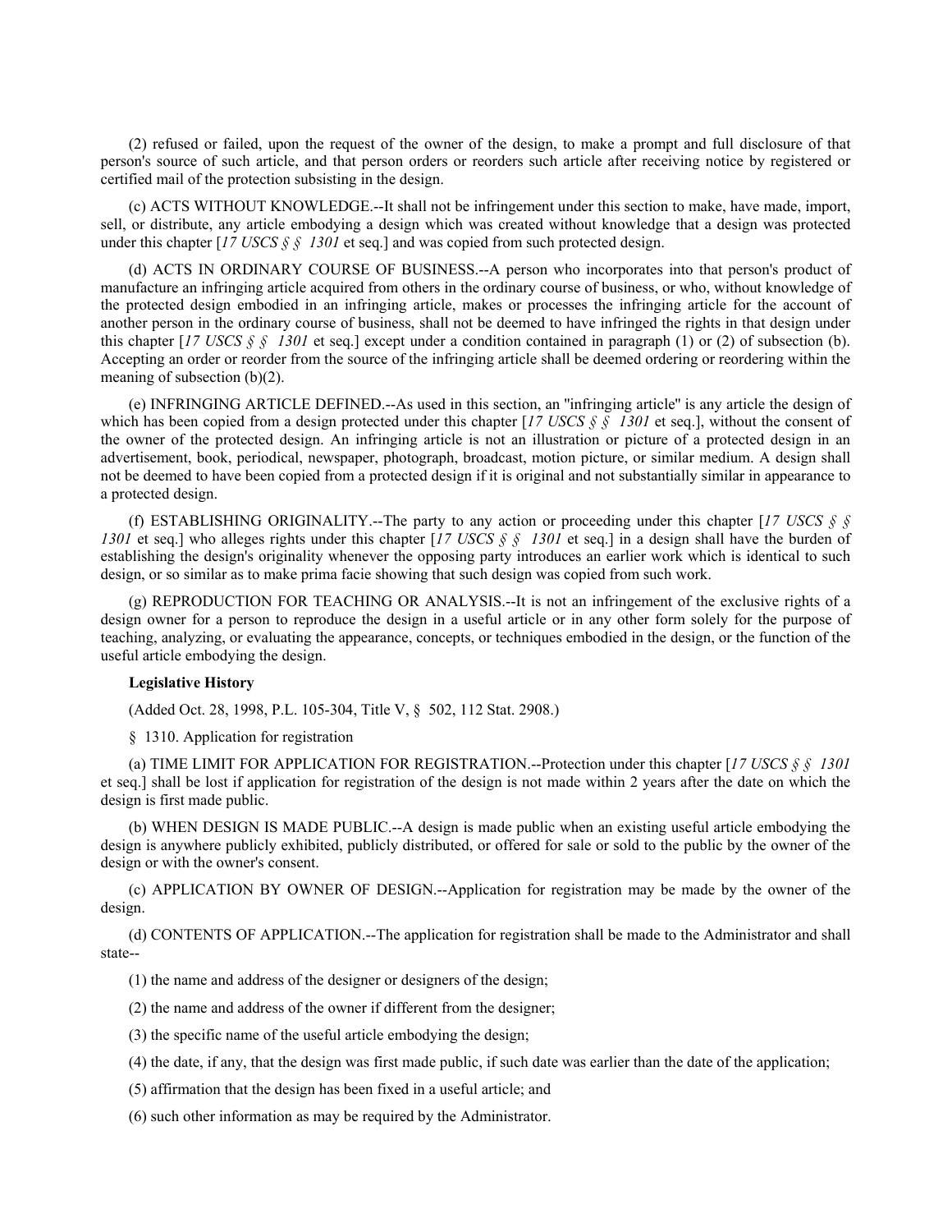(2) refused or failed, upon the request of the owner of the design, to make a prompt and full disclosure of that person's source of such article, and that person orders or reorders such article after receiving notice by registered or certified mail of the protection subsisting in the design.

(c) ACTS WITHOUT KNOWLEDGE.--It shall not be infringement under this section to make, have made, import, sell, or distribute, any article embodying a design which was created without knowledge that a design was protected under this chapter [*17 USCS § § 1301* et seq.] and was copied from such protected design.

(d) ACTS IN ORDINARY COURSE OF BUSINESS.--A person who incorporates into that person's product of manufacture an infringing article acquired from others in the ordinary course of business, or who, without knowledge of the protected design embodied in an infringing article, makes or processes the infringing article for the account of another person in the ordinary course of business, shall not be deemed to have infringed the rights in that design under this chapter [*17 USCS § § 1301* et seq.] except under a condition contained in paragraph (1) or (2) of subsection (b). Accepting an order or reorder from the source of the infringing article shall be deemed ordering or reordering within the meaning of subsection (b)(2).

(e) INFRINGING ARTICLE DEFINED.--As used in this section, an "infringing article" is any article the design of which has been copied from a design protected under this chapter [*17 USCS § § 1301* et seq.], without the consent of the owner of the protected design. An infringing article is not an illustration or picture of a protected design in an advertisement, book, periodical, newspaper, photograph, broadcast, motion picture, or similar medium. A design shall not be deemed to have been copied from a protected design if it is original and not substantially similar in appearance to a protected design.

(f) ESTABLISHING ORIGINALITY.--The party to any action or proceeding under this chapter [*17 USCS § § 1301* et seq.] who alleges rights under this chapter [*17 USCS § § 1301* et seq.] in a design shall have the burden of establishing the design's originality whenever the opposing party introduces an earlier work which is identical to such design, or so similar as to make prima facie showing that such design was copied from such work.

(g) REPRODUCTION FOR TEACHING OR ANALYSIS.--It is not an infringement of the exclusive rights of a design owner for a person to reproduce the design in a useful article or in any other form solely for the purpose of teaching, analyzing, or evaluating the appearance, concepts, or techniques embodied in the design, or the function of the useful article embodying the design.

**Legislative History**

(Added Oct. 28, 1998, P.L. 105-304, Title V, § 502, 112 Stat. 2908.)

§ 1310. Application for registration

(a) TIME LIMIT FOR APPLICATION FOR REGISTRATION.--Protection under this chapter [*17 USCS § § 1301* et seq.] shall be lost if application for registration of the design is not made within 2 years after the date on which the design is first made public.

(b) WHEN DESIGN IS MADE PUBLIC.--A design is made public when an existing useful article embodying the design is anywhere publicly exhibited, publicly distributed, or offered for sale or sold to the public by the owner of the design or with the owner's consent.

(c) APPLICATION BY OWNER OF DESIGN.--Application for registration may be made by the owner of the design.

(d) CONTENTS OF APPLICATION.--The application for registration shall be made to the Administrator and shall state--

(1) the name and address of the designer or designers of the design;

(2) the name and address of the owner if different from the designer;

(3) the specific name of the useful article embodying the design;

(4) the date, if any, that the design was first made public, if such date was earlier than the date of the application;

(5) affirmation that the design has been fixed in a useful article; and

(6) such other information as may be required by the Administrator.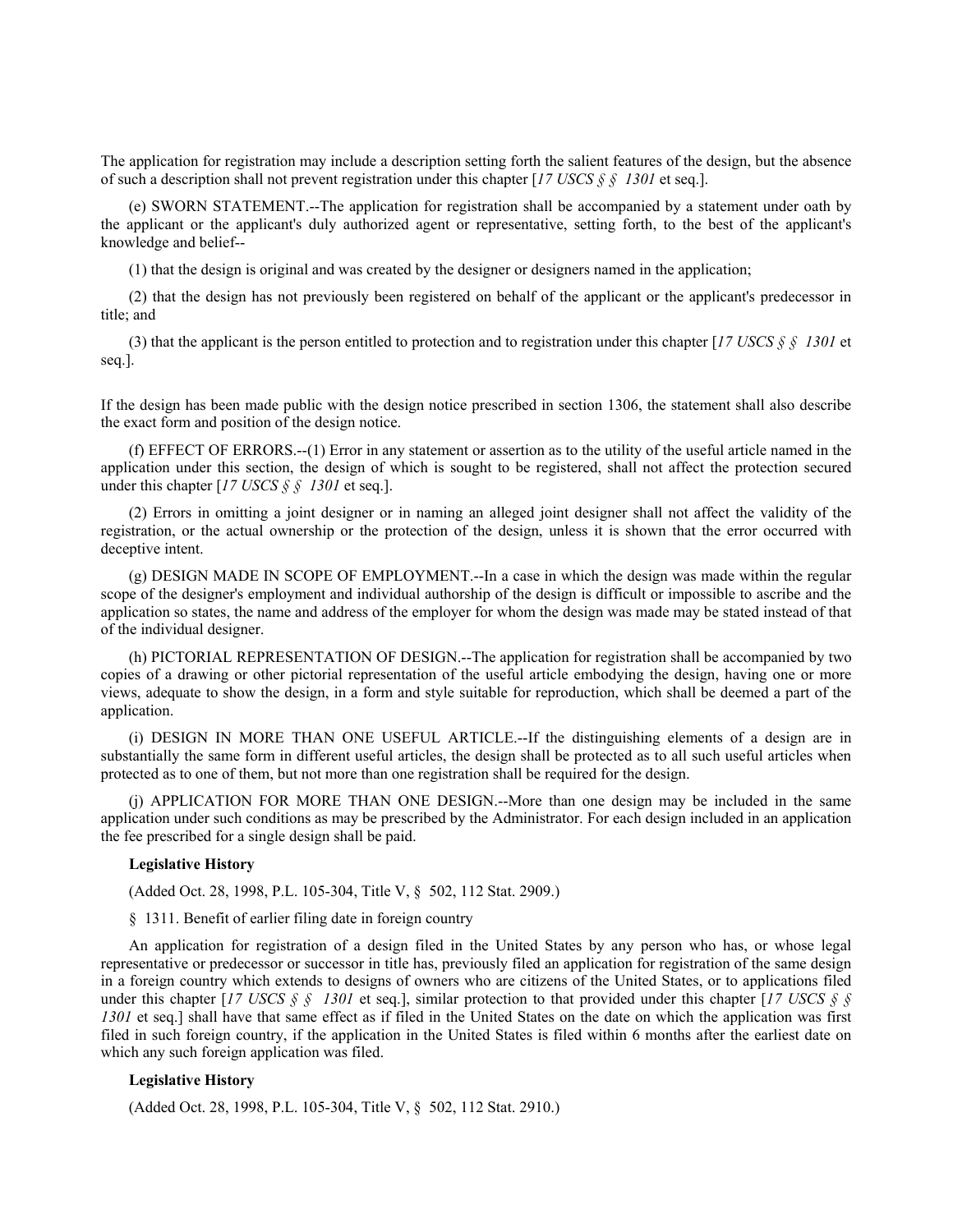The application for registration may include a description setting forth the salient features of the design, but the absence of such a description shall not prevent registration under this chapter [*17 USCS § § 1301* et seq.].

(e) SWORN STATEMENT.--The application for registration shall be accompanied by a statement under oath by the applicant or the applicant's duly authorized agent or representative, setting forth, to the best of the applicant's knowledge and belief--

(1) that the design is original and was created by the designer or designers named in the application;

(2) that the design has not previously been registered on behalf of the applicant or the applicant's predecessor in title; and

(3) that the applicant is the person entitled to protection and to registration under this chapter [*17 USCS § § 1301* et seq.].

If the design has been made public with the design notice prescribed in section 1306, the statement shall also describe the exact form and position of the design notice.

(f) EFFECT OF ERRORS.--(1) Error in any statement or assertion as to the utility of the useful article named in the application under this section, the design of which is sought to be registered, shall not affect the protection secured under this chapter [*17 USCS § § 1301* et seq.].

(2) Errors in omitting a joint designer or in naming an alleged joint designer shall not affect the validity of the registration, or the actual ownership or the protection of the design, unless it is shown that the error occurred with deceptive intent.

(g) DESIGN MADE IN SCOPE OF EMPLOYMENT.--In a case in which the design was made within the regular scope of the designer's employment and individual authorship of the design is difficult or impossible to ascribe and the application so states, the name and address of the employer for whom the design was made may be stated instead of that of the individual designer.

(h) PICTORIAL REPRESENTATION OF DESIGN.--The application for registration shall be accompanied by two copies of a drawing or other pictorial representation of the useful article embodying the design, having one or more views, adequate to show the design, in a form and style suitable for reproduction, which shall be deemed a part of the application.

(i) DESIGN IN MORE THAN ONE USEFUL ARTICLE.--If the distinguishing elements of a design are in substantially the same form in different useful articles, the design shall be protected as to all such useful articles when protected as to one of them, but not more than one registration shall be required for the design.

(j) APPLICATION FOR MORE THAN ONE DESIGN.--More than one design may be included in the same application under such conditions as may be prescribed by the Administrator. For each design included in an application the fee prescribed for a single design shall be paid.

**Legislative History**

(Added Oct. 28, 1998, P.L. 105-304, Title V, § 502, 112 Stat. 2909.)

§ 1311. Benefit of earlier filing date in foreign country

An application for registration of a design filed in the United States by any person who has, or whose legal representative or predecessor or successor in title has, previously filed an application for registration of the same design in a foreign country which extends to designs of owners who are citizens of the United States, or to applications filed under this chapter [*17 USCS § § 1301* et seq.], similar protection to that provided under this chapter [*17 USCS § § 1301* et seq.] shall have that same effect as if filed in the United States on the date on which the application was first filed in such foreign country, if the application in the United States is filed within 6 months after the earliest date on which any such foreign application was filed.

**Legislative History**

(Added Oct. 28, 1998, P.L. 105-304, Title V, § 502, 112 Stat. 2910.)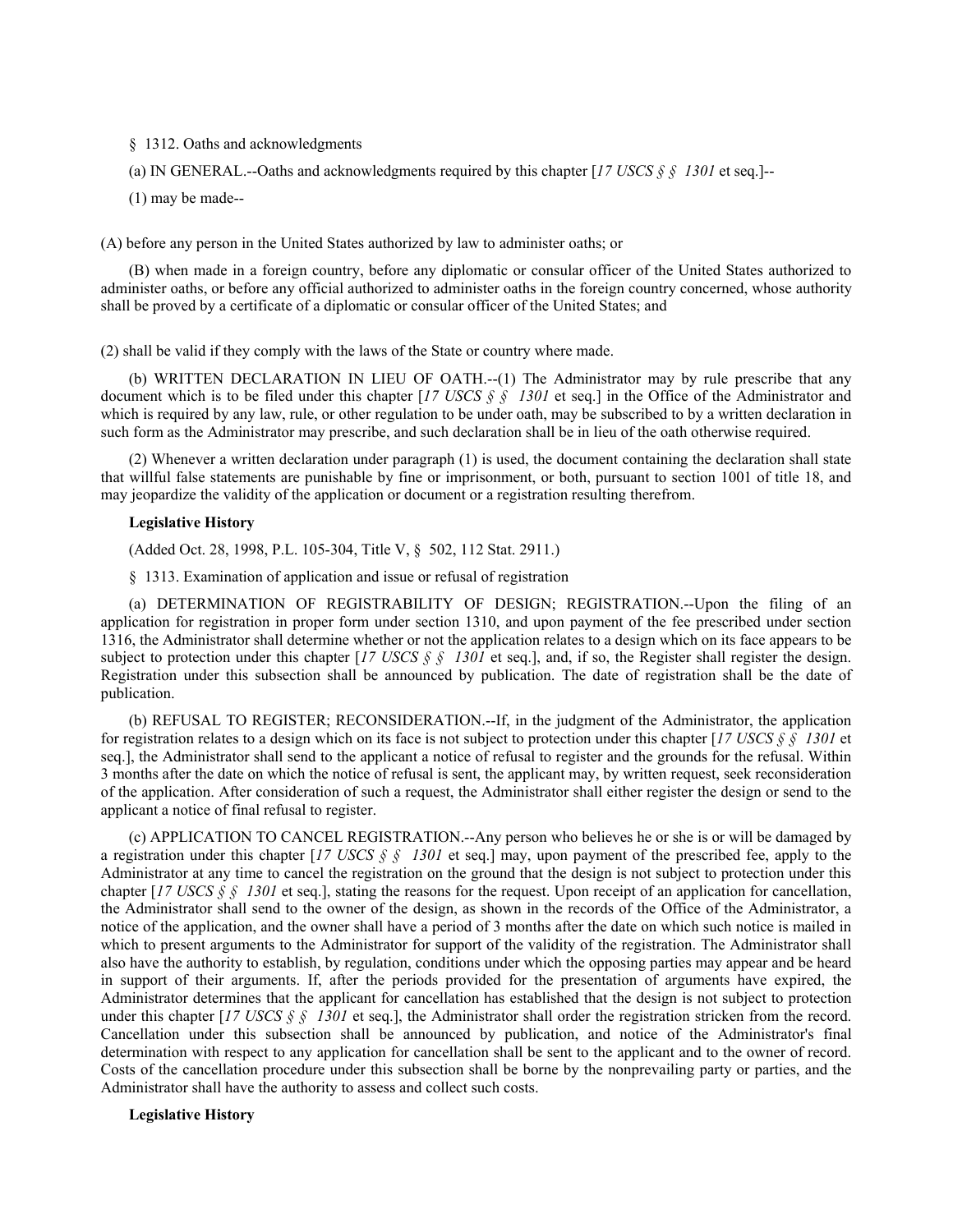§ 1312. Oaths and acknowledgments

(a) IN GENERAL.--Oaths and acknowledgments required by this chapter [*17 USCS § § 1301* et seq.]--

(1) may be made--

(A) before any person in the United States authorized by law to administer oaths; or

(B) when made in a foreign country, before any diplomatic or consular officer of the United States authorized to administer oaths, or before any official authorized to administer oaths in the foreign country concerned, whose authority shall be proved by a certificate of a diplomatic or consular officer of the United States; and

(2) shall be valid if they comply with the laws of the State or country where made.

(b) WRITTEN DECLARATION IN LIEU OF OATH.--(1) The Administrator may by rule prescribe that any document which is to be filed under this chapter [*17 USCS § § 1301* et seq.] in the Office of the Administrator and which is required by any law, rule, or other regulation to be under oath, may be subscribed to by a written declaration in such form as the Administrator may prescribe, and such declaration shall be in lieu of the oath otherwise required.

(2) Whenever a written declaration under paragraph (1) is used, the document containing the declaration shall state that willful false statements are punishable by fine or imprisonment, or both, pursuant to section 1001 of title 18, and may jeopardize the validity of the application or document or a registration resulting therefrom.

**Legislative History**

(Added Oct. 28, 1998, P.L. 105-304, Title V, § 502, 112 Stat. 2911.)

§ 1313. Examination of application and issue or refusal of registration

(a) DETERMINATION OF REGISTRABILITY OF DESIGN; REGISTRATION.--Upon the filing of an application for registration in proper form under section 1310, and upon payment of the fee prescribed under section 1316, the Administrator shall determine whether or not the application relates to a design which on its face appears to be subject to protection under this chapter [*17 USCS § § 1301* et seq.], and, if so, the Register shall register the design. Registration under this subsection shall be announced by publication. The date of registration shall be the date of publication.

(b) REFUSAL TO REGISTER; RECONSIDERATION.--If, in the judgment of the Administrator, the application for registration relates to a design which on its face is not subject to protection under this chapter [*17 USCS § § 1301* et seq.], the Administrator shall send to the applicant a notice of refusal to register and the grounds for the refusal. Within 3 months after the date on which the notice of refusal is sent, the applicant may, by written request, seek reconsideration of the application. After consideration of such a request, the Administrator shall either register the design or send to the applicant a notice of final refusal to register.

(c) APPLICATION TO CANCEL REGISTRATION.--Any person who believes he or she is or will be damaged by a registration under this chapter [*17 USCS § § 1301* et seq.] may, upon payment of the prescribed fee, apply to the Administrator at any time to cancel the registration on the ground that the design is not subject to protection under this chapter [*17 USCS § § 1301* et seq.], stating the reasons for the request. Upon receipt of an application for cancellation, the Administrator shall send to the owner of the design, as shown in the records of the Office of the Administrator, a notice of the application, and the owner shall have a period of 3 months after the date on which such notice is mailed in which to present arguments to the Administrator for support of the validity of the registration. The Administrator shall also have the authority to establish, by regulation, conditions under which the opposing parties may appear and be heard in support of their arguments. If, after the periods provided for the presentation of arguments have expired, the Administrator determines that the applicant for cancellation has established that the design is not subject to protection under this chapter [*17 USCS § § 1301* et seq.], the Administrator shall order the registration stricken from the record. Cancellation under this subsection shall be announced by publication, and notice of the Administrator's final determination with respect to any application for cancellation shall be sent to the applicant and to the owner of record. Costs of the cancellation procedure under this subsection shall be borne by the nonprevailing party or parties, and the Administrator shall have the authority to assess and collect such costs.

**Legislative History**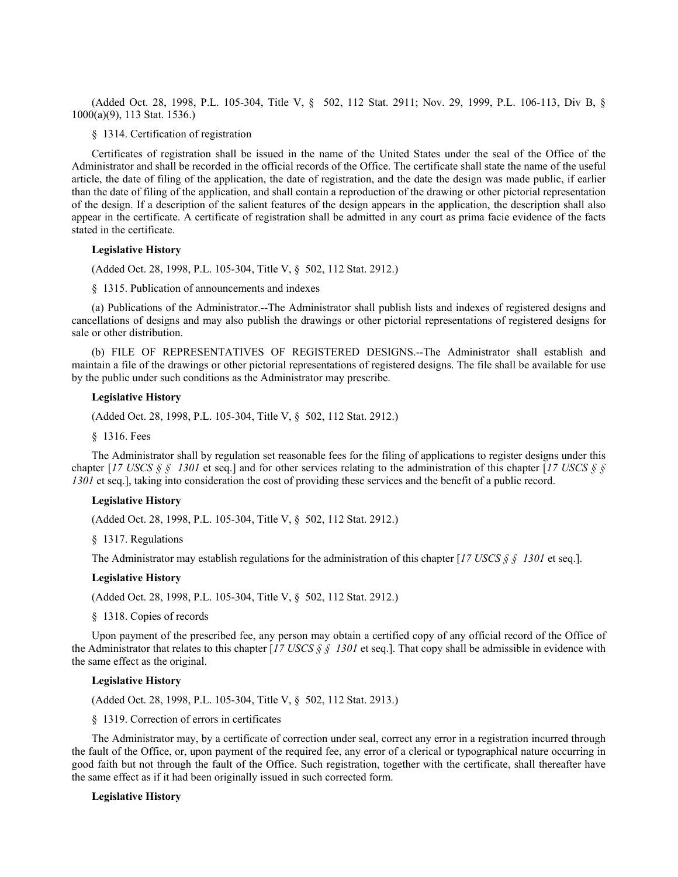(Added Oct. 28, 1998, P.L. 105-304, Title V, § 502, 112 Stat. 2911; Nov. 29, 1999, P.L. 106-113, Div B, § 1000(a)(9), 113 Stat. 1536.)

§ 1314. Certification of registration

Certificates of registration shall be issued in the name of the United States under the seal of the Office of the Administrator and shall be recorded in the official records of the Office. The certificate shall state the name of the useful article, the date of filing of the application, the date of registration, and the date the design was made public, if earlier than the date of filing of the application, and shall contain a reproduction of the drawing or other pictorial representation of the design. If a description of the salient features of the design appears in the application, the description shall also appear in the certificate. A certificate of registration shall be admitted in any court as prima facie evidence of the facts stated in the certificate.

**Legislative History**

(Added Oct. 28, 1998, P.L. 105-304, Title V, § 502, 112 Stat. 2912.)

§ 1315. Publication of announcements and indexes

(a) Publications of the Administrator.--The Administrator shall publish lists and indexes of registered designs and cancellations of designs and may also publish the drawings or other pictorial representations of registered designs for sale or other distribution.

(b) FILE OF REPRESENTATIVES OF REGISTERED DESIGNS.--The Administrator shall establish and maintain a file of the drawings or other pictorial representations of registered designs. The file shall be available for use by the public under such conditions as the Administrator may prescribe.

**Legislative History**

(Added Oct. 28, 1998, P.L. 105-304, Title V, § 502, 112 Stat. 2912.)

§ 1316. Fees

The Administrator shall by regulation set reasonable fees for the filing of applications to register designs under this chapter [*17 USCS § § 1301* et seq.] and for other services relating to the administration of this chapter [*17 USCS § § 1301* et seq.], taking into consideration the cost of providing these services and the benefit of a public record.

**Legislative History**

(Added Oct. 28, 1998, P.L. 105-304, Title V, § 502, 112 Stat. 2912.)

§ 1317. Regulations

The Administrator may establish regulations for the administration of this chapter [*17 USCS § § 1301* et seq.].

**Legislative History**

(Added Oct. 28, 1998, P.L. 105-304, Title V, § 502, 112 Stat. 2912.)

§ 1318. Copies of records

Upon payment of the prescribed fee, any person may obtain a certified copy of any official record of the Office of the Administrator that relates to this chapter [*17 USCS § § 1301* et seq.]. That copy shall be admissible in evidence with the same effect as the original.

**Legislative History**

(Added Oct. 28, 1998, P.L. 105-304, Title V, § 502, 112 Stat. 2913.)

§ 1319. Correction of errors in certificates

The Administrator may, by a certificate of correction under seal, correct any error in a registration incurred through the fault of the Office, or, upon payment of the required fee, any error of a clerical or typographical nature occurring in good faith but not through the fault of the Office. Such registration, together with the certificate, shall thereafter have the same effect as if it had been originally issued in such corrected form.

**Legislative History**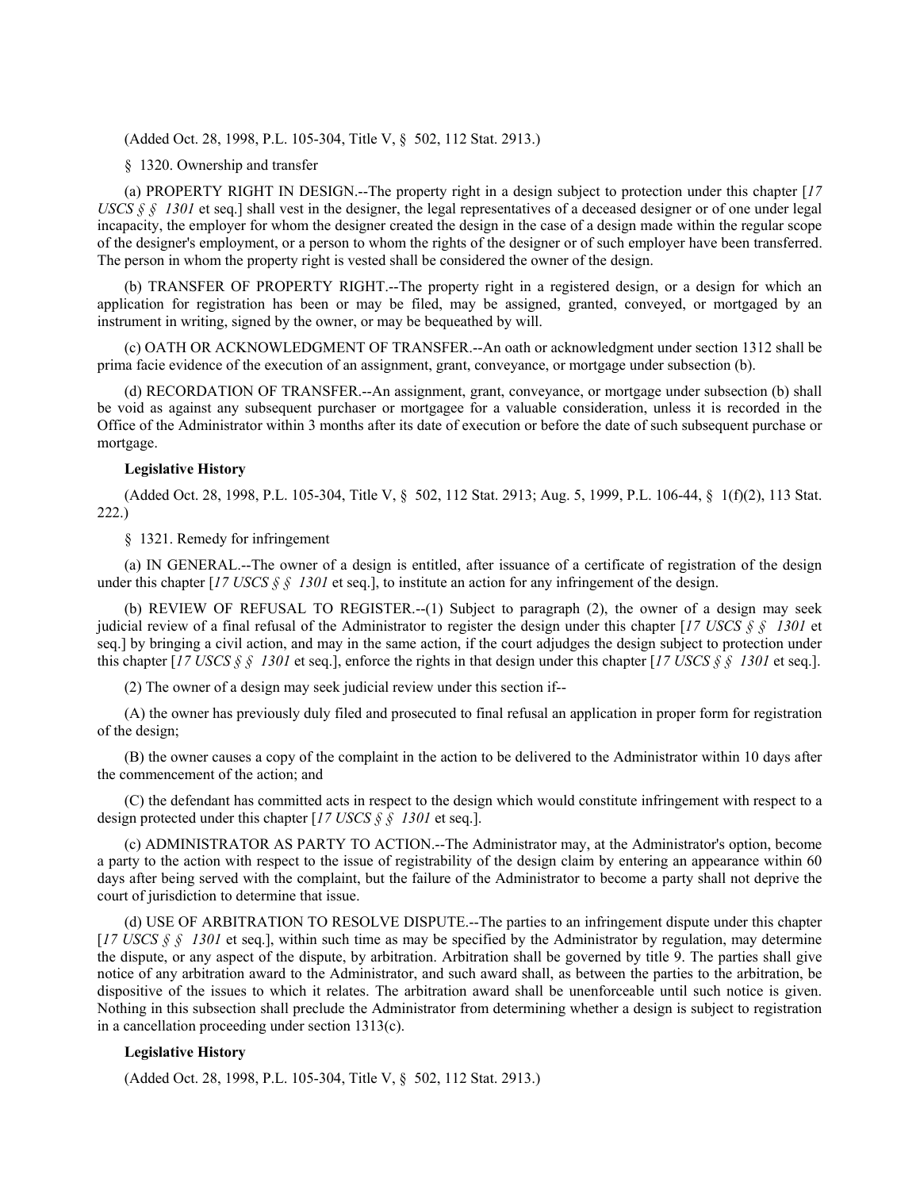(Added Oct. 28, 1998, P.L. 105-304, Title V, § 502, 112 Stat. 2913.)

§ 1320. Ownership and transfer

(a) PROPERTY RIGHT IN DESIGN.--The property right in a design subject to protection under this chapter [*17 USCS § § 1301* et seq.] shall vest in the designer, the legal representatives of a deceased designer or of one under legal incapacity, the employer for whom the designer created the design in the case of a design made within the regular scope of the designer's employment, or a person to whom the rights of the designer or of such employer have been transferred. The person in whom the property right is vested shall be considered the owner of the design.

(b) TRANSFER OF PROPERTY RIGHT.--The property right in a registered design, or a design for which an application for registration has been or may be filed, may be assigned, granted, conveyed, or mortgaged by an instrument in writing, signed by the owner, or may be bequeathed by will.

(c) OATH OR ACKNOWLEDGMENT OF TRANSFER.--An oath or acknowledgment under section 1312 shall be prima facie evidence of the execution of an assignment, grant, conveyance, or mortgage under subsection (b).

(d) RECORDATION OF TRANSFER.--An assignment, grant, conveyance, or mortgage under subsection (b) shall be void as against any subsequent purchaser or mortgagee for a valuable consideration, unless it is recorded in the Office of the Administrator within 3 months after its date of execution or before the date of such subsequent purchase or mortgage.

**Legislative History**

(Added Oct. 28, 1998, P.L. 105-304, Title V, § 502, 112 Stat. 2913; Aug. 5, 1999, P.L. 106-44, § 1(f)(2), 113 Stat. 222.)

§ 1321. Remedy for infringement

(a) IN GENERAL.--The owner of a design is entitled, after issuance of a certificate of registration of the design under this chapter [*17 USCS § § 1301* et seq.], to institute an action for any infringement of the design.

(b) REVIEW OF REFUSAL TO REGISTER.--(1) Subject to paragraph (2), the owner of a design may seek judicial review of a final refusal of the Administrator to register the design under this chapter [*17 USCS § § 1301* et seq.] by bringing a civil action, and may in the same action, if the court adjudges the design subject to protection under this chapter [*17 USCS § § 1301* et seq.], enforce the rights in that design under this chapter [*17 USCS § § 1301* et seq.].

(2) The owner of a design may seek judicial review under this section if--

(A) the owner has previously duly filed and prosecuted to final refusal an application in proper form for registration of the design;

(B) the owner causes a copy of the complaint in the action to be delivered to the Administrator within 10 days after the commencement of the action; and

(C) the defendant has committed acts in respect to the design which would constitute infringement with respect to a design protected under this chapter [*17 USCS § § 1301* et seq.].

(c) ADMINISTRATOR AS PARTY TO ACTION.--The Administrator may, at the Administrator's option, become a party to the action with respect to the issue of registrability of the design claim by entering an appearance within 60 days after being served with the complaint, but the failure of the Administrator to become a party shall not deprive the court of jurisdiction to determine that issue.

(d) USE OF ARBITRATION TO RESOLVE DISPUTE.--The parties to an infringement dispute under this chapter [*17 USCS § § 1301* et seq.], within such time as may be specified by the Administrator by regulation, may determine the dispute, or any aspect of the dispute, by arbitration. Arbitration shall be governed by title 9. The parties shall give notice of any arbitration award to the Administrator, and such award shall, as between the parties to the arbitration, be dispositive of the issues to which it relates. The arbitration award shall be unenforceable until such notice is given. Nothing in this subsection shall preclude the Administrator from determining whether a design is subject to registration in a cancellation proceeding under section 1313(c).

**Legislative History**

(Added Oct. 28, 1998, P.L. 105-304, Title V, § 502, 112 Stat. 2913.)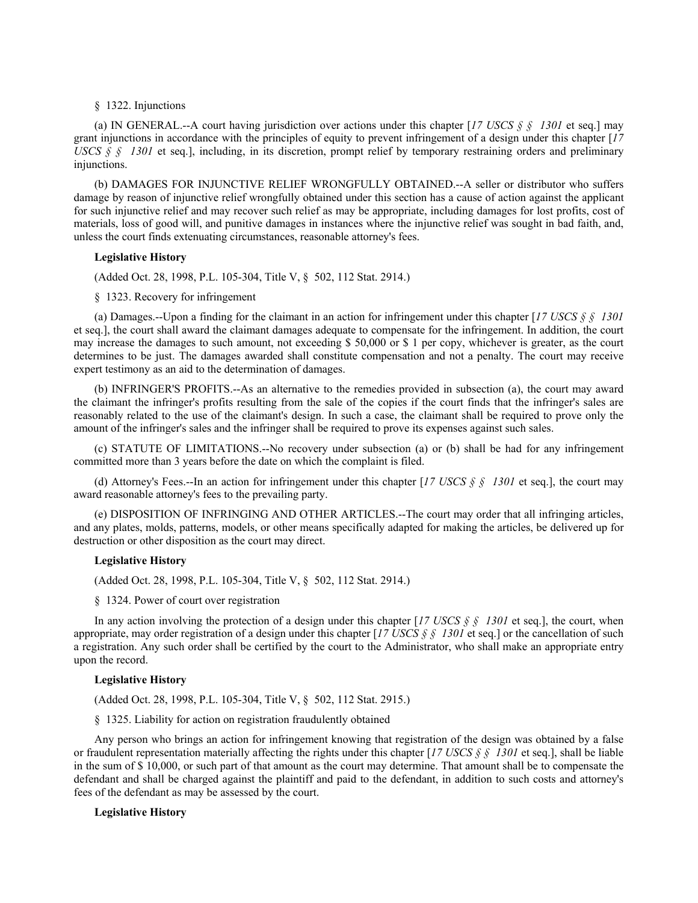§ 1322. Injunctions

(a) IN GENERAL.--A court having jurisdiction over actions under this chapter [*17 USCS § § 1301* et seq.] may grant injunctions in accordance with the principles of equity to prevent infringement of a design under this chapter [*17 USCS § § 1301* et seq.], including, in its discretion, prompt relief by temporary restraining orders and preliminary injunctions.

(b) DAMAGES FOR INJUNCTIVE RELIEF WRONGFULLY OBTAINED.--A seller or distributor who suffers damage by reason of injunctive relief wrongfully obtained under this section has a cause of action against the applicant for such injunctive relief and may recover such relief as may be appropriate, including damages for lost profits, cost of materials, loss of good will, and punitive damages in instances where the injunctive relief was sought in bad faith, and, unless the court finds extenuating circumstances, reasonable attorney's fees.

**Legislative History**

(Added Oct. 28, 1998, P.L. 105-304, Title V, § 502, 112 Stat. 2914.)

§ 1323. Recovery for infringement

(a) Damages.--Upon a finding for the claimant in an action for infringement under this chapter [*17 USCS § § 1301* et seq.], the court shall award the claimant damages adequate to compensate for the infringement. In addition, the court may increase the damages to such amount, not exceeding $ 50,000 or $ 1 per copy, whichever is greater, as the court determines to be just. The damages awarded shall constitute compensation and not a penalty. The court may receive expert testimony as an aid to the determination of damages.

(b) INFRINGER'S PROFITS.--As an alternative to the remedies provided in subsection (a), the court may award the claimant the infringer's profits resulting from the sale of the copies if the court finds that the infringer's sales are reasonably related to the use of the claimant's design. In such a case, the claimant shall be required to prove only the amount of the infringer's sales and the infringer shall be required to prove its expenses against such sales.

(c) STATUTE OF LIMITATIONS.--No recovery under subsection (a) or (b) shall be had for any infringement committed more than 3 years before the date on which the complaint is filed.

(d) Attorney's Fees.--In an action for infringement under this chapter [*17 USCS § § 1301* et seq.], the court may award reasonable attorney's fees to the prevailing party.

(e) DISPOSITION OF INFRINGING AND OTHER ARTICLES.--The court may order that all infringing articles, and any plates, molds, patterns, models, or other means specifically adapted for making the articles, be delivered up for destruction or other disposition as the court may direct.

**Legislative History**

(Added Oct. 28, 1998, P.L. 105-304, Title V, § 502, 112 Stat. 2914.)

§ 1324. Power of court over registration

In any action involving the protection of a design under this chapter [*17 USCS § § 1301* et seq.], the court, when appropriate, may order registration of a design under this chapter [*17 USCS § § 1301* et seq.] or the cancellation of such a registration. Any such order shall be certified by the court to the Administrator, who shall make an appropriate entry upon the record.

**Legislative History**

(Added Oct. 28, 1998, P.L. 105-304, Title V, § 502, 112 Stat. 2915.)

§ 1325. Liability for action on registration fraudulently obtained

Any person who brings an action for infringement knowing that registration of the design was obtained by a false or fraudulent representation materially affecting the rights under this chapter [*17 USCS § § 1301* et seq.], shall be liable in the sum of $ 10,000, or such part of that amount as the court may determine. That amount shall be to compensate the defendant and shall be charged against the plaintiff and paid to the defendant, in addition to such costs and attorney's fees of the defendant as may be assessed by the court.

**Legislative History**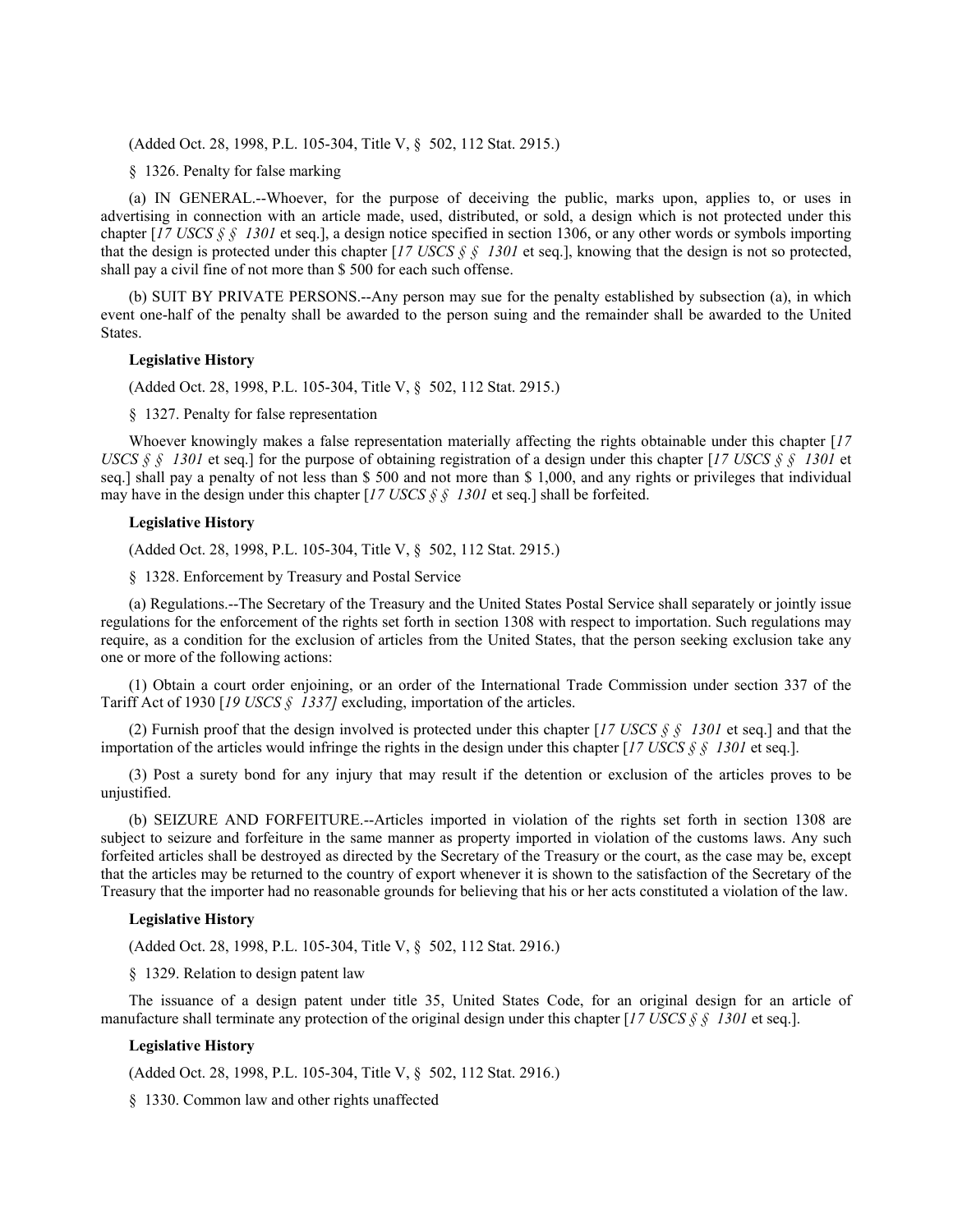(Added Oct. 28, 1998, P.L. 105-304, Title V, § 502, 112 Stat. 2915.)

§ 1326. Penalty for false marking

(a) IN GENERAL.--Whoever, for the purpose of deceiving the public, marks upon, applies to, or uses in advertising in connection with an article made, used, distributed, or sold, a design which is not protected under this chapter [*17 USCS § § 1301* et seq.], a design notice specified in section 1306, or any other words or symbols importing that the design is protected under this chapter [*17 USCS § § 1301* et seq.], knowing that the design is not so protected, shall pay a civil fine of not more than $ 500 for each such offense.

(b) SUIT BY PRIVATE PERSONS.--Any person may sue for the penalty established by subsection (a), in which event one-half of the penalty shall be awarded to the person suing and the remainder shall be awarded to the United States.

**Legislative History**

(Added Oct. 28, 1998, P.L. 105-304, Title V, § 502, 112 Stat. 2915.)

§ 1327. Penalty for false representation

Whoever knowingly makes a false representation materially affecting the rights obtainable under this chapter [*17 USCS § § 1301* et seq.] for the purpose of obtaining registration of a design under this chapter [*17 USCS § § 1301* et seq.] shall pay a penalty of not less than $ 500 and not more than $ 1,000, and any rights or privileges that individual may have in the design under this chapter [*17 USCS § § 1301* et seq.] shall be forfeited.

**Legislative History**

(Added Oct. 28, 1998, P.L. 105-304, Title V, § 502, 112 Stat. 2915.)

§ 1328. Enforcement by Treasury and Postal Service

(a) Regulations.--The Secretary of the Treasury and the United States Postal Service shall separately or jointly issue regulations for the enforcement of the rights set forth in section 1308 with respect to importation. Such regulations may require, as a condition for the exclusion of articles from the United States, that the person seeking exclusion take any one or more of the following actions:

(1) Obtain a court order enjoining, or an order of the International Trade Commission under section 337 of the Tariff Act of 1930 [*19 USCS § 1337]* excluding, importation of the articles.

(2) Furnish proof that the design involved is protected under this chapter [*17 USCS § § 1301* et seq.] and that the importation of the articles would infringe the rights in the design under this chapter [*17 USCS § § 1301* et seq.].

(3) Post a surety bond for any injury that may result if the detention or exclusion of the articles proves to be unjustified.

(b) SEIZURE AND FORFEITURE.--Articles imported in violation of the rights set forth in section 1308 are subject to seizure and forfeiture in the same manner as property imported in violation of the customs laws. Any such forfeited articles shall be destroyed as directed by the Secretary of the Treasury or the court, as the case may be, except that the articles may be returned to the country of export whenever it is shown to the satisfaction of the Secretary of the Treasury that the importer had no reasonable grounds for believing that his or her acts constituted a violation of the law.

**Legislative History**

(Added Oct. 28, 1998, P.L. 105-304, Title V, § 502, 112 Stat. 2916.)

§ 1329. Relation to design patent law

The issuance of a design patent under title 35, United States Code, for an original design for an article of manufacture shall terminate any protection of the original design under this chapter [*17 USCS § § 1301* et seq.].

**Legislative History**

(Added Oct. 28, 1998, P.L. 105-304, Title V, § 502, 112 Stat. 2916.)

§ 1330. Common law and other rights unaffected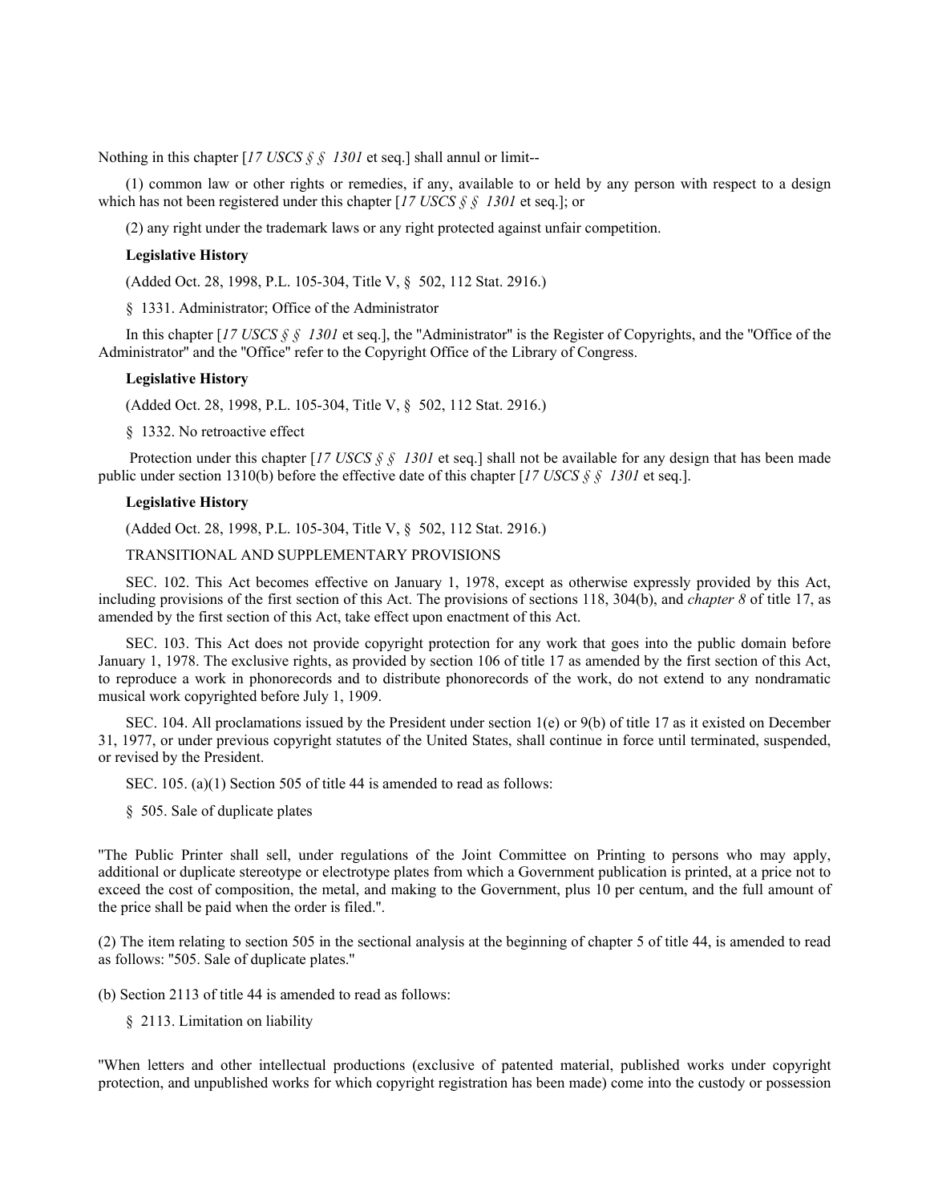Nothing in this chapter [*17 USCS § § 1301* et seq.] shall annul or limit--

(1) common law or other rights or remedies, if any, available to or held by any person with respect to a design which has not been registered under this chapter [*17 USCS § § 1301* et seq.]; or

(2) any right under the trademark laws or any right protected against unfair competition.

**Legislative History**

(Added Oct. 28, 1998, P.L. 105-304, Title V, § 502, 112 Stat. 2916.)

§ 1331. Administrator; Office of the Administrator

In this chapter [*17 USCS § § 1301* et seq.], the "Administrator" is the Register of Copyrights, and the "Office of the Administrator" and the "Office" refer to the Copyright Office of the Library of Congress.

**Legislative History**

(Added Oct. 28, 1998, P.L. 105-304, Title V, § 502, 112 Stat. 2916.)

§ 1332. No retroactive effect

Protection under this chapter [*17 USCS § § 1301* et seq.] shall not be available for any design that has been made public under section 1310(b) before the effective date of this chapter [*17 USCS § § 1301* et seq.].

**Legislative History**

(Added Oct. 28, 1998, P.L. 105-304, Title V, § 502, 112 Stat. 2916.)

TRANSITIONAL AND SUPPLEMENTARY PROVISIONS

SEC. 102. This Act becomes effective on January 1, 1978, except as otherwise expressly provided by this Act, including provisions of the first section of this Act. The provisions of sections 118, 304(b), and *chapter 8* of title 17, as amended by the first section of this Act, take effect upon enactment of this Act.

SEC. 103. This Act does not provide copyright protection for any work that goes into the public domain before January 1, 1978. The exclusive rights, as provided by section 106 of title 17 as amended by the first section of this Act, to reproduce a work in phonorecords and to distribute phonorecords of the work, do not extend to any nondramatic musical work copyrighted before July 1, 1909.

SEC. 104. All proclamations issued by the President under section 1(e) or 9(b) of title 17 as it existed on December 31, 1977, or under previous copyright statutes of the United States, shall continue in force until terminated, suspended, or revised by the President.

SEC. 105. (a)(1) Section 505 of title 44 is amended to read as follows:

§ 505. Sale of duplicate plates

"The Public Printer shall sell, under regulations of the Joint Committee on Printing to persons who may apply, additional or duplicate stereotype or electrotype plates from which a Government publication is printed, at a price not to exceed the cost of composition, the metal, and making to the Government, plus 10 per centum, and the full amount of the price shall be paid when the order is filed.".

(2) The item relating to section 505 in the sectional analysis at the beginning of chapter 5 of title 44, is amended to read as follows: "505. Sale of duplicate plates."

(b) Section 2113 of title 44 is amended to read as follows:

§ 2113. Limitation on liability

"When letters and other intellectual productions (exclusive of patented material, published works under copyright protection, and unpublished works for which copyright registration has been made) come into the custody or possession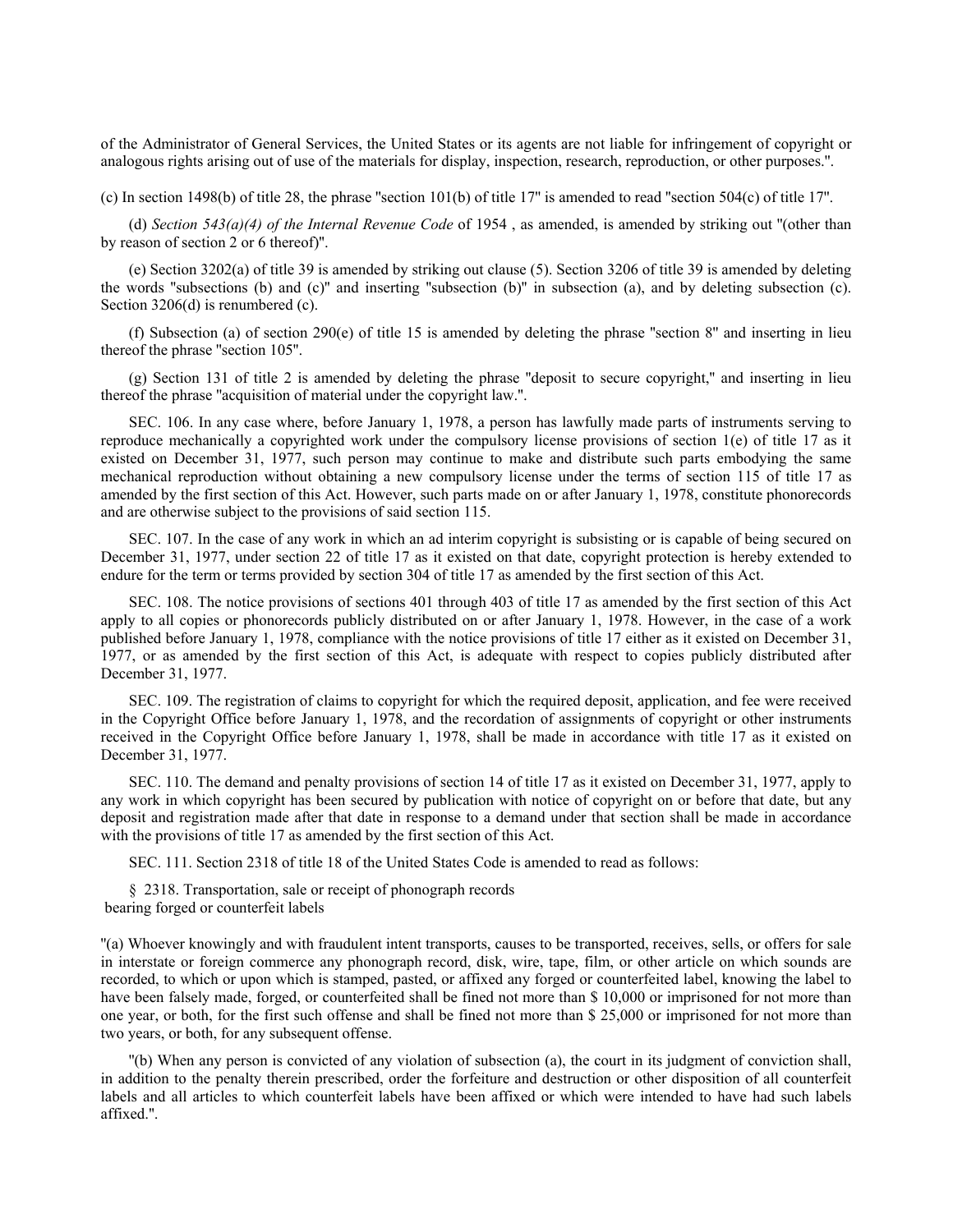of the Administrator of General Services, the United States or its agents are not liable for infringement of copyright or analogous rights arising out of use of the materials for display, inspection, research, reproduction, or other purposes.".

(c) In section 1498(b) of title 28, the phrase "section 101(b) of title 17" is amended to read "section 504(c) of title 17".

(d) *Section 543(a)(4) of the Internal Revenue Code* of 1954 , as amended, is amended by striking out "(other than by reason of section 2 or 6 thereof)".

(e) Section 3202(a) of title 39 is amended by striking out clause (5). Section 3206 of title 39 is amended by deleting the words "subsections (b) and (c)" and inserting "subsection (b)" in subsection (a), and by deleting subsection (c). Section 3206(d) is renumbered (c).

(f) Subsection (a) of section 290(e) of title 15 is amended by deleting the phrase "section 8" and inserting in lieu thereof the phrase "section 105".

(g) Section 131 of title 2 is amended by deleting the phrase "deposit to secure copyright," and inserting in lieu thereof the phrase "acquisition of material under the copyright law.".

SEC. 106. In any case where, before January 1, 1978, a person has lawfully made parts of instruments serving to reproduce mechanically a copyrighted work under the compulsory license provisions of section 1(e) of title 17 as it existed on December 31, 1977, such person may continue to make and distribute such parts embodying the same mechanical reproduction without obtaining a new compulsory license under the terms of section 115 of title 17 as amended by the first section of this Act. However, such parts made on or after January 1, 1978, constitute phonorecords and are otherwise subject to the provisions of said section 115.

SEC. 107. In the case of any work in which an ad interim copyright is subsisting or is capable of being secured on December 31, 1977, under section 22 of title 17 as it existed on that date, copyright protection is hereby extended to endure for the term or terms provided by section 304 of title 17 as amended by the first section of this Act.

SEC. 108. The notice provisions of sections 401 through 403 of title 17 as amended by the first section of this Act apply to all copies or phonorecords publicly distributed on or after January 1, 1978. However, in the case of a work published before January 1, 1978, compliance with the notice provisions of title 17 either as it existed on December 31, 1977, or as amended by the first section of this Act, is adequate with respect to copies publicly distributed after December 31, 1977.

SEC. 109. The registration of claims to copyright for which the required deposit, application, and fee were received in the Copyright Office before January 1, 1978, and the recordation of assignments of copyright or other instruments received in the Copyright Office before January 1, 1978, shall be made in accordance with title 17 as it existed on December 31, 1977.

SEC. 110. The demand and penalty provisions of section 14 of title 17 as it existed on December 31, 1977, apply to any work in which copyright has been secured by publication with notice of copyright on or before that date, but any deposit and registration made after that date in response to a demand under that section shall be made in accordance with the provisions of title 17 as amended by the first section of this Act.

SEC. 111. Section 2318 of title 18 of the United States Code is amended to read as follows:

§ 2318. Transportation, sale or receipt of phonograph records bearing forged or counterfeit labels

"(a) Whoever knowingly and with fraudulent intent transports, causes to be transported, receives, sells, or offers for sale in interstate or foreign commerce any phonograph record, disk, wire, tape, film, or other article on which sounds are recorded, to which or upon which is stamped, pasted, or affixed any forged or counterfeited label, knowing the label to have been falsely made, forged, or counterfeited shall be fined not more than $ 10,000 or imprisoned for not more than one year, or both, for the first such offense and shall be fined not more than $ 25,000 or imprisoned for not more than two years, or both, for any subsequent offense.

"(b) When any person is convicted of any violation of subsection (a), the court in its judgment of conviction shall, in addition to the penalty therein prescribed, order the forfeiture and destruction or other disposition of all counterfeit labels and all articles to which counterfeit labels have been affixed or which were intended to have had such labels affixed.".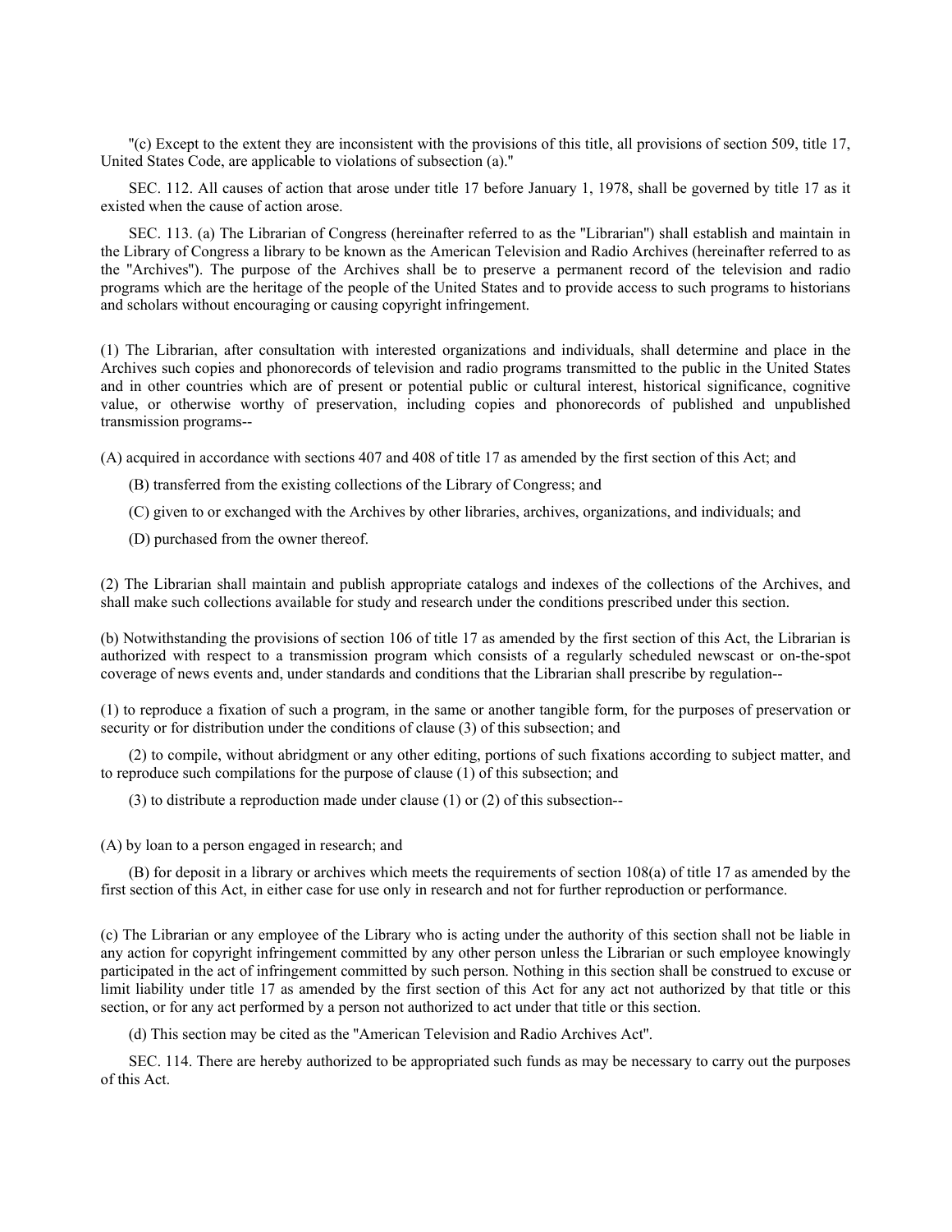"(c) Except to the extent they are inconsistent with the provisions of this title, all provisions of section 509, title 17, United States Code, are applicable to violations of subsection (a)."

SEC. 112. All causes of action that arose under title 17 before January 1, 1978, shall be governed by title 17 as it existed when the cause of action arose.

SEC. 113. (a) The Librarian of Congress (hereinafter referred to as the "Librarian") shall establish and maintain in the Library of Congress a library to be known as the American Television and Radio Archives (hereinafter referred to as the "Archives"). The purpose of the Archives shall be to preserve a permanent record of the television and radio programs which are the heritage of the people of the United States and to provide access to such programs to historians and scholars without encouraging or causing copyright infringement.

(1) The Librarian, after consultation with interested organizations and individuals, shall determine and place in the Archives such copies and phonorecords of television and radio programs transmitted to the public in the United States and in other countries which are of present or potential public or cultural interest, historical significance, cognitive value, or otherwise worthy of preservation, including copies and phonorecords of published and unpublished transmission programs--

(A) acquired in accordance with sections 407 and 408 of title 17 as amended by the first section of this Act; and

(B) transferred from the existing collections of the Library of Congress; and

(C) given to or exchanged with the Archives by other libraries, archives, organizations, and individuals; and

(D) purchased from the owner thereof.

(2) The Librarian shall maintain and publish appropriate catalogs and indexes of the collections of the Archives, and shall make such collections available for study and research under the conditions prescribed under this section.

(b) Notwithstanding the provisions of section 106 of title 17 as amended by the first section of this Act, the Librarian is authorized with respect to a transmission program which consists of a regularly scheduled newscast or on-the-spot coverage of news events and, under standards and conditions that the Librarian shall prescribe by regulation--

(1) to reproduce a fixation of such a program, in the same or another tangible form, for the purposes of preservation or security or for distribution under the conditions of clause (3) of this subsection; and

(2) to compile, without abridgment or any other editing, portions of such fixations according to subject matter, and to reproduce such compilations for the purpose of clause (1) of this subsection; and

(3) to distribute a reproduction made under clause (1) or (2) of this subsection--

(A) by loan to a person engaged in research; and

(B) for deposit in a library or archives which meets the requirements of section 108(a) of title 17 as amended by the first section of this Act, in either case for use only in research and not for further reproduction or performance.

(c) The Librarian or any employee of the Library who is acting under the authority of this section shall not be liable in any action for copyright infringement committed by any other person unless the Librarian or such employee knowingly participated in the act of infringement committed by such person. Nothing in this section shall be construed to excuse or limit liability under title 17 as amended by the first section of this Act for any act not authorized by that title or this section, or for any act performed by a person not authorized to act under that title or this section.

(d) This section may be cited as the "American Television and Radio Archives Act".

SEC. 114. There are hereby authorized to be appropriated such funds as may be necessary to carry out the purposes of this Act.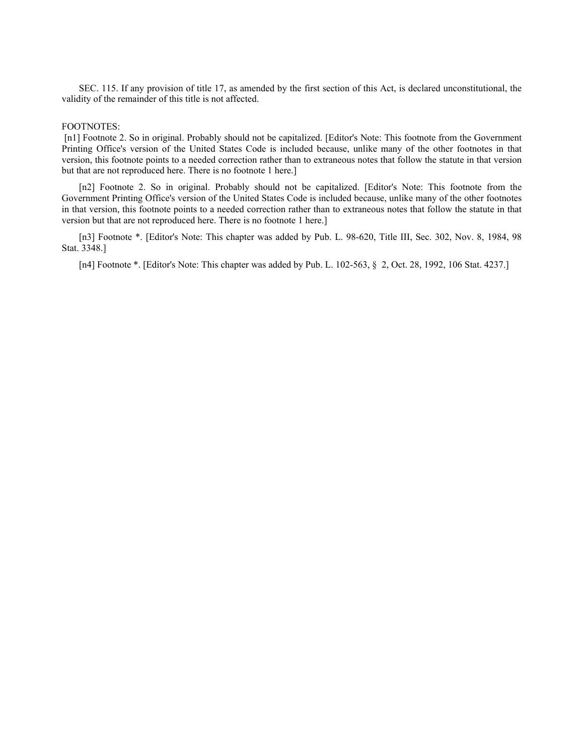SEC. 115. If any provision of title 17, as amended by the first section of this Act, is declared unconstitutional, the validity of the remainder of this title is not affected.

FOOTNOTES:

[n1] Footnote 2. So in original. Probably should not be capitalized. [Editor's Note: This footnote from the Government Printing Office's version of the United States Code is included because, unlike many of the other footnotes in that version, this footnote points to a needed correction rather than to extraneous notes that follow the statute in that version but that are not reproduced here. There is no footnote 1 here.]

[n2] Footnote 2. So in original. Probably should not be capitalized. [Editor's Note: This footnote from the Government Printing Office's version of the United States Code is included because, unlike many of the other footnotes in that version, this footnote points to a needed correction rather than to extraneous notes that follow the statute in that version but that are not reproduced here. There is no footnote 1 here.]

[n3] Footnote *. [Editor's Note: This chapter was added by Pub. L. 98-620, Title III, Sec. 302, Nov. 8, 1984, 98 Stat. 3348.]

[n4] Footnote *. [Editor's Note: This chapter was added by Pub. L. 102-563, § 2, Oct. 28, 1992, 106 Stat. 4237.]